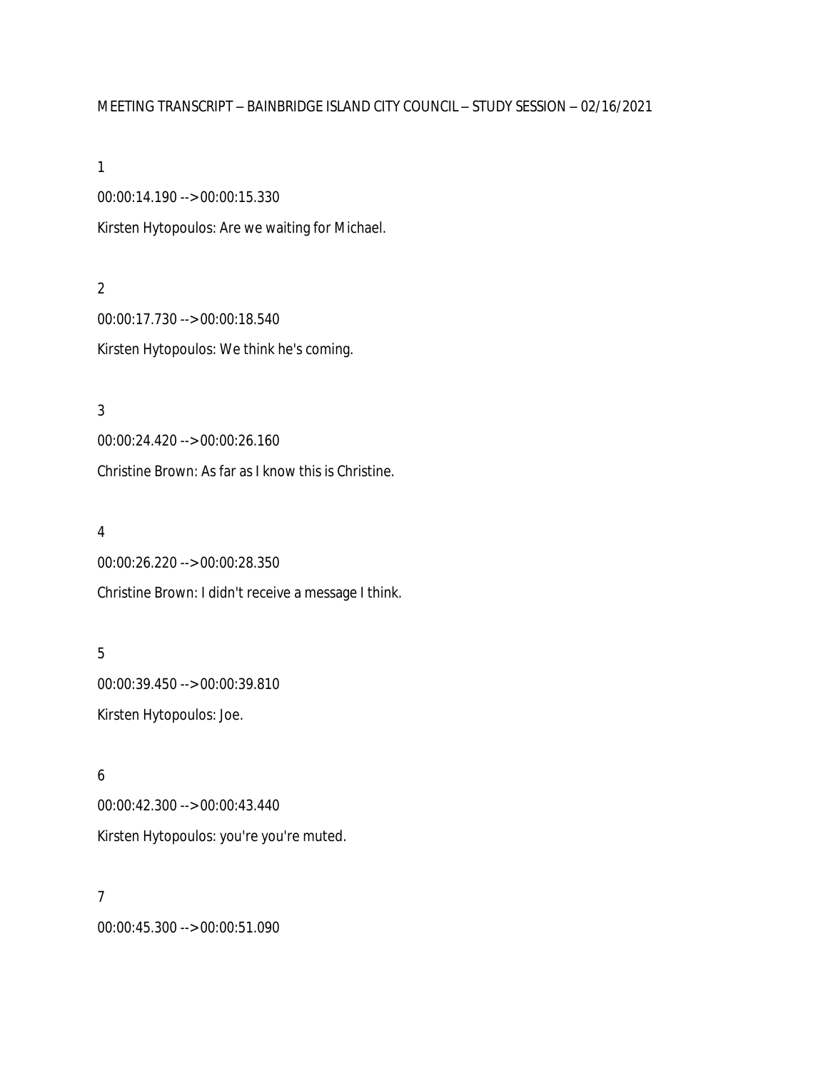MEETING TRANSCRIPT – BAINBRIDGE ISLAND CITY COUNCIL – STUDY SESSION – 02/16/2021

1

00:00:14.190 --> 00:00:15.330

Kirsten Hytopoulos: Are we waiting for Michael.

2

00:00:17.730 --> 00:00:18.540

Kirsten Hytopoulos: We think he's coming.

3

00:00:24.420 --> 00:00:26.160

Christine Brown: As far as I know this is Christine.

4

00:00:26.220 --> 00:00:28.350

Christine Brown: I didn't receive a message I think.

5

00:00:39.450 --> 00:00:39.810

Kirsten Hytopoulos: Joe.

6

00:00:42.300 --> 00:00:43.440

Kirsten Hytopoulos: you're you're muted.

7

00:00:45.300 --> 00:00:51.090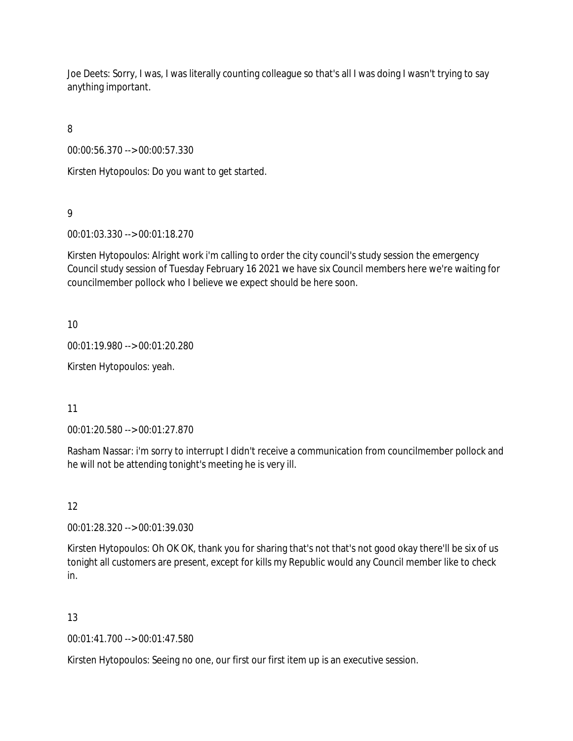Joe Deets: Sorry, I was, I was literally counting colleague so that's all I was doing I wasn't trying to say anything important.

8

00:00:56.370 --> 00:00:57.330

Kirsten Hytopoulos: Do you want to get started.

9

00:01:03.330 --> 00:01:18.270

Kirsten Hytopoulos: Alright work i'm calling to order the city council's study session the emergency Council study session of Tuesday February 16 2021 we have six Council members here we're waiting for councilmember pollock who I believe we expect should be here soon.

10

00:01:19.980 --> 00:01:20.280

Kirsten Hytopoulos: yeah.

11

00:01:20.580 --> 00:01:27.870

Rasham Nassar: i'm sorry to interrupt I didn't receive a communication from councilmember pollock and he will not be attending tonight's meeting he is very ill.

12

00:01:28.320 --> 00:01:39.030

Kirsten Hytopoulos: Oh OK OK, thank you for sharing that's not that's not good okay there'll be six of us tonight all customers are present, except for kills my Republic would any Council member like to check in.

13

00:01:41.700 --> 00:01:47.580

Kirsten Hytopoulos: Seeing no one, our first our first item up is an executive session.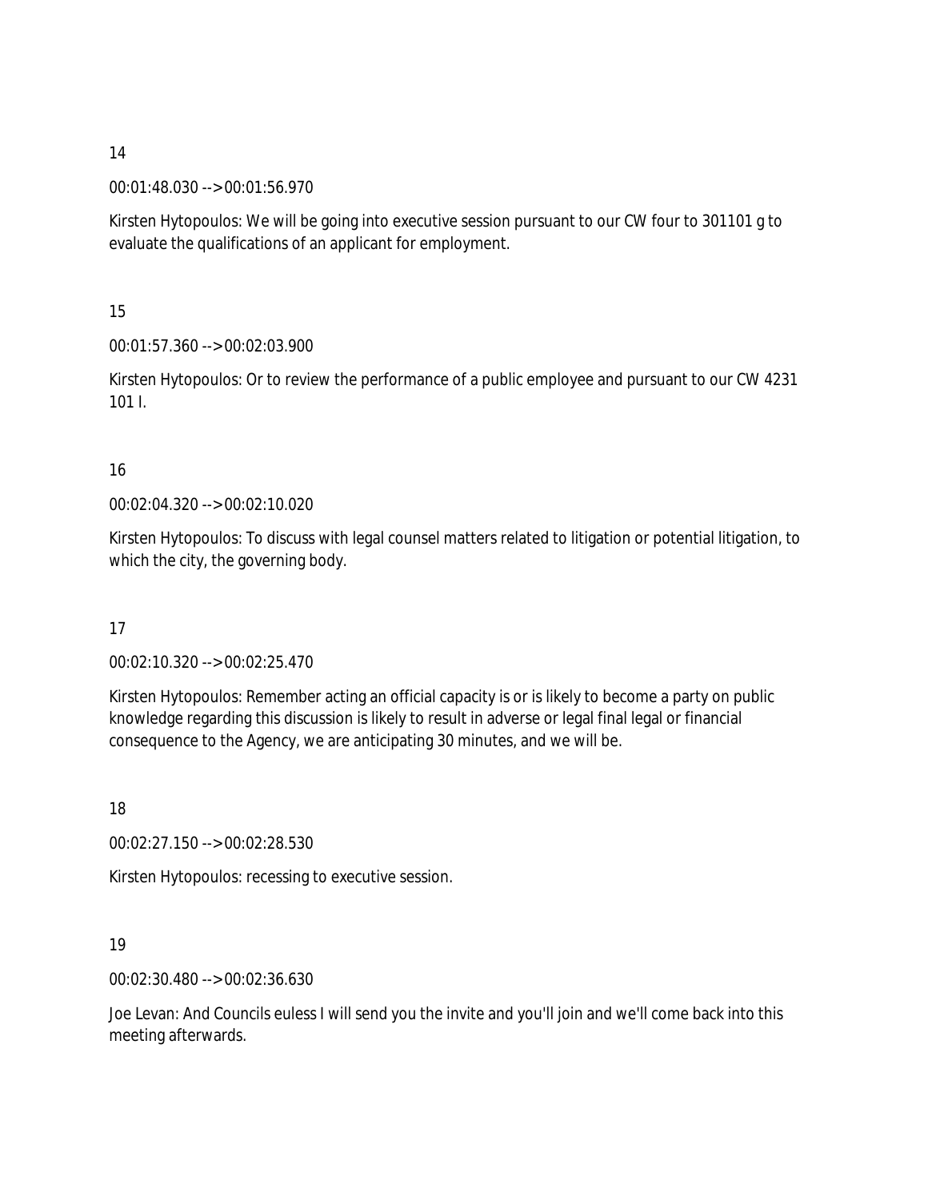14

00:01:48.030 --> 00:01:56.970

Kirsten Hytopoulos: We will be going into executive session pursuant to our CW four to 301101 g to evaluate the qualifications of an applicant for employment.

15

00:01:57.360 --> 00:02:03.900

Kirsten Hytopoulos: Or to review the performance of a public employee and pursuant to our CW 4231 101 I.

16

00:02:04.320 --> 00:02:10.020

Kirsten Hytopoulos: To discuss with legal counsel matters related to litigation or potential litigation, to which the city, the governing body.

17

00:02:10.320 --> 00:02:25.470

Kirsten Hytopoulos: Remember acting an official capacity is or is likely to become a party on public knowledge regarding this discussion is likely to result in adverse or legal final legal or financial consequence to the Agency, we are anticipating 30 minutes, and we will be.

18

00:02:27.150 --> 00:02:28.530

Kirsten Hytopoulos: recessing to executive session.

19

00:02:30.480 --> 00:02:36.630

Joe Levan: And Councils euless I will send you the invite and you'll join and we'll come back into this meeting afterwards.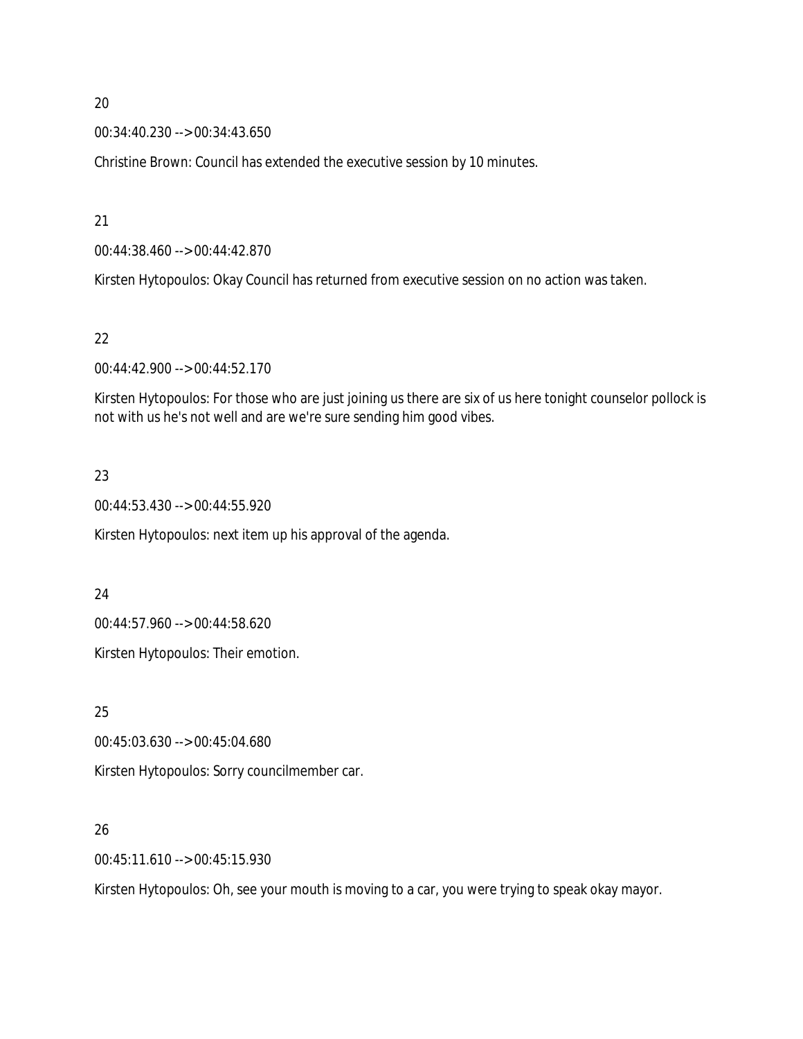20

00:34:40.230 --> 00:34:43.650

Christine Brown: Council has extended the executive session by 10 minutes.

21

00:44:38.460 --> 00:44:42.870

Kirsten Hytopoulos: Okay Council has returned from executive session on no action was taken.

22

00:44:42.900 --> 00:44:52.170

Kirsten Hytopoulos: For those who are just joining us there are six of us here tonight counselor pollock is not with us he's not well and are we're sure sending him good vibes.

23

00:44:53.430 --> 00:44:55.920

Kirsten Hytopoulos: next item up his approval of the agenda.

24

00:44:57.960 --> 00:44:58.620

Kirsten Hytopoulos: Their emotion.

25

00:45:03.630 --> 00:45:04.680

Kirsten Hytopoulos: Sorry councilmember car.

26

00:45:11.610 --> 00:45:15.930

Kirsten Hytopoulos: Oh, see your mouth is moving to a car, you were trying to speak okay mayor.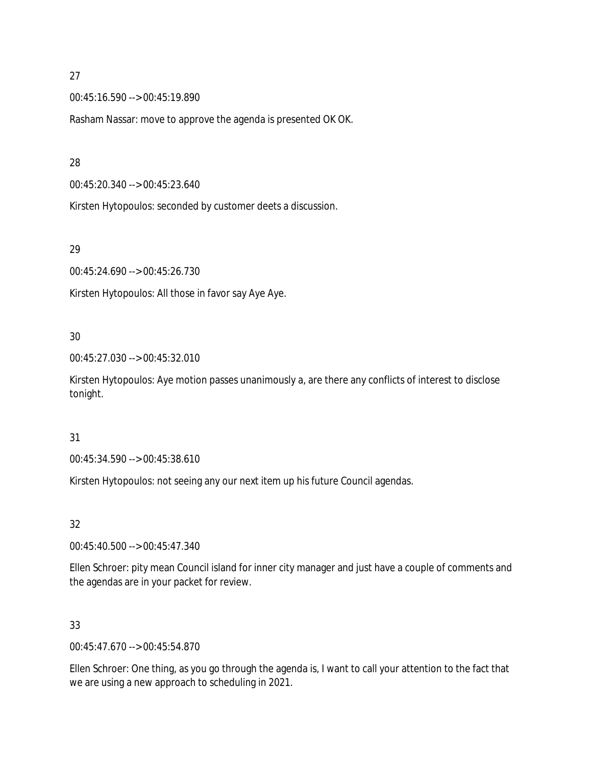27

00:45:16.590 --> 00:45:19.890

Rasham Nassar: move to approve the agenda is presented OK OK.

28

00:45:20.340 --> 00:45:23.640

Kirsten Hytopoulos: seconded by customer deets a discussion.

29

00:45:24.690 --> 00:45:26.730

Kirsten Hytopoulos: All those in favor say Aye Aye.

30

00:45:27.030 --> 00:45:32.010

Kirsten Hytopoulos: Aye motion passes unanimously a, are there any conflicts of interest to disclose tonight.

31

00:45:34.590 --> 00:45:38.610

Kirsten Hytopoulos: not seeing any our next item up his future Council agendas.

32

00:45:40.500 --> 00:45:47.340

Ellen Schroer: pity mean Council island for inner city manager and just have a couple of comments and the agendas are in your packet for review.

33

00:45:47.670 --> 00:45:54.870

Ellen Schroer: One thing, as you go through the agenda is, I want to call your attention to the fact that we are using a new approach to scheduling in 2021.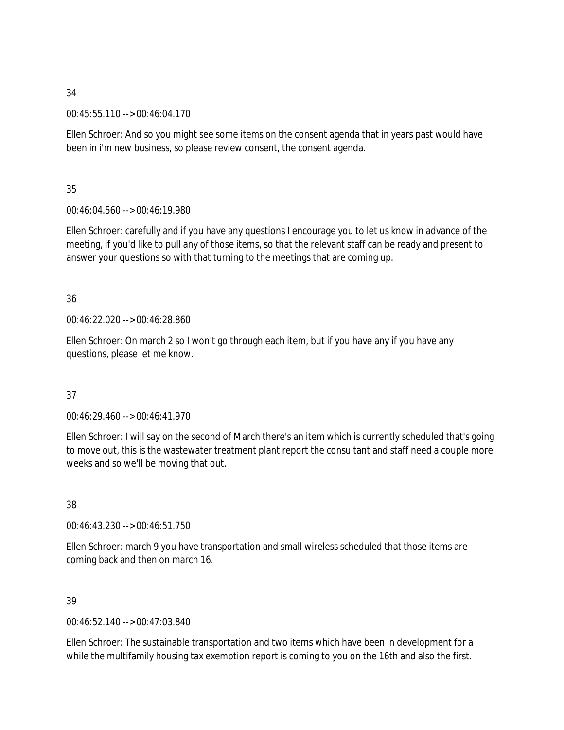34

00:45:55.110 --> 00:46:04.170

Ellen Schroer: And so you might see some items on the consent agenda that in years past would have been in i'm new business, so please review consent, the consent agenda.

35

00:46:04.560 --> 00:46:19.980

Ellen Schroer: carefully and if you have any questions I encourage you to let us know in advance of the meeting, if you'd like to pull any of those items, so that the relevant staff can be ready and present to answer your questions so with that turning to the meetings that are coming up.

36

00:46:22.020 --> 00:46:28.860

Ellen Schroer: On march 2 so I won't go through each item, but if you have any if you have any questions, please let me know.

37

00:46:29.460 --> 00:46:41.970

Ellen Schroer: I will say on the second of March there's an item which is currently scheduled that's going to move out, this is the wastewater treatment plant report the consultant and staff need a couple more weeks and so we'll be moving that out.

38

00:46:43.230 --> 00:46:51.750

Ellen Schroer: march 9 you have transportation and small wireless scheduled that those items are coming back and then on march 16.

39

00:46:52.140 --> 00:47:03.840

Ellen Schroer: The sustainable transportation and two items which have been in development for a while the multifamily housing tax exemption report is coming to you on the 16th and also the first.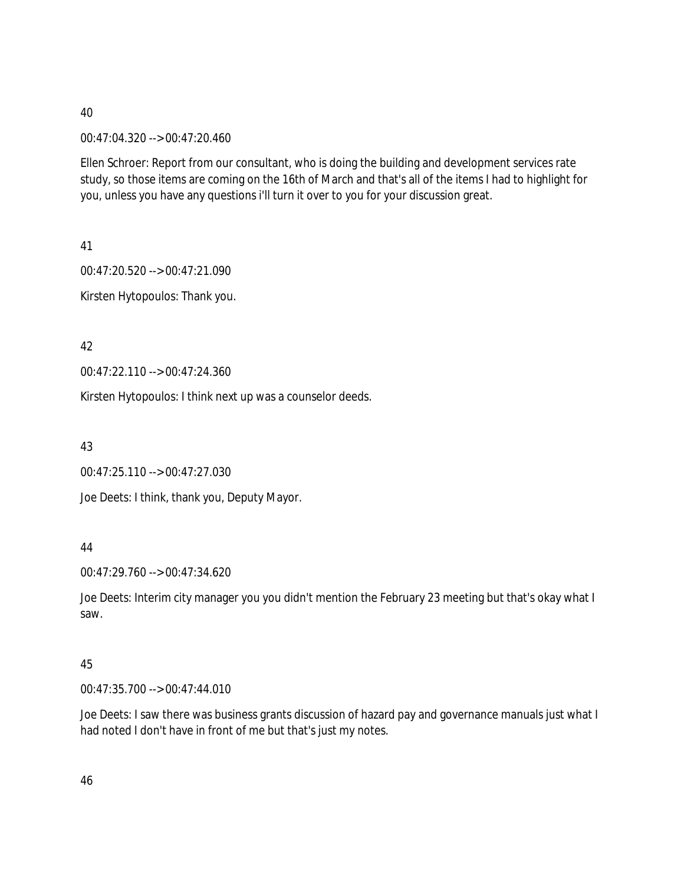40

00:47:04.320 --> 00:47:20.460

Ellen Schroer: Report from our consultant, who is doing the building and development services rate study, so those items are coming on the 16th of March and that's all of the items I had to highlight for you, unless you have any questions i'll turn it over to you for your discussion great.

41

00:47:20.520 --> 00:47:21.090

Kirsten Hytopoulos: Thank you.

42

00:47:22.110 --> 00:47:24.360

Kirsten Hytopoulos: I think next up was a counselor deeds.

43

00:47:25.110 --> 00:47:27.030

Joe Deets: I think, thank you, Deputy Mayor.

44

00:47:29.760 --> 00:47:34.620

Joe Deets: Interim city manager you you didn't mention the February 23 meeting but that's okay what I saw.

45

00:47:35.700 --> 00:47:44.010

Joe Deets: I saw there was business grants discussion of hazard pay and governance manuals just what I had noted I don't have in front of me but that's just my notes.

46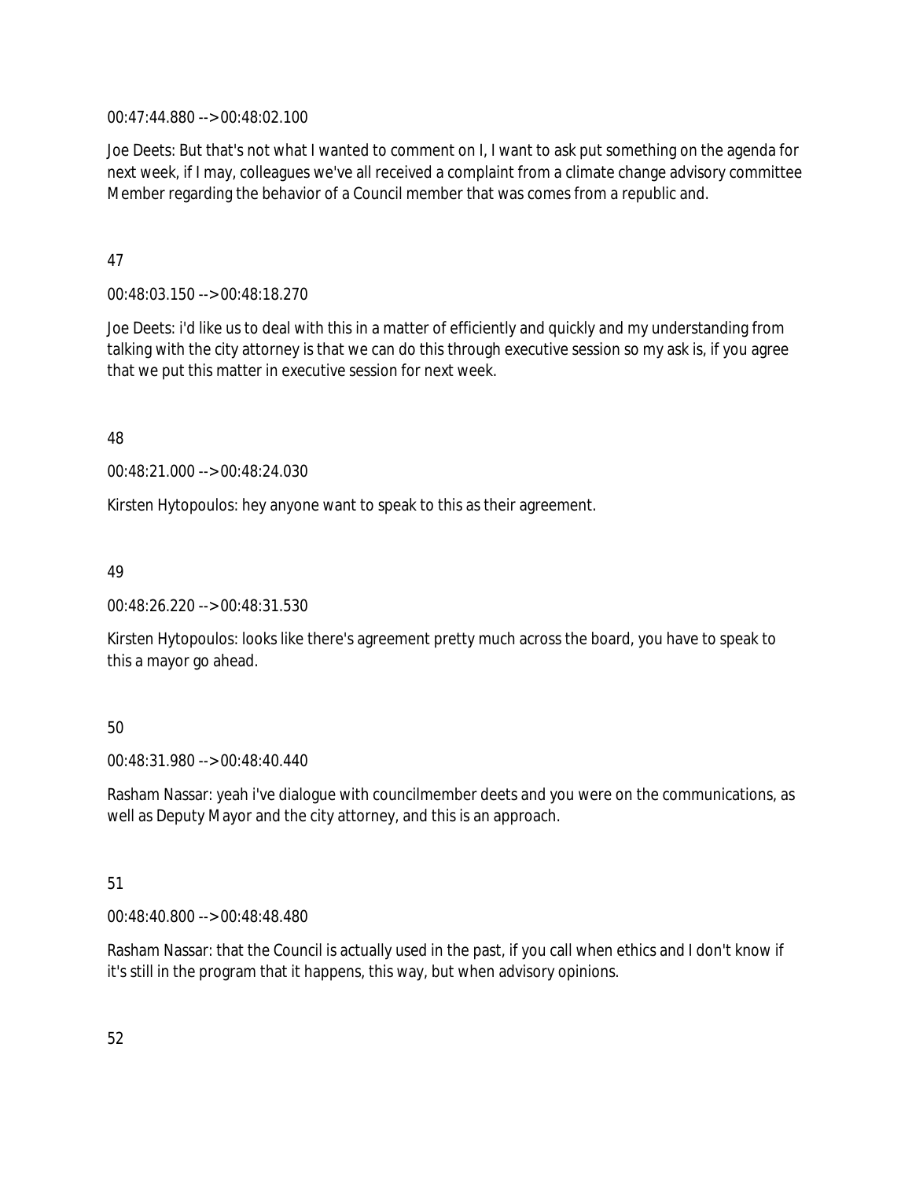00:47:44.880 --> 00:48:02.100

Joe Deets: But that's not what I wanted to comment on I, I want to ask put something on the agenda for next week, if I may, colleagues we've all received a complaint from a climate change advisory committee Member regarding the behavior of a Council member that was comes from a republic and.

47

00:48:03.150 --> 00:48:18.270

Joe Deets: i'd like us to deal with this in a matter of efficiently and quickly and my understanding from talking with the city attorney is that we can do this through executive session so my ask is, if you agree that we put this matter in executive session for next week.

48

00:48:21.000 --> 00:48:24.030

Kirsten Hytopoulos: hey anyone want to speak to this as their agreement.

49

00:48:26.220 --> 00:48:31.530

Kirsten Hytopoulos: looks like there's agreement pretty much across the board, you have to speak to this a mayor go ahead.

50

00:48:31.980 --> 00:48:40.440

Rasham Nassar: yeah i've dialogue with councilmember deets and you were on the communications, as well as Deputy Mayor and the city attorney, and this is an approach.

51

00:48:40.800 --> 00:48:48.480

Rasham Nassar: that the Council is actually used in the past, if you call when ethics and I don't know if it's still in the program that it happens, this way, but when advisory opinions.

52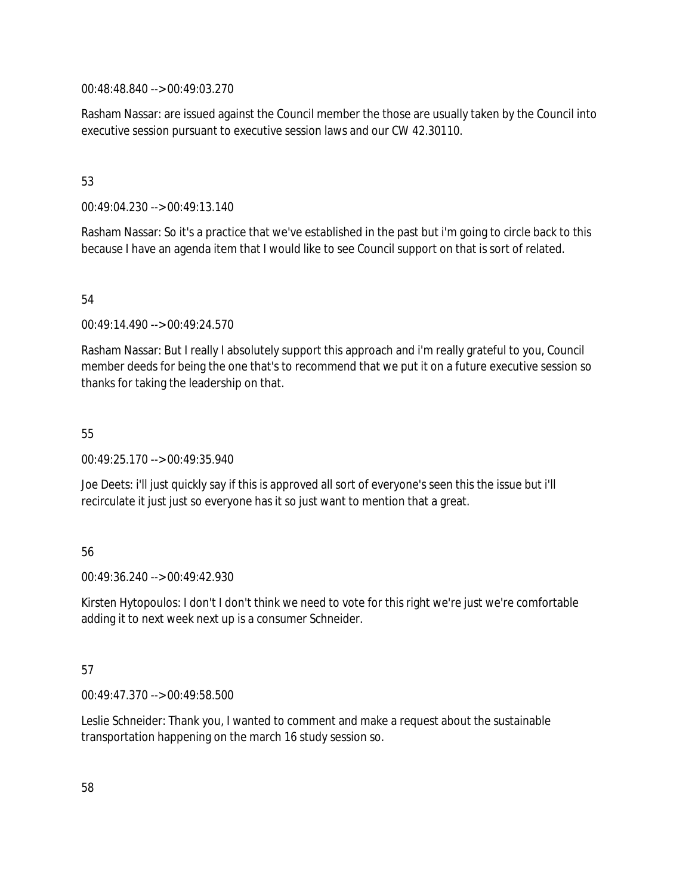00:48:48.840 --> 00:49:03.270

Rasham Nassar: are issued against the Council member the those are usually taken by the Council into executive session pursuant to executive session laws and our CW 42.30110.

53

00:49:04.230 --> 00:49:13.140

Rasham Nassar: So it's a practice that we've established in the past but i'm going to circle back to this because I have an agenda item that I would like to see Council support on that is sort of related.

54

00:49:14.490 --> 00:49:24.570

Rasham Nassar: But I really I absolutely support this approach and i'm really grateful to you, Council member deeds for being the one that's to recommend that we put it on a future executive session so thanks for taking the leadership on that.

55

00:49:25.170 --> 00:49:35.940

Joe Deets: i'll just quickly say if this is approved all sort of everyone's seen this the issue but i'll recirculate it just just so everyone has it so just want to mention that a great.

56

00:49:36.240 --> 00:49:42.930

Kirsten Hytopoulos: I don't I don't think we need to vote for this right we're just we're comfortable adding it to next week next up is a consumer Schneider.

57

00:49:47.370 --> 00:49:58.500

Leslie Schneider: Thank you, I wanted to comment and make a request about the sustainable transportation happening on the march 16 study session so.

58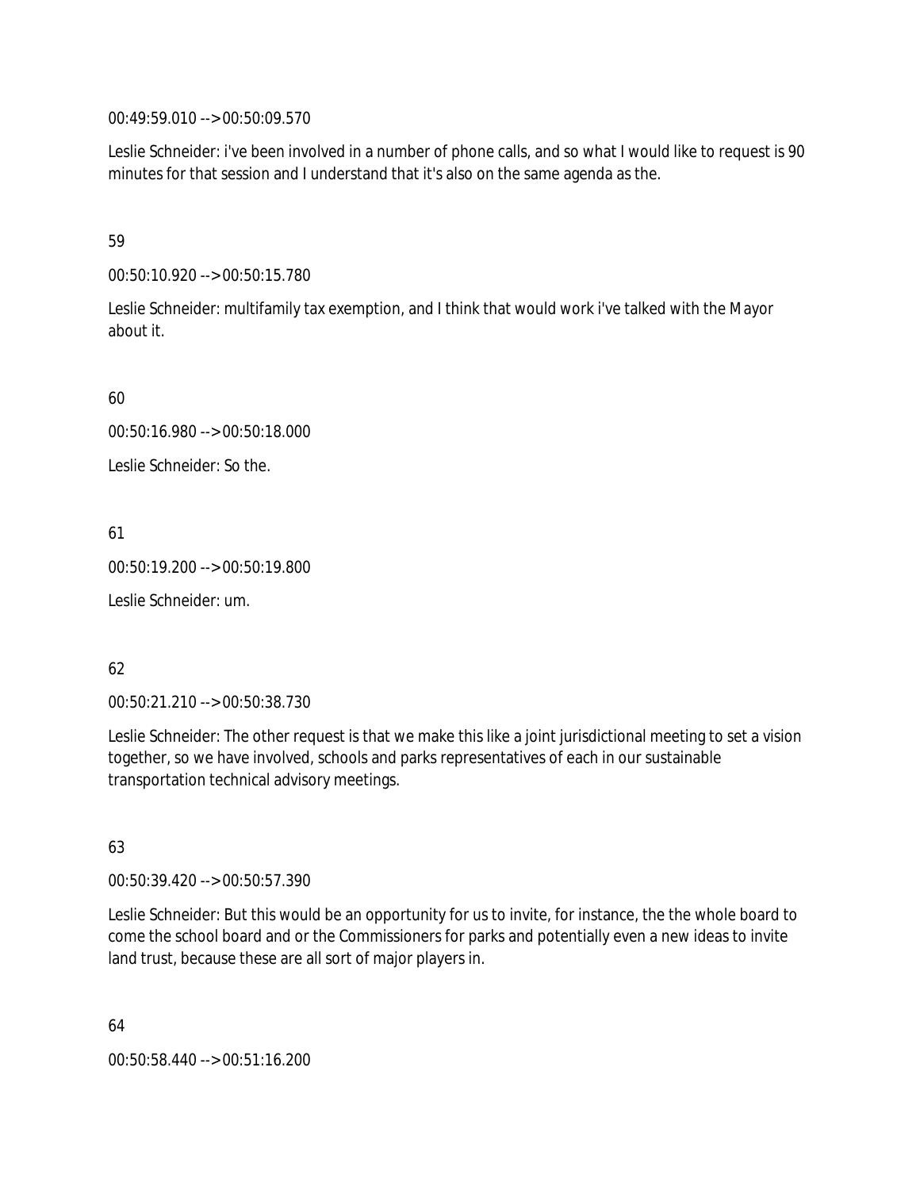00:49:59.010 --> 00:50:09.570

Leslie Schneider: i've been involved in a number of phone calls, and so what I would like to request is 90 minutes for that session and I understand that it's also on the same agenda as the.

59

00:50:10.920 --> 00:50:15.780

Leslie Schneider: multifamily tax exemption, and I think that would work i've talked with the Mayor about it.

60

00:50:16.980 --> 00:50:18.000

Leslie Schneider: So the.

61

00:50:19.200 --> 00:50:19.800

Leslie Schneider: um.

62

00:50:21.210 --> 00:50:38.730

Leslie Schneider: The other request is that we make this like a joint jurisdictional meeting to set a vision together, so we have involved, schools and parks representatives of each in our sustainable transportation technical advisory meetings.

63

00:50:39.420 --> 00:50:57.390

Leslie Schneider: But this would be an opportunity for us to invite, for instance, the the whole board to come the school board and or the Commissioners for parks and potentially even a new ideas to invite land trust, because these are all sort of major players in.

64

00:50:58.440 --> 00:51:16.200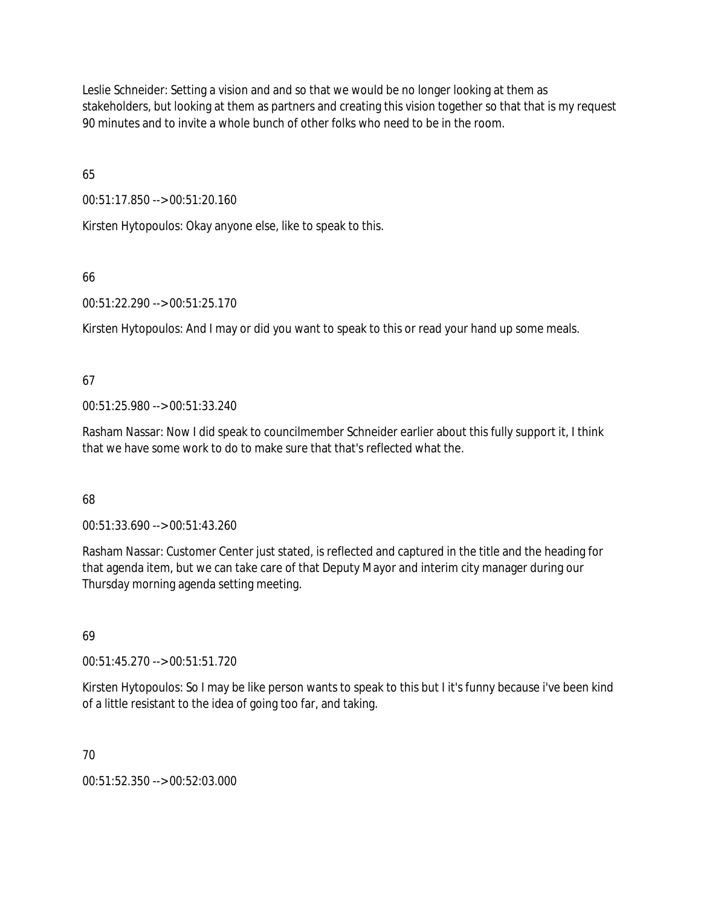Leslie Schneider: Setting a vision and and so that we would be no longer looking at them as stakeholders, but looking at them as partners and creating this vision together so that that is my request 90 minutes and to invite a whole bunch of other folks who need to be in the room.

65

00:51:17.850 --> 00:51:20.160

Kirsten Hytopoulos: Okay anyone else, like to speak to this.

66

00:51:22.290 --> 00:51:25.170

Kirsten Hytopoulos: And I may or did you want to speak to this or read your hand up some meals.

67

00:51:25.980 --> 00:51:33.240

Rasham Nassar: Now I did speak to councilmember Schneider earlier about this fully support it, I think that we have some work to do to make sure that that's reflected what the.

68

00:51:33.690 --> 00:51:43.260

Rasham Nassar: Customer Center just stated, is reflected and captured in the title and the heading for that agenda item, but we can take care of that Deputy Mayor and interim city manager during our Thursday morning agenda setting meeting.

69

00:51:45.270 --> 00:51:51.720

Kirsten Hytopoulos: So I may be like person wants to speak to this but I it's funny because i've been kind of a little resistant to the idea of going too far, and taking.

70

00:51:52.350 --> 00:52:03.000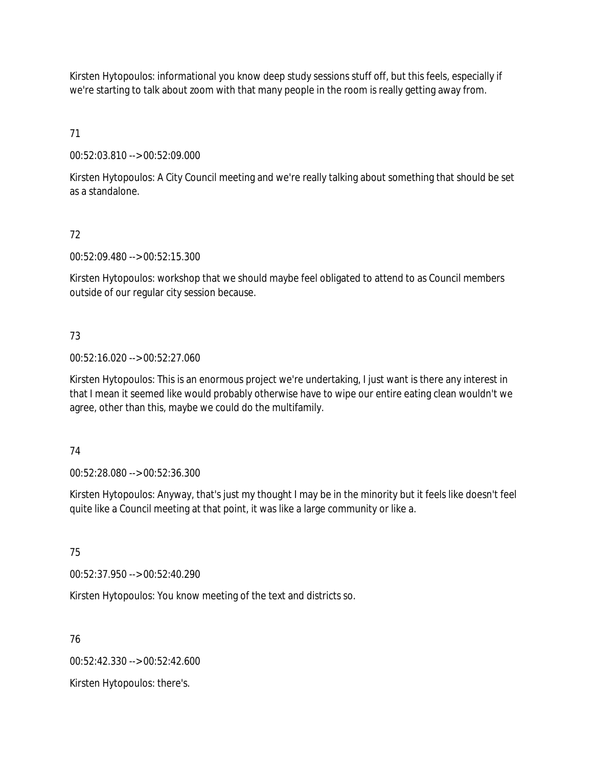Kirsten Hytopoulos: informational you know deep study sessions stuff off, but this feels, especially if we're starting to talk about zoom with that many people in the room is really getting away from.

71

00:52:03.810 --> 00:52:09.000

Kirsten Hytopoulos: A City Council meeting and we're really talking about something that should be set as a standalone.

72

00:52:09.480 --> 00:52:15.300

Kirsten Hytopoulos: workshop that we should maybe feel obligated to attend to as Council members outside of our regular city session because.

73

00:52:16.020 --> 00:52:27.060

Kirsten Hytopoulos: This is an enormous project we're undertaking, I just want is there any interest in that I mean it seemed like would probably otherwise have to wipe our entire eating clean wouldn't we agree, other than this, maybe we could do the multifamily.

74

00:52:28.080 --> 00:52:36.300

Kirsten Hytopoulos: Anyway, that's just my thought I may be in the minority but it feels like doesn't feel quite like a Council meeting at that point, it was like a large community or like a.

75

00:52:37.950 --> 00:52:40.290

Kirsten Hytopoulos: You know meeting of the text and districts so.

76

00:52:42.330 --> 00:52:42.600

Kirsten Hytopoulos: there's.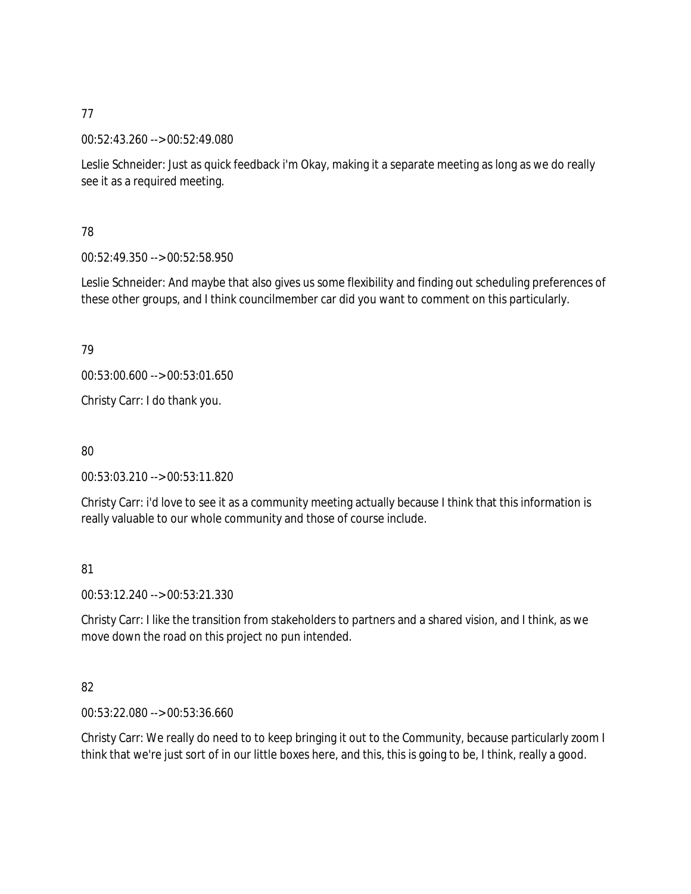77

00:52:43.260 --> 00:52:49.080

Leslie Schneider: Just as quick feedback i'm Okay, making it a separate meeting as long as we do really see it as a required meeting.

78

00:52:49.350 --> 00:52:58.950

Leslie Schneider: And maybe that also gives us some flexibility and finding out scheduling preferences of these other groups, and I think councilmember car did you want to comment on this particularly.

79

00:53:00.600 --> 00:53:01.650

Christy Carr: I do thank you.

80

00:53:03.210 --> 00:53:11.820

Christy Carr: i'd love to see it as a community meeting actually because I think that this information is really valuable to our whole community and those of course include.

81

00:53:12.240 --> 00:53:21.330

Christy Carr: I like the transition from stakeholders to partners and a shared vision, and I think, as we move down the road on this project no pun intended.

82

00:53:22.080 --> 00:53:36.660

Christy Carr: We really do need to to keep bringing it out to the Community, because particularly zoom I think that we're just sort of in our little boxes here, and this, this is going to be, I think, really a good.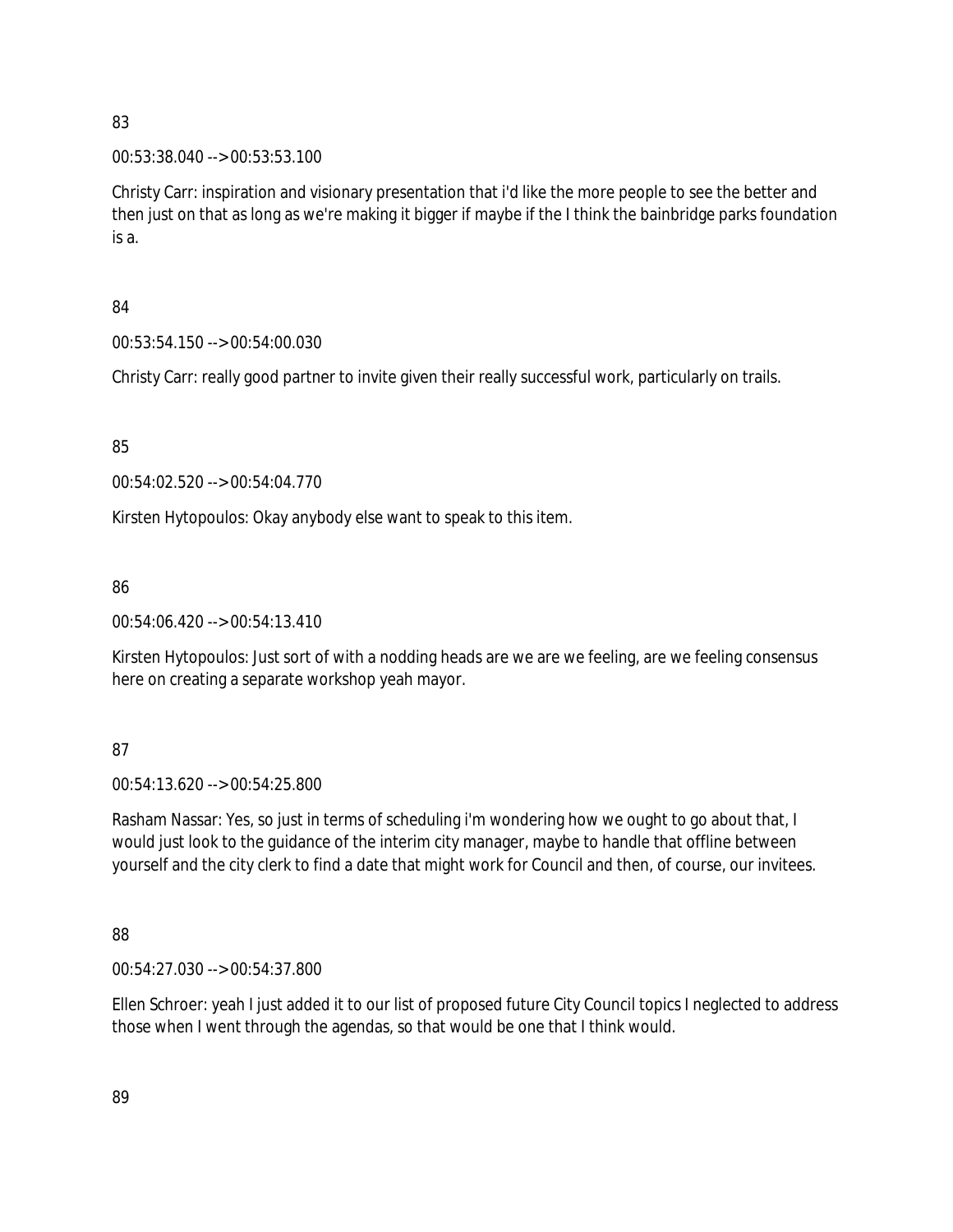83

00:53:38.040 --> 00:53:53.100

Christy Carr: inspiration and visionary presentation that i'd like the more people to see the better and then just on that as long as we're making it bigger if maybe if the I think the bainbridge parks foundation is a.

84

00:53:54.150 --> 00:54:00.030

Christy Carr: really good partner to invite given their really successful work, particularly on trails.

85

00:54:02.520 --> 00:54:04.770

Kirsten Hytopoulos: Okay anybody else want to speak to this item.

86

00:54:06.420 --> 00:54:13.410

Kirsten Hytopoulos: Just sort of with a nodding heads are we are we feeling, are we feeling consensus here on creating a separate workshop yeah mayor.

87

00:54:13.620 --> 00:54:25.800

Rasham Nassar: Yes, so just in terms of scheduling i'm wondering how we ought to go about that, I would just look to the guidance of the interim city manager, maybe to handle that offline between yourself and the city clerk to find a date that might work for Council and then, of course, our invitees.

88

00:54:27.030 --> 00:54:37.800

Ellen Schroer: yeah I just added it to our list of proposed future City Council topics I neglected to address those when I went through the agendas, so that would be one that I think would.

89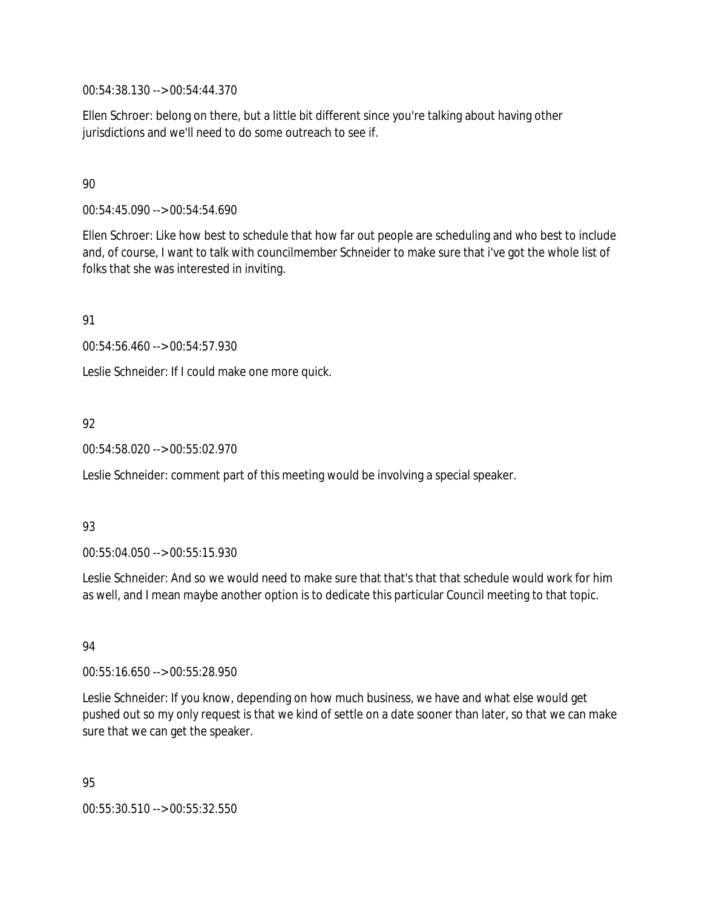00:54:38.130 --> 00:54:44.370

Ellen Schroer: belong on there, but a little bit different since you're talking about having other jurisdictions and we'll need to do some outreach to see if.

90

00:54:45.090 --> 00:54:54.690

Ellen Schroer: Like how best to schedule that how far out people are scheduling and who best to include and, of course, I want to talk with councilmember Schneider to make sure that i've got the whole list of folks that she was interested in inviting.

91

00:54:56.460 --> 00:54:57.930

Leslie Schneider: If I could make one more quick.

92

00:54:58.020 --> 00:55:02.970

Leslie Schneider: comment part of this meeting would be involving a special speaker.

93

00:55:04.050 --> 00:55:15.930

Leslie Schneider: And so we would need to make sure that that's that that schedule would work for him as well, and I mean maybe another option is to dedicate this particular Council meeting to that topic.

94

00:55:16.650 --> 00:55:28.950

Leslie Schneider: If you know, depending on how much business, we have and what else would get pushed out so my only request is that we kind of settle on a date sooner than later, so that we can make sure that we can get the speaker.

95

00:55:30.510 --> 00:55:32.550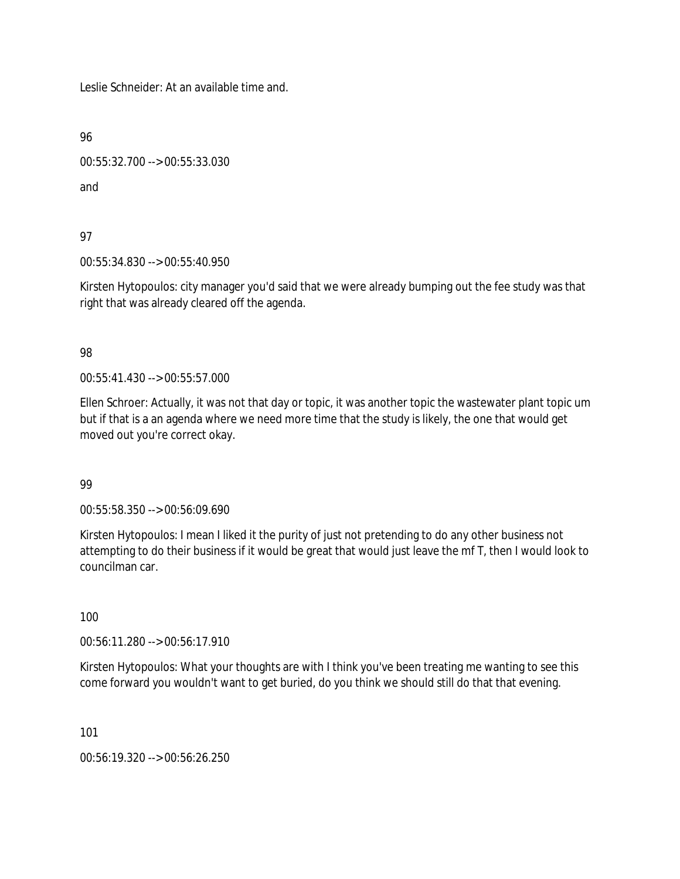Leslie Schneider: At an available time and.

96

00:55:32.700 --> 00:55:33.030

and

97

00:55:34.830 --> 00:55:40.950

Kirsten Hytopoulos: city manager you'd said that we were already bumping out the fee study was that right that was already cleared off the agenda.

98

00:55:41.430 --> 00:55:57.000

Ellen Schroer: Actually, it was not that day or topic, it was another topic the wastewater plant topic um but if that is a an agenda where we need more time that the study is likely, the one that would get moved out you're correct okay.

99

00:55:58.350 --> 00:56:09.690

Kirsten Hytopoulos: I mean I liked it the purity of just not pretending to do any other business not attempting to do their business if it would be great that would just leave the mf T, then I would look to councilman car.

100

00:56:11.280 --> 00:56:17.910

Kirsten Hytopoulos: What your thoughts are with I think you've been treating me wanting to see this come forward you wouldn't want to get buried, do you think we should still do that that evening.

101

00:56:19.320 --> 00:56:26.250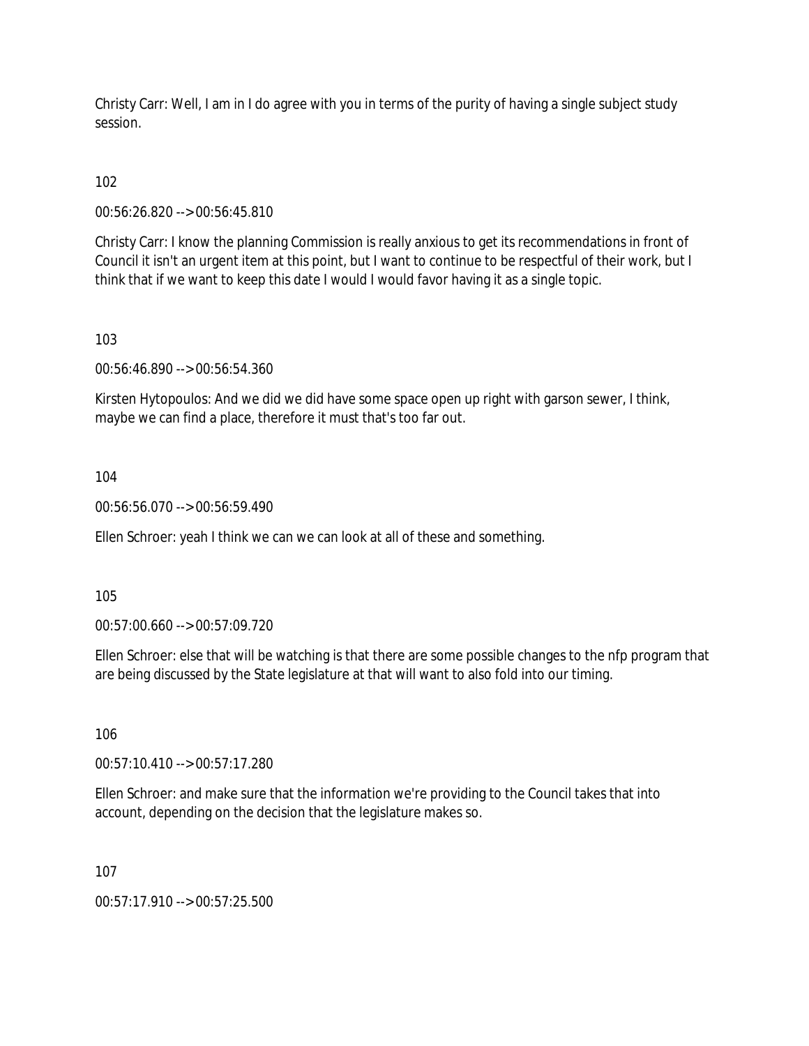Christy Carr: Well, I am in I do agree with you in terms of the purity of having a single subject study session.

102

00:56:26.820 --> 00:56:45.810

Christy Carr: I know the planning Commission is really anxious to get its recommendations in front of Council it isn't an urgent item at this point, but I want to continue to be respectful of their work, but I think that if we want to keep this date I would I would favor having it as a single topic.

103

00:56:46.890 --> 00:56:54.360

Kirsten Hytopoulos: And we did we did have some space open up right with garson sewer, I think, maybe we can find a place, therefore it must that's too far out.

104

00:56:56.070 --> 00:56:59.490

Ellen Schroer: yeah I think we can we can look at all of these and something.

105

00:57:00.660 --> 00:57:09.720

Ellen Schroer: else that will be watching is that there are some possible changes to the nfp program that are being discussed by the State legislature at that will want to also fold into our timing.

106

00:57:10.410 --> 00:57:17.280

Ellen Schroer: and make sure that the information we're providing to the Council takes that into account, depending on the decision that the legislature makes so.

107

00:57:17.910 --> 00:57:25.500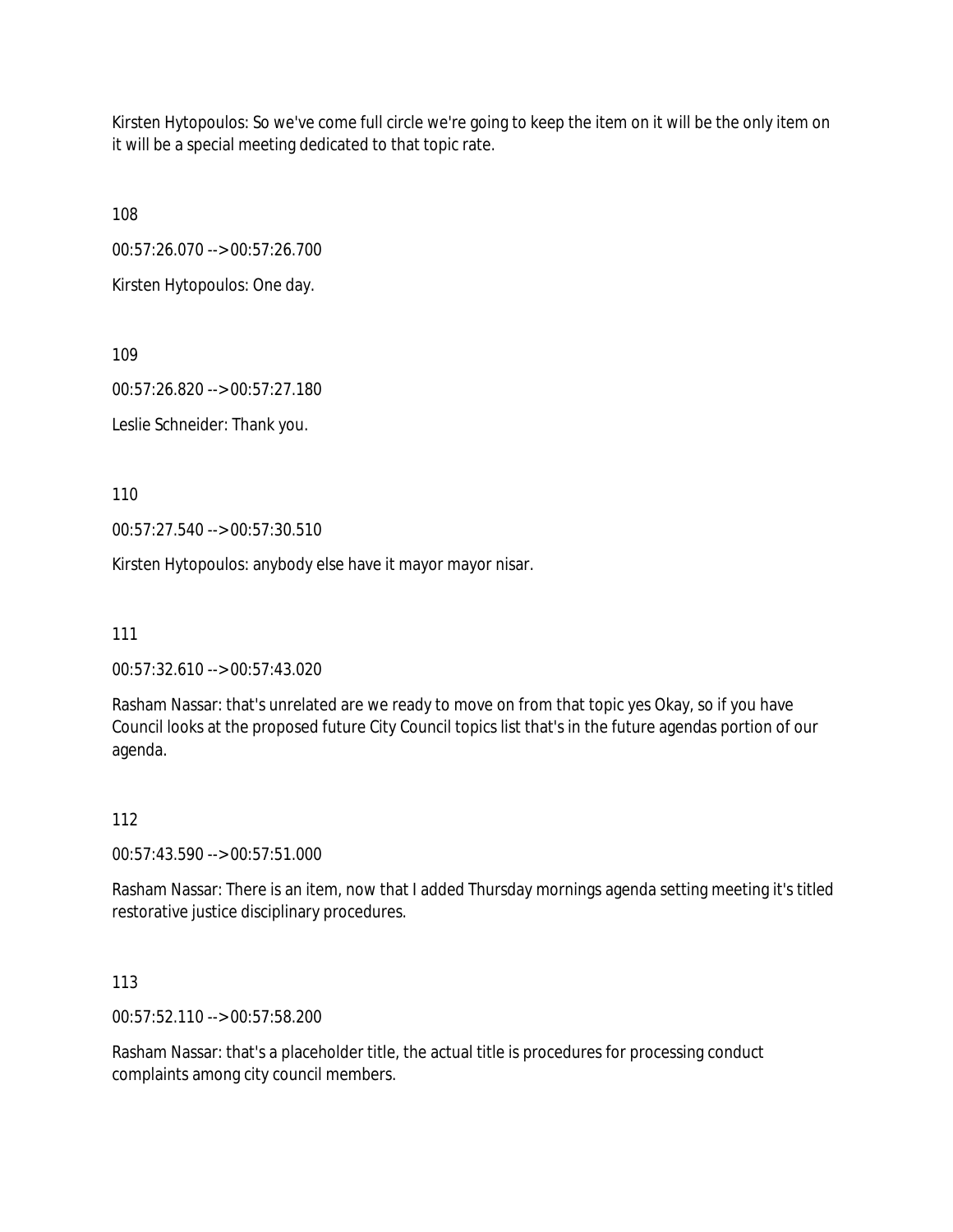Kirsten Hytopoulos: So we've come full circle we're going to keep the item on it will be the only item on it will be a special meeting dedicated to that topic rate.

108

00:57:26.070 --> 00:57:26.700

Kirsten Hytopoulos: One day.

109

00:57:26.820 --> 00:57:27.180

Leslie Schneider: Thank you.

110

00:57:27.540 --> 00:57:30.510

Kirsten Hytopoulos: anybody else have it mayor mayor nisar.

111

00:57:32.610 --> 00:57:43.020

Rasham Nassar: that's unrelated are we ready to move on from that topic yes Okay, so if you have Council looks at the proposed future City Council topics list that's in the future agendas portion of our agenda.

112

00:57:43.590 --> 00:57:51.000

Rasham Nassar: There is an item, now that I added Thursday mornings agenda setting meeting it's titled restorative justice disciplinary procedures.

113

00:57:52.110 --> 00:57:58.200

Rasham Nassar: that's a placeholder title, the actual title is procedures for processing conduct complaints among city council members.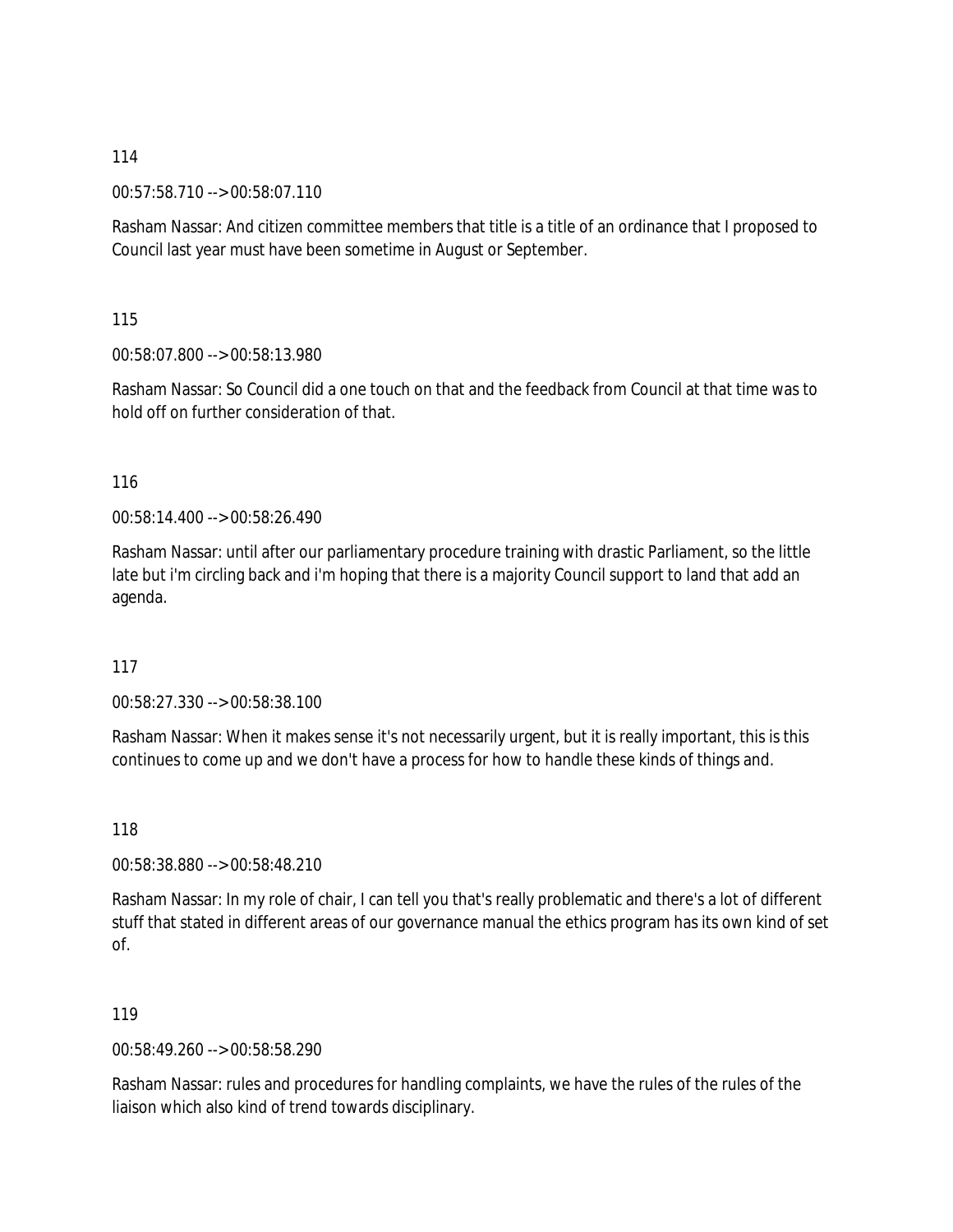114

00:57:58.710 --> 00:58:07.110

Rasham Nassar: And citizen committee members that title is a title of an ordinance that I proposed to Council last year must have been sometime in August or September.

115

00:58:07.800 --> 00:58:13.980

Rasham Nassar: So Council did a one touch on that and the feedback from Council at that time was to hold off on further consideration of that.

116

00:58:14.400 --> 00:58:26.490

Rasham Nassar: until after our parliamentary procedure training with drastic Parliament, so the little late but i'm circling back and i'm hoping that there is a majority Council support to land that add an agenda.

117

00:58:27.330 --> 00:58:38.100

Rasham Nassar: When it makes sense it's not necessarily urgent, but it is really important, this is this continues to come up and we don't have a process for how to handle these kinds of things and.

118

00:58:38.880 --> 00:58:48.210

Rasham Nassar: In my role of chair, I can tell you that's really problematic and there's a lot of different stuff that stated in different areas of our governance manual the ethics program has its own kind of set of.

119

00:58:49.260 --> 00:58:58.290

Rasham Nassar: rules and procedures for handling complaints, we have the rules of the rules of the liaison which also kind of trend towards disciplinary.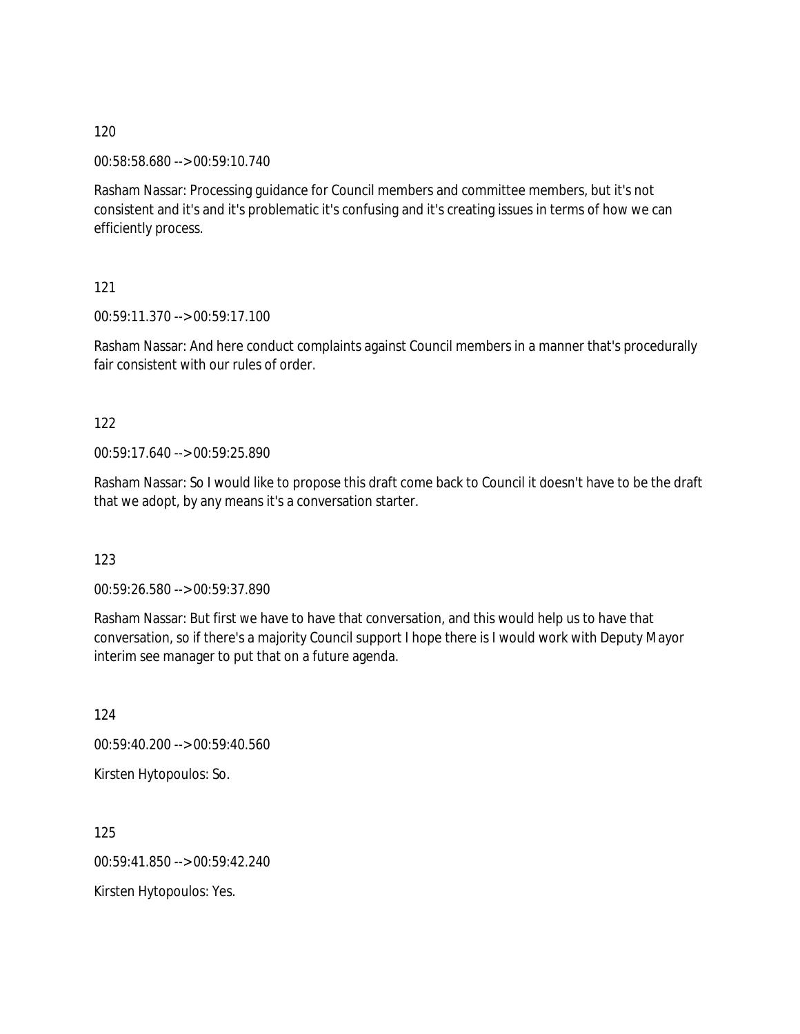120

00:58:58.680 --> 00:59:10.740

Rasham Nassar: Processing guidance for Council members and committee members, but it's not consistent and it's and it's problematic it's confusing and it's creating issues in terms of how we can efficiently process.

121

00:59:11.370 --> 00:59:17.100

Rasham Nassar: And here conduct complaints against Council members in a manner that's procedurally fair consistent with our rules of order.

122

00:59:17.640 --> 00:59:25.890

Rasham Nassar: So I would like to propose this draft come back to Council it doesn't have to be the draft that we adopt, by any means it's a conversation starter.

123

00:59:26.580 --> 00:59:37.890

Rasham Nassar: But first we have to have that conversation, and this would help us to have that conversation, so if there's a majority Council support I hope there is I would work with Deputy Mayor interim see manager to put that on a future agenda.

124

00:59:40.200 --> 00:59:40.560

Kirsten Hytopoulos: So.

125

00:59:41.850 --> 00:59:42.240

Kirsten Hytopoulos: Yes.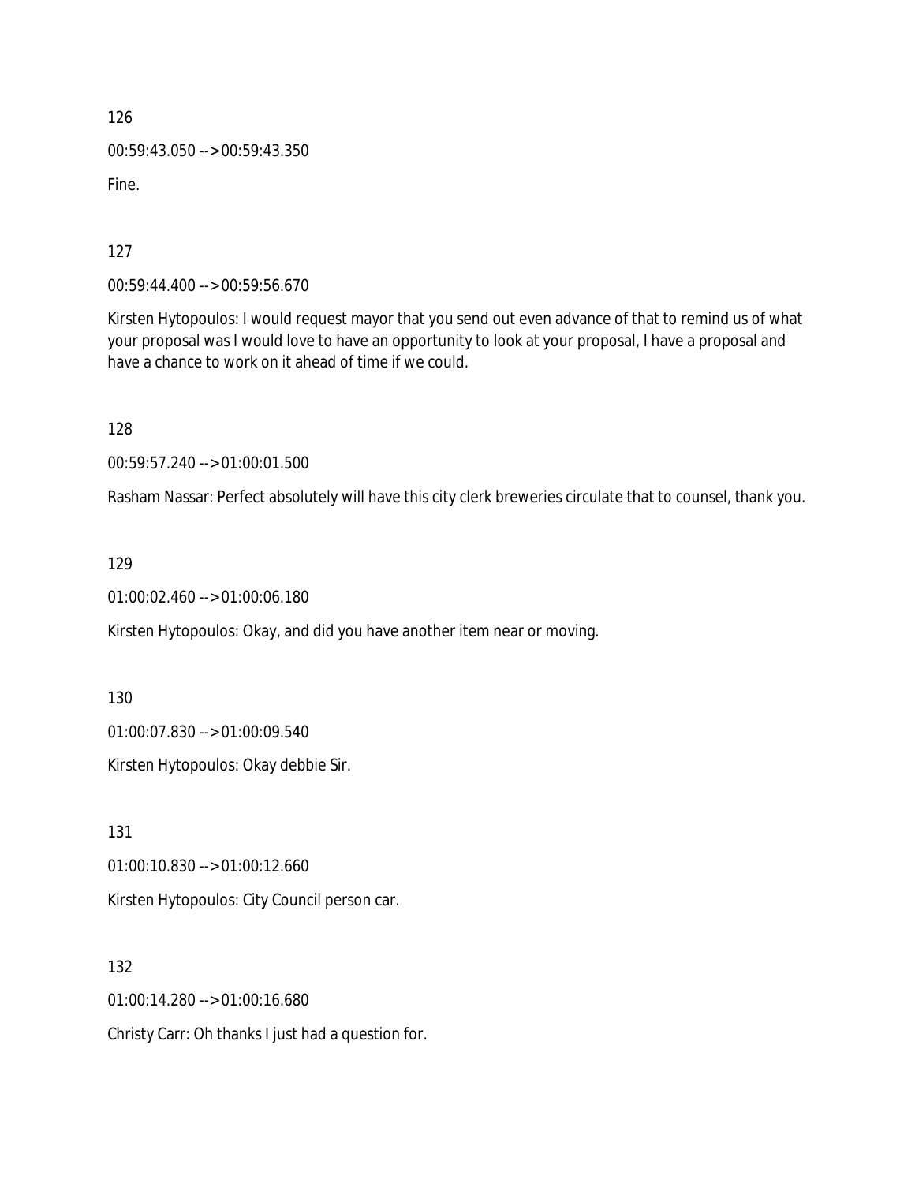126

00:59:43.050 --> 00:59:43.350

Fine.

127

00:59:44.400 --> 00:59:56.670

Kirsten Hytopoulos: I would request mayor that you send out even advance of that to remind us of what your proposal was I would love to have an opportunity to look at your proposal, I have a proposal and have a chance to work on it ahead of time if we could.

128

00:59:57.240 --> 01:00:01.500

Rasham Nassar: Perfect absolutely will have this city clerk breweries circulate that to counsel, thank you.

129

01:00:02.460 --> 01:00:06.180

Kirsten Hytopoulos: Okay, and did you have another item near or moving.

130

01:00:07.830 --> 01:00:09.540

Kirsten Hytopoulos: Okay debbie Sir.

131

01:00:10.830 --> 01:00:12.660

Kirsten Hytopoulos: City Council person car.

132

01:00:14.280 --> 01:00:16.680

Christy Carr: Oh thanks I just had a question for.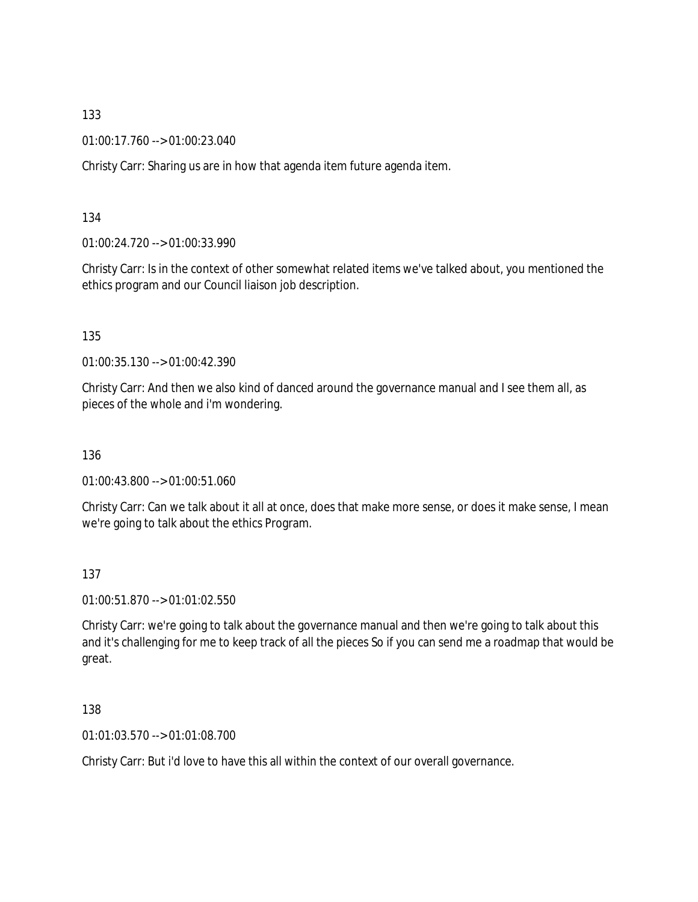133

01:00:17.760 --> 01:00:23.040

Christy Carr: Sharing us are in how that agenda item future agenda item.

134

01:00:24.720 --> 01:00:33.990

Christy Carr: Is in the context of other somewhat related items we've talked about, you mentioned the ethics program and our Council liaison job description.

135

01:00:35.130 --> 01:00:42.390

Christy Carr: And then we also kind of danced around the governance manual and I see them all, as pieces of the whole and i'm wondering.

136

01:00:43.800 --> 01:00:51.060

Christy Carr: Can we talk about it all at once, does that make more sense, or does it make sense, I mean we're going to talk about the ethics Program.

137

01:00:51.870 --> 01:01:02.550

Christy Carr: we're going to talk about the governance manual and then we're going to talk about this and it's challenging for me to keep track of all the pieces So if you can send me a roadmap that would be great.

138

01:01:03.570 --> 01:01:08.700

Christy Carr: But i'd love to have this all within the context of our overall governance.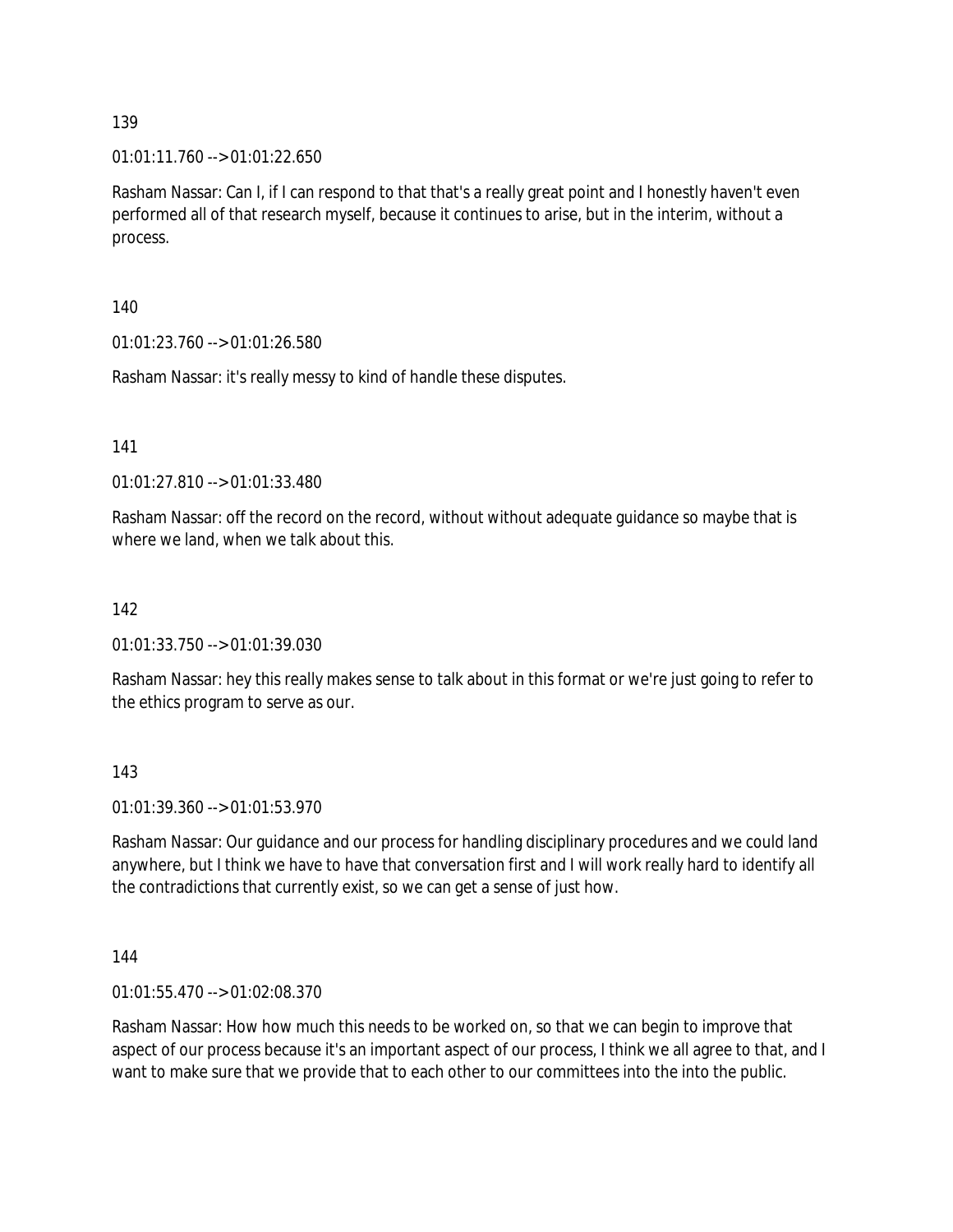139

01:01:11.760 --> 01:01:22.650

Rasham Nassar: Can I, if I can respond to that that's a really great point and I honestly haven't even performed all of that research myself, because it continues to arise, but in the interim, without a process.

140

01:01:23.760 --> 01:01:26.580

Rasham Nassar: it's really messy to kind of handle these disputes.

141

01:01:27.810 --> 01:01:33.480

Rasham Nassar: off the record on the record, without without adequate guidance so maybe that is where we land, when we talk about this.

142

01:01:33.750 --> 01:01:39.030

Rasham Nassar: hey this really makes sense to talk about in this format or we're just going to refer to the ethics program to serve as our.

143

01:01:39.360 --> 01:01:53.970

Rasham Nassar: Our guidance and our process for handling disciplinary procedures and we could land anywhere, but I think we have to have that conversation first and I will work really hard to identify all the contradictions that currently exist, so we can get a sense of just how.

144

01:01:55.470 --> 01:02:08.370

Rasham Nassar: How how much this needs to be worked on, so that we can begin to improve that aspect of our process because it's an important aspect of our process, I think we all agree to that, and I want to make sure that we provide that to each other to our committees into the into the public.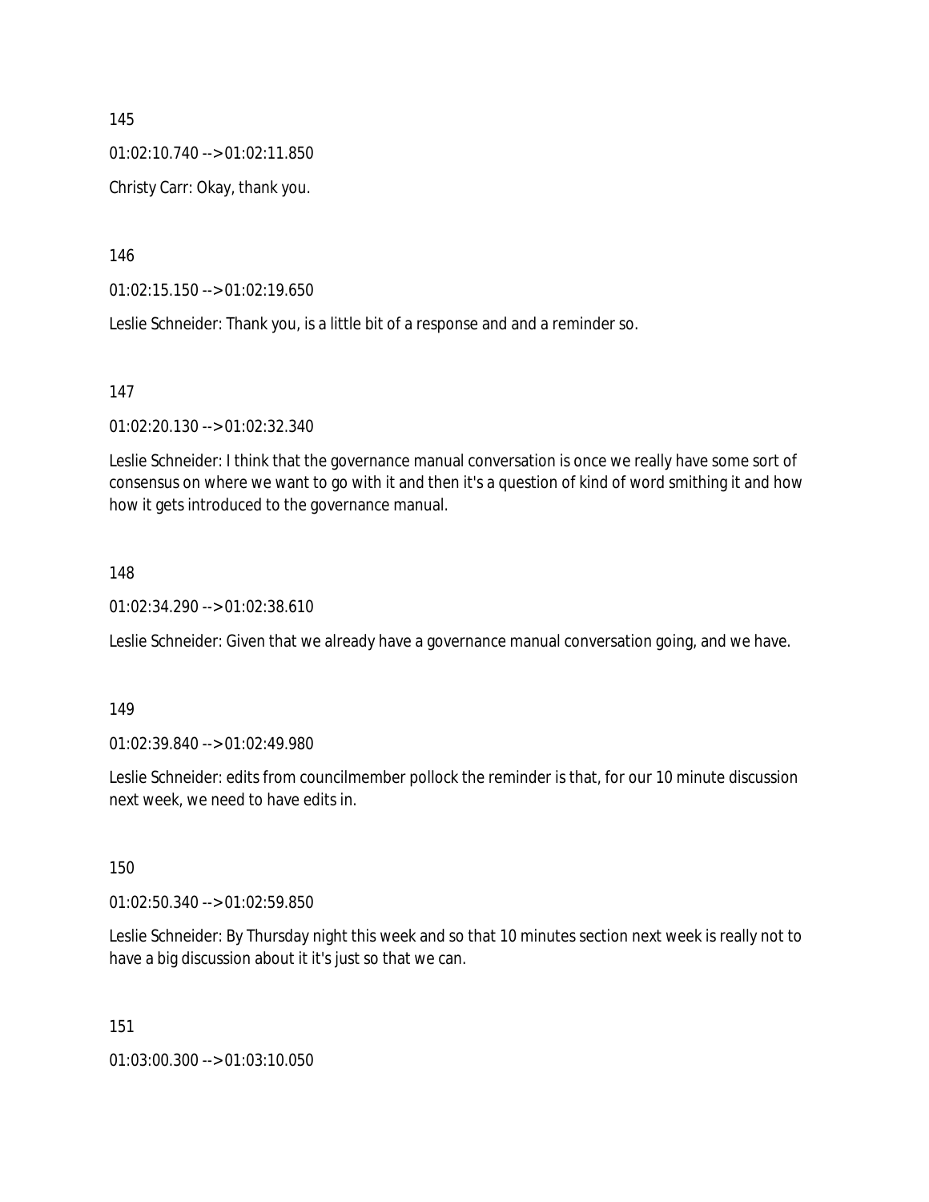145

01:02:10.740 --> 01:02:11.850

Christy Carr: Okay, thank you.

146

01:02:15.150 --> 01:02:19.650

Leslie Schneider: Thank you, is a little bit of a response and and a reminder so.

147

01:02:20.130 --> 01:02:32.340

Leslie Schneider: I think that the governance manual conversation is once we really have some sort of consensus on where we want to go with it and then it's a question of kind of word smithing it and how how it gets introduced to the governance manual.

148

01:02:34.290 --> 01:02:38.610

Leslie Schneider: Given that we already have a governance manual conversation going, and we have.

149

01:02:39.840 --> 01:02:49.980

Leslie Schneider: edits from councilmember pollock the reminder is that, for our 10 minute discussion next week, we need to have edits in.

150

01:02:50.340 --> 01:02:59.850

Leslie Schneider: By Thursday night this week and so that 10 minutes section next week is really not to have a big discussion about it it's just so that we can.

151

01:03:00.300 --> 01:03:10.050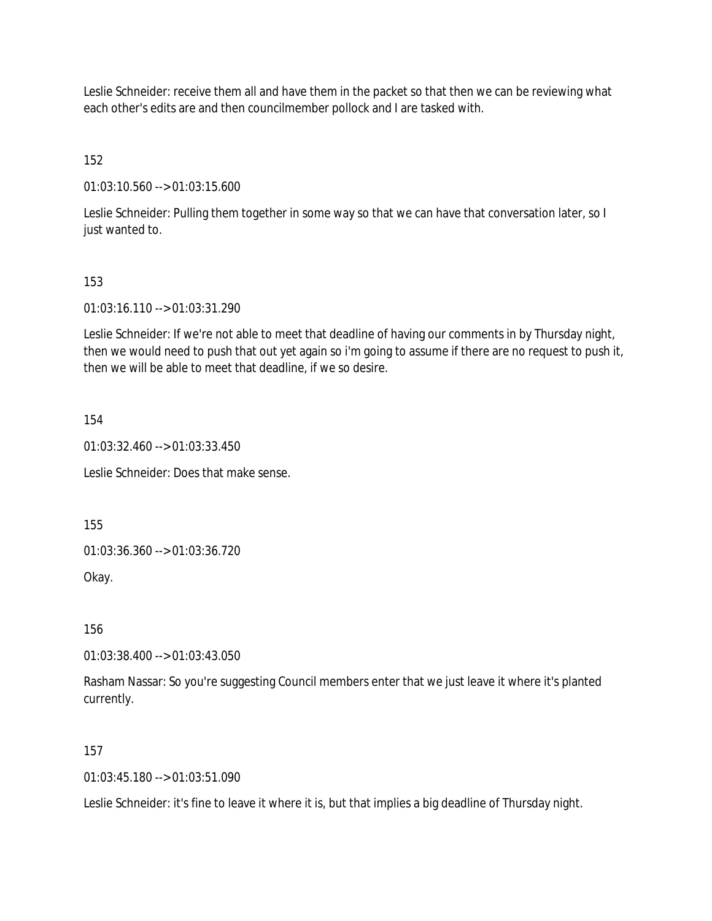Leslie Schneider: receive them all and have them in the packet so that then we can be reviewing what each other's edits are and then councilmember pollock and I are tasked with.

152

01:03:10.560 --> 01:03:15.600

Leslie Schneider: Pulling them together in some way so that we can have that conversation later, so I just wanted to.

153

01:03:16.110 --> 01:03:31.290

Leslie Schneider: If we're not able to meet that deadline of having our comments in by Thursday night, then we would need to push that out yet again so i'm going to assume if there are no request to push it, then we will be able to meet that deadline, if we so desire.

154

01:03:32.460 --> 01:03:33.450

Leslie Schneider: Does that make sense.

155

01:03:36.360 --> 01:03:36.720

Okay.

156

01:03:38.400 --> 01:03:43.050

Rasham Nassar: So you're suggesting Council members enter that we just leave it where it's planted currently.

157

01:03:45.180 --> 01:03:51.090

Leslie Schneider: it's fine to leave it where it is, but that implies a big deadline of Thursday night.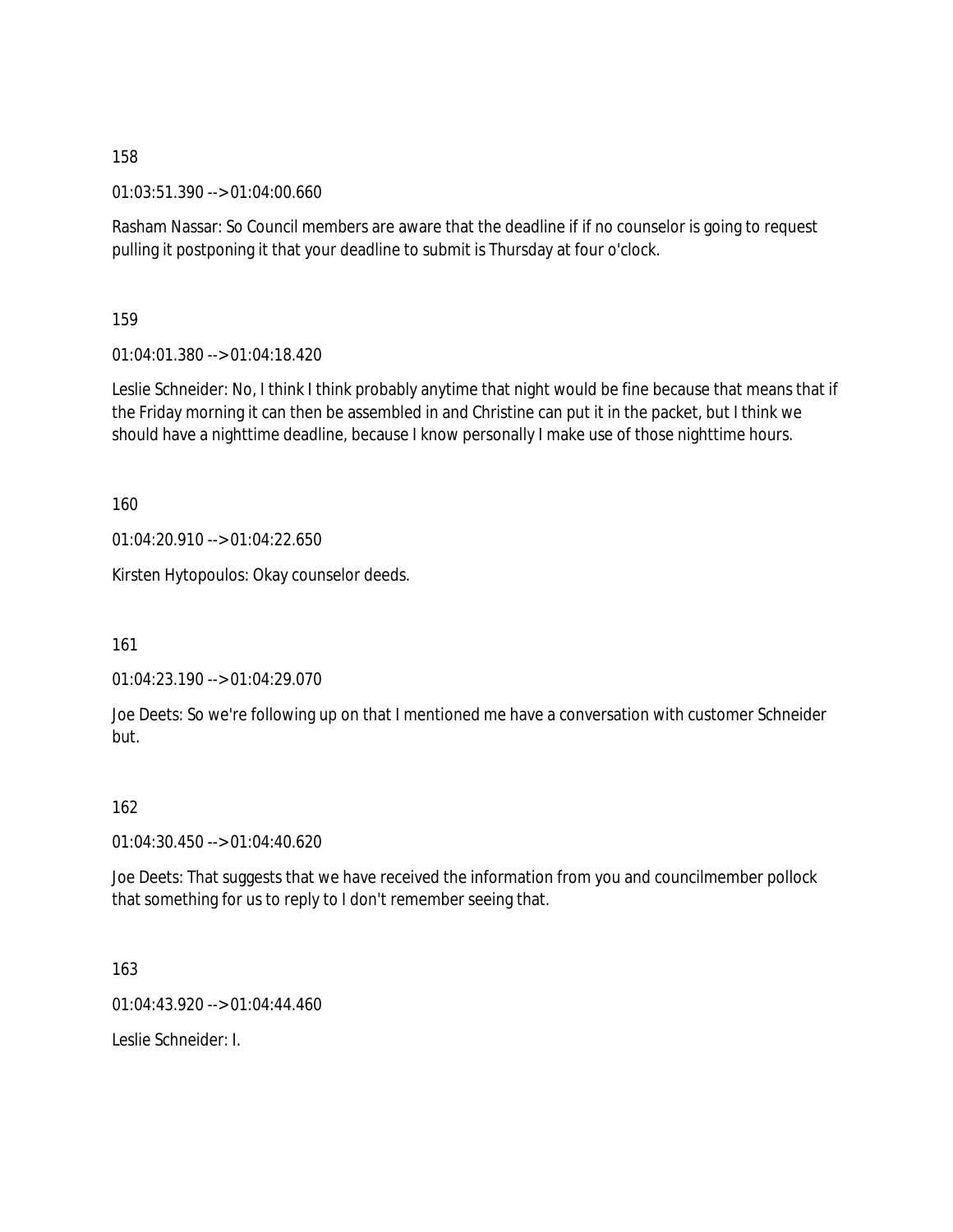158

01:03:51.390 --> 01:04:00.660

Rasham Nassar: So Council members are aware that the deadline if if no counselor is going to request pulling it postponing it that your deadline to submit is Thursday at four o'clock.

159

01:04:01.380 --> 01:04:18.420

Leslie Schneider: No, I think I think probably anytime that night would be fine because that means that if the Friday morning it can then be assembled in and Christine can put it in the packet, but I think we should have a nighttime deadline, because I know personally I make use of those nighttime hours.

160

01:04:20.910 --> 01:04:22.650

Kirsten Hytopoulos: Okay counselor deeds.

161

01:04:23.190 --> 01:04:29.070

Joe Deets: So we're following up on that I mentioned me have a conversation with customer Schneider but.

162

01:04:30.450 --> 01:04:40.620

Joe Deets: That suggests that we have received the information from you and councilmember pollock that something for us to reply to I don't remember seeing that.

163

01:04:43.920 --> 01:04:44.460

Leslie Schneider: I.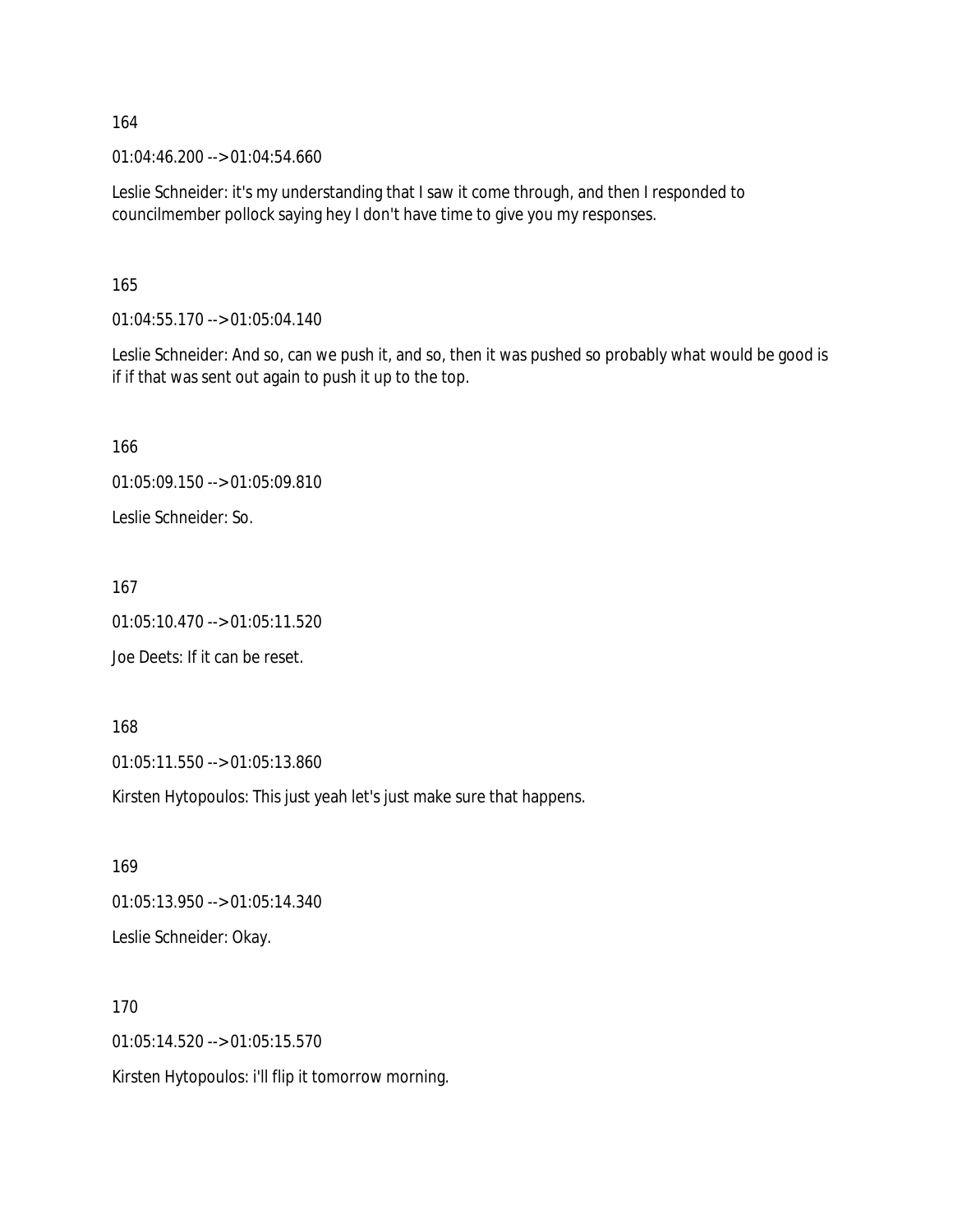164

01:04:46.200 --> 01:04:54.660

Leslie Schneider: it's my understanding that I saw it come through, and then I responded to councilmember pollock saying hey I don't have time to give you my responses.

165

01:04:55.170 --> 01:05:04.140

Leslie Schneider: And so, can we push it, and so, then it was pushed so probably what would be good is if if that was sent out again to push it up to the top.

166

01:05:09.150 --> 01:05:09.810

Leslie Schneider: So.

167

01:05:10.470 --> 01:05:11.520

Joe Deets: If it can be reset.

168

01:05:11.550 --> 01:05:13.860

Kirsten Hytopoulos: This just yeah let's just make sure that happens.

169

01:05:13.950 --> 01:05:14.340

Leslie Schneider: Okay.

170

01:05:14.520 --> 01:05:15.570

Kirsten Hytopoulos: i'll flip it tomorrow morning.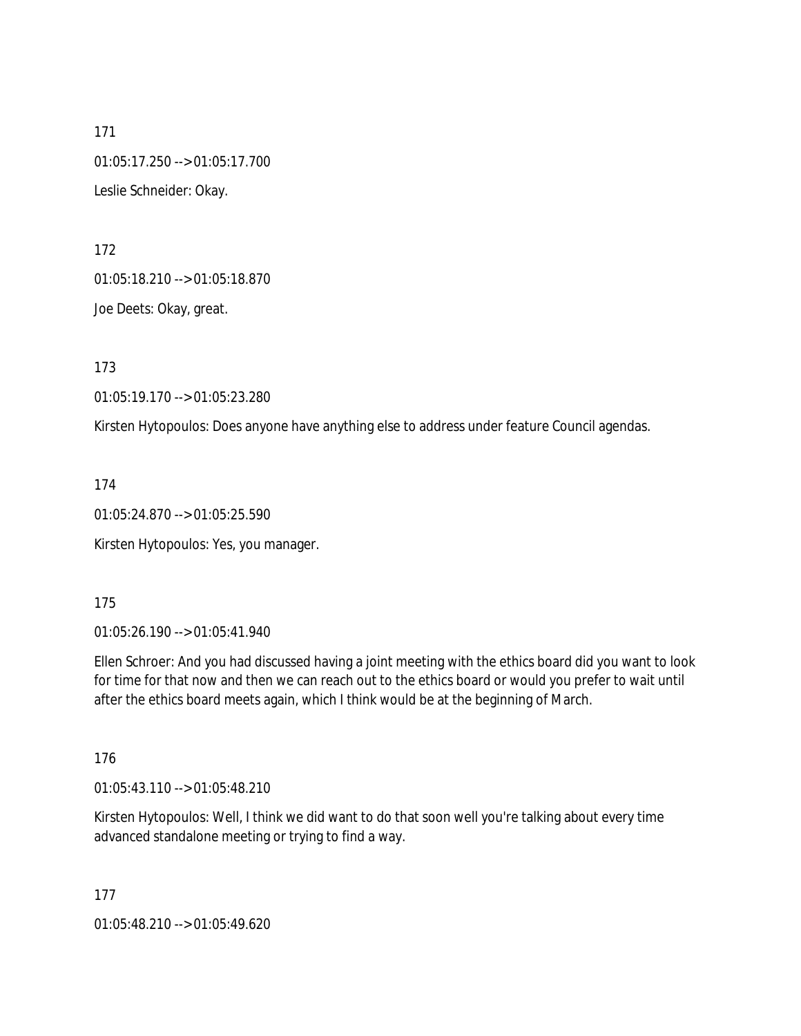171

01:05:17.250 --> 01:05:17.700

Leslie Schneider: Okay.

172

01:05:18.210 --> 01:05:18.870

Joe Deets: Okay, great.

173

01:05:19.170 --> 01:05:23.280

Kirsten Hytopoulos: Does anyone have anything else to address under feature Council agendas.

174

01:05:24.870 --> 01:05:25.590

Kirsten Hytopoulos: Yes, you manager.

175

01:05:26.190 --> 01:05:41.940

Ellen Schroer: And you had discussed having a joint meeting with the ethics board did you want to look for time for that now and then we can reach out to the ethics board or would you prefer to wait until after the ethics board meets again, which I think would be at the beginning of March.

176

01:05:43.110 --> 01:05:48.210

Kirsten Hytopoulos: Well, I think we did want to do that soon well you're talking about every time advanced standalone meeting or trying to find a way.

177

01:05:48.210 --> 01:05:49.620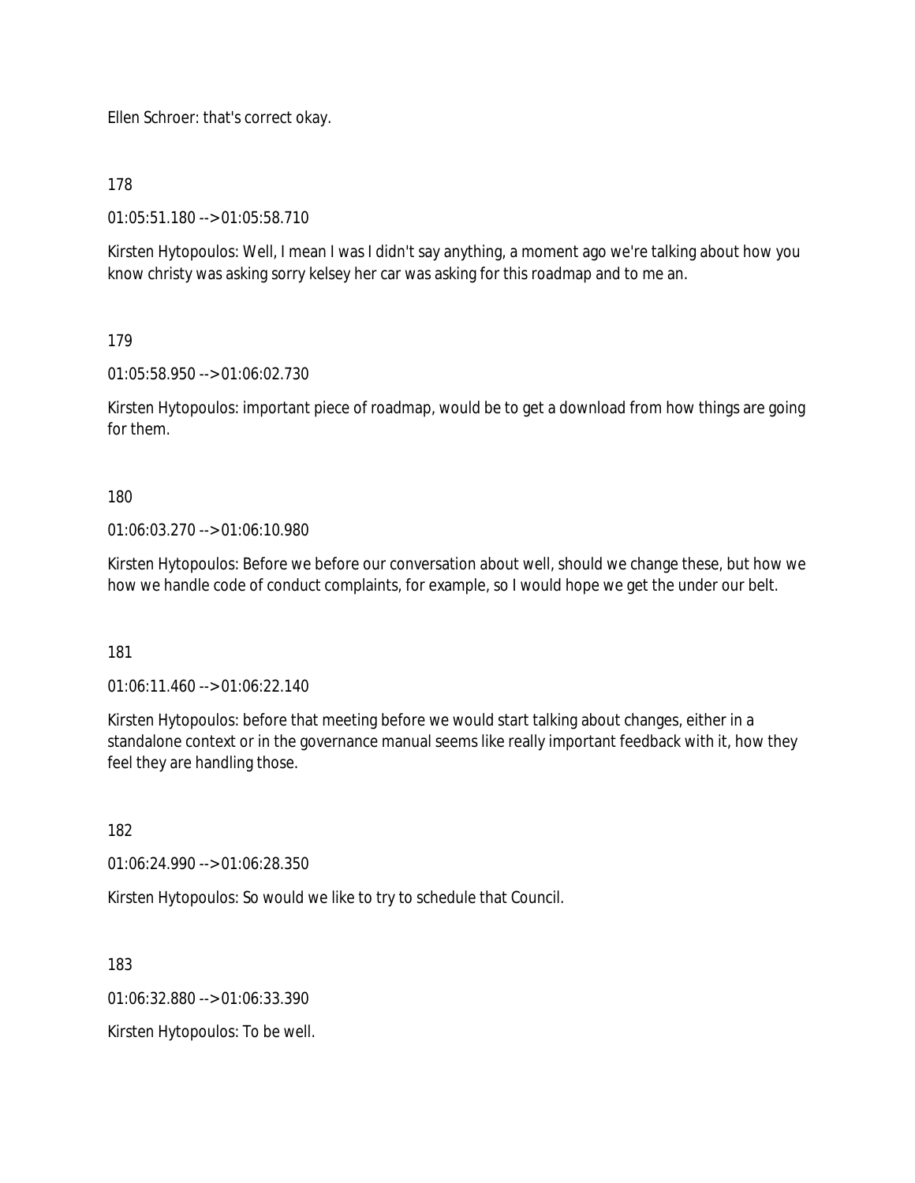Ellen Schroer: that's correct okay.

178

01:05:51.180 --> 01:05:58.710

Kirsten Hytopoulos: Well, I mean I was I didn't say anything, a moment ago we're talking about how you know christy was asking sorry kelsey her car was asking for this roadmap and to me an.

179

01:05:58.950 --> 01:06:02.730

Kirsten Hytopoulos: important piece of roadmap, would be to get a download from how things are going for them.

180

01:06:03.270 --> 01:06:10.980

Kirsten Hytopoulos: Before we before our conversation about well, should we change these, but how we how we handle code of conduct complaints, for example, so I would hope we get the under our belt.

181

01:06:11.460 --> 01:06:22.140

Kirsten Hytopoulos: before that meeting before we would start talking about changes, either in a standalone context or in the governance manual seems like really important feedback with it, how they feel they are handling those.

182

01:06:24.990 --> 01:06:28.350

Kirsten Hytopoulos: So would we like to try to schedule that Council.

183

01:06:32.880 --> 01:06:33.390

Kirsten Hytopoulos: To be well.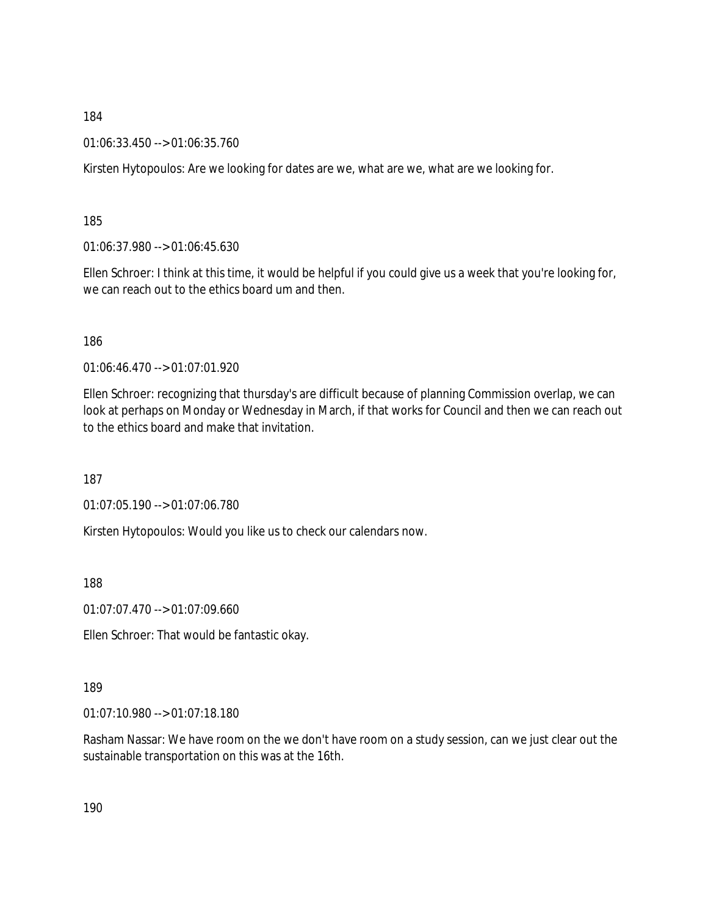184

01:06:33.450 --> 01:06:35.760

Kirsten Hytopoulos: Are we looking for dates are we, what are we, what are we looking for.

185

01:06:37.980 --> 01:06:45.630

Ellen Schroer: I think at this time, it would be helpful if you could give us a week that you're looking for, we can reach out to the ethics board um and then.

186

01:06:46.470 --> 01:07:01.920

Ellen Schroer: recognizing that thursday's are difficult because of planning Commission overlap, we can look at perhaps on Monday or Wednesday in March, if that works for Council and then we can reach out to the ethics board and make that invitation.

187

01:07:05.190 --> 01:07:06.780

Kirsten Hytopoulos: Would you like us to check our calendars now.

188

01:07:07.470 --> 01:07:09.660

Ellen Schroer: That would be fantastic okay.

189

01:07:10.980 --> 01:07:18.180

Rasham Nassar: We have room on the we don't have room on a study session, can we just clear out the sustainable transportation on this was at the 16th.

190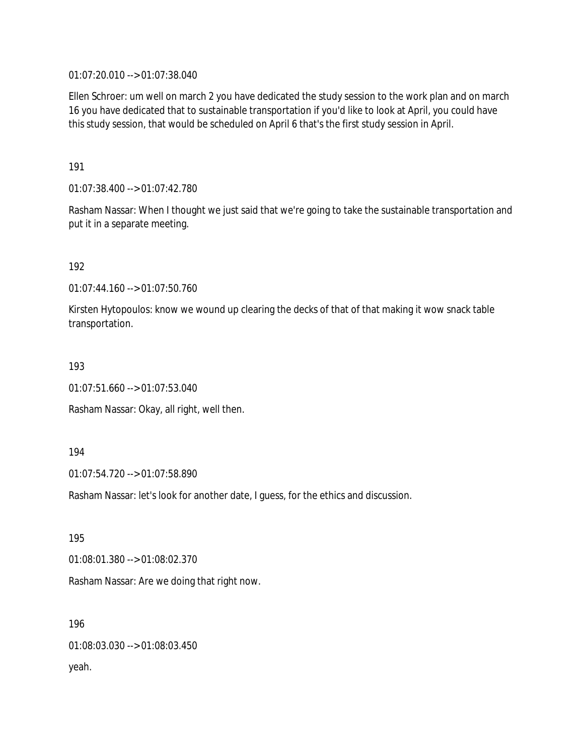01:07:20.010 --> 01:07:38.040

Ellen Schroer: um well on march 2 you have dedicated the study session to the work plan and on march 16 you have dedicated that to sustainable transportation if you'd like to look at April, you could have this study session, that would be scheduled on April 6 that's the first study session in April.

191

01:07:38.400 --> 01:07:42.780

Rasham Nassar: When I thought we just said that we're going to take the sustainable transportation and put it in a separate meeting.

192

01:07:44.160 --> 01:07:50.760

Kirsten Hytopoulos: know we wound up clearing the decks of that of that making it wow snack table transportation.

193

01:07:51.660 --> 01:07:53.040

Rasham Nassar: Okay, all right, well then.

194

01:07:54.720 --> 01:07:58.890

Rasham Nassar: let's look for another date, I guess, for the ethics and discussion.

195

01:08:01.380 --> 01:08:02.370

Rasham Nassar: Are we doing that right now.

196

01:08:03.030 --> 01:08:03.450

yeah.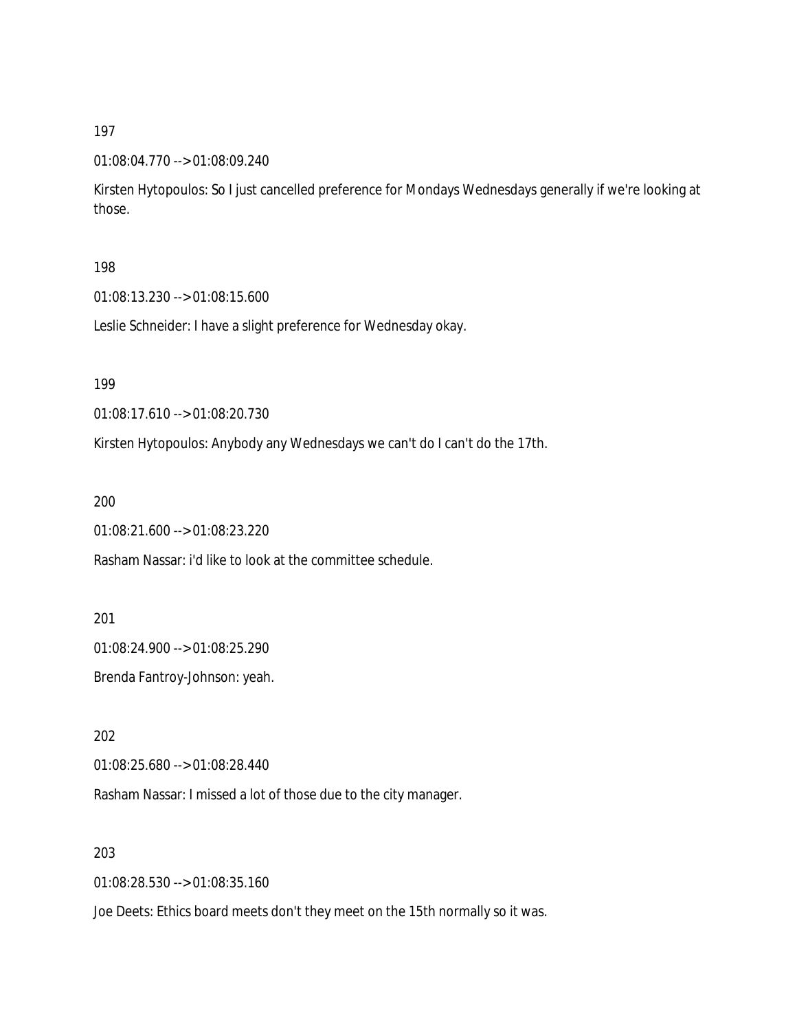197

01:08:04.770 --> 01:08:09.240

Kirsten Hytopoulos: So I just cancelled preference for Mondays Wednesdays generally if we're looking at those.

198

01:08:13.230 --> 01:08:15.600

Leslie Schneider: I have a slight preference for Wednesday okay.

199

01:08:17.610 --> 01:08:20.730

Kirsten Hytopoulos: Anybody any Wednesdays we can't do I can't do the 17th.

200

01:08:21.600 --> 01:08:23.220

Rasham Nassar: i'd like to look at the committee schedule.

201

01:08:24.900 --> 01:08:25.290

Brenda Fantroy-Johnson: yeah.

202

01:08:25.680 --> 01:08:28.440

Rasham Nassar: I missed a lot of those due to the city manager.

203

01:08:28.530 --> 01:08:35.160

Joe Deets: Ethics board meets don't they meet on the 15th normally so it was.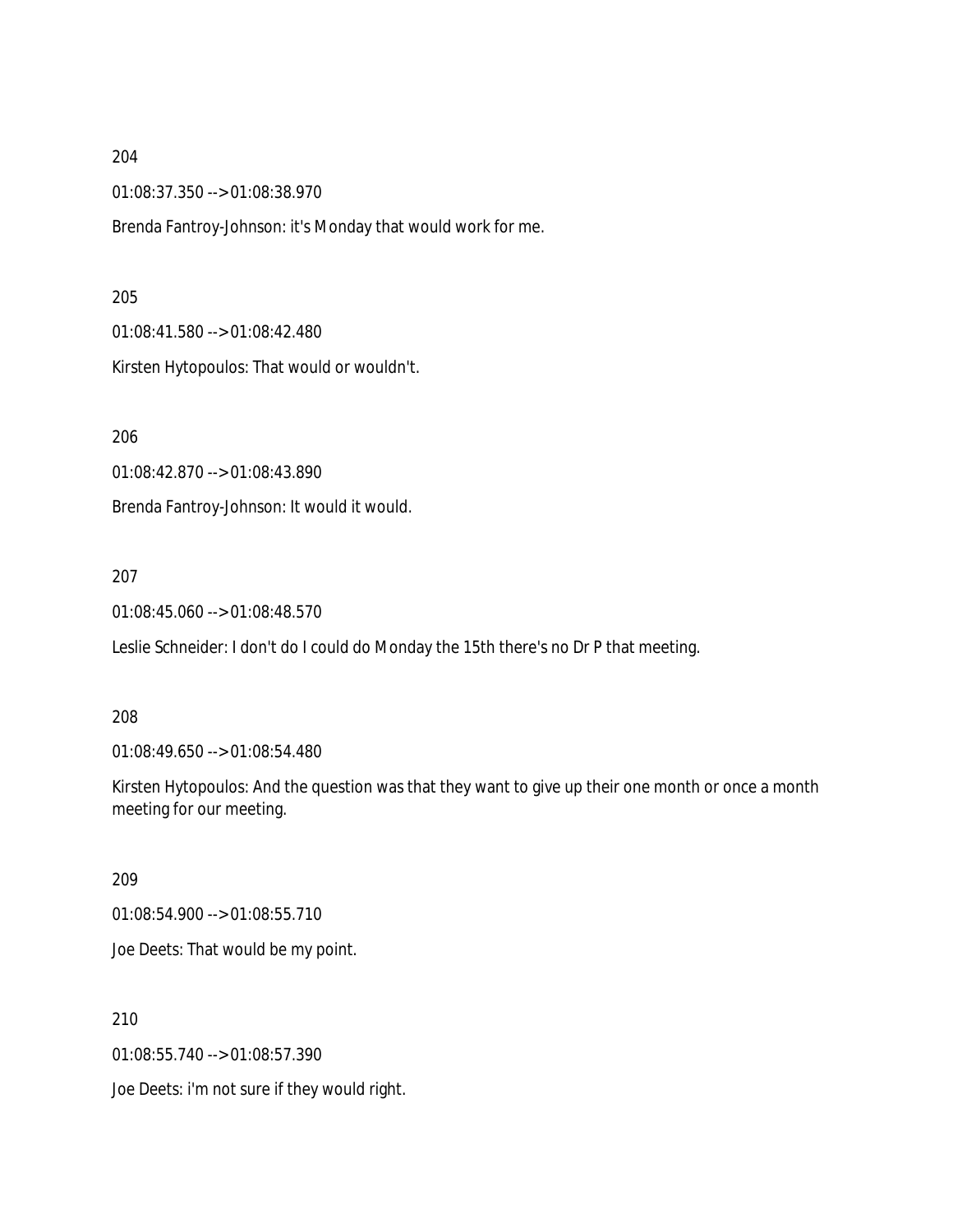204

01:08:37.350 --> 01:08:38.970

Brenda Fantroy-Johnson: it's Monday that would work for me.

205

01:08:41.580 --> 01:08:42.480

Kirsten Hytopoulos: That would or wouldn't.

206

01:08:42.870 --> 01:08:43.890

Brenda Fantroy-Johnson: It would it would.

207

01:08:45.060 --> 01:08:48.570

Leslie Schneider: I don't do I could do Monday the 15th there's no Dr P that meeting.

208

01:08:49.650 --> 01:08:54.480

Kirsten Hytopoulos: And the question was that they want to give up their one month or once a month meeting for our meeting.

209

01:08:54.900 --> 01:08:55.710

Joe Deets: That would be my point.

210

01:08:55.740 --> 01:08:57.390

Joe Deets: i'm not sure if they would right.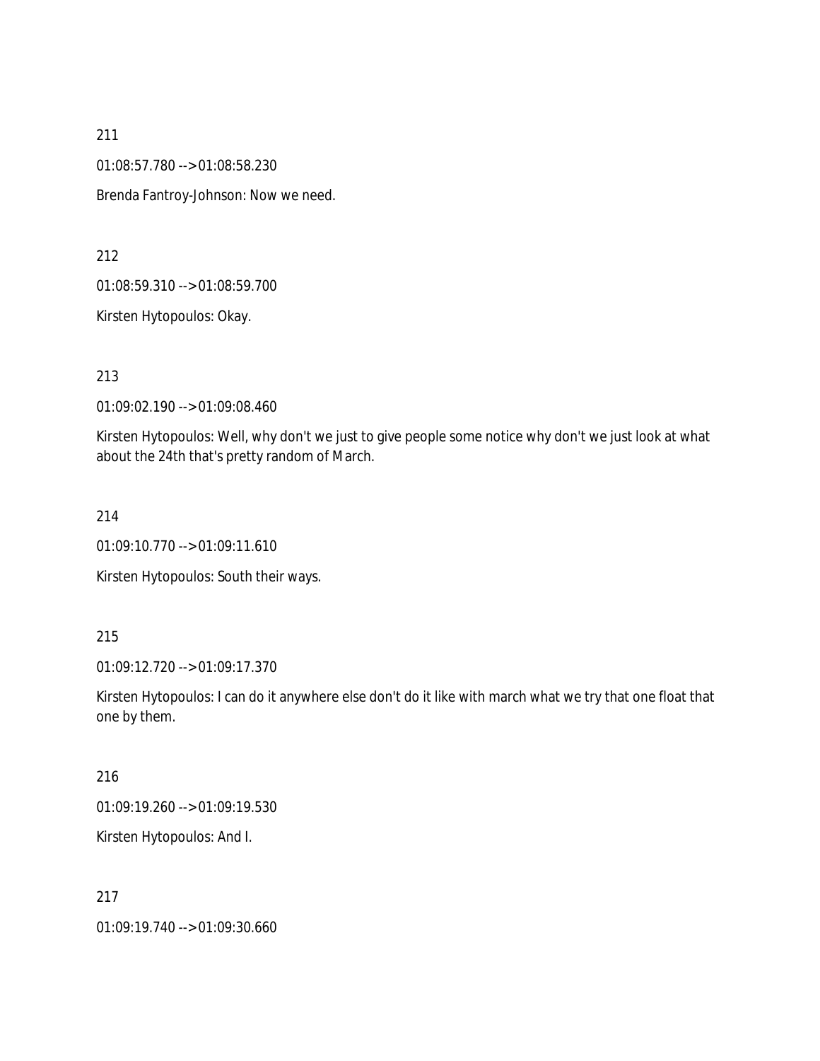211

01:08:57.780 --> 01:08:58.230

Brenda Fantroy-Johnson: Now we need.

212

01:08:59.310 --> 01:08:59.700

Kirsten Hytopoulos: Okay.

213

01:09:02.190 --> 01:09:08.460

Kirsten Hytopoulos: Well, why don't we just to give people some notice why don't we just look at what about the 24th that's pretty random of March.

214

01:09:10.770 --> 01:09:11.610

Kirsten Hytopoulos: South their ways.

215

01:09:12.720 --> 01:09:17.370

Kirsten Hytopoulos: I can do it anywhere else don't do it like with march what we try that one float that one by them.

216

01:09:19.260 --> 01:09:19.530

Kirsten Hytopoulos: And I.

217

01:09:19.740 --> 01:09:30.660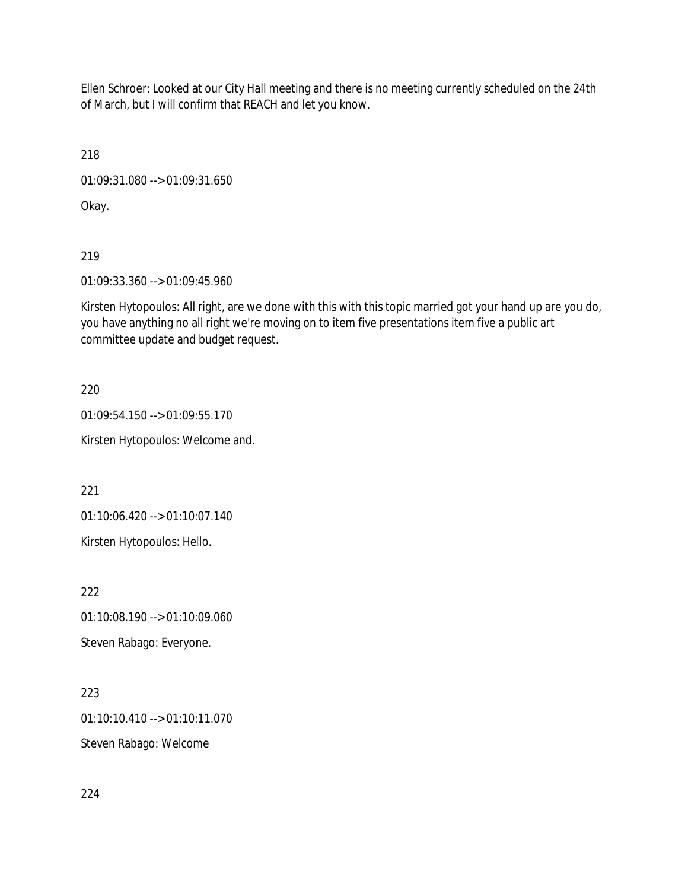Ellen Schroer: Looked at our City Hall meeting and there is no meeting currently scheduled on the 24th of March, but I will confirm that REACH and let you know.

218

01:09:31.080 --> 01:09:31.650

Okay.

219

01:09:33.360 --> 01:09:45.960

Kirsten Hytopoulos: All right, are we done with this with this topic married got your hand up are you do, you have anything no all right we're moving on to item five presentations item five a public art committee update and budget request.

220

01:09:54.150 --> 01:09:55.170

Kirsten Hytopoulos: Welcome and.

221

01:10:06.420 --> 01:10:07.140

Kirsten Hytopoulos: Hello.

222

01:10:08.190 --> 01:10:09.060

Steven Rabago: Everyone.

223

01:10:10.410 --> 01:10:11.070

Steven Rabago: Welcome

224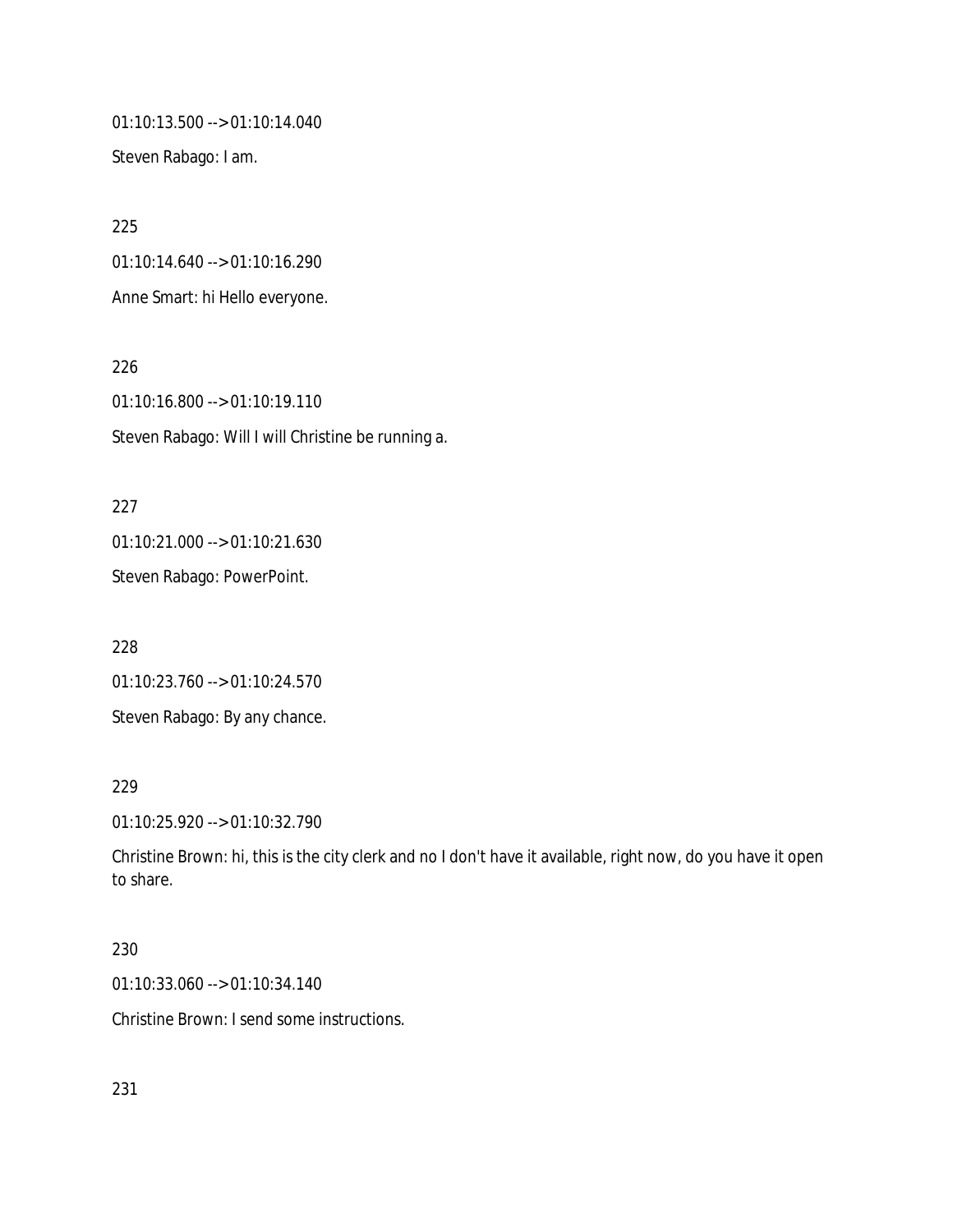01:10:13.500 --> 01:10:14.040

Steven Rabago: I am.

225

01:10:14.640 --> 01:10:16.290

Anne Smart: hi Hello everyone.

226

01:10:16.800 --> 01:10:19.110

Steven Rabago: Will I will Christine be running a.

227

01:10:21.000 --> 01:10:21.630

Steven Rabago: PowerPoint.

228

01:10:23.760 --> 01:10:24.570

Steven Rabago: By any chance.

229

01:10:25.920 --> 01:10:32.790

Christine Brown: hi, this is the city clerk and no I don't have it available, right now, do you have it open to share.

230

01:10:33.060 --> 01:10:34.140

Christine Brown: I send some instructions.

231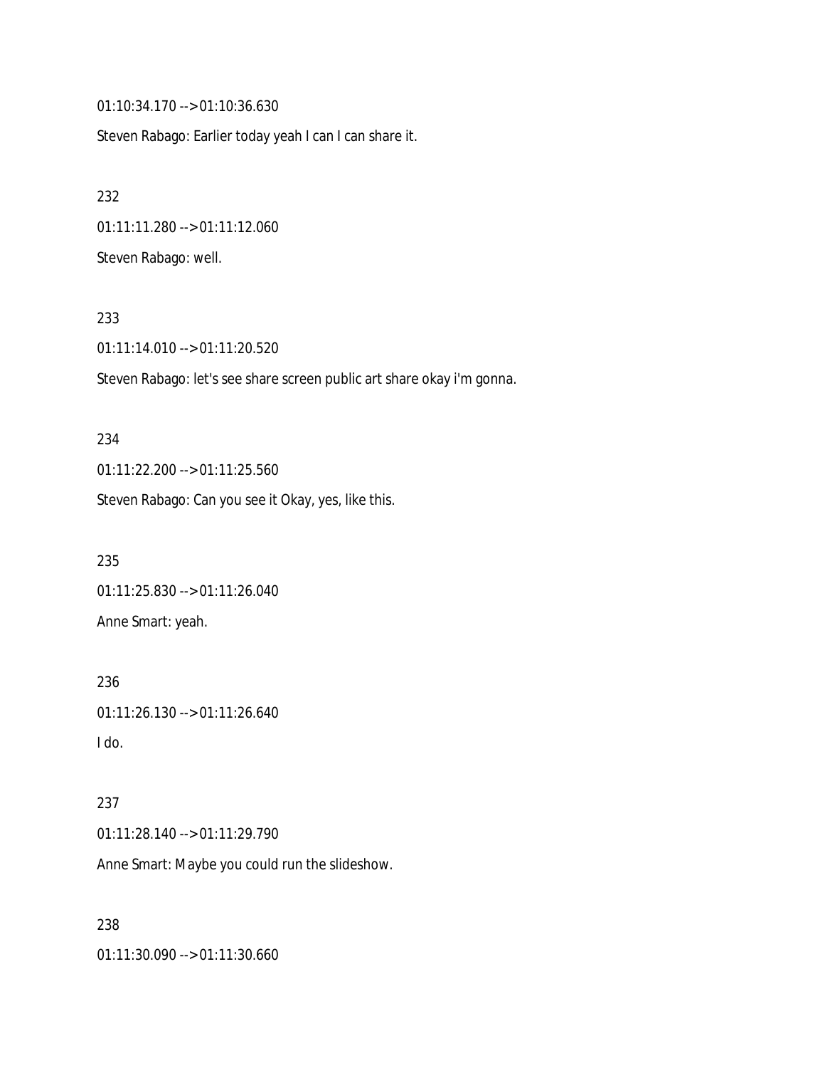01:10:34.170 --> 01:10:36.630

Steven Rabago: Earlier today yeah I can I can share it.

232

01:11:11.280 --> 01:11:12.060

Steven Rabago: well.

233

01:11:14.010 --> 01:11:20.520

Steven Rabago: let's see share screen public art share okay i'm gonna.

234

01:11:22.200 --> 01:11:25.560

Steven Rabago: Can you see it Okay, yes, like this.

235

01:11:25.830 --> 01:11:26.040

Anne Smart: yeah.

236

01:11:26.130 --> 01:11:26.640

I do.

237

01:11:28.140 --> 01:11:29.790

Anne Smart: Maybe you could run the slideshow.

238

01:11:30.090 --> 01:11:30.660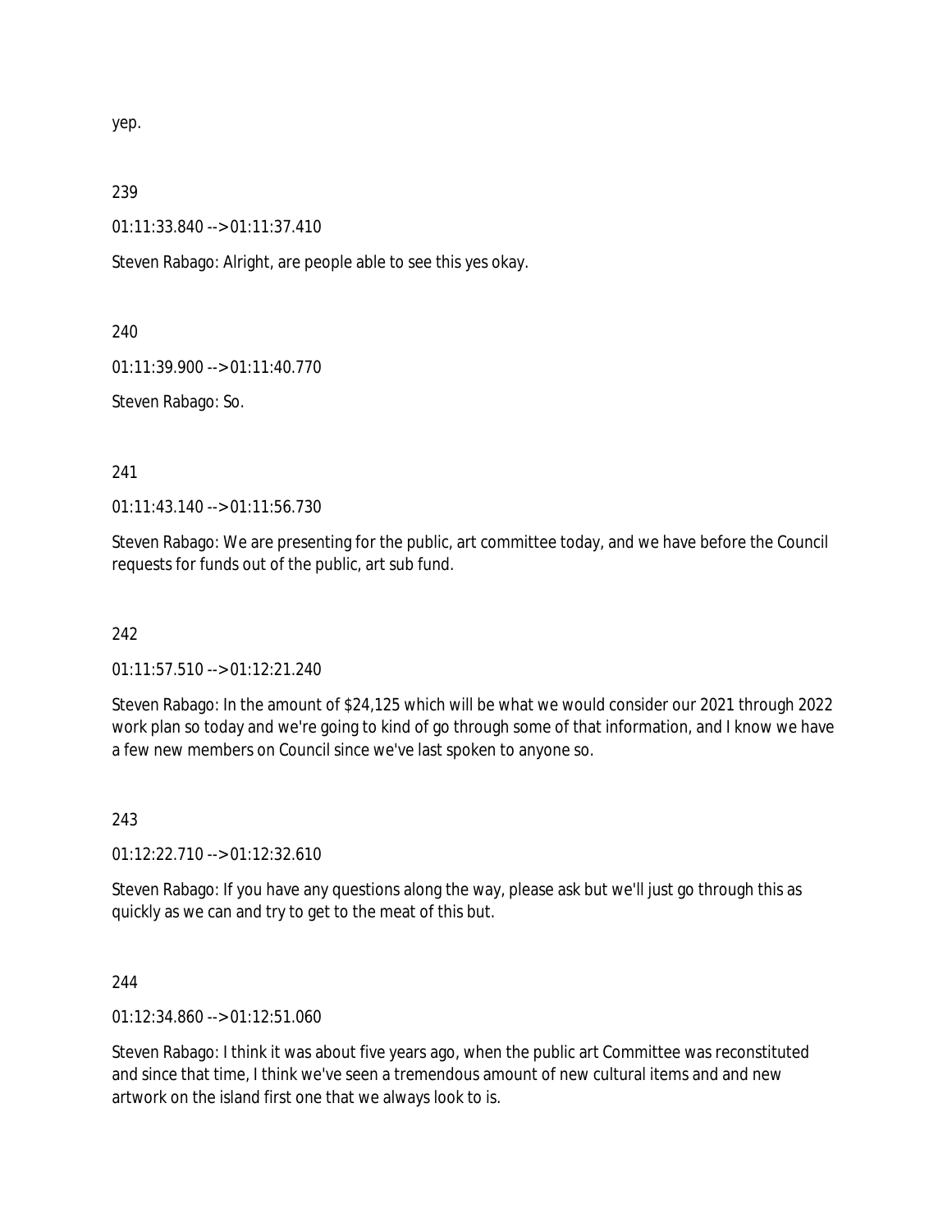yep.

239

01:11:33.840 --> 01:11:37.410

Steven Rabago: Alright, are people able to see this yes okay.

240

01:11:39.900 --> 01:11:40.770

Steven Rabago: So.

241

01:11:43.140 --> 01:11:56.730

Steven Rabago: We are presenting for the public, art committee today, and we have before the Council requests for funds out of the public, art sub fund.

242

01:11:57.510 --> 01:12:21.240

Steven Rabago: In the amount of $24,125 which will be what we would consider our 2021 through 2022 work plan so today and we're going to kind of go through some of that information, and I know we have a few new members on Council since we've last spoken to anyone so.

243

01:12:22.710 --> 01:12:32.610

Steven Rabago: If you have any questions along the way, please ask but we'll just go through this as quickly as we can and try to get to the meat of this but.

244

01:12:34.860 --> 01:12:51.060

Steven Rabago: I think it was about five years ago, when the public art Committee was reconstituted and since that time, I think we've seen a tremendous amount of new cultural items and and new artwork on the island first one that we always look to is.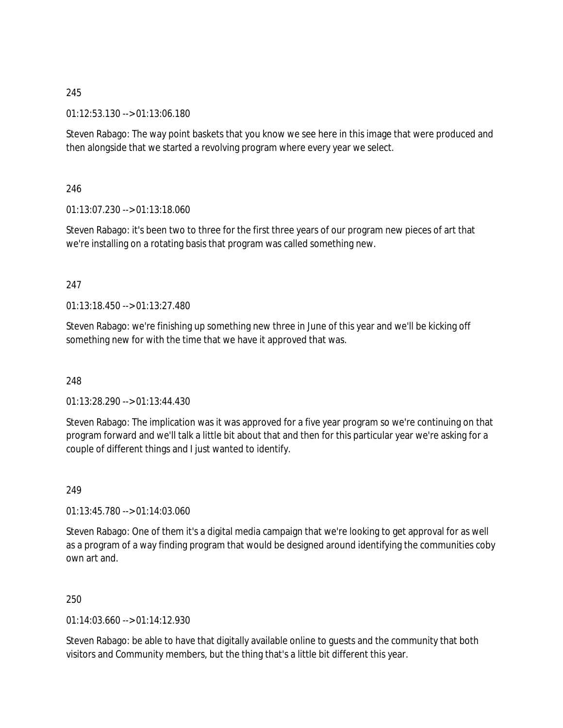245

01:12:53.130 --> 01:13:06.180

Steven Rabago: The way point baskets that you know we see here in this image that were produced and then alongside that we started a revolving program where every year we select.

246

01:13:07.230 --> 01:13:18.060

Steven Rabago: it's been two to three for the first three years of our program new pieces of art that we're installing on a rotating basis that program was called something new.

247

01:13:18.450 --> 01:13:27.480

Steven Rabago: we're finishing up something new three in June of this year and we'll be kicking off something new for with the time that we have it approved that was.

248

01:13:28.290 --> 01:13:44.430

Steven Rabago: The implication was it was approved for a five year program so we're continuing on that program forward and we'll talk a little bit about that and then for this particular year we're asking for a couple of different things and I just wanted to identify.

249

01:13:45.780 --> 01:14:03.060

Steven Rabago: One of them it's a digital media campaign that we're looking to get approval for as well as a program of a way finding program that would be designed around identifying the communities coby own art and.

250

01:14:03.660 --> 01:14:12.930

Steven Rabago: be able to have that digitally available online to guests and the community that both visitors and Community members, but the thing that's a little bit different this year.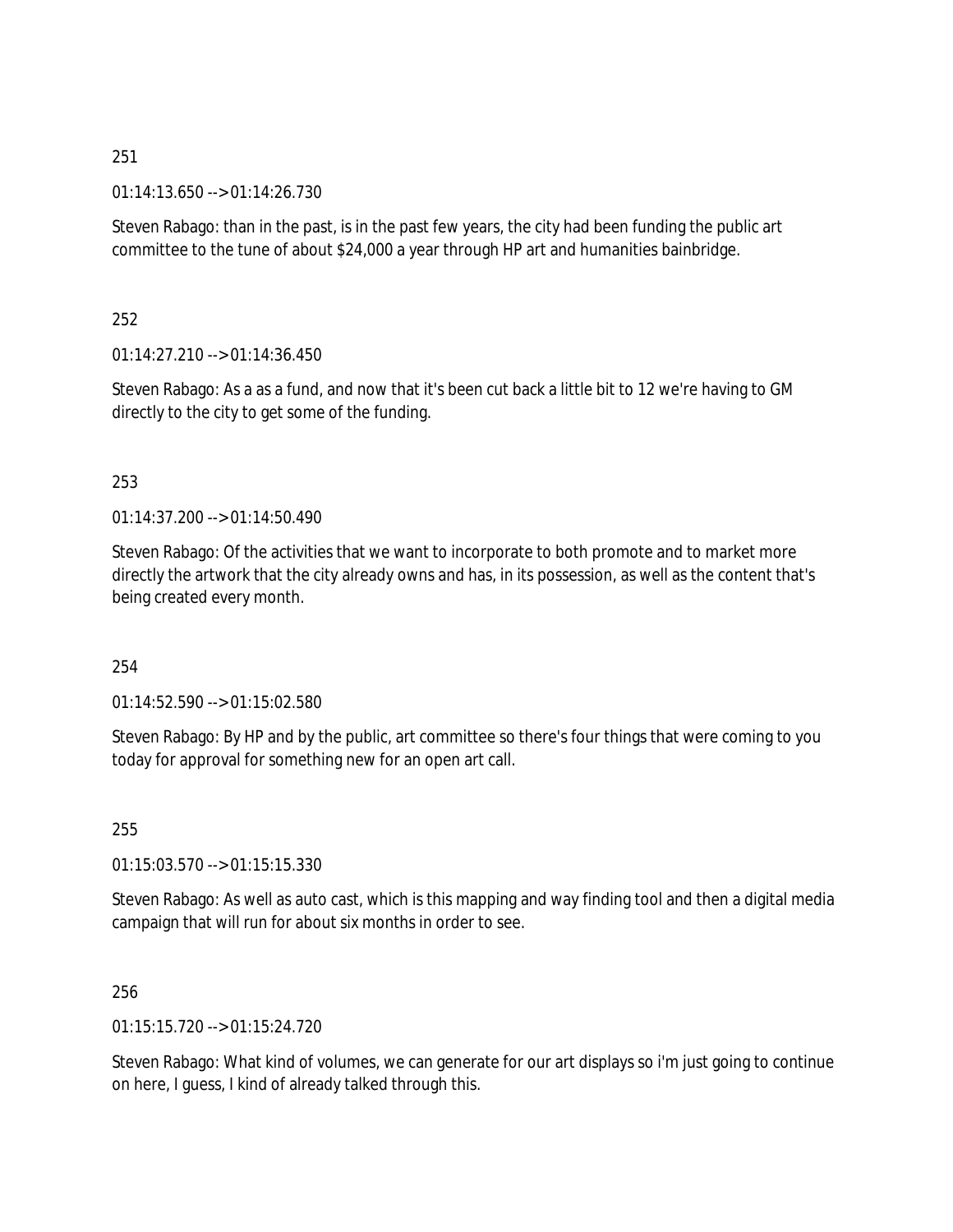251

01:14:13.650 --> 01:14:26.730

Steven Rabago: than in the past, is in the past few years, the city had been funding the public art committee to the tune of about $24,000 a year through HP art and humanities bainbridge.

252

01:14:27.210 --> 01:14:36.450

Steven Rabago: As a as a fund, and now that it's been cut back a little bit to 12 we're having to GM directly to the city to get some of the funding.

253

01:14:37.200 --> 01:14:50.490

Steven Rabago: Of the activities that we want to incorporate to both promote and to market more directly the artwork that the city already owns and has, in its possession, as well as the content that's being created every month.

254

01:14:52.590 --> 01:15:02.580

Steven Rabago: By HP and by the public, art committee so there's four things that were coming to you today for approval for something new for an open art call.

255

01:15:03.570 --> 01:15:15.330

Steven Rabago: As well as auto cast, which is this mapping and way finding tool and then a digital media campaign that will run for about six months in order to see.

256

01:15:15.720 --> 01:15:24.720

Steven Rabago: What kind of volumes, we can generate for our art displays so i'm just going to continue on here, I guess, I kind of already talked through this.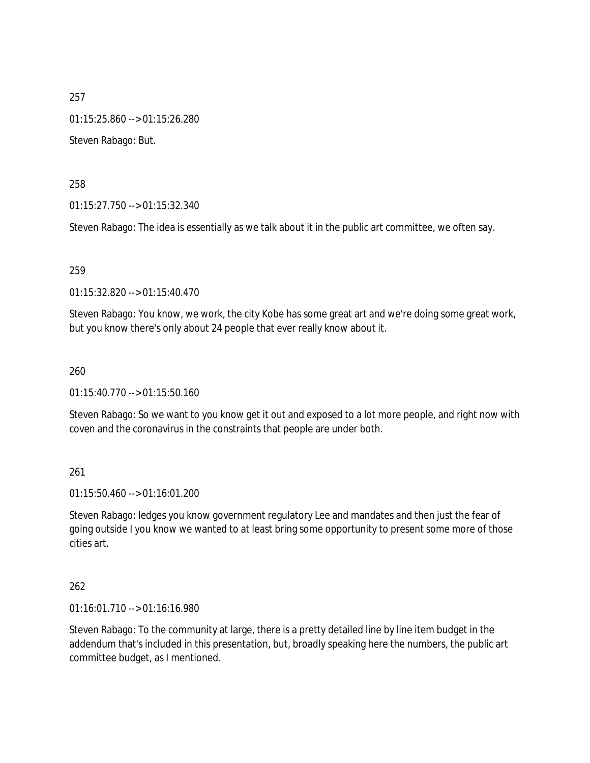257

01:15:25.860 --> 01:15:26.280

Steven Rabago: But.

258

01:15:27.750 --> 01:15:32.340

Steven Rabago: The idea is essentially as we talk about it in the public art committee, we often say.

259

01:15:32.820 --> 01:15:40.470

Steven Rabago: You know, we work, the city Kobe has some great art and we're doing some great work, but you know there's only about 24 people that ever really know about it.

260

01:15:40.770 --> 01:15:50.160

Steven Rabago: So we want to you know get it out and exposed to a lot more people, and right now with coven and the coronavirus in the constraints that people are under both.

261

01:15:50.460 --> 01:16:01.200

Steven Rabago: ledges you know government regulatory Lee and mandates and then just the fear of going outside I you know we wanted to at least bring some opportunity to present some more of those cities art.

262

01:16:01.710 --> 01:16:16.980

Steven Rabago: To the community at large, there is a pretty detailed line by line item budget in the addendum that's included in this presentation, but, broadly speaking here the numbers, the public art committee budget, as I mentioned.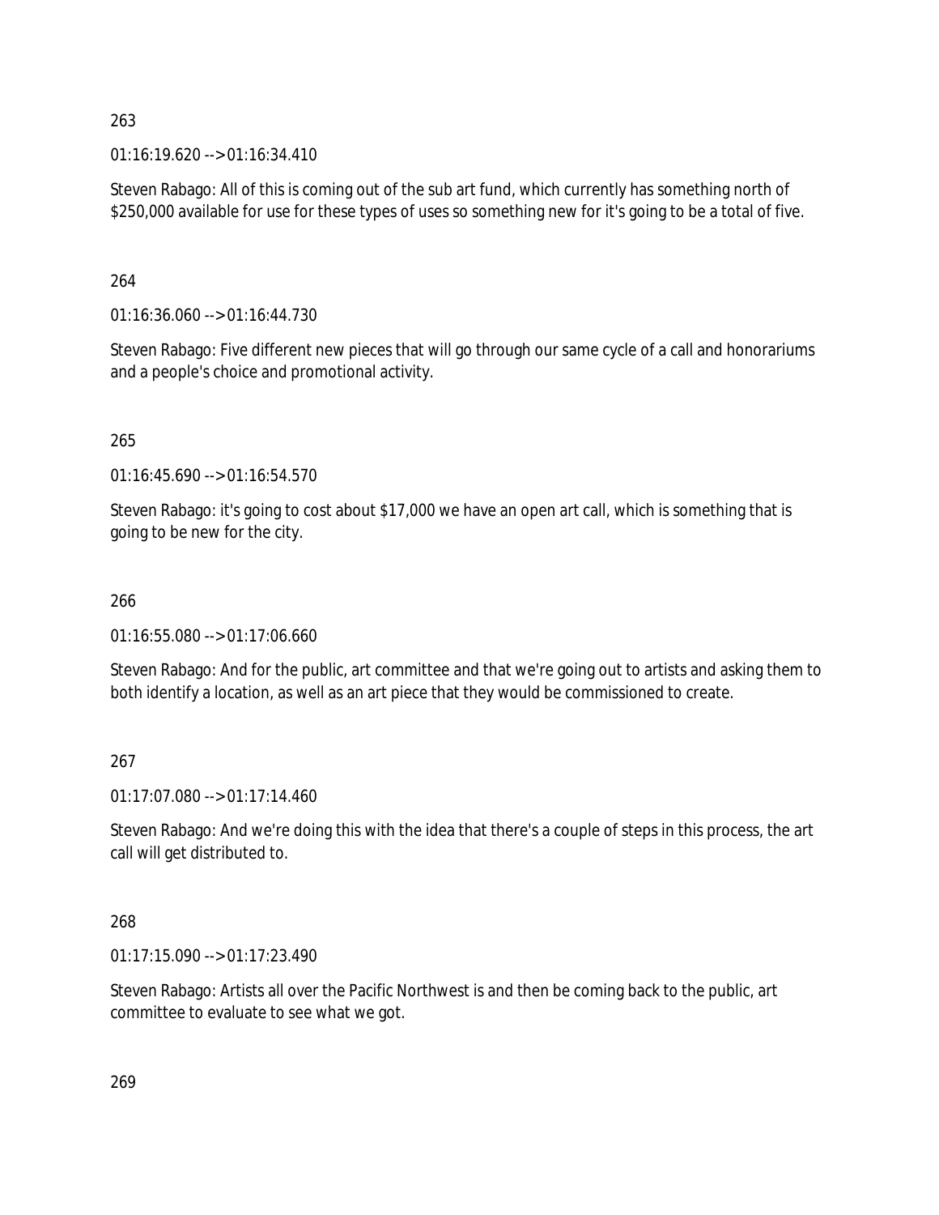263

01:16:19.620 --> 01:16:34.410

Steven Rabago: All of this is coming out of the sub art fund, which currently has something north of $250,000 available for use for these types of uses so something new for it's going to be a total of five.

264

01:16:36.060 --> 01:16:44.730

Steven Rabago: Five different new pieces that will go through our same cycle of a call and honorariums and a people's choice and promotional activity.

265

01:16:45.690 --> 01:16:54.570

Steven Rabago: it's going to cost about $17,000 we have an open art call, which is something that is going to be new for the city.

266

01:16:55.080 --> 01:17:06.660

Steven Rabago: And for the public, art committee and that we're going out to artists and asking them to both identify a location, as well as an art piece that they would be commissioned to create.

267

01:17:07.080 --> 01:17:14.460

Steven Rabago: And we're doing this with the idea that there's a couple of steps in this process, the art call will get distributed to.

268

01:17:15.090 --> 01:17:23.490

Steven Rabago: Artists all over the Pacific Northwest is and then be coming back to the public, art committee to evaluate to see what we got.

269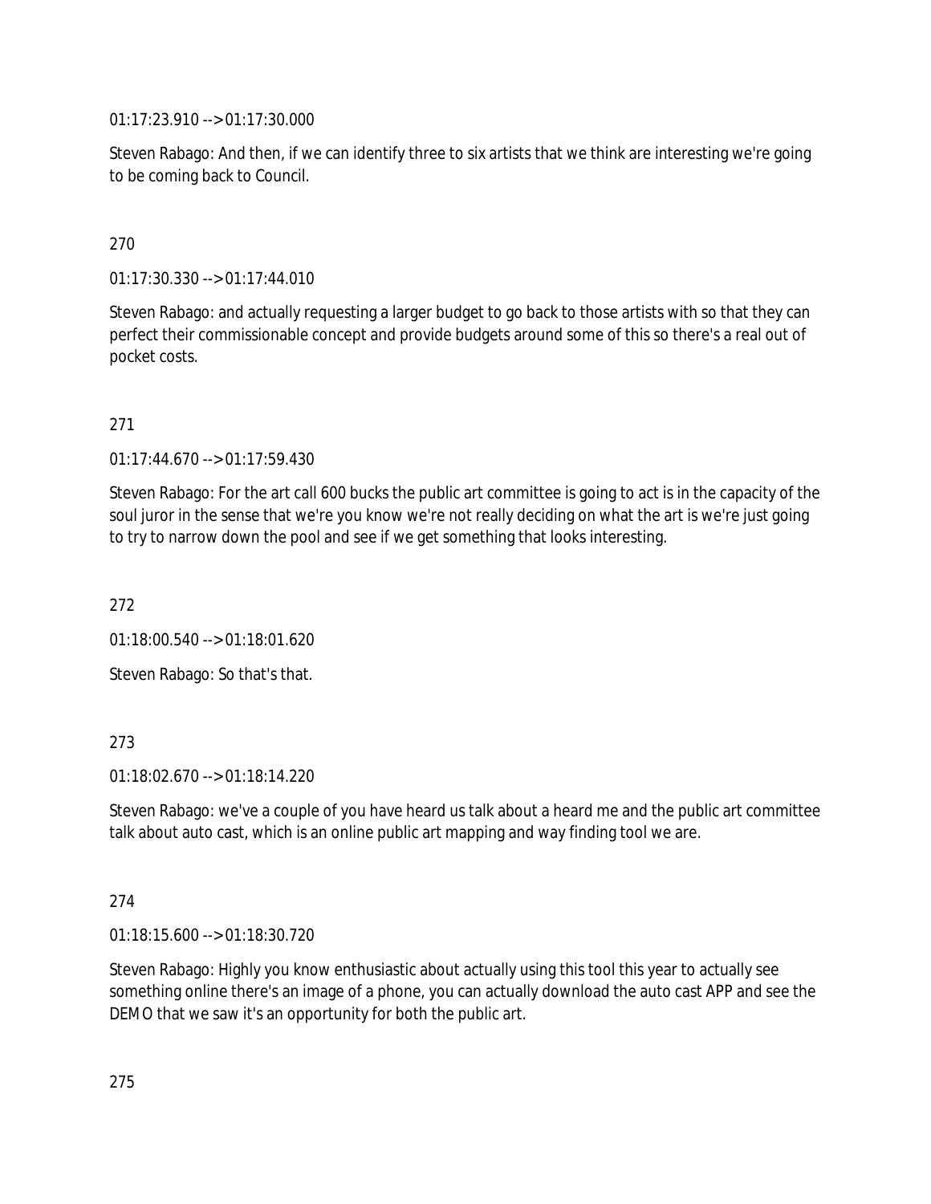01:17:23.910 --> 01:17:30.000

Steven Rabago: And then, if we can identify three to six artists that we think are interesting we're going to be coming back to Council.

270

01:17:30.330 --> 01:17:44.010

Steven Rabago: and actually requesting a larger budget to go back to those artists with so that they can perfect their commissionable concept and provide budgets around some of this so there's a real out of pocket costs.

271

01:17:44.670 --> 01:17:59.430

Steven Rabago: For the art call 600 bucks the public art committee is going to act is in the capacity of the soul juror in the sense that we're you know we're not really deciding on what the art is we're just going to try to narrow down the pool and see if we get something that looks interesting.

272

01:18:00.540 --> 01:18:01.620

Steven Rabago: So that's that.

273

01:18:02.670 --> 01:18:14.220

Steven Rabago: we've a couple of you have heard us talk about a heard me and the public art committee talk about auto cast, which is an online public art mapping and way finding tool we are.

274

01:18:15.600 --> 01:18:30.720

Steven Rabago: Highly you know enthusiastic about actually using this tool this year to actually see something online there's an image of a phone, you can actually download the auto cast APP and see the DEMO that we saw it's an opportunity for both the public art.

275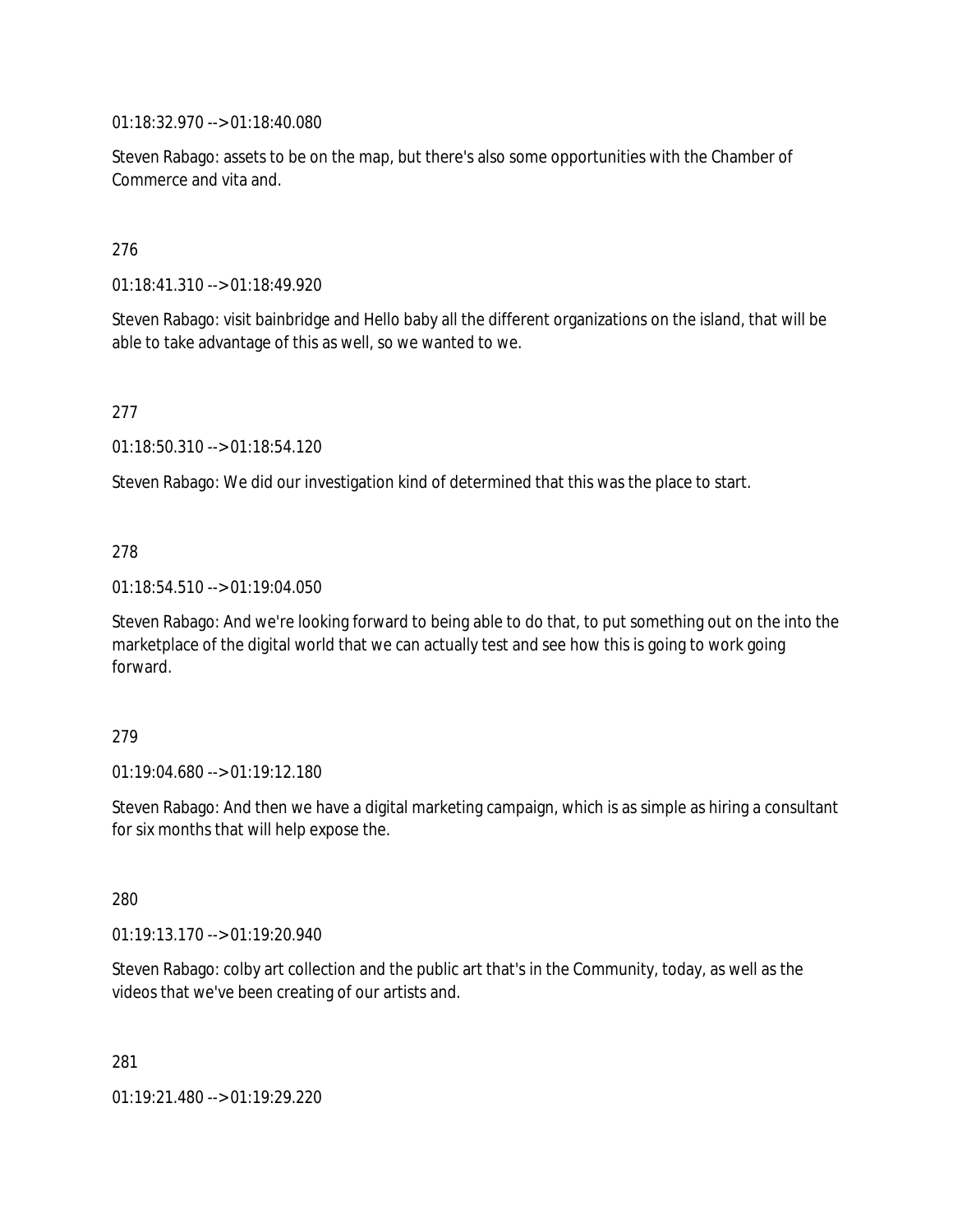01:18:32.970 --> 01:18:40.080

Steven Rabago: assets to be on the map, but there's also some opportunities with the Chamber of Commerce and vita and.

276

01:18:41.310 --> 01:18:49.920

Steven Rabago: visit bainbridge and Hello baby all the different organizations on the island, that will be able to take advantage of this as well, so we wanted to we.

277

01:18:50.310 --> 01:18:54.120

Steven Rabago: We did our investigation kind of determined that this was the place to start.

278

01:18:54.510 --> 01:19:04.050

Steven Rabago: And we're looking forward to being able to do that, to put something out on the into the marketplace of the digital world that we can actually test and see how this is going to work going forward.

279

01:19:04.680 --> 01:19:12.180

Steven Rabago: And then we have a digital marketing campaign, which is as simple as hiring a consultant for six months that will help expose the.

280

01:19:13.170 --> 01:19:20.940

Steven Rabago: colby art collection and the public art that's in the Community, today, as well as the videos that we've been creating of our artists and.

281

01:19:21.480 --> 01:19:29.220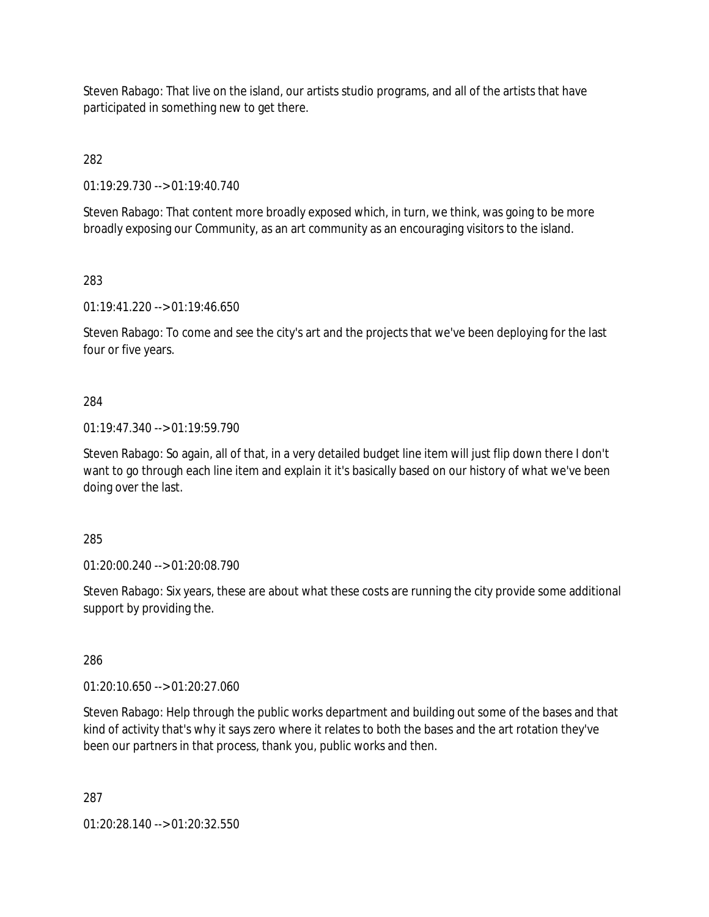Steven Rabago: That live on the island, our artists studio programs, and all of the artists that have participated in something new to get there.

282

01:19:29.730 --> 01:19:40.740

Steven Rabago: That content more broadly exposed which, in turn, we think, was going to be more broadly exposing our Community, as an art community as an encouraging visitors to the island.

283

01:19:41.220 --> 01:19:46.650

Steven Rabago: To come and see the city's art and the projects that we've been deploying for the last four or five years.

284

01:19:47.340 --> 01:19:59.790

Steven Rabago: So again, all of that, in a very detailed budget line item will just flip down there I don't want to go through each line item and explain it it's basically based on our history of what we've been doing over the last.

285

01:20:00.240 --> 01:20:08.790

Steven Rabago: Six years, these are about what these costs are running the city provide some additional support by providing the.

286

01:20:10.650 --> 01:20:27.060

Steven Rabago: Help through the public works department and building out some of the bases and that kind of activity that's why it says zero where it relates to both the bases and the art rotation they've been our partners in that process, thank you, public works and then.

287

01:20:28.140 --> 01:20:32.550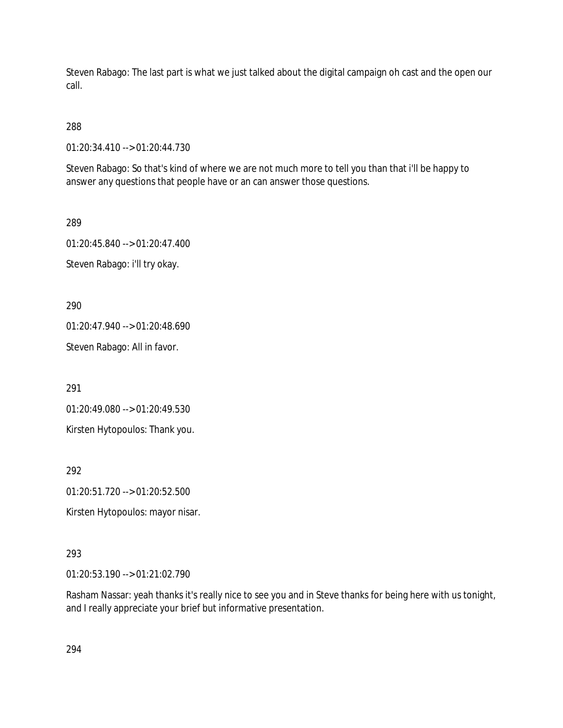Steven Rabago: The last part is what we just talked about the digital campaign oh cast and the open our call.

288

01:20:34.410 --> 01:20:44.730

Steven Rabago: So that's kind of where we are not much more to tell you than that i'll be happy to answer any questions that people have or an can answer those questions.

289

01:20:45.840 --> 01:20:47.400

Steven Rabago: i'll try okay.

290

01:20:47.940 --> 01:20:48.690

Steven Rabago: All in favor.

291

01:20:49.080 --> 01:20:49.530

Kirsten Hytopoulos: Thank you.

292

01:20:51.720 --> 01:20:52.500

Kirsten Hytopoulos: mayor nisar.

293

01:20:53.190 --> 01:21:02.790

Rasham Nassar: yeah thanks it's really nice to see you and in Steve thanks for being here with us tonight, and I really appreciate your brief but informative presentation.

294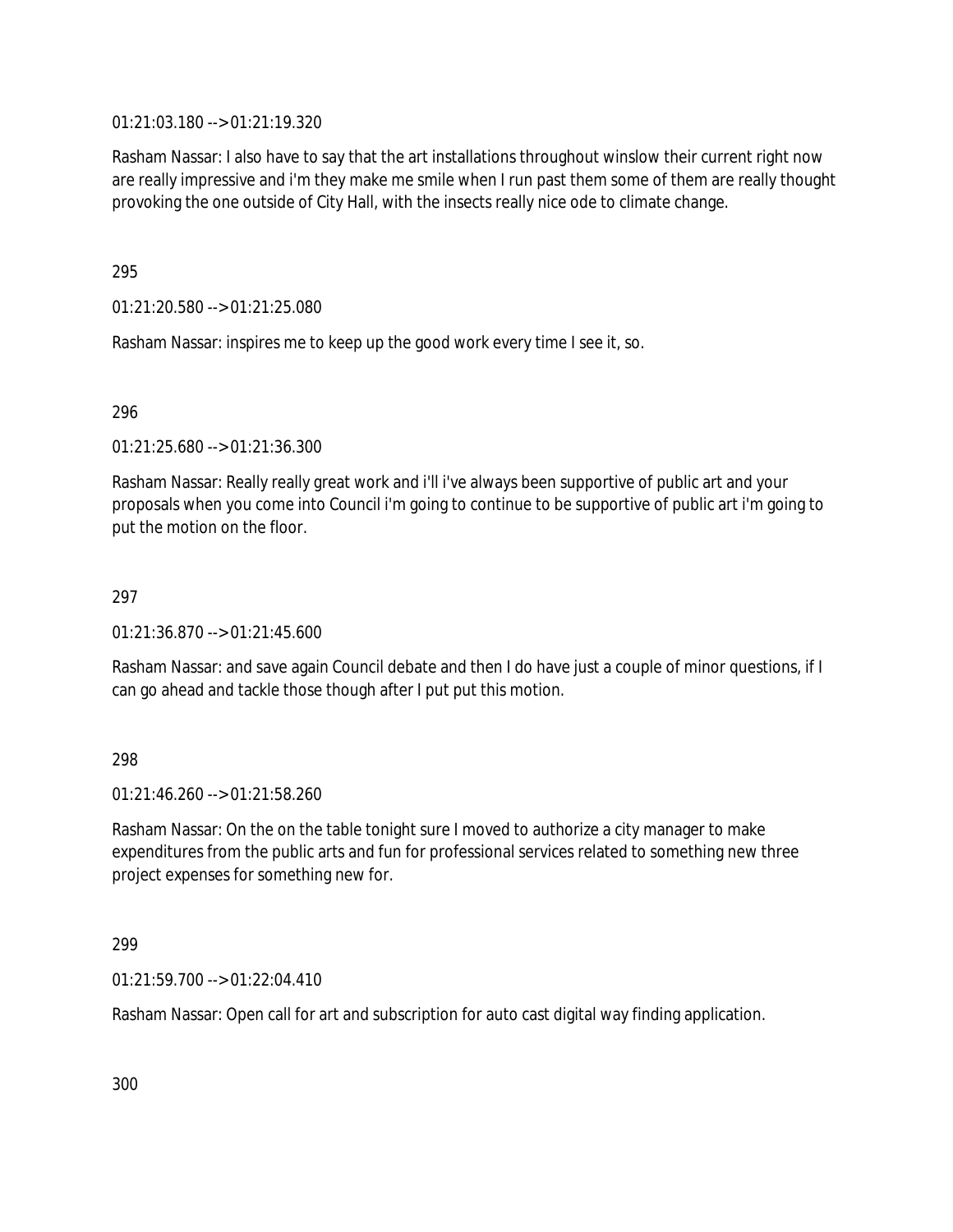01:21:03.180 --> 01:21:19.320

Rasham Nassar: I also have to say that the art installations throughout winslow their current right now are really impressive and i'm they make me smile when I run past them some of them are really thought provoking the one outside of City Hall, with the insects really nice ode to climate change.

295

01:21:20.580 --> 01:21:25.080

Rasham Nassar: inspires me to keep up the good work every time I see it, so.

296

01:21:25.680 --> 01:21:36.300

Rasham Nassar: Really really great work and i'll i've always been supportive of public art and your proposals when you come into Council i'm going to continue to be supportive of public art i'm going to put the motion on the floor.

297

01:21:36.870 --> 01:21:45.600

Rasham Nassar: and save again Council debate and then I do have just a couple of minor questions, if I can go ahead and tackle those though after I put put this motion.

298

01:21:46.260 --> 01:21:58.260

Rasham Nassar: On the on the table tonight sure I moved to authorize a city manager to make expenditures from the public arts and fun for professional services related to something new three project expenses for something new for.

299

01:21:59.700 --> 01:22:04.410

Rasham Nassar: Open call for art and subscription for auto cast digital way finding application.

300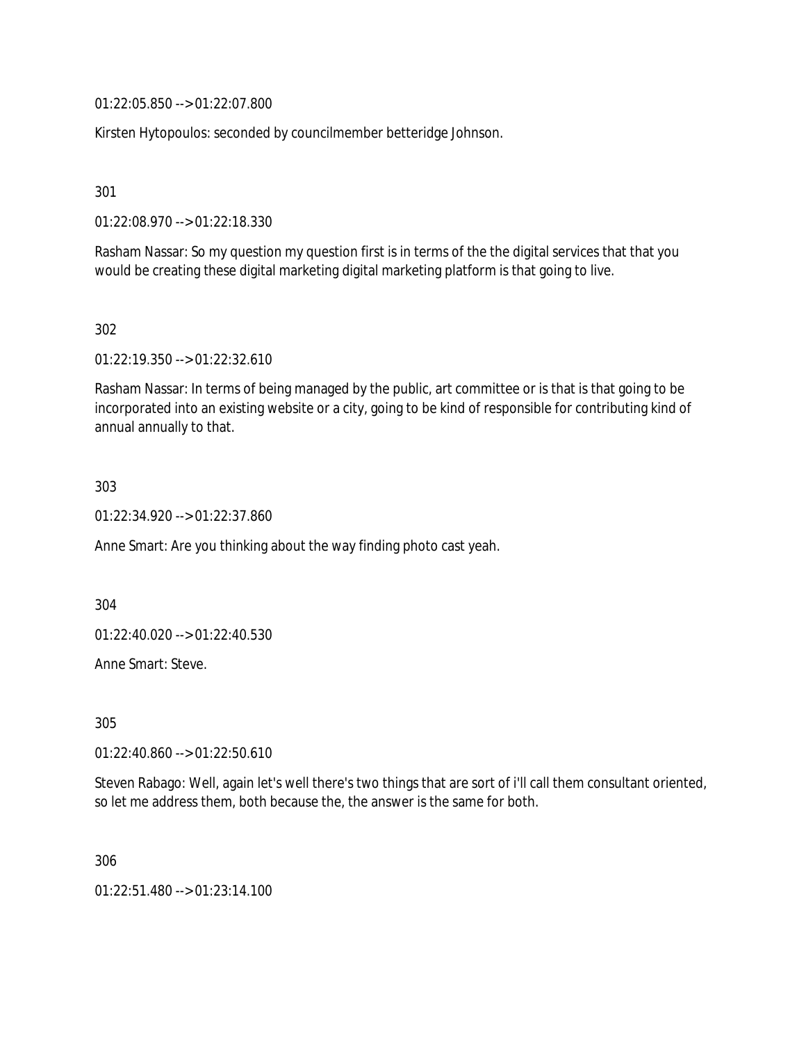01:22:05.850 --> 01:22:07.800

Kirsten Hytopoulos: seconded by councilmember betteridge Johnson.

301

01:22:08.970 --> 01:22:18.330

Rasham Nassar: So my question my question first is in terms of the the digital services that that you would be creating these digital marketing digital marketing platform is that going to live.

302

01:22:19.350 --> 01:22:32.610

Rasham Nassar: In terms of being managed by the public, art committee or is that is that going to be incorporated into an existing website or a city, going to be kind of responsible for contributing kind of annual annually to that.

303

01:22:34.920 --> 01:22:37.860

Anne Smart: Are you thinking about the way finding photo cast yeah.

304

01:22:40.020 --> 01:22:40.530

Anne Smart: Steve.

305

01:22:40.860 --> 01:22:50.610

Steven Rabago: Well, again let's well there's two things that are sort of i'll call them consultant oriented, so let me address them, both because the, the answer is the same for both.

306

01:22:51.480 --> 01:23:14.100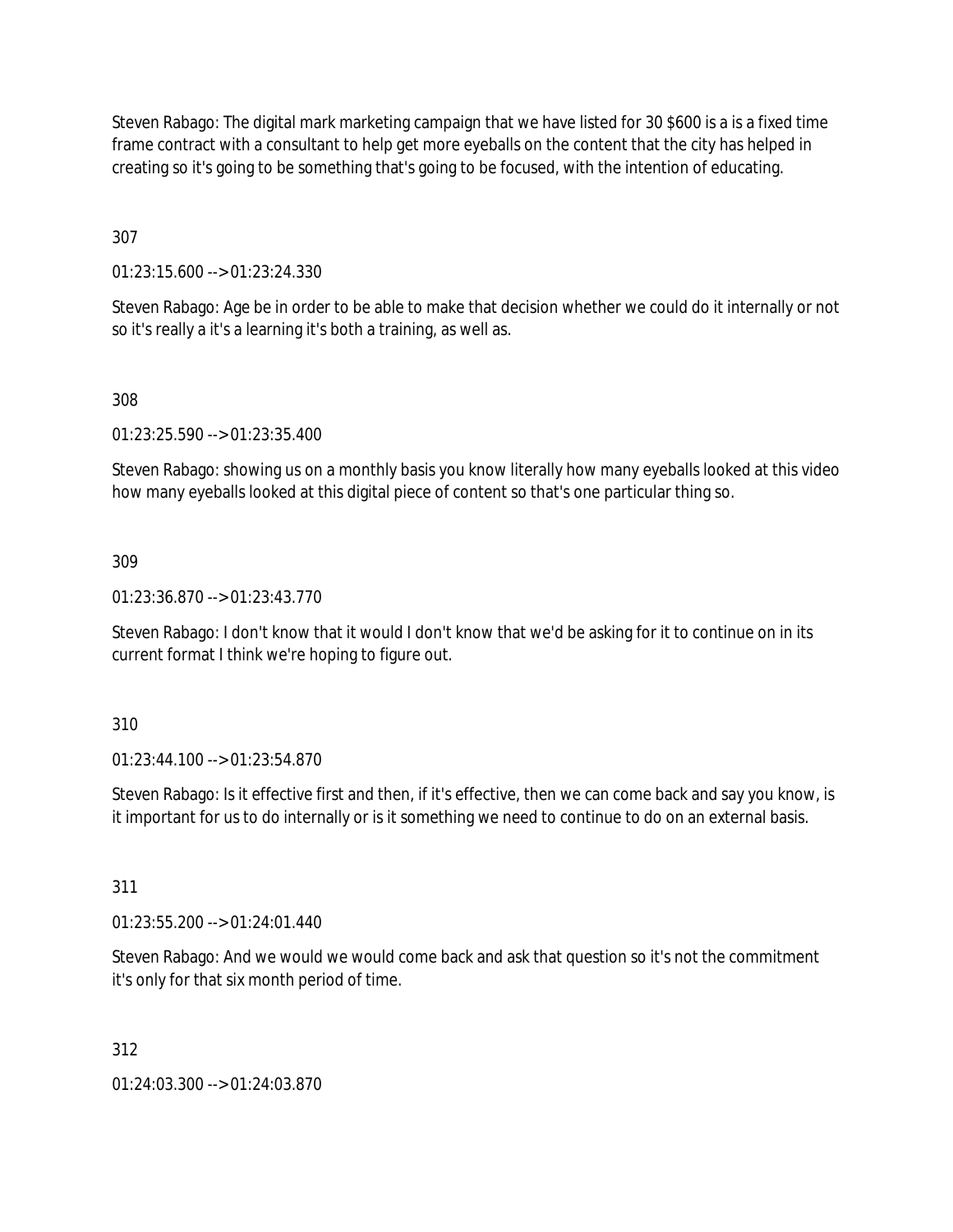Steven Rabago: The digital mark marketing campaign that we have listed for 30 $600 is a is a fixed time frame contract with a consultant to help get more eyeballs on the content that the city has helped in creating so it's going to be something that's going to be focused, with the intention of educating.

307

01:23:15.600 --> 01:23:24.330

Steven Rabago: Age be in order to be able to make that decision whether we could do it internally or not so it's really a it's a learning it's both a training, as well as.

308

01:23:25.590 --> 01:23:35.400

Steven Rabago: showing us on a monthly basis you know literally how many eyeballs looked at this video how many eyeballs looked at this digital piece of content so that's one particular thing so.

309

01:23:36.870 --> 01:23:43.770

Steven Rabago: I don't know that it would I don't know that we'd be asking for it to continue on in its current format I think we're hoping to figure out.

310

01:23:44.100 --> 01:23:54.870

Steven Rabago: Is it effective first and then, if it's effective, then we can come back and say you know, is it important for us to do internally or is it something we need to continue to do on an external basis.

311

01:23:55.200 --> 01:24:01.440

Steven Rabago: And we would we would come back and ask that question so it's not the commitment it's only for that six month period of time.

312

01:24:03.300 --> 01:24:03.870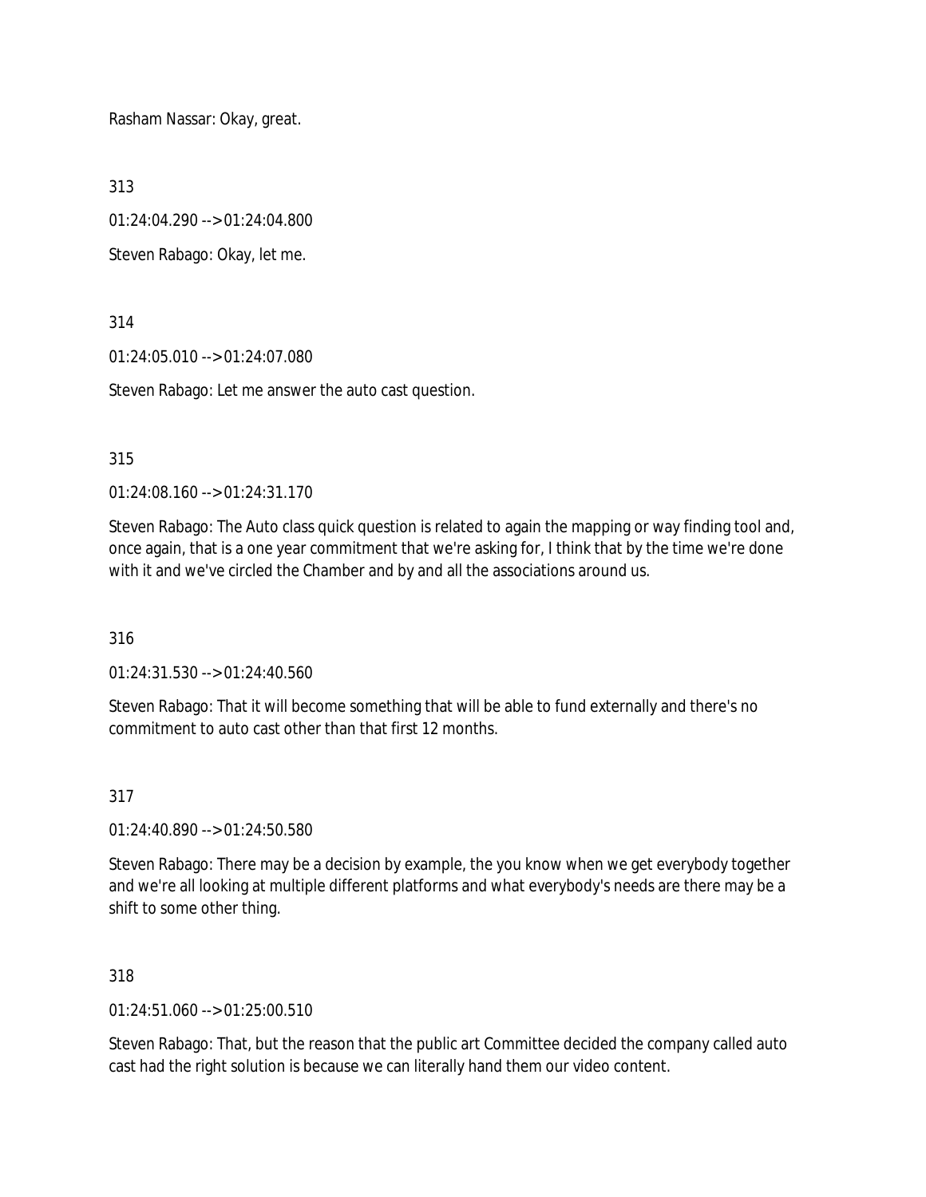Rasham Nassar: Okay, great.

313

01:24:04.290 --> 01:24:04.800

Steven Rabago: Okay, let me.

314

01:24:05.010 --> 01:24:07.080

Steven Rabago: Let me answer the auto cast question.

315

01:24:08.160 --> 01:24:31.170

Steven Rabago: The Auto class quick question is related to again the mapping or way finding tool and, once again, that is a one year commitment that we're asking for, I think that by the time we're done with it and we've circled the Chamber and by and all the associations around us.

316

01:24:31.530 --> 01:24:40.560

Steven Rabago: That it will become something that will be able to fund externally and there's no commitment to auto cast other than that first 12 months.

317

01:24:40.890 --> 01:24:50.580

Steven Rabago: There may be a decision by example, the you know when we get everybody together and we're all looking at multiple different platforms and what everybody's needs are there may be a shift to some other thing.

318

01:24:51.060 --> 01:25:00.510

Steven Rabago: That, but the reason that the public art Committee decided the company called auto cast had the right solution is because we can literally hand them our video content.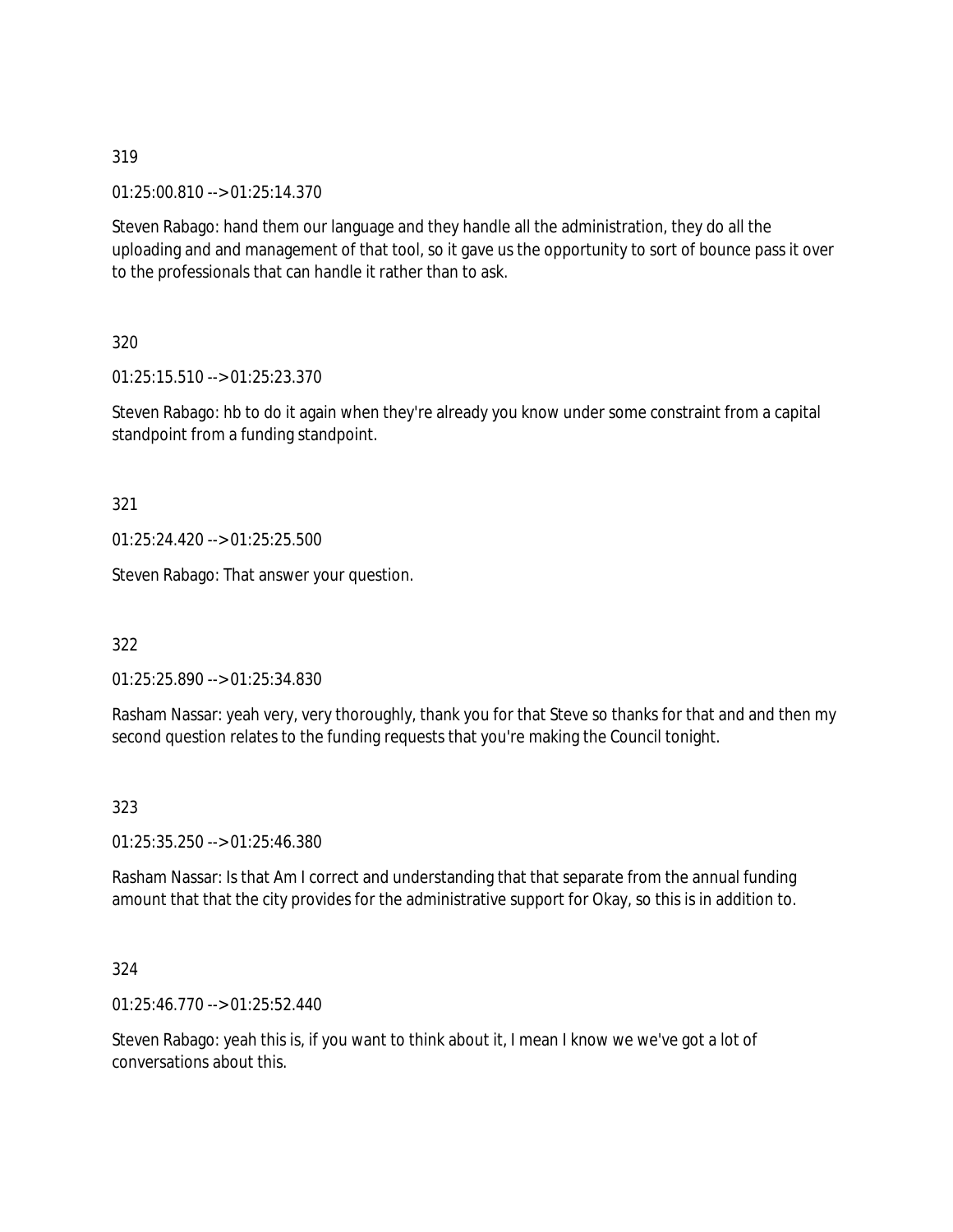319

01:25:00.810 --> 01:25:14.370

Steven Rabago: hand them our language and they handle all the administration, they do all the uploading and and management of that tool, so it gave us the opportunity to sort of bounce pass it over to the professionals that can handle it rather than to ask.

320

01:25:15.510 --> 01:25:23.370

Steven Rabago: hb to do it again when they're already you know under some constraint from a capital standpoint from a funding standpoint.

321

01:25:24.420 --> 01:25:25.500

Steven Rabago: That answer your question.

322

01:25:25.890 --> 01:25:34.830

Rasham Nassar: yeah very, very thoroughly, thank you for that Steve so thanks for that and and then my second question relates to the funding requests that you're making the Council tonight.

323

01:25:35.250 --> 01:25:46.380

Rasham Nassar: Is that Am I correct and understanding that that separate from the annual funding amount that that the city provides for the administrative support for Okay, so this is in addition to.

324

01:25:46.770 --> 01:25:52.440

Steven Rabago: yeah this is, if you want to think about it, I mean I know we we've got a lot of conversations about this.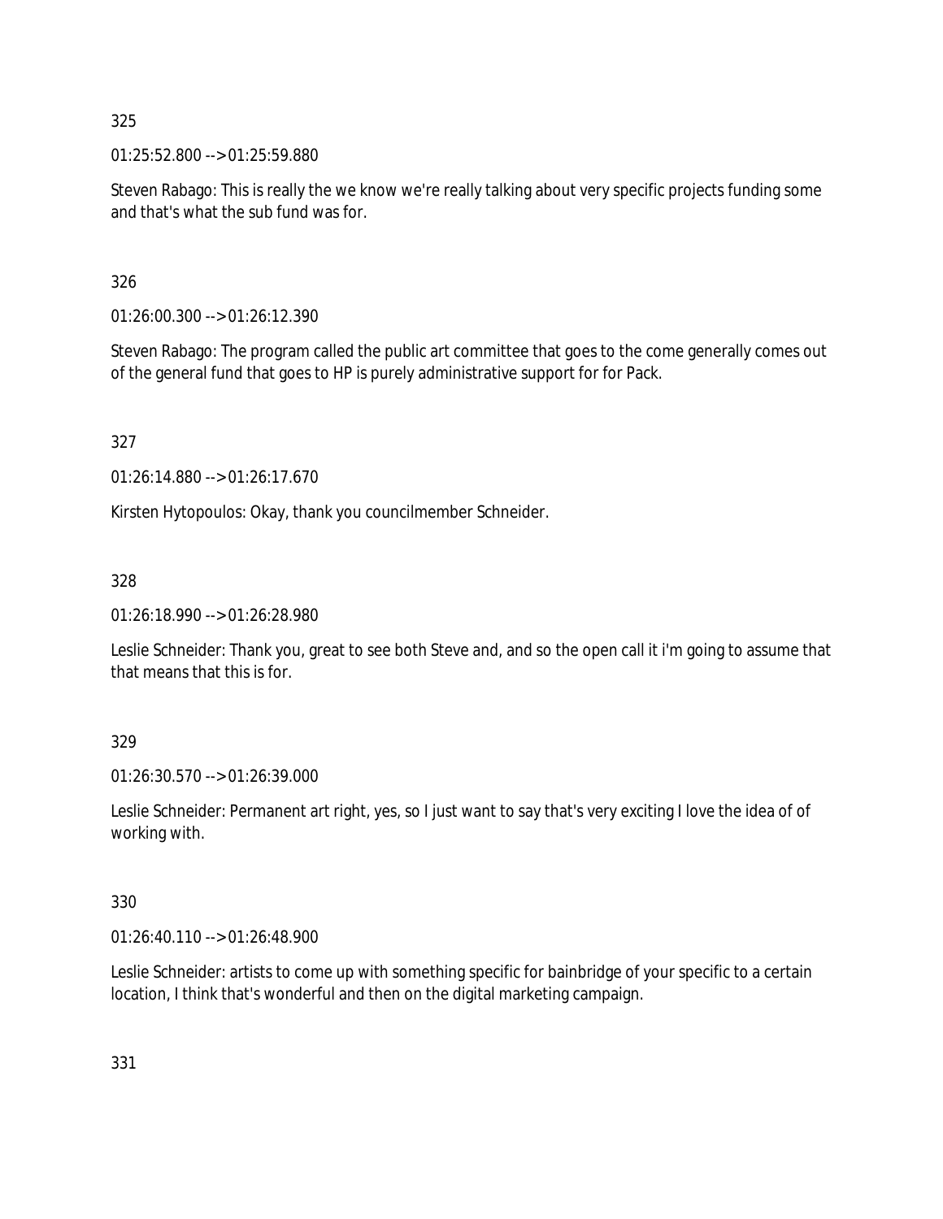325

01:25:52.800 --> 01:25:59.880

Steven Rabago: This is really the we know we're really talking about very specific projects funding some and that's what the sub fund was for.

326

01:26:00.300 --> 01:26:12.390

Steven Rabago: The program called the public art committee that goes to the come generally comes out of the general fund that goes to HP is purely administrative support for for Pack.

327

01:26:14.880 --> 01:26:17.670

Kirsten Hytopoulos: Okay, thank you councilmember Schneider.

328

01:26:18.990 --> 01:26:28.980

Leslie Schneider: Thank you, great to see both Steve and, and so the open call it i'm going to assume that that means that this is for.

329

01:26:30.570 --> 01:26:39.000

Leslie Schneider: Permanent art right, yes, so I just want to say that's very exciting I love the idea of of working with.

330

01:26:40.110 --> 01:26:48.900

Leslie Schneider: artists to come up with something specific for bainbridge of your specific to a certain location, I think that's wonderful and then on the digital marketing campaign.

331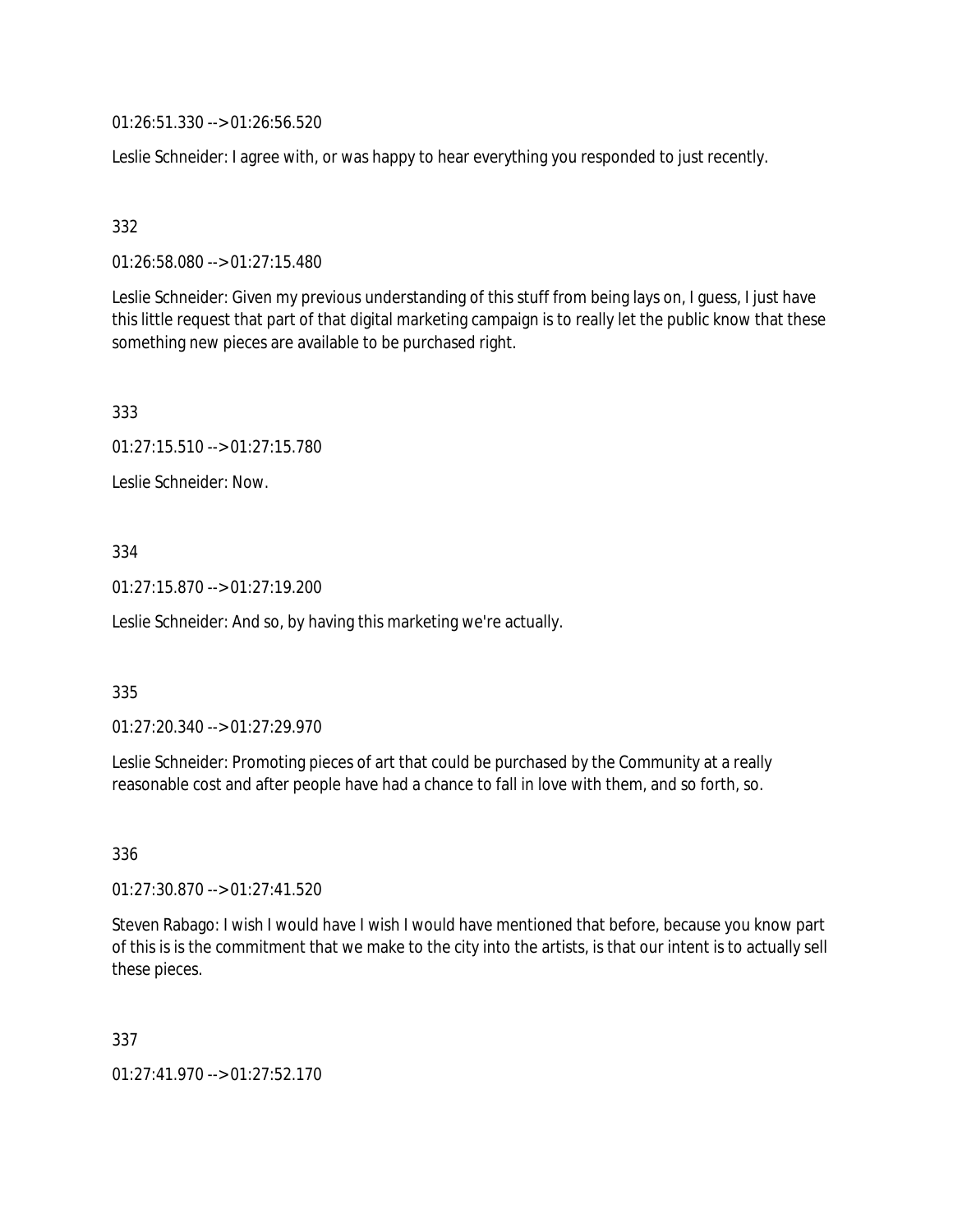01:26:51.330 --> 01:26:56.520

Leslie Schneider: I agree with, or was happy to hear everything you responded to just recently.

332

01:26:58.080 --> 01:27:15.480

Leslie Schneider: Given my previous understanding of this stuff from being lays on, I guess, I just have this little request that part of that digital marketing campaign is to really let the public know that these something new pieces are available to be purchased right.

333

01:27:15.510 --> 01:27:15.780

Leslie Schneider: Now.

334

01:27:15.870 --> 01:27:19.200

Leslie Schneider: And so, by having this marketing we're actually.

335

01:27:20.340 --> 01:27:29.970

Leslie Schneider: Promoting pieces of art that could be purchased by the Community at a really reasonable cost and after people have had a chance to fall in love with them, and so forth, so.

336

01:27:30.870 --> 01:27:41.520

Steven Rabago: I wish I would have I wish I would have mentioned that before, because you know part of this is is the commitment that we make to the city into the artists, is that our intent is to actually sell these pieces.

337

01:27:41.970 --> 01:27:52.170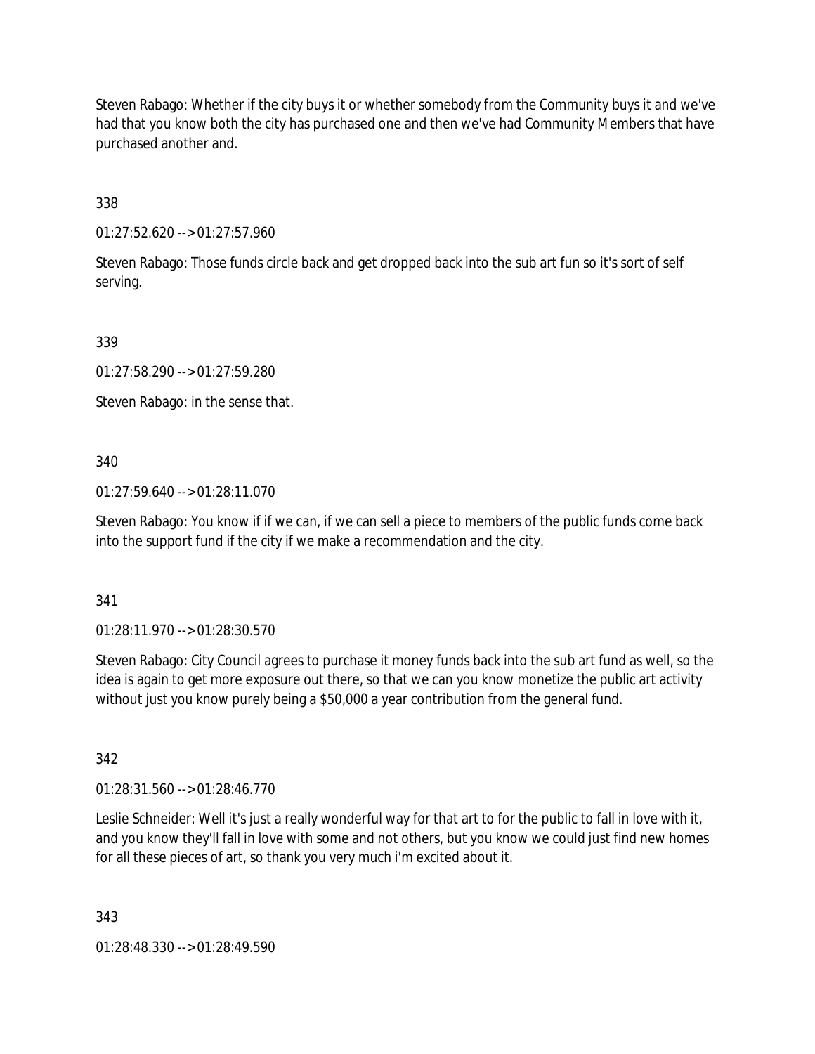Steven Rabago: Whether if the city buys it or whether somebody from the Community buys it and we've had that you know both the city has purchased one and then we've had Community Members that have purchased another and.

338

01:27:52.620 --> 01:27:57.960

Steven Rabago: Those funds circle back and get dropped back into the sub art fun so it's sort of self serving.

339

01:27:58.290 --> 01:27:59.280

Steven Rabago: in the sense that.

340

01:27:59.640 --> 01:28:11.070

Steven Rabago: You know if if we can, if we can sell a piece to members of the public funds come back into the support fund if the city if we make a recommendation and the city.

341

01:28:11.970 --> 01:28:30.570

Steven Rabago: City Council agrees to purchase it money funds back into the sub art fund as well, so the idea is again to get more exposure out there, so that we can you know monetize the public art activity without just you know purely being a $50,000 a year contribution from the general fund.

342

01:28:31.560 --> 01:28:46.770

Leslie Schneider: Well it's just a really wonderful way for that art to for the public to fall in love with it, and you know they'll fall in love with some and not others, but you know we could just find new homes for all these pieces of art, so thank you very much i'm excited about it.

343

01:28:48.330 --> 01:28:49.590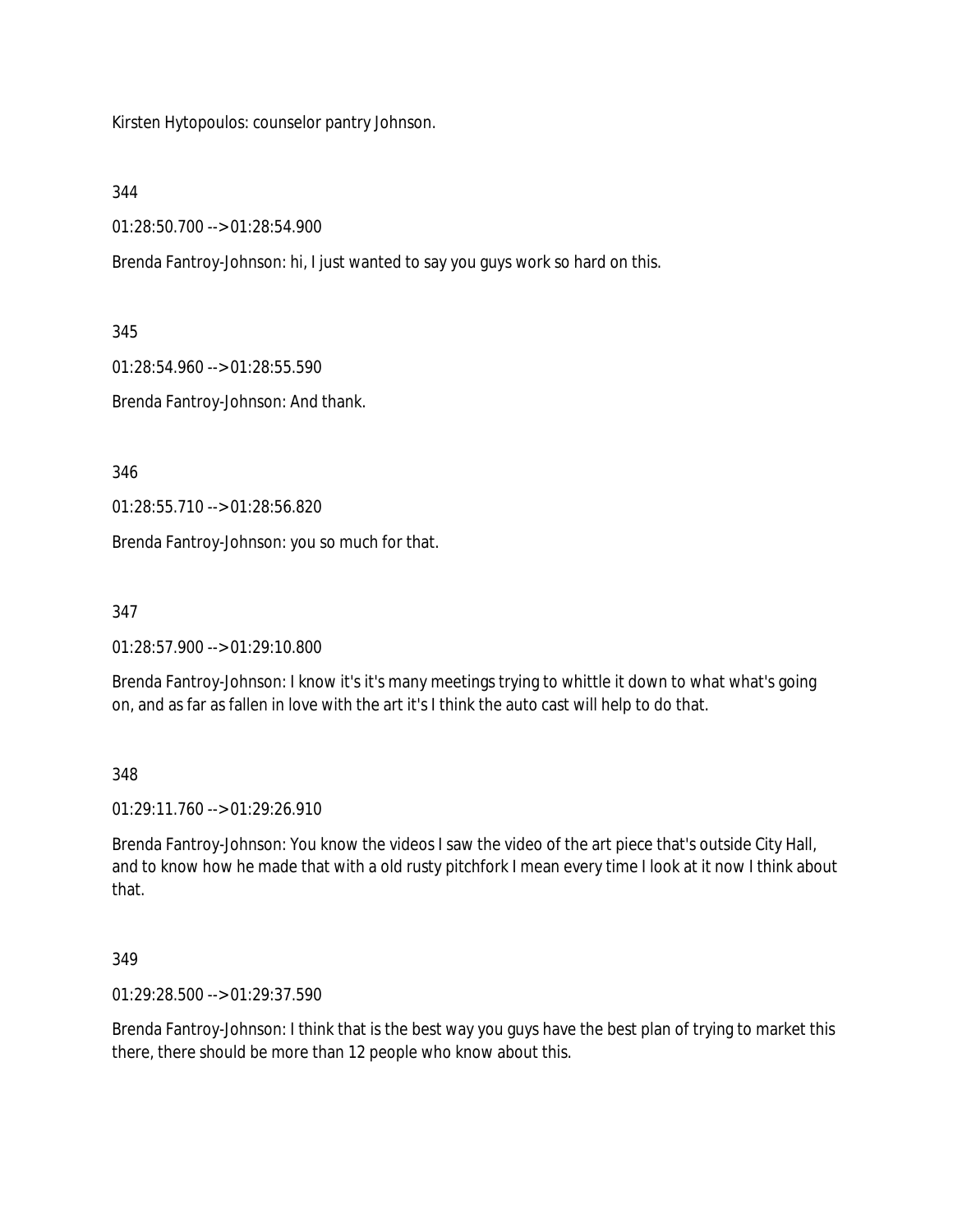Kirsten Hytopoulos: counselor pantry Johnson.

344

01:28:50.700 --> 01:28:54.900

Brenda Fantroy-Johnson: hi, I just wanted to say you guys work so hard on this.

345

01:28:54.960 --> 01:28:55.590

Brenda Fantroy-Johnson: And thank.

346

01:28:55.710 --> 01:28:56.820

Brenda Fantroy-Johnson: you so much for that.

347

01:28:57.900 --> 01:29:10.800

Brenda Fantroy-Johnson: I know it's it's many meetings trying to whittle it down to what what's going on, and as far as fallen in love with the art it's I think the auto cast will help to do that.

348

01:29:11.760 --> 01:29:26.910

Brenda Fantroy-Johnson: You know the videos I saw the video of the art piece that's outside City Hall, and to know how he made that with a old rusty pitchfork I mean every time I look at it now I think about that.

349

01:29:28.500 --> 01:29:37.590

Brenda Fantroy-Johnson: I think that is the best way you guys have the best plan of trying to market this there, there should be more than 12 people who know about this.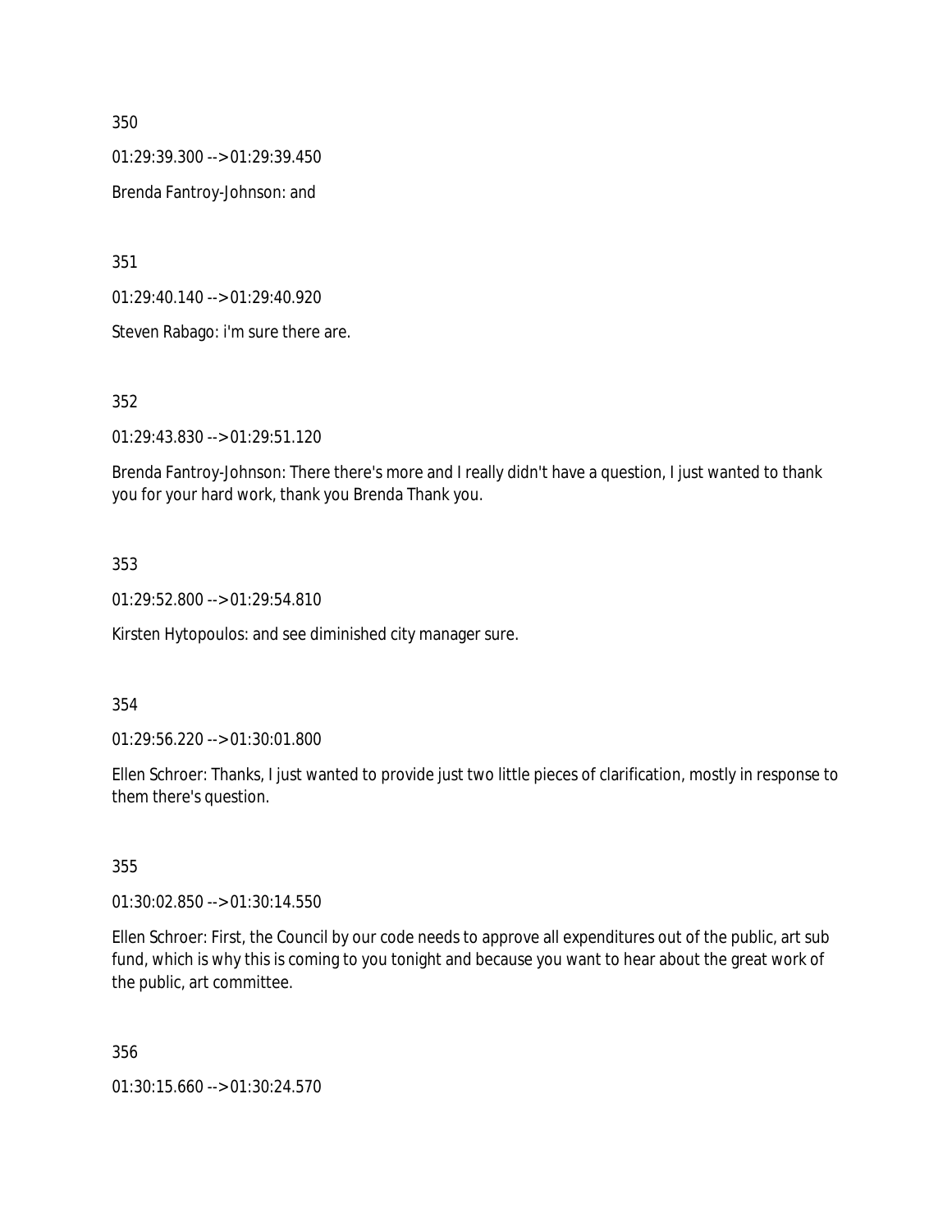350

01:29:39.300 --> 01:29:39.450

Brenda Fantroy-Johnson: and

351

01:29:40.140 --> 01:29:40.920

Steven Rabago: i'm sure there are.

352

01:29:43.830 --> 01:29:51.120

Brenda Fantroy-Johnson: There there's more and I really didn't have a question, I just wanted to thank you for your hard work, thank you Brenda Thank you.

353

01:29:52.800 --> 01:29:54.810

Kirsten Hytopoulos: and see diminished city manager sure.

354

01:29:56.220 --> 01:30:01.800

Ellen Schroer: Thanks, I just wanted to provide just two little pieces of clarification, mostly in response to them there's question.

355

01:30:02.850 --> 01:30:14.550

Ellen Schroer: First, the Council by our code needs to approve all expenditures out of the public, art sub fund, which is why this is coming to you tonight and because you want to hear about the great work of the public, art committee.

356

01:30:15.660 --> 01:30:24.570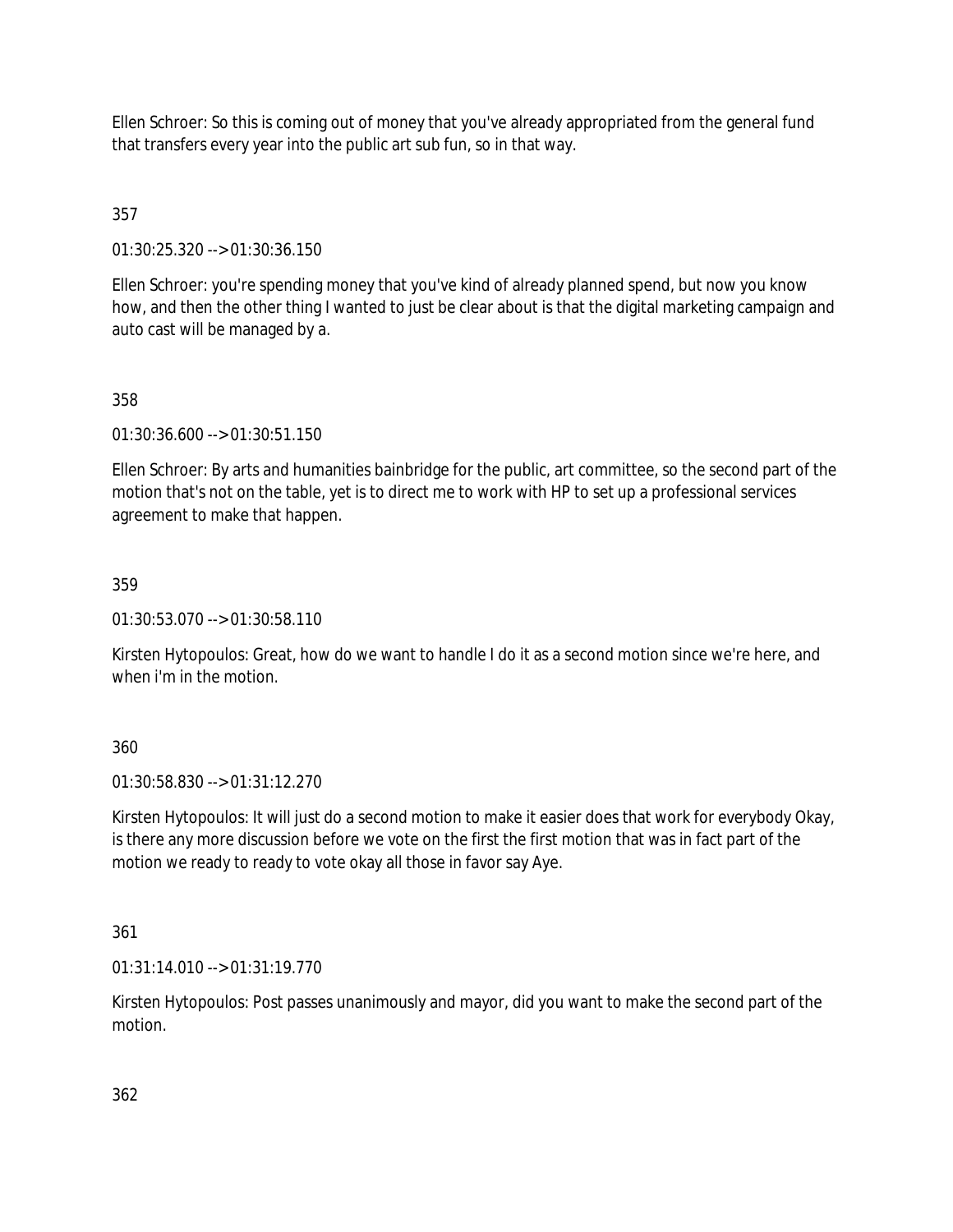Ellen Schroer: So this is coming out of money that you've already appropriated from the general fund that transfers every year into the public art sub fun, so in that way.

357

01:30:25.320 --> 01:30:36.150

Ellen Schroer: you're spending money that you've kind of already planned spend, but now you know how, and then the other thing I wanted to just be clear about is that the digital marketing campaign and auto cast will be managed by a.

358

01:30:36.600 --> 01:30:51.150

Ellen Schroer: By arts and humanities bainbridge for the public, art committee, so the second part of the motion that's not on the table, yet is to direct me to work with HP to set up a professional services agreement to make that happen.

359

01:30:53.070 --> 01:30:58.110

Kirsten Hytopoulos: Great, how do we want to handle I do it as a second motion since we're here, and when i'm in the motion.

360

01:30:58.830 --> 01:31:12.270

Kirsten Hytopoulos: It will just do a second motion to make it easier does that work for everybody Okay, is there any more discussion before we vote on the first the first motion that was in fact part of the motion we ready to ready to vote okay all those in favor say Aye.

361

01:31:14.010 --> 01:31:19.770

Kirsten Hytopoulos: Post passes unanimously and mayor, did you want to make the second part of the motion.

362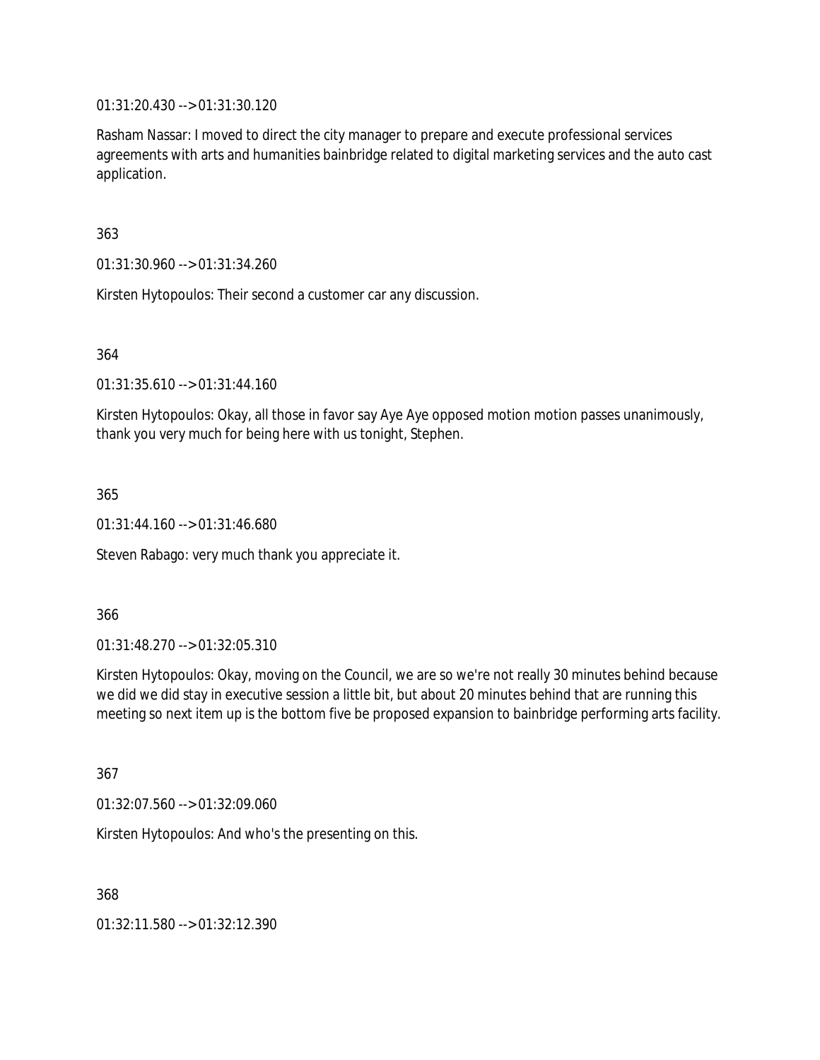01:31:20.430 --> 01:31:30.120

Rasham Nassar: I moved to direct the city manager to prepare and execute professional services agreements with arts and humanities bainbridge related to digital marketing services and the auto cast application.

363

01:31:30.960 --> 01:31:34.260

Kirsten Hytopoulos: Their second a customer car any discussion.

364

01:31:35.610 --> 01:31:44.160

Kirsten Hytopoulos: Okay, all those in favor say Aye Aye opposed motion motion passes unanimously, thank you very much for being here with us tonight, Stephen.

365

01:31:44.160 --> 01:31:46.680

Steven Rabago: very much thank you appreciate it.

366

01:31:48.270 --> 01:32:05.310

Kirsten Hytopoulos: Okay, moving on the Council, we are so we're not really 30 minutes behind because we did we did stay in executive session a little bit, but about 20 minutes behind that are running this meeting so next item up is the bottom five be proposed expansion to bainbridge performing arts facility.

367

01:32:07.560 --> 01:32:09.060

Kirsten Hytopoulos: And who's the presenting on this.

368

01:32:11.580 --> 01:32:12.390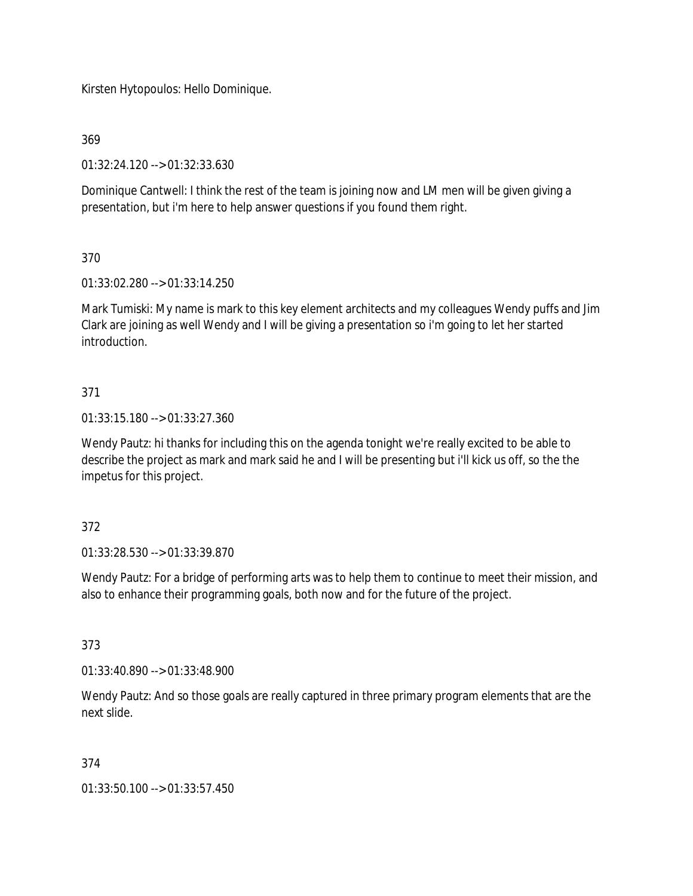Kirsten Hytopoulos: Hello Dominique.

369

01:32:24.120 --> 01:32:33.630

Dominique Cantwell: I think the rest of the team is joining now and LM men will be given giving a presentation, but i'm here to help answer questions if you found them right.

370

01:33:02.280 --> 01:33:14.250

Mark Tumiski: My name is mark to this key element architects and my colleagues Wendy puffs and Jim Clark are joining as well Wendy and I will be giving a presentation so i'm going to let her started introduction.

371

01:33:15.180 --> 01:33:27.360

Wendy Pautz: hi thanks for including this on the agenda tonight we're really excited to be able to describe the project as mark and mark said he and I will be presenting but i'll kick us off, so the the impetus for this project.

372

01:33:28.530 --> 01:33:39.870

Wendy Pautz: For a bridge of performing arts was to help them to continue to meet their mission, and also to enhance their programming goals, both now and for the future of the project.

373

01:33:40.890 --> 01:33:48.900

Wendy Pautz: And so those goals are really captured in three primary program elements that are the next slide.

374

01:33:50.100 --> 01:33:57.450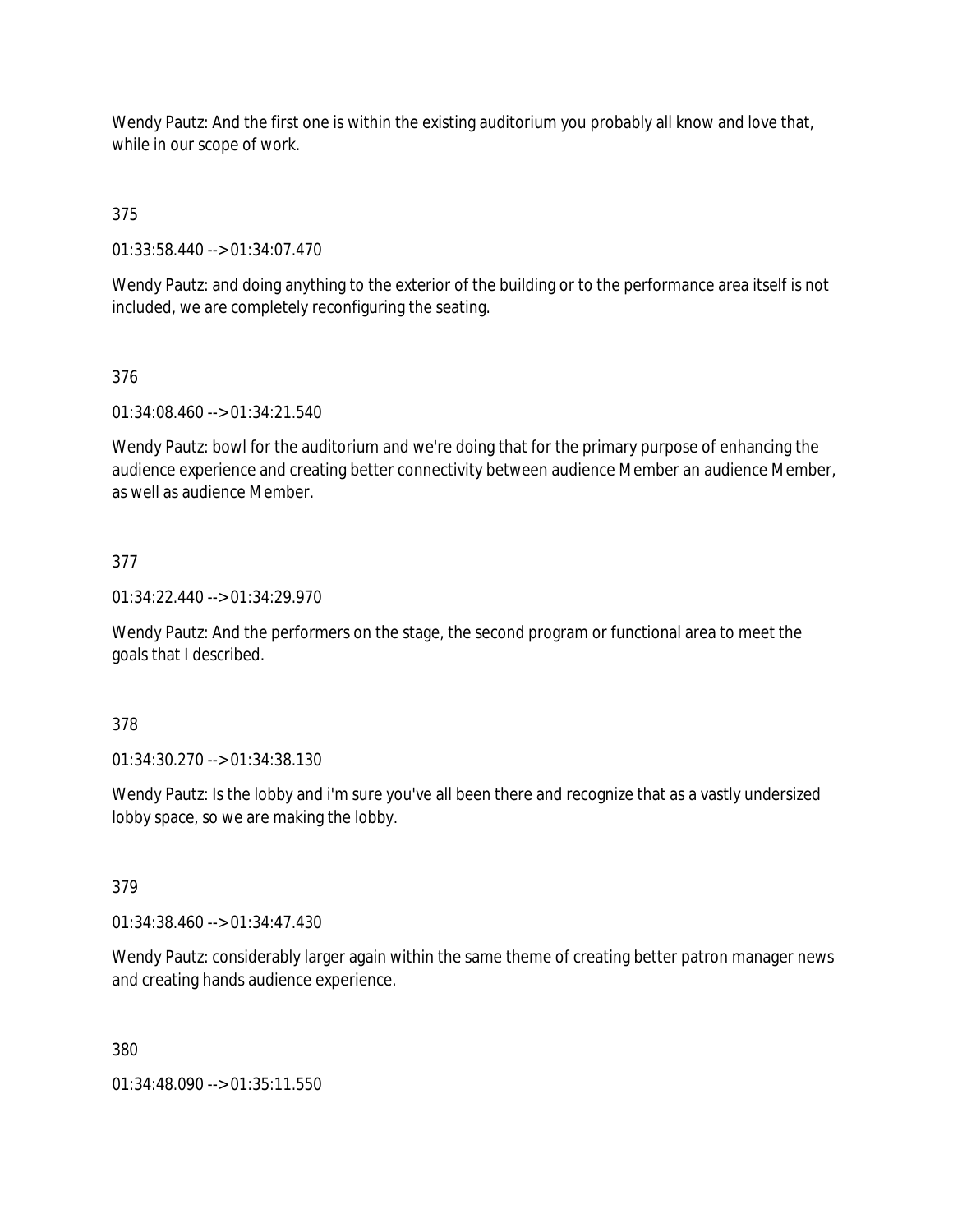Wendy Pautz: And the first one is within the existing auditorium you probably all know and love that, while in our scope of work.

375

01:33:58.440 --> 01:34:07.470

Wendy Pautz: and doing anything to the exterior of the building or to the performance area itself is not included, we are completely reconfiguring the seating.

376

01:34:08.460 --> 01:34:21.540

Wendy Pautz: bowl for the auditorium and we're doing that for the primary purpose of enhancing the audience experience and creating better connectivity between audience Member an audience Member, as well as audience Member.

377

01:34:22.440 --> 01:34:29.970

Wendy Pautz: And the performers on the stage, the second program or functional area to meet the goals that I described.

378

01:34:30.270 --> 01:34:38.130

Wendy Pautz: Is the lobby and i'm sure you've all been there and recognize that as a vastly undersized lobby space, so we are making the lobby.

379

01:34:38.460 --> 01:34:47.430

Wendy Pautz: considerably larger again within the same theme of creating better patron manager news and creating hands audience experience.

380

01:34:48.090 --> 01:35:11.550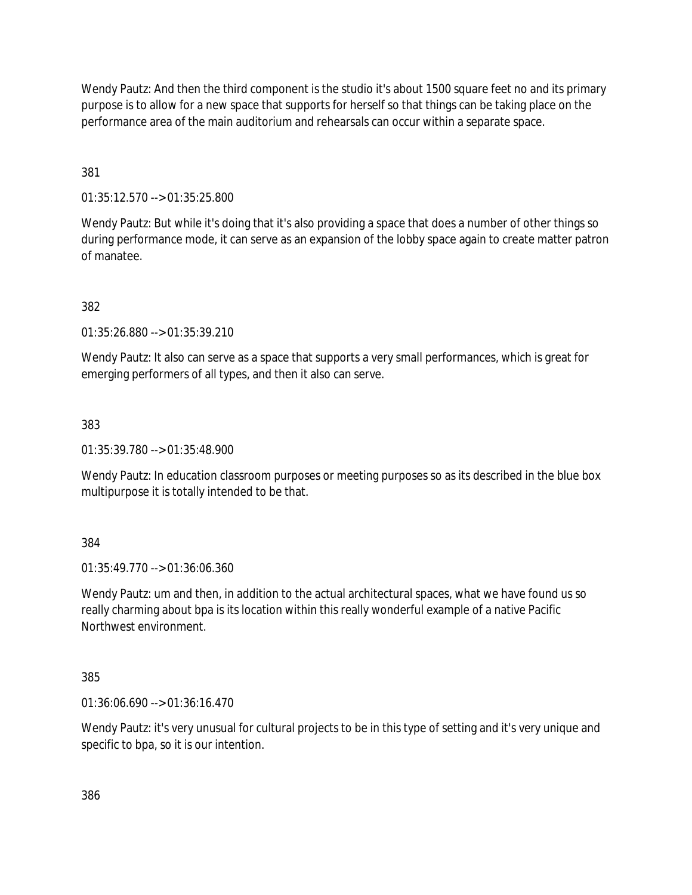Wendy Pautz: And then the third component is the studio it's about 1500 square feet no and its primary purpose is to allow for a new space that supports for herself so that things can be taking place on the performance area of the main auditorium and rehearsals can occur within a separate space.

381

01:35:12.570 --> 01:35:25.800

Wendy Pautz: But while it's doing that it's also providing a space that does a number of other things so during performance mode, it can serve as an expansion of the lobby space again to create matter patron of manatee.

382

01:35:26.880 --> 01:35:39.210

Wendy Pautz: It also can serve as a space that supports a very small performances, which is great for emerging performers of all types, and then it also can serve.

383

01:35:39.780 --> 01:35:48.900

Wendy Pautz: In education classroom purposes or meeting purposes so as its described in the blue box multipurpose it is totally intended to be that.

384

01:35:49.770 --> 01:36:06.360

Wendy Pautz: um and then, in addition to the actual architectural spaces, what we have found us so really charming about bpa is its location within this really wonderful example of a native Pacific Northwest environment.

385

01:36:06.690 --> 01:36:16.470

Wendy Pautz: it's very unusual for cultural projects to be in this type of setting and it's very unique and specific to bpa, so it is our intention.

386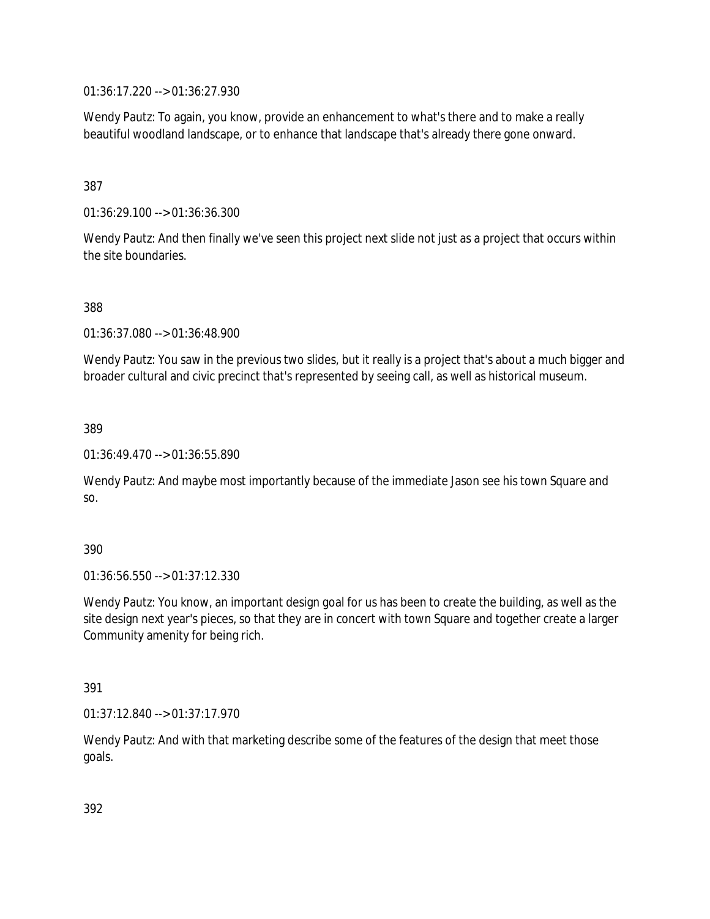01:36:17.220 --> 01:36:27.930

Wendy Pautz: To again, you know, provide an enhancement to what's there and to make a really beautiful woodland landscape, or to enhance that landscape that's already there gone onward.

387

01:36:29.100 --> 01:36:36.300

Wendy Pautz: And then finally we've seen this project next slide not just as a project that occurs within the site boundaries.

388

01:36:37.080 --> 01:36:48.900

Wendy Pautz: You saw in the previous two slides, but it really is a project that's about a much bigger and broader cultural and civic precinct that's represented by seeing call, as well as historical museum.

389

01:36:49.470 --> 01:36:55.890

Wendy Pautz: And maybe most importantly because of the immediate Jason see his town Square and so.

390

01:36:56.550 --> 01:37:12.330

Wendy Pautz: You know, an important design goal for us has been to create the building, as well as the site design next year's pieces, so that they are in concert with town Square and together create a larger Community amenity for being rich.

391

01:37:12.840 --> 01:37:17.970

Wendy Pautz: And with that marketing describe some of the features of the design that meet those goals.

392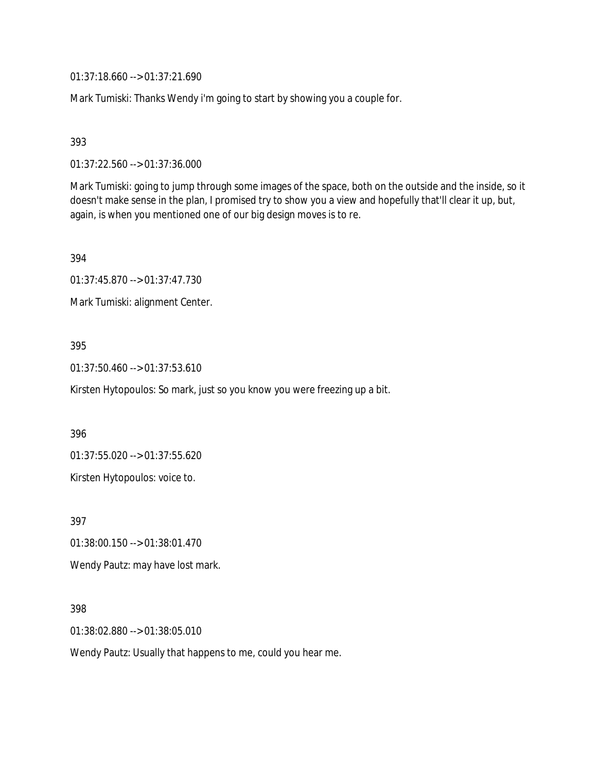01:37:18.660 --> 01:37:21.690

Mark Tumiski: Thanks Wendy i'm going to start by showing you a couple for.

393

01:37:22.560 --> 01:37:36.000

Mark Tumiski: going to jump through some images of the space, both on the outside and the inside, so it doesn't make sense in the plan, I promised try to show you a view and hopefully that'll clear it up, but, again, is when you mentioned one of our big design moves is to re.

394

01:37:45.870 --> 01:37:47.730

Mark Tumiski: alignment Center.

395

01:37:50.460 --> 01:37:53.610

Kirsten Hytopoulos: So mark, just so you know you were freezing up a bit.

396

01:37:55.020 --> 01:37:55.620

Kirsten Hytopoulos: voice to.

397

01:38:00.150 --> 01:38:01.470

Wendy Pautz: may have lost mark.

398

01:38:02.880 --> 01:38:05.010

Wendy Pautz: Usually that happens to me, could you hear me.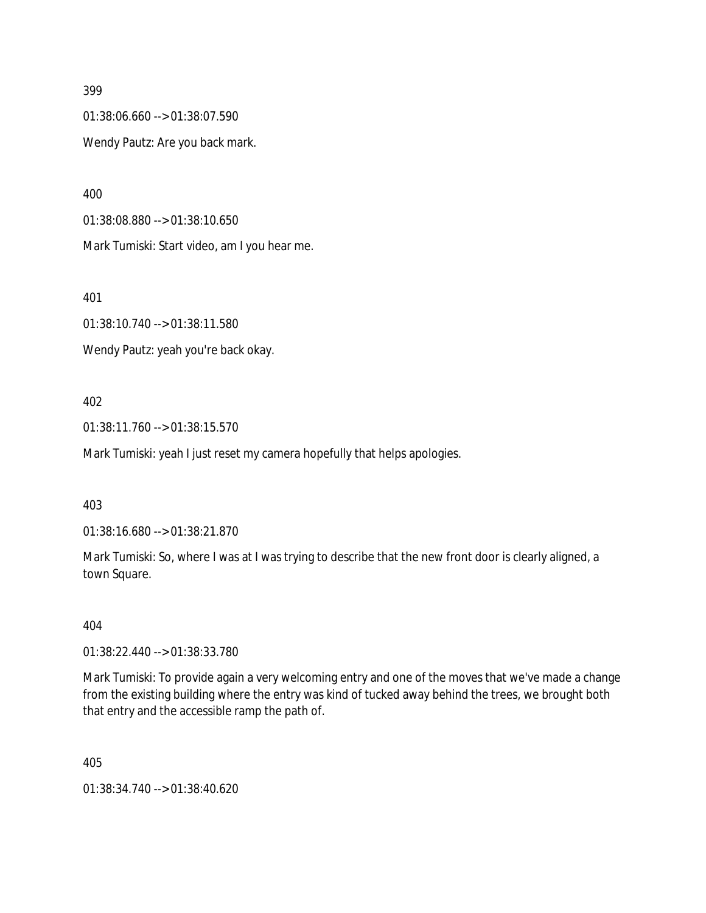399

01:38:06.660 --> 01:38:07.590

Wendy Pautz: Are you back mark.

400

01:38:08.880 --> 01:38:10.650

Mark Tumiski: Start video, am I you hear me.

401

01:38:10.740 --> 01:38:11.580

Wendy Pautz: yeah you're back okay.

402

01:38:11.760 --> 01:38:15.570

Mark Tumiski: yeah I just reset my camera hopefully that helps apologies.

403

01:38:16.680 --> 01:38:21.870

Mark Tumiski: So, where I was at I was trying to describe that the new front door is clearly aligned, a town Square.

404

01:38:22.440 --> 01:38:33.780

Mark Tumiski: To provide again a very welcoming entry and one of the moves that we've made a change from the existing building where the entry was kind of tucked away behind the trees, we brought both that entry and the accessible ramp the path of.

405

01:38:34.740 --> 01:38:40.620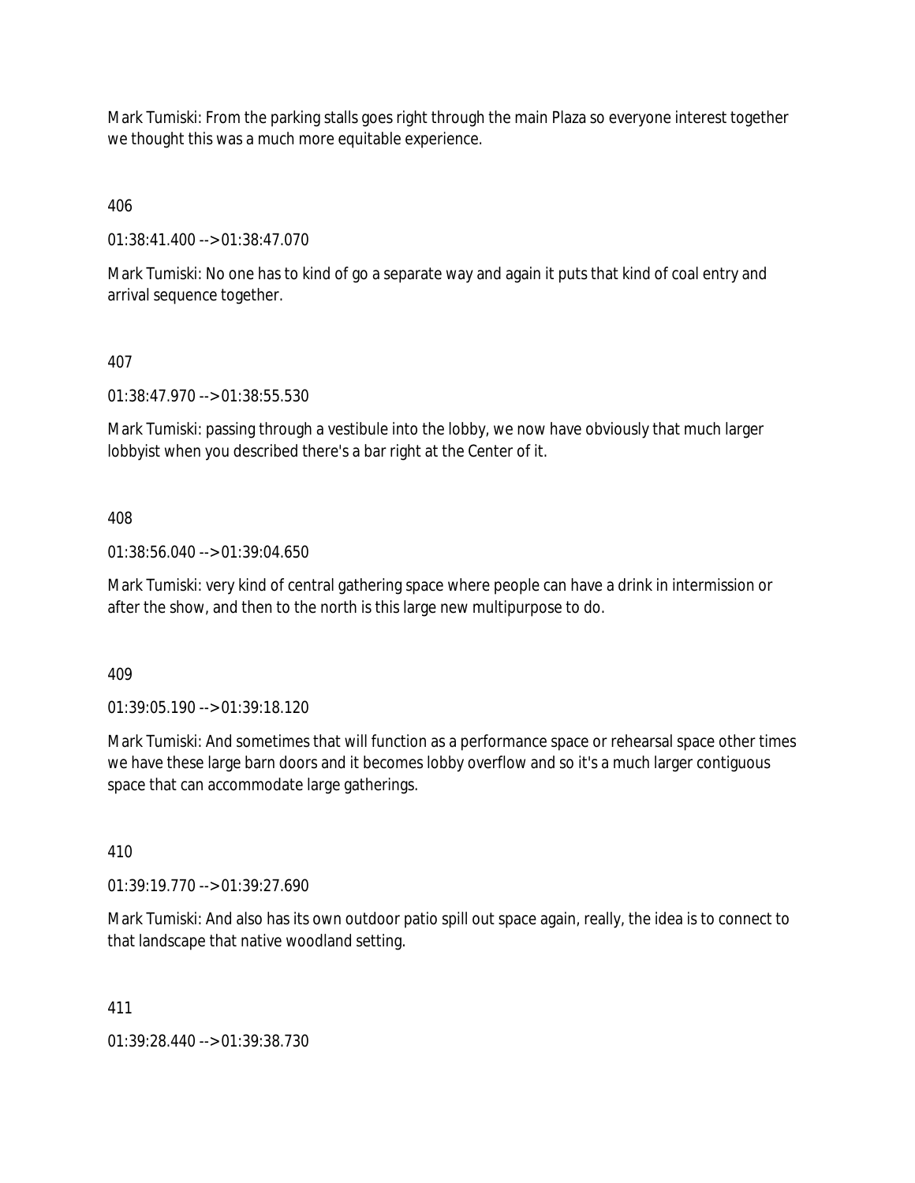Mark Tumiski: From the parking stalls goes right through the main Plaza so everyone interest together we thought this was a much more equitable experience.

406

01:38:41.400 --> 01:38:47.070

Mark Tumiski: No one has to kind of go a separate way and again it puts that kind of coal entry and arrival sequence together.

407

01:38:47.970 --> 01:38:55.530

Mark Tumiski: passing through a vestibule into the lobby, we now have obviously that much larger lobbyist when you described there's a bar right at the Center of it.

408

01:38:56.040 --> 01:39:04.650

Mark Tumiski: very kind of central gathering space where people can have a drink in intermission or after the show, and then to the north is this large new multipurpose to do.

409

01:39:05.190 --> 01:39:18.120

Mark Tumiski: And sometimes that will function as a performance space or rehearsal space other times we have these large barn doors and it becomes lobby overflow and so it's a much larger contiguous space that can accommodate large gatherings.

410

01:39:19.770 --> 01:39:27.690

Mark Tumiski: And also has its own outdoor patio spill out space again, really, the idea is to connect to that landscape that native woodland setting.

411

01:39:28.440 --> 01:39:38.730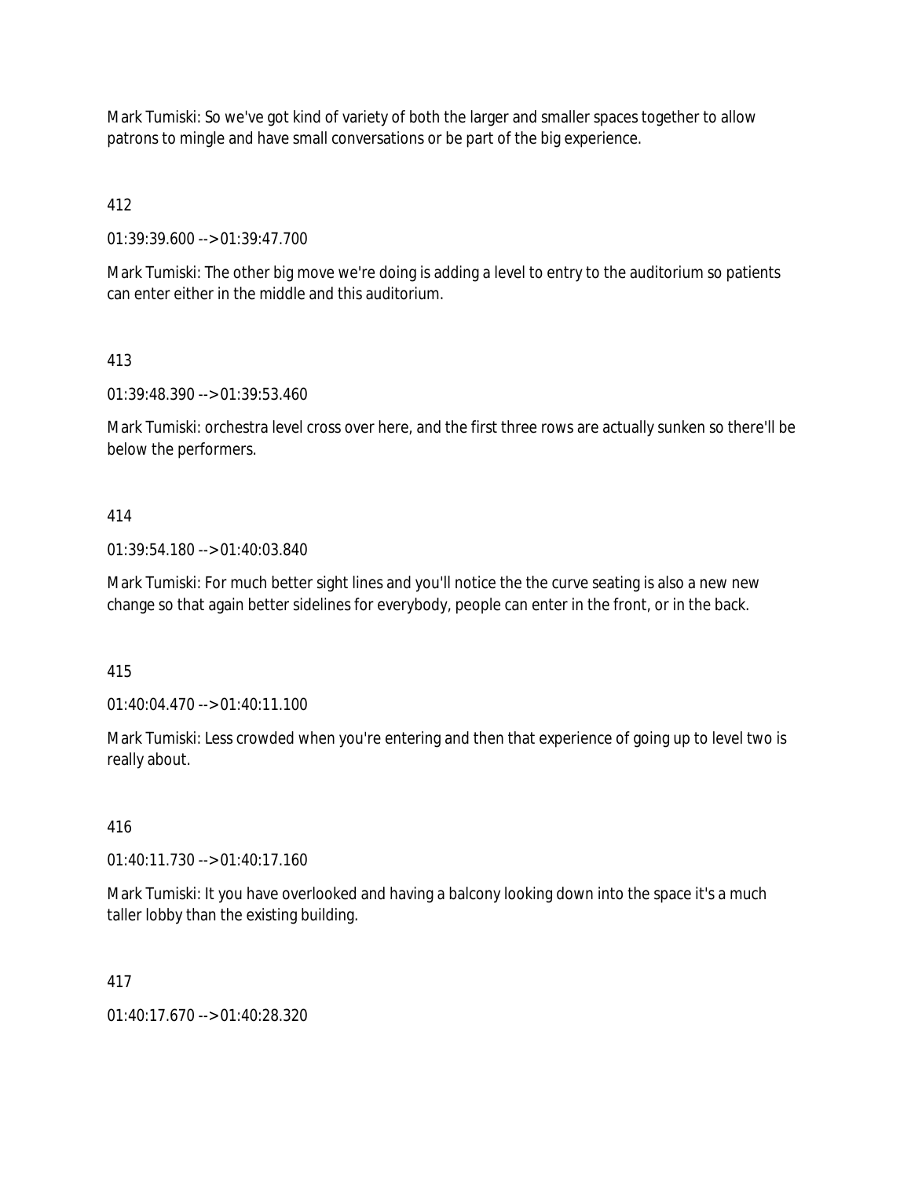Mark Tumiski: So we've got kind of variety of both the larger and smaller spaces together to allow patrons to mingle and have small conversations or be part of the big experience.

412

01:39:39.600 --> 01:39:47.700

Mark Tumiski: The other big move we're doing is adding a level to entry to the auditorium so patients can enter either in the middle and this auditorium.

413

01:39:48.390 --> 01:39:53.460

Mark Tumiski: orchestra level cross over here, and the first three rows are actually sunken so there'll be below the performers.

414

01:39:54.180 --> 01:40:03.840

Mark Tumiski: For much better sight lines and you'll notice the the curve seating is also a new new change so that again better sidelines for everybody, people can enter in the front, or in the back.

415

01:40:04.470 --> 01:40:11.100

Mark Tumiski: Less crowded when you're entering and then that experience of going up to level two is really about.

416

01:40:11.730 --> 01:40:17.160

Mark Tumiski: It you have overlooked and having a balcony looking down into the space it's a much taller lobby than the existing building.

417

01:40:17.670 --> 01:40:28.320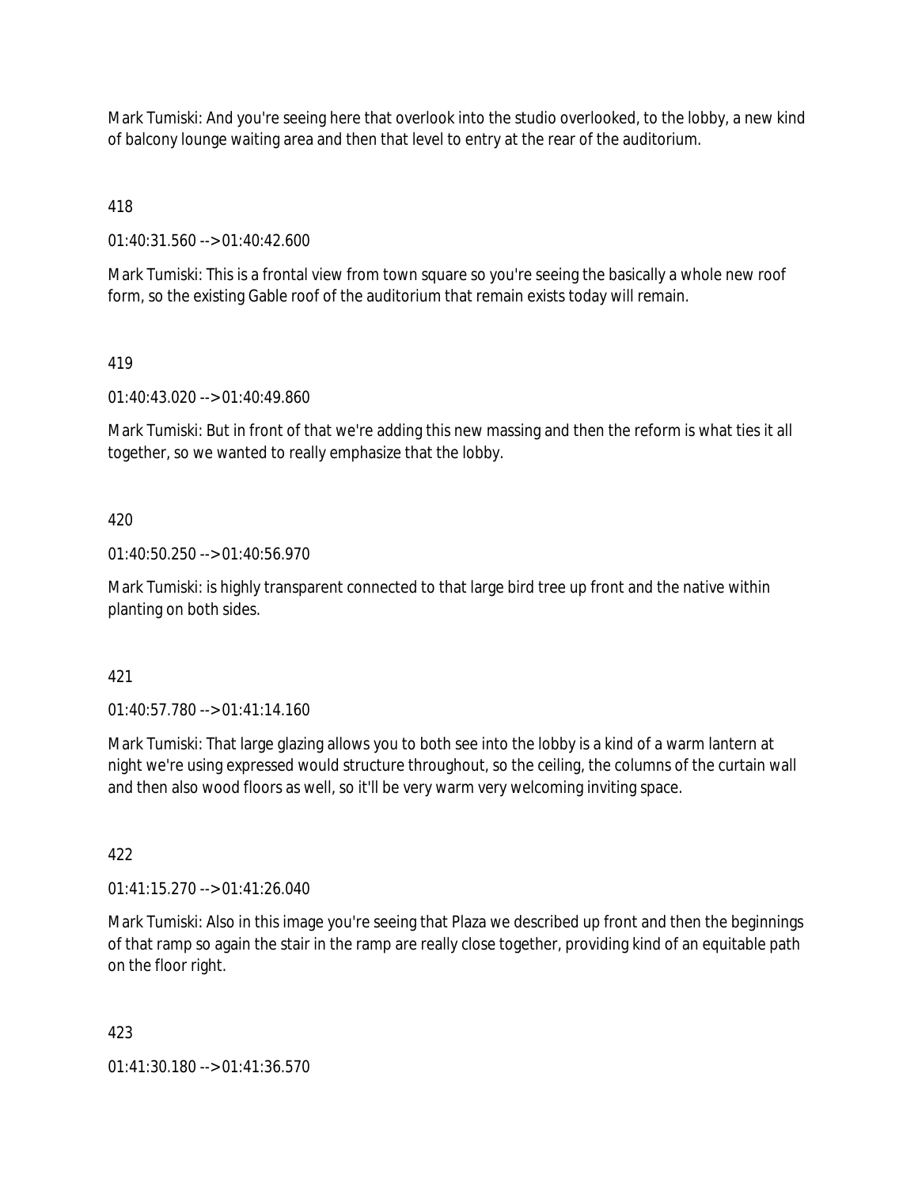Mark Tumiski: And you're seeing here that overlook into the studio overlooked, to the lobby, a new kind of balcony lounge waiting area and then that level to entry at the rear of the auditorium.

418

01:40:31.560 --> 01:40:42.600

Mark Tumiski: This is a frontal view from town square so you're seeing the basically a whole new roof form, so the existing Gable roof of the auditorium that remain exists today will remain.

419

01:40:43.020 --> 01:40:49.860

Mark Tumiski: But in front of that we're adding this new massing and then the reform is what ties it all together, so we wanted to really emphasize that the lobby.

420

01:40:50.250 --> 01:40:56.970

Mark Tumiski: is highly transparent connected to that large bird tree up front and the native within planting on both sides.

421

01:40:57.780 --> 01:41:14.160

Mark Tumiski: That large glazing allows you to both see into the lobby is a kind of a warm lantern at night we're using expressed would structure throughout, so the ceiling, the columns of the curtain wall and then also wood floors as well, so it'll be very warm very welcoming inviting space.

422

01:41:15.270 --> 01:41:26.040

Mark Tumiski: Also in this image you're seeing that Plaza we described up front and then the beginnings of that ramp so again the stair in the ramp are really close together, providing kind of an equitable path on the floor right.

423

01:41:30.180 --> 01:41:36.570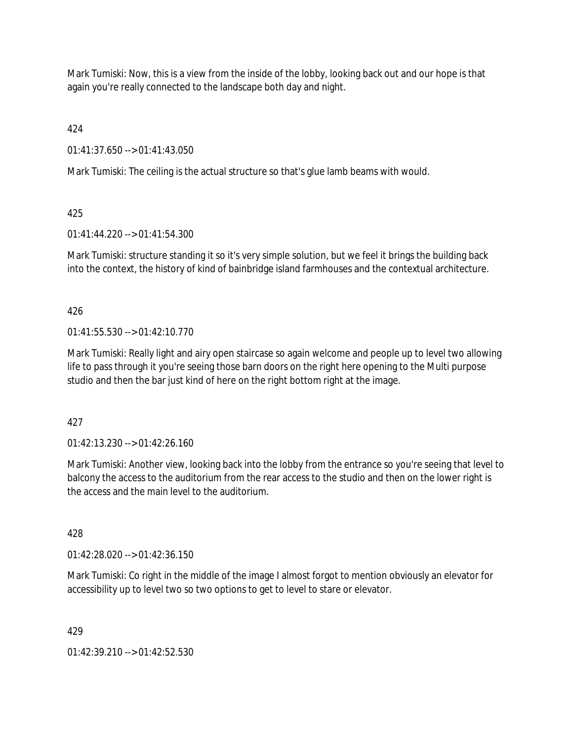Mark Tumiski: Now, this is a view from the inside of the lobby, looking back out and our hope is that again you're really connected to the landscape both day and night.

424

01:41:37.650 --> 01:41:43.050

Mark Tumiski: The ceiling is the actual structure so that's glue lamb beams with would.

425

01:41:44.220 --> 01:41:54.300

Mark Tumiski: structure standing it so it's very simple solution, but we feel it brings the building back into the context, the history of kind of bainbridge island farmhouses and the contextual architecture.

426

01:41:55.530 --> 01:42:10.770

Mark Tumiski: Really light and airy open staircase so again welcome and people up to level two allowing life to pass through it you're seeing those barn doors on the right here opening to the Multi purpose studio and then the bar just kind of here on the right bottom right at the image.

427

01:42:13.230 --> 01:42:26.160

Mark Tumiski: Another view, looking back into the lobby from the entrance so you're seeing that level to balcony the access to the auditorium from the rear access to the studio and then on the lower right is the access and the main level to the auditorium.

428

01:42:28.020 --> 01:42:36.150

Mark Tumiski: Co right in the middle of the image I almost forgot to mention obviously an elevator for accessibility up to level two so two options to get to level to stare or elevator.

429

01:42:39.210 --> 01:42:52.530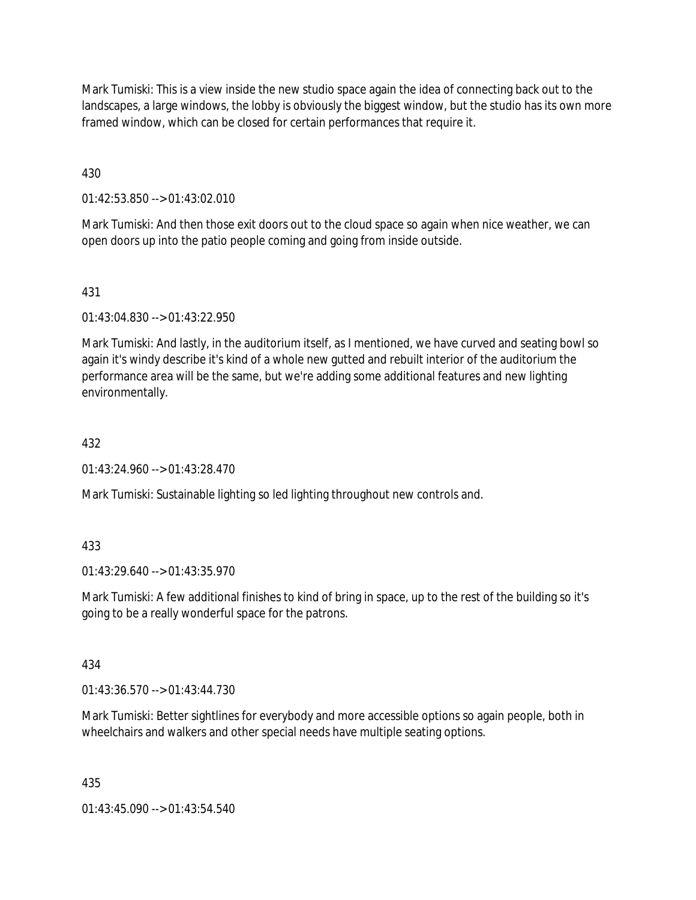Mark Tumiski: This is a view inside the new studio space again the idea of connecting back out to the landscapes, a large windows, the lobby is obviously the biggest window, but the studio has its own more framed window, which can be closed for certain performances that require it.

430

01:42:53.850 --> 01:43:02.010

Mark Tumiski: And then those exit doors out to the cloud space so again when nice weather, we can open doors up into the patio people coming and going from inside outside.

431

01:43:04.830 --> 01:43:22.950

Mark Tumiski: And lastly, in the auditorium itself, as I mentioned, we have curved and seating bowl so again it's windy describe it's kind of a whole new gutted and rebuilt interior of the auditorium the performance area will be the same, but we're adding some additional features and new lighting environmentally.

432

01:43:24.960 --> 01:43:28.470

Mark Tumiski: Sustainable lighting so led lighting throughout new controls and.

433

01:43:29.640 --> 01:43:35.970

Mark Tumiski: A few additional finishes to kind of bring in space, up to the rest of the building so it's going to be a really wonderful space for the patrons.

434

01:43:36.570 --> 01:43:44.730

Mark Tumiski: Better sightlines for everybody and more accessible options so again people, both in wheelchairs and walkers and other special needs have multiple seating options.

435

01:43:45.090 --> 01:43:54.540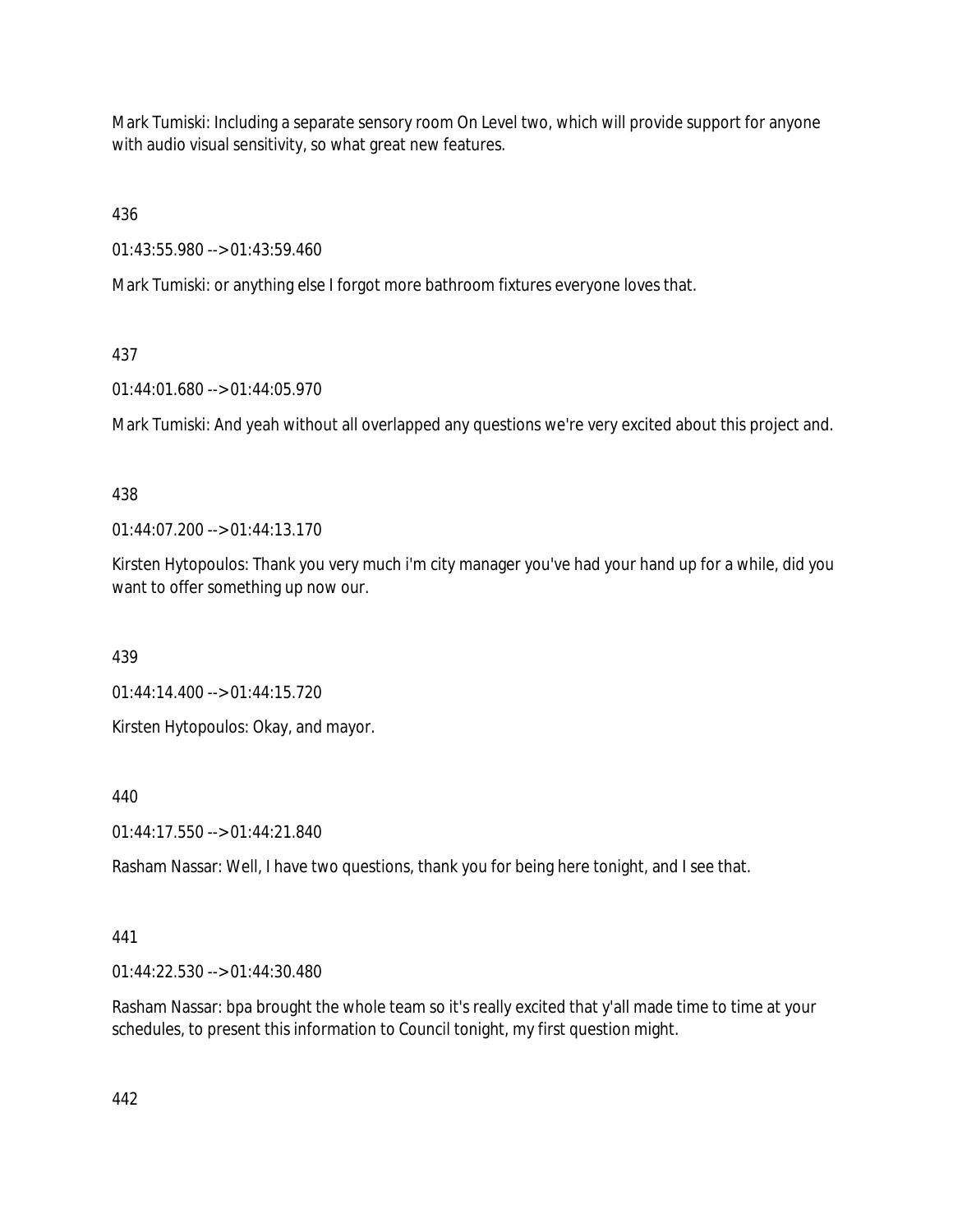Mark Tumiski: Including a separate sensory room On Level two, which will provide support for anyone with audio visual sensitivity, so what great new features.

436

01:43:55.980 --> 01:43:59.460

Mark Tumiski: or anything else I forgot more bathroom fixtures everyone loves that.

437

01:44:01.680 --> 01:44:05.970

Mark Tumiski: And yeah without all overlapped any questions we're very excited about this project and.

438

01:44:07.200 --> 01:44:13.170

Kirsten Hytopoulos: Thank you very much i'm city manager you've had your hand up for a while, did you want to offer something up now our.

439

01:44:14.400 --> 01:44:15.720

Kirsten Hytopoulos: Okay, and mayor.

440

01:44:17.550 --> 01:44:21.840

Rasham Nassar: Well, I have two questions, thank you for being here tonight, and I see that.

441

01:44:22.530 --> 01:44:30.480

Rasham Nassar: bpa brought the whole team so it's really excited that y'all made time to time at your schedules, to present this information to Council tonight, my first question might.

442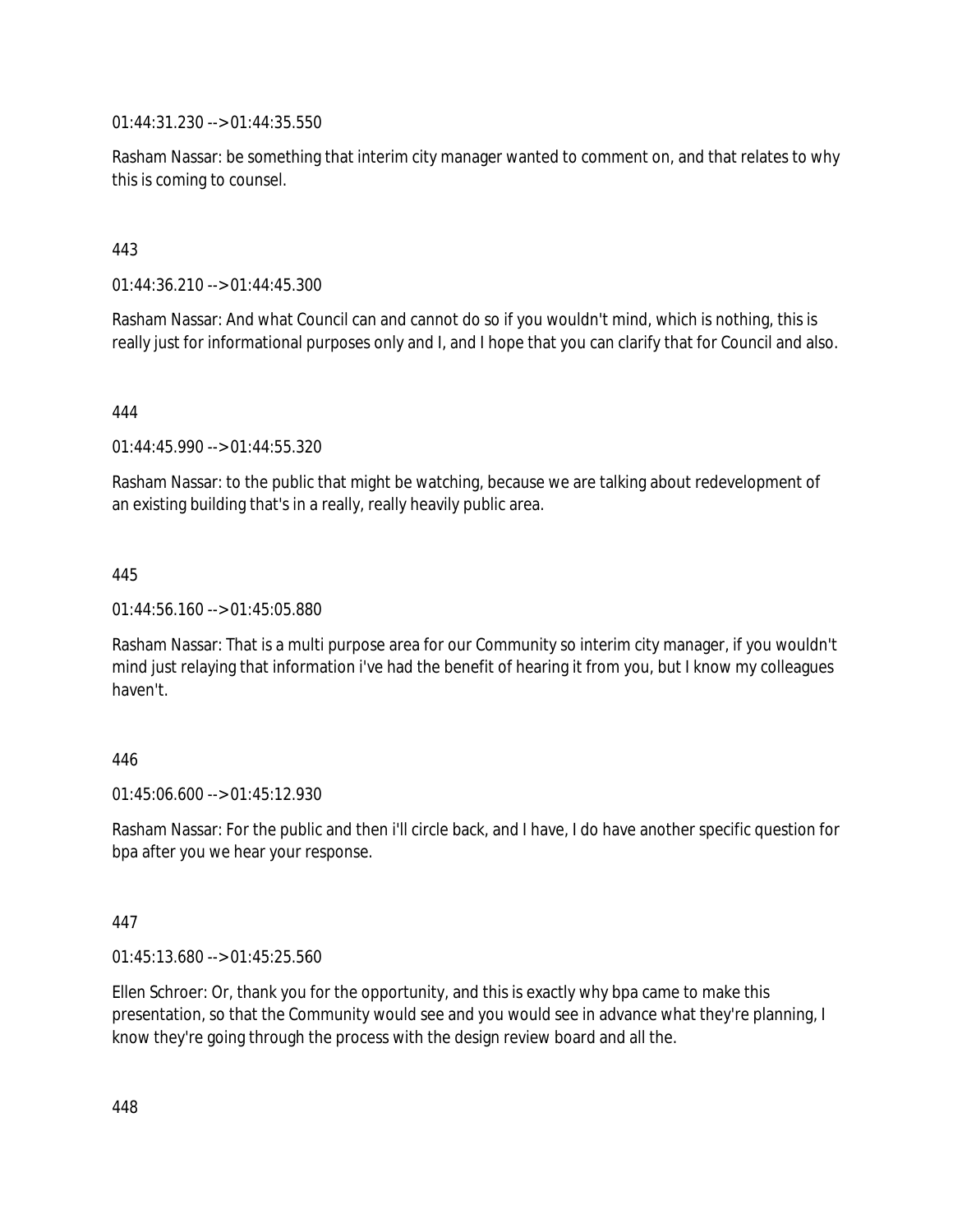01:44:31.230 --> 01:44:35.550

Rasham Nassar: be something that interim city manager wanted to comment on, and that relates to why this is coming to counsel.

443

01:44:36.210 --> 01:44:45.300

Rasham Nassar: And what Council can and cannot do so if you wouldn't mind, which is nothing, this is really just for informational purposes only and I, and I hope that you can clarify that for Council and also.

444

01:44:45.990 --> 01:44:55.320

Rasham Nassar: to the public that might be watching, because we are talking about redevelopment of an existing building that's in a really, really heavily public area.

445

01:44:56.160 --> 01:45:05.880

Rasham Nassar: That is a multi purpose area for our Community so interim city manager, if you wouldn't mind just relaying that information i've had the benefit of hearing it from you, but I know my colleagues haven't.

446

01:45:06.600 --> 01:45:12.930

Rasham Nassar: For the public and then i'll circle back, and I have, I do have another specific question for bpa after you we hear your response.

447

01:45:13.680 --> 01:45:25.560

Ellen Schroer: Or, thank you for the opportunity, and this is exactly why bpa came to make this presentation, so that the Community would see and you would see in advance what they're planning, I know they're going through the process with the design review board and all the.

448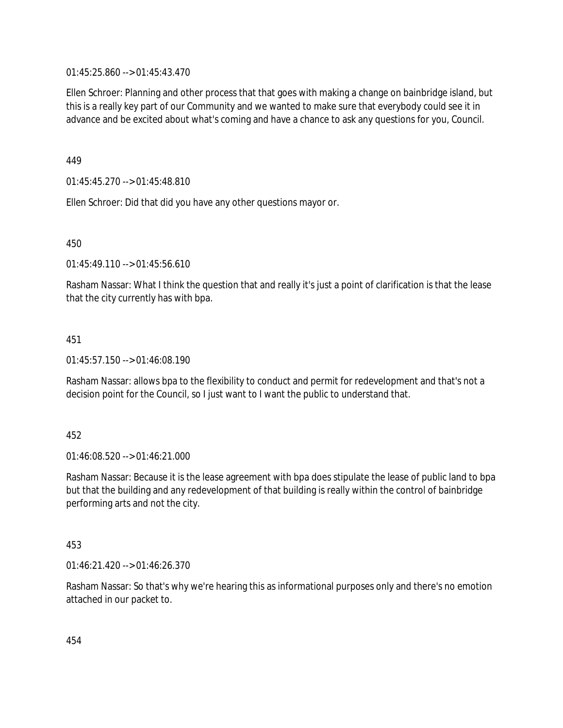01:45:25.860 --> 01:45:43.470

Ellen Schroer: Planning and other process that that goes with making a change on bainbridge island, but this is a really key part of our Community and we wanted to make sure that everybody could see it in advance and be excited about what's coming and have a chance to ask any questions for you, Council.

449

01:45:45.270 --> 01:45:48.810

Ellen Schroer: Did that did you have any other questions mayor or.

450

01:45:49.110 --> 01:45:56.610

Rasham Nassar: What I think the question that and really it's just a point of clarification is that the lease that the city currently has with bpa.

451

01:45:57.150 --> 01:46:08.190

Rasham Nassar: allows bpa to the flexibility to conduct and permit for redevelopment and that's not a decision point for the Council, so I just want to I want the public to understand that.

452

01:46:08.520 --> 01:46:21.000

Rasham Nassar: Because it is the lease agreement with bpa does stipulate the lease of public land to bpa but that the building and any redevelopment of that building is really within the control of bainbridge performing arts and not the city.

453

01:46:21.420 --> 01:46:26.370

Rasham Nassar: So that's why we're hearing this as informational purposes only and there's no emotion attached in our packet to.

454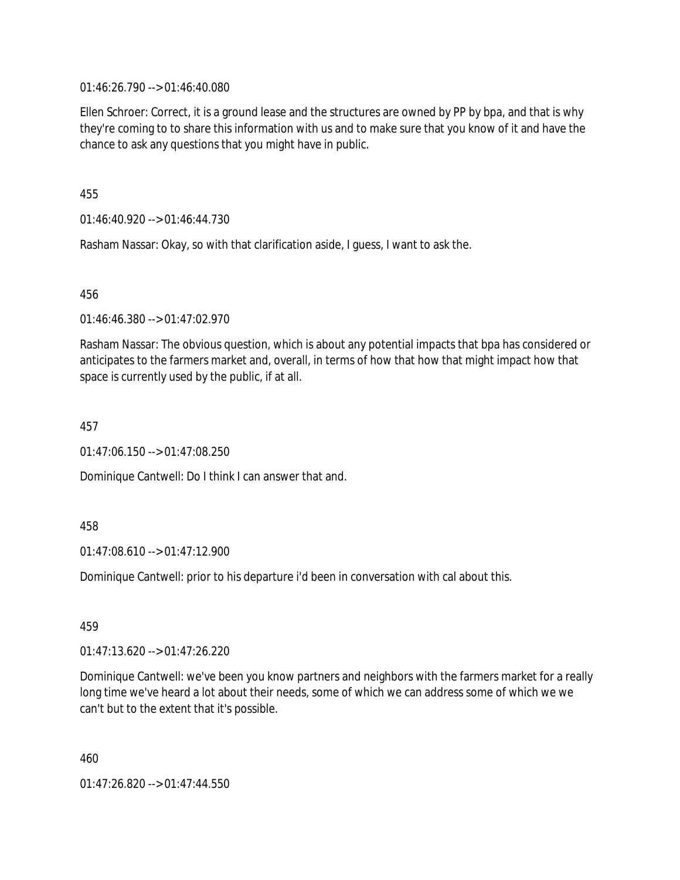01:46:26.790 --> 01:46:40.080

Ellen Schroer: Correct, it is a ground lease and the structures are owned by PP by bpa, and that is why they're coming to to share this information with us and to make sure that you know of it and have the chance to ask any questions that you might have in public.

455

01:46:40.920 --> 01:46:44.730

Rasham Nassar: Okay, so with that clarification aside, I guess, I want to ask the.

456

01:46:46.380 --> 01:47:02.970

Rasham Nassar: The obvious question, which is about any potential impacts that bpa has considered or anticipates to the farmers market and, overall, in terms of how that how that might impact how that space is currently used by the public, if at all.

457

01:47:06.150 --> 01:47:08.250

Dominique Cantwell: Do I think I can answer that and.

458

01:47:08.610 --> 01:47:12.900

Dominique Cantwell: prior to his departure i'd been in conversation with cal about this.

459

01:47:13.620 --> 01:47:26.220

Dominique Cantwell: we've been you know partners and neighbors with the farmers market for a really long time we've heard a lot about their needs, some of which we can address some of which we we can't but to the extent that it's possible.

460

01:47:26.820 --> 01:47:44.550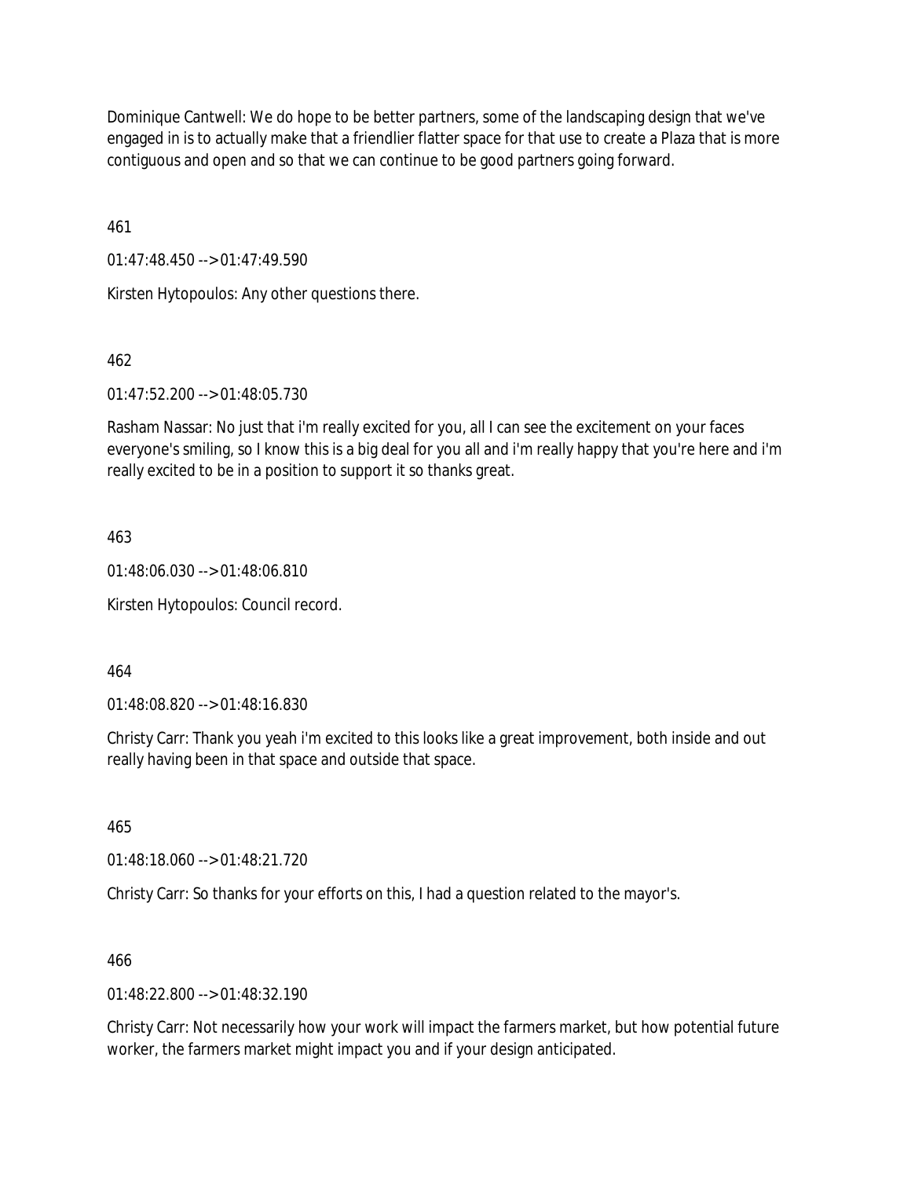Dominique Cantwell: We do hope to be better partners, some of the landscaping design that we've engaged in is to actually make that a friendlier flatter space for that use to create a Plaza that is more contiguous and open and so that we can continue to be good partners going forward.

461

01:47:48.450 --> 01:47:49.590

Kirsten Hytopoulos: Any other questions there.

462

01:47:52.200 --> 01:48:05.730

Rasham Nassar: No just that i'm really excited for you, all I can see the excitement on your faces everyone's smiling, so I know this is a big deal for you all and i'm really happy that you're here and i'm really excited to be in a position to support it so thanks great.

463

01:48:06.030 --> 01:48:06.810

Kirsten Hytopoulos: Council record.

464

01:48:08.820 --> 01:48:16.830

Christy Carr: Thank you yeah i'm excited to this looks like a great improvement, both inside and out really having been in that space and outside that space.

465

01:48:18.060 --> 01:48:21.720

Christy Carr: So thanks for your efforts on this, I had a question related to the mayor's.

466

01:48:22.800 --> 01:48:32.190

Christy Carr: Not necessarily how your work will impact the farmers market, but how potential future worker, the farmers market might impact you and if your design anticipated.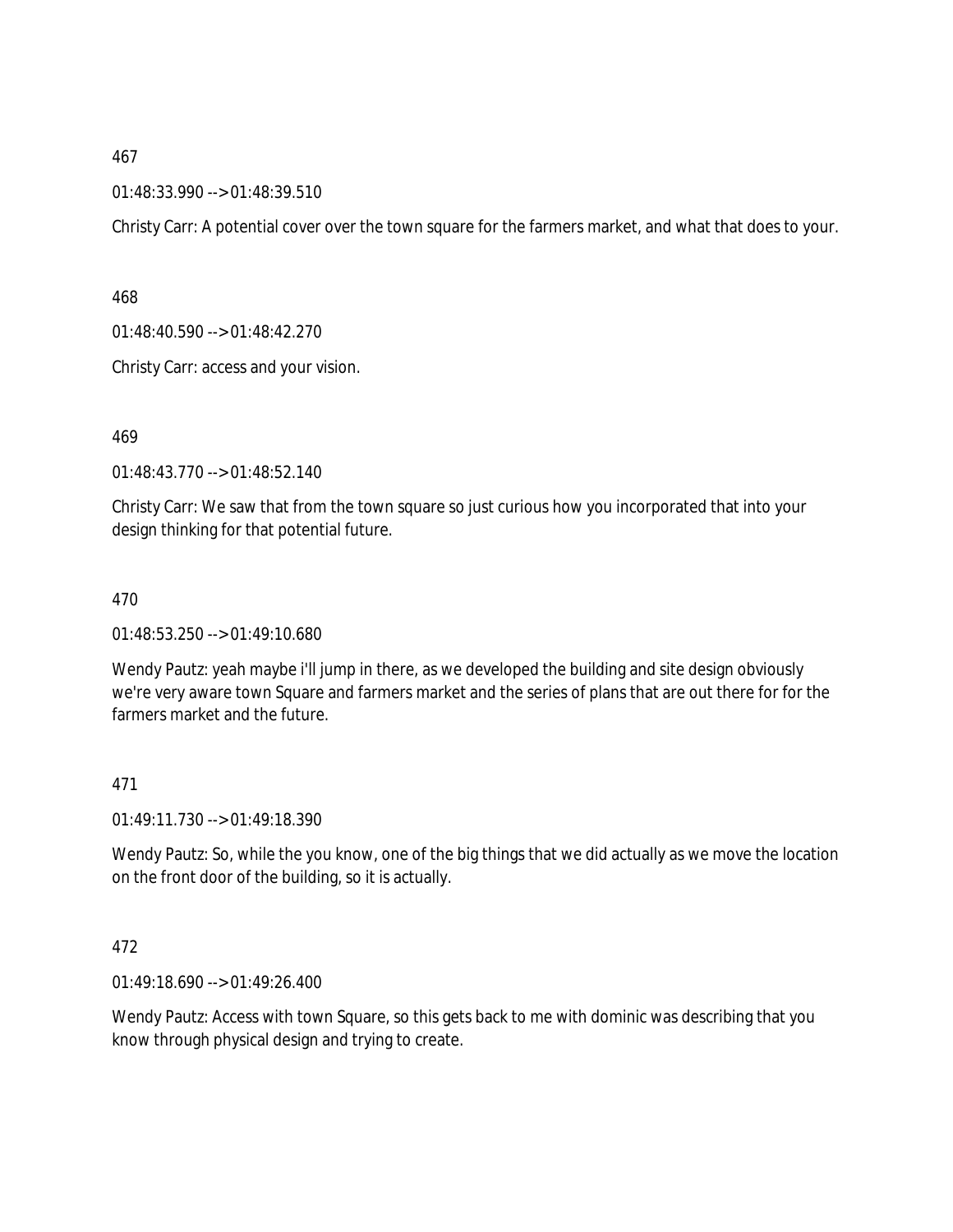467

01:48:33.990 --> 01:48:39.510

Christy Carr: A potential cover over the town square for the farmers market, and what that does to your.

468

01:48:40.590 --> 01:48:42.270

Christy Carr: access and your vision.

469

01:48:43.770 --> 01:48:52.140

Christy Carr: We saw that from the town square so just curious how you incorporated that into your design thinking for that potential future.

470

01:48:53.250 --> 01:49:10.680

Wendy Pautz: yeah maybe i'll jump in there, as we developed the building and site design obviously we're very aware town Square and farmers market and the series of plans that are out there for for the farmers market and the future.

471

01:49:11.730 --> 01:49:18.390

Wendy Pautz: So, while the you know, one of the big things that we did actually as we move the location on the front door of the building, so it is actually.

472

01:49:18.690 --> 01:49:26.400

Wendy Pautz: Access with town Square, so this gets back to me with dominic was describing that you know through physical design and trying to create.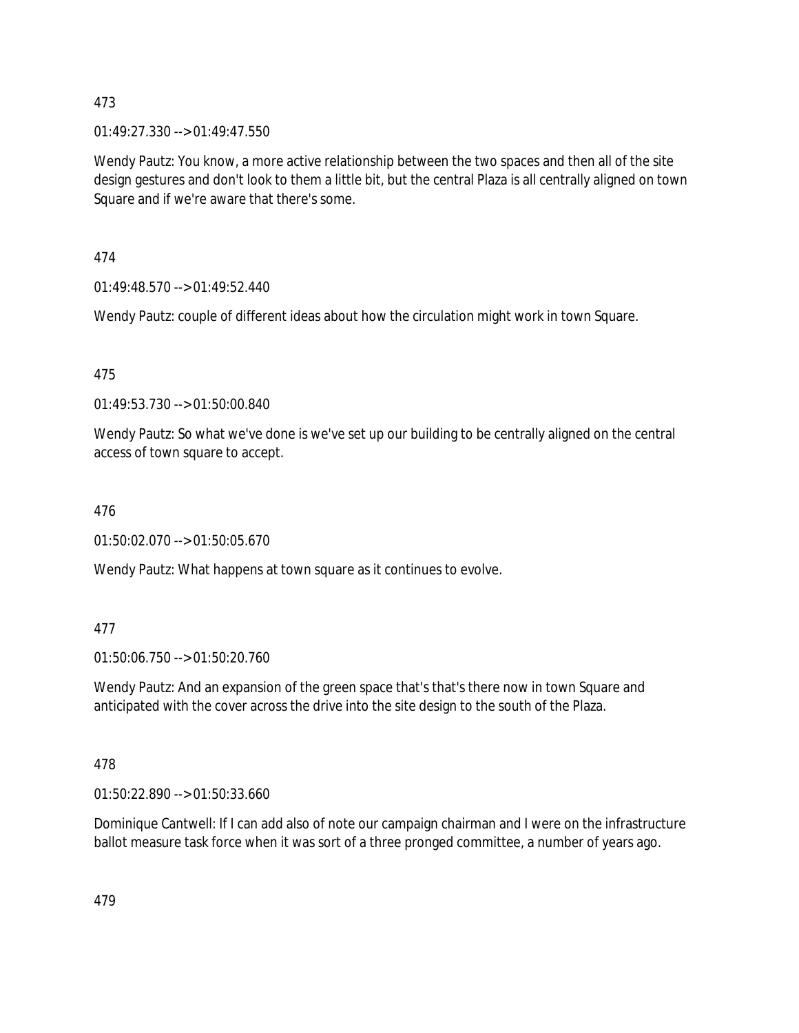473

01:49:27.330 --> 01:49:47.550

Wendy Pautz: You know, a more active relationship between the two spaces and then all of the site design gestures and don't look to them a little bit, but the central Plaza is all centrally aligned on town Square and if we're aware that there's some.

474

01:49:48.570 --> 01:49:52.440

Wendy Pautz: couple of different ideas about how the circulation might work in town Square.

475

01:49:53.730 --> 01:50:00.840

Wendy Pautz: So what we've done is we've set up our building to be centrally aligned on the central access of town square to accept.

476

01:50:02.070 --> 01:50:05.670

Wendy Pautz: What happens at town square as it continues to evolve.

477

01:50:06.750 --> 01:50:20.760

Wendy Pautz: And an expansion of the green space that's that's there now in town Square and anticipated with the cover across the drive into the site design to the south of the Plaza.

478

01:50:22.890 --> 01:50:33.660

Dominique Cantwell: If I can add also of note our campaign chairman and I were on the infrastructure ballot measure task force when it was sort of a three pronged committee, a number of years ago.

479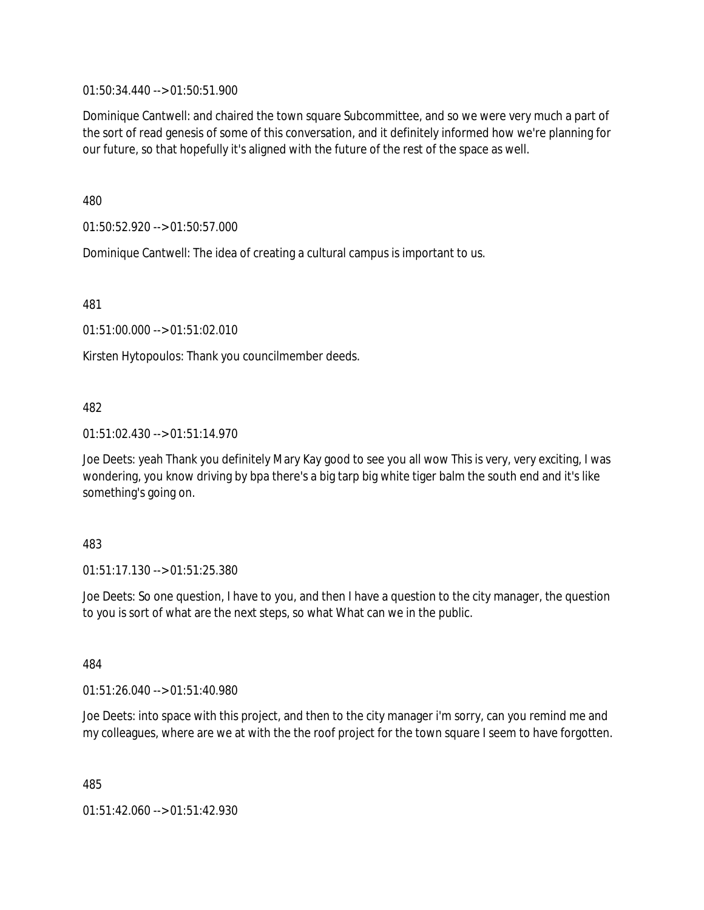01:50:34.440 --> 01:50:51.900

Dominique Cantwell: and chaired the town square Subcommittee, and so we were very much a part of the sort of read genesis of some of this conversation, and it definitely informed how we're planning for our future, so that hopefully it's aligned with the future of the rest of the space as well.

480

01:50:52.920 --> 01:50:57.000

Dominique Cantwell: The idea of creating a cultural campus is important to us.

481

01:51:00.000 --> 01:51:02.010

Kirsten Hytopoulos: Thank you councilmember deeds.

482

01:51:02.430 --> 01:51:14.970

Joe Deets: yeah Thank you definitely Mary Kay good to see you all wow This is very, very exciting, I was wondering, you know driving by bpa there's a big tarp big white tiger balm the south end and it's like something's going on.

483

01:51:17.130 --> 01:51:25.380

Joe Deets: So one question, I have to you, and then I have a question to the city manager, the question to you is sort of what are the next steps, so what What can we in the public.

484

01:51:26.040 --> 01:51:40.980

Joe Deets: into space with this project, and then to the city manager i'm sorry, can you remind me and my colleagues, where are we at with the the roof project for the town square I seem to have forgotten.

485

01:51:42.060 --> 01:51:42.930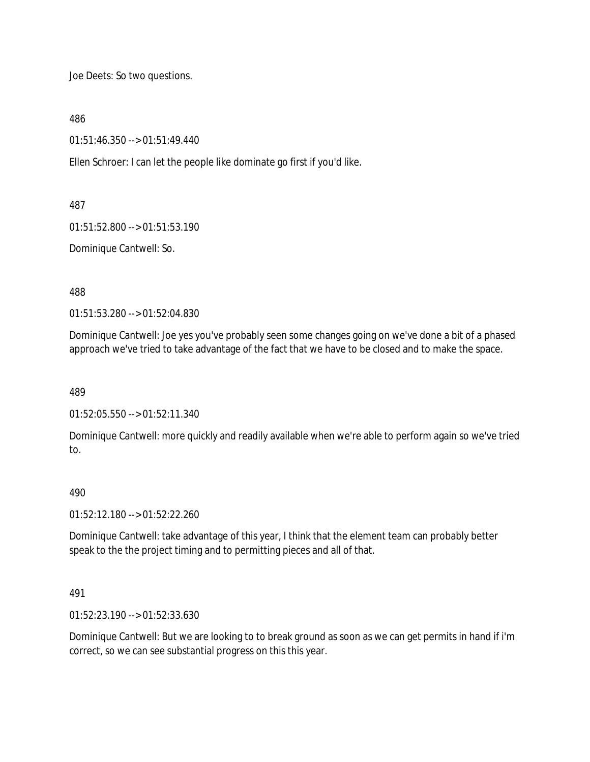Joe Deets: So two questions.

486

01:51:46.350 --> 01:51:49.440

Ellen Schroer: I can let the people like dominate go first if you'd like.

487

01:51:52.800 --> 01:51:53.190

Dominique Cantwell: So.

488

01:51:53.280 --> 01:52:04.830

Dominique Cantwell: Joe yes you've probably seen some changes going on we've done a bit of a phased approach we've tried to take advantage of the fact that we have to be closed and to make the space.

489

01:52:05.550 --> 01:52:11.340

Dominique Cantwell: more quickly and readily available when we're able to perform again so we've tried to.

490

01:52:12.180 --> 01:52:22.260

Dominique Cantwell: take advantage of this year, I think that the element team can probably better speak to the the project timing and to permitting pieces and all of that.

491

01:52:23.190 --> 01:52:33.630

Dominique Cantwell: But we are looking to to break ground as soon as we can get permits in hand if i'm correct, so we can see substantial progress on this this year.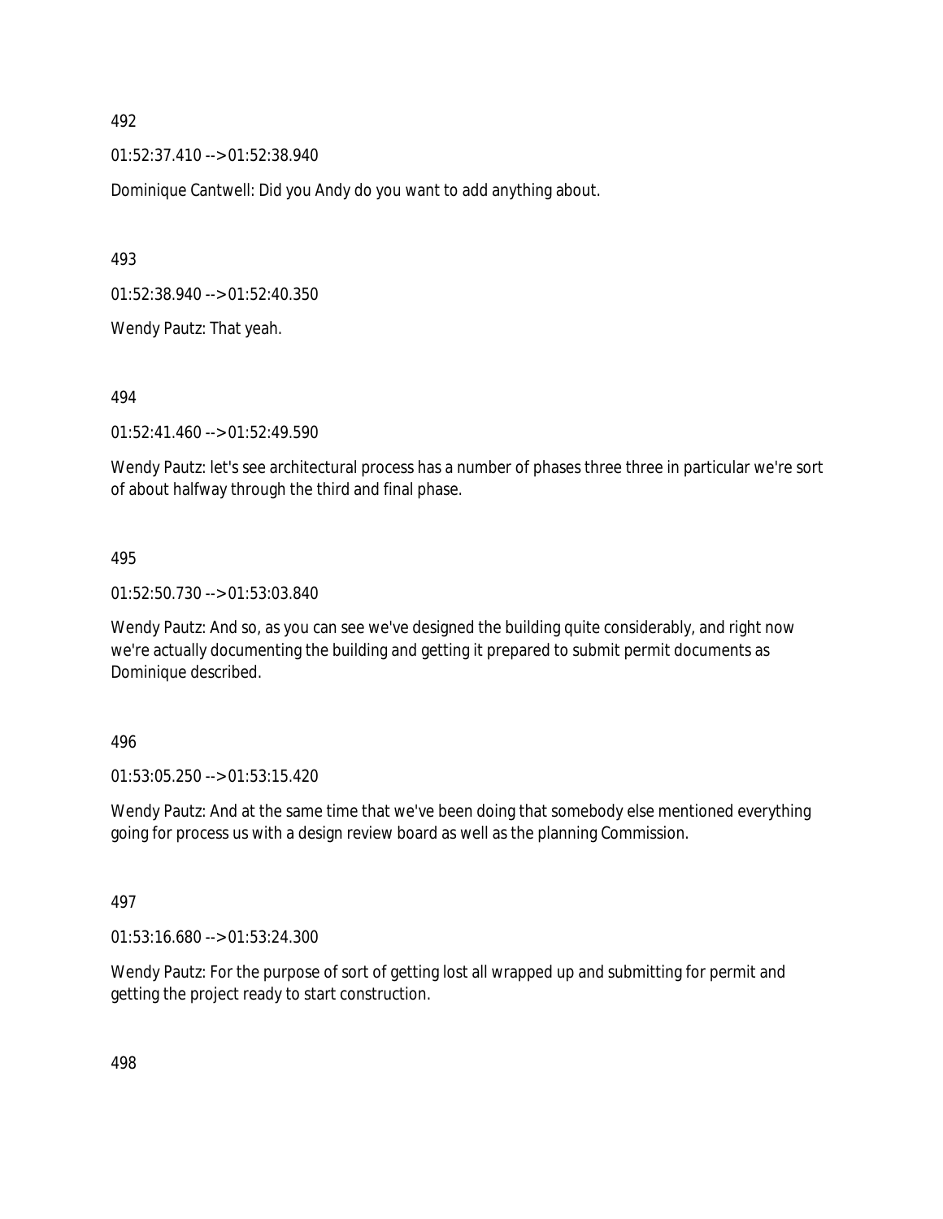492

01:52:37.410 --> 01:52:38.940

Dominique Cantwell: Did you Andy do you want to add anything about.

493

01:52:38.940 --> 01:52:40.350

Wendy Pautz: That yeah.

494

01:52:41.460 --> 01:52:49.590

Wendy Pautz: let's see architectural process has a number of phases three three in particular we're sort of about halfway through the third and final phase.

495

01:52:50.730 --> 01:53:03.840

Wendy Pautz: And so, as you can see we've designed the building quite considerably, and right now we're actually documenting the building and getting it prepared to submit permit documents as Dominique described.

496

01:53:05.250 --> 01:53:15.420

Wendy Pautz: And at the same time that we've been doing that somebody else mentioned everything going for process us with a design review board as well as the planning Commission.

497

01:53:16.680 --> 01:53:24.300

Wendy Pautz: For the purpose of sort of getting lost all wrapped up and submitting for permit and getting the project ready to start construction.

498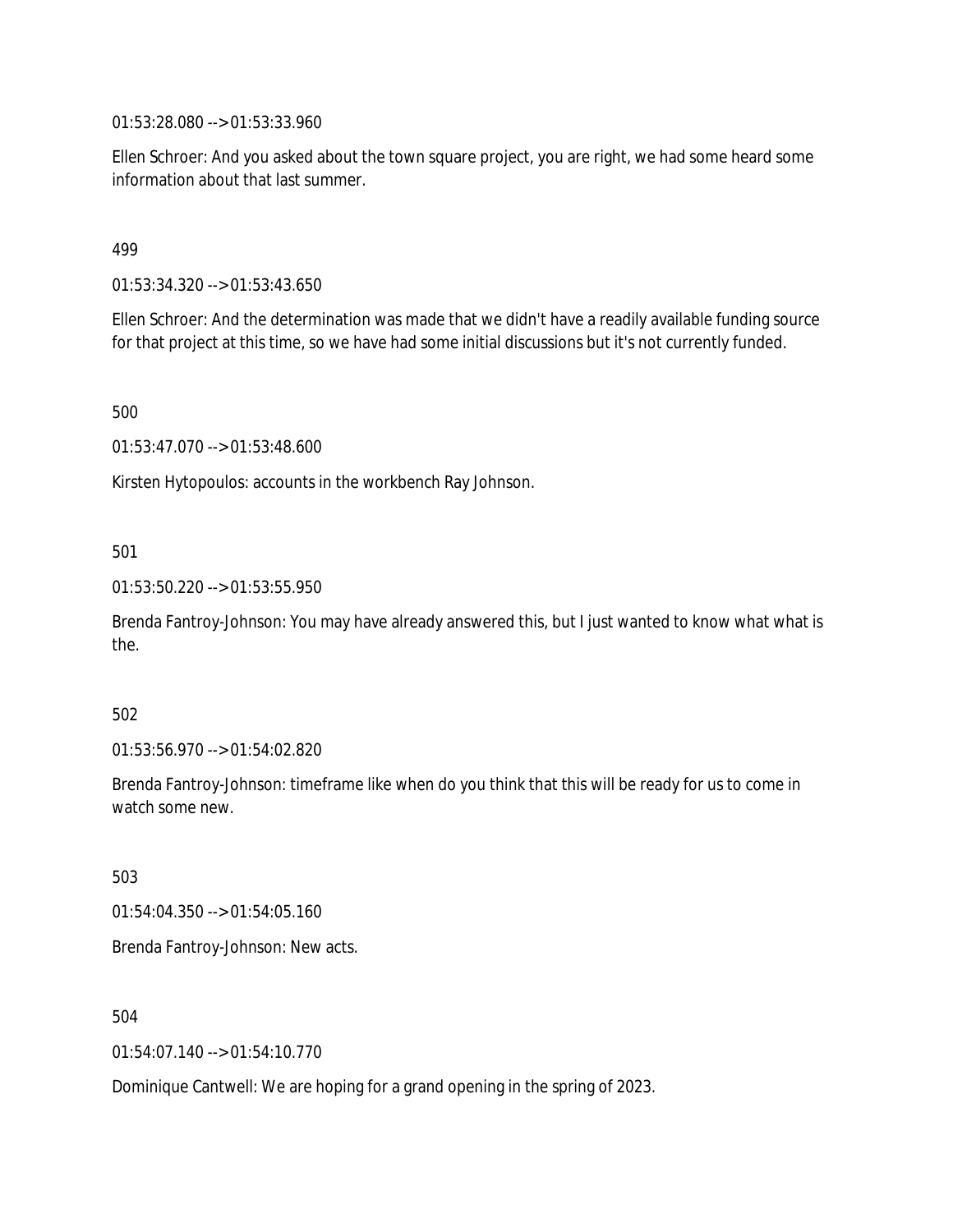01:53:28.080 --> 01:53:33.960

Ellen Schroer: And you asked about the town square project, you are right, we had some heard some information about that last summer.

499

01:53:34.320 --> 01:53:43.650

Ellen Schroer: And the determination was made that we didn't have a readily available funding source for that project at this time, so we have had some initial discussions but it's not currently funded.

500

01:53:47.070 --> 01:53:48.600

Kirsten Hytopoulos: accounts in the workbench Ray Johnson.

501

01:53:50.220 --> 01:53:55.950

Brenda Fantroy-Johnson: You may have already answered this, but I just wanted to know what what is the.

502

01:53:56.970 --> 01:54:02.820

Brenda Fantroy-Johnson: timeframe like when do you think that this will be ready for us to come in watch some new.

503

01:54:04.350 --> 01:54:05.160

Brenda Fantroy-Johnson: New acts.

504

01:54:07.140 --> 01:54:10.770

Dominique Cantwell: We are hoping for a grand opening in the spring of 2023.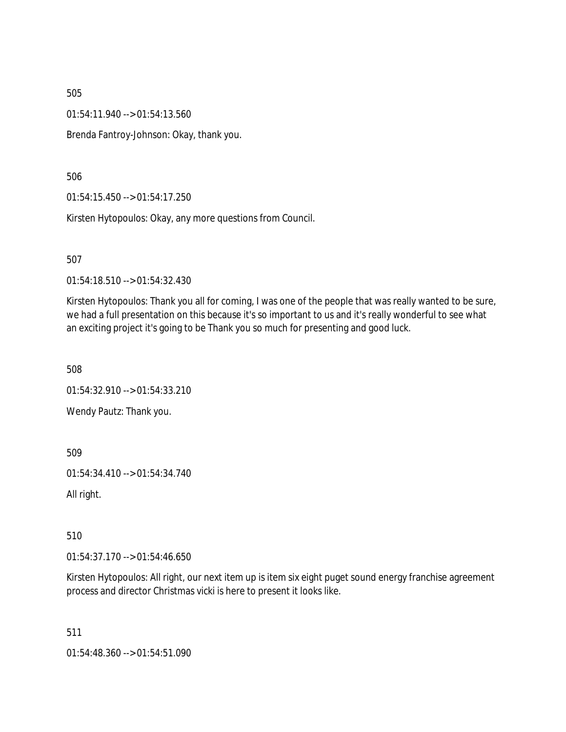505

01:54:11.940 --> 01:54:13.560

Brenda Fantroy-Johnson: Okay, thank you.

506

01:54:15.450 --> 01:54:17.250

Kirsten Hytopoulos: Okay, any more questions from Council.

507

01:54:18.510 --> 01:54:32.430

Kirsten Hytopoulos: Thank you all for coming, I was one of the people that was really wanted to be sure, we had a full presentation on this because it's so important to us and it's really wonderful to see what an exciting project it's going to be Thank you so much for presenting and good luck.

508

01:54:32.910 --> 01:54:33.210

Wendy Pautz: Thank you.

509

01:54:34.410 --> 01:54:34.740

All right.

510

01:54:37.170 --> 01:54:46.650

Kirsten Hytopoulos: All right, our next item up is item six eight puget sound energy franchise agreement process and director Christmas vicki is here to present it looks like.

511

01:54:48.360 --> 01:54:51.090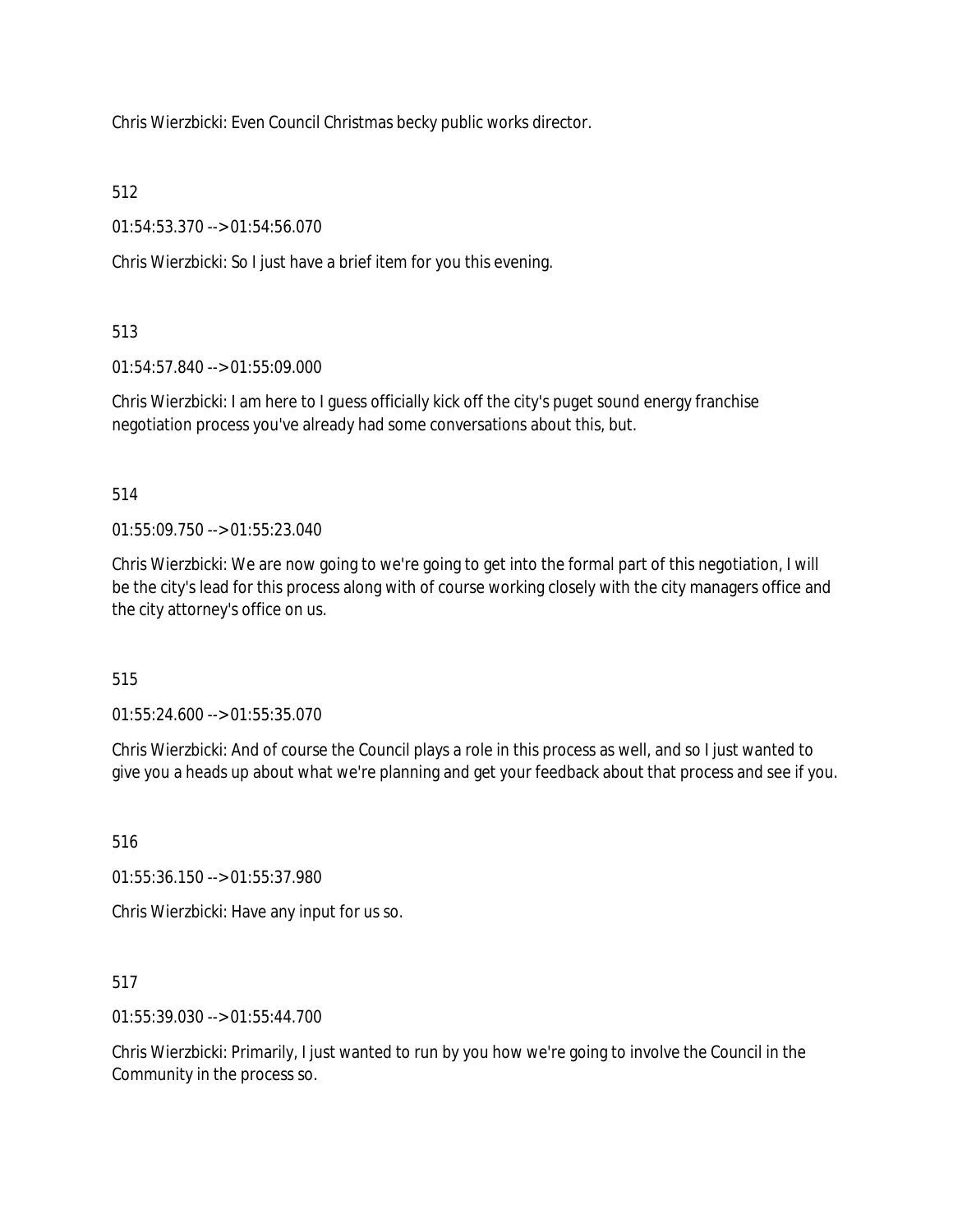Chris Wierzbicki: Even Council Christmas becky public works director.

512

01:54:53.370 --> 01:54:56.070

Chris Wierzbicki: So I just have a brief item for you this evening.

513

01:54:57.840 --> 01:55:09.000

Chris Wierzbicki: I am here to I guess officially kick off the city's puget sound energy franchise negotiation process you've already had some conversations about this, but.

514

01:55:09.750 --> 01:55:23.040

Chris Wierzbicki: We are now going to we're going to get into the formal part of this negotiation, I will be the city's lead for this process along with of course working closely with the city managers office and the city attorney's office on us.

515

01:55:24.600 --> 01:55:35.070

Chris Wierzbicki: And of course the Council plays a role in this process as well, and so I just wanted to give you a heads up about what we're planning and get your feedback about that process and see if you.

516

01:55:36.150 --> 01:55:37.980

Chris Wierzbicki: Have any input for us so.

517

01:55:39.030 --> 01:55:44.700

Chris Wierzbicki: Primarily, I just wanted to run by you how we're going to involve the Council in the Community in the process so.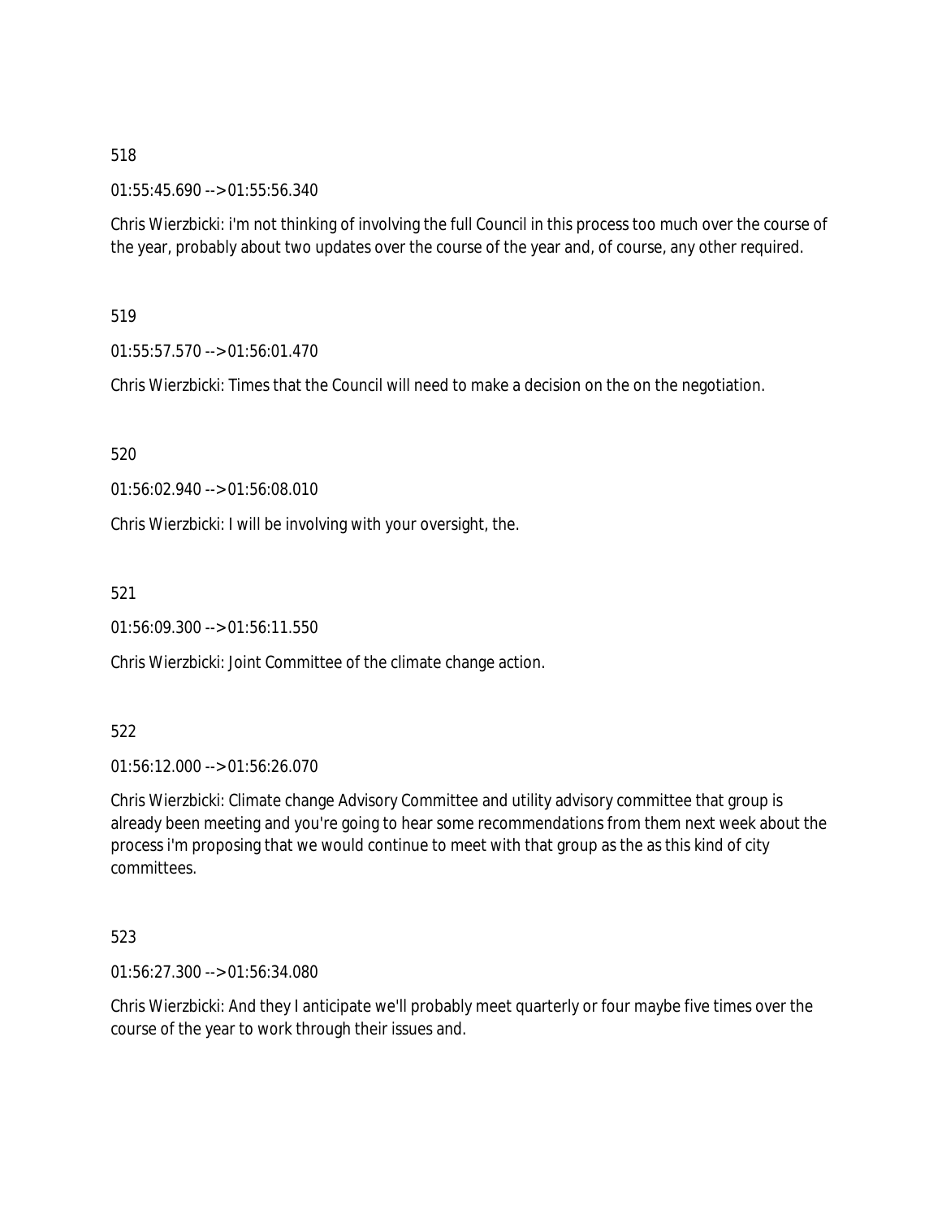518

01:55:45.690 --> 01:55:56.340

Chris Wierzbicki: i'm not thinking of involving the full Council in this process too much over the course of the year, probably about two updates over the course of the year and, of course, any other required.

519

01:55:57.570 --> 01:56:01.470

Chris Wierzbicki: Times that the Council will need to make a decision on the on the negotiation.

520

01:56:02.940 --> 01:56:08.010

Chris Wierzbicki: I will be involving with your oversight, the.

521

01:56:09.300 --> 01:56:11.550

Chris Wierzbicki: Joint Committee of the climate change action.

522

01:56:12.000 --> 01:56:26.070

Chris Wierzbicki: Climate change Advisory Committee and utility advisory committee that group is already been meeting and you're going to hear some recommendations from them next week about the process i'm proposing that we would continue to meet with that group as the as this kind of city committees.

523

01:56:27.300 --> 01:56:34.080

Chris Wierzbicki: And they I anticipate we'll probably meet quarterly or four maybe five times over the course of the year to work through their issues and.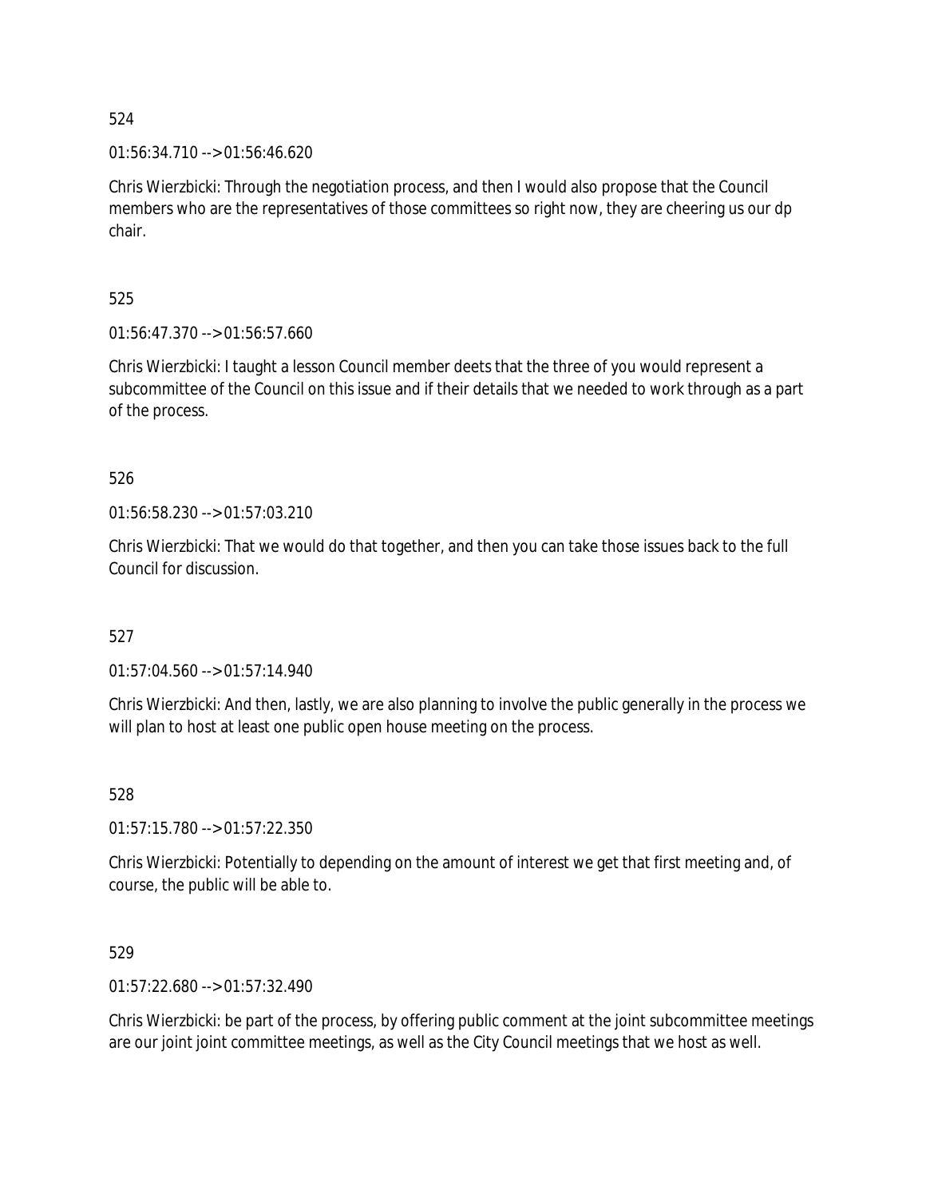524

01:56:34.710 --> 01:56:46.620

Chris Wierzbicki: Through the negotiation process, and then I would also propose that the Council members who are the representatives of those committees so right now, they are cheering us our dp chair.

525

01:56:47.370 --> 01:56:57.660

Chris Wierzbicki: I taught a lesson Council member deets that the three of you would represent a subcommittee of the Council on this issue and if their details that we needed to work through as a part of the process.

526

01:56:58.230 --> 01:57:03.210

Chris Wierzbicki: That we would do that together, and then you can take those issues back to the full Council for discussion.

527

01:57:04.560 --> 01:57:14.940

Chris Wierzbicki: And then, lastly, we are also planning to involve the public generally in the process we will plan to host at least one public open house meeting on the process.

528

01:57:15.780 --> 01:57:22.350

Chris Wierzbicki: Potentially to depending on the amount of interest we get that first meeting and, of course, the public will be able to.

529

01:57:22.680 --> 01:57:32.490

Chris Wierzbicki: be part of the process, by offering public comment at the joint subcommittee meetings are our joint joint committee meetings, as well as the City Council meetings that we host as well.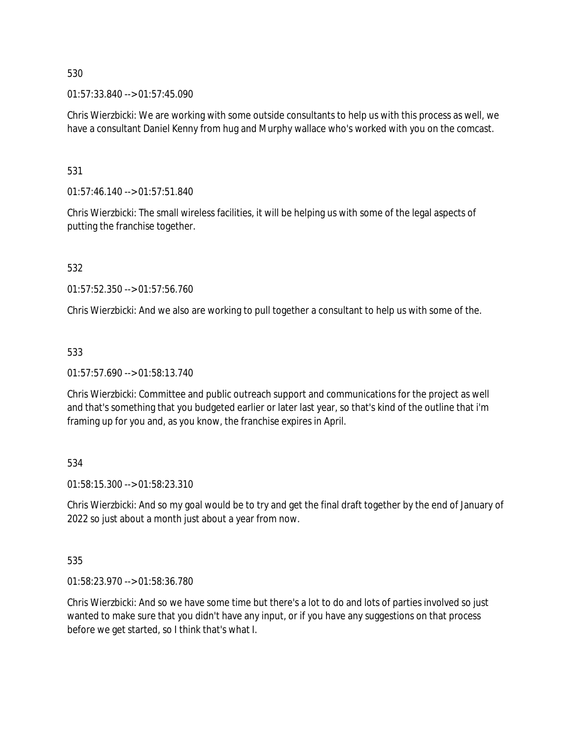530

01:57:33.840 --> 01:57:45.090

Chris Wierzbicki: We are working with some outside consultants to help us with this process as well, we have a consultant Daniel Kenny from hug and Murphy wallace who's worked with you on the comcast.

531

01:57:46.140 --> 01:57:51.840

Chris Wierzbicki: The small wireless facilities, it will be helping us with some of the legal aspects of putting the franchise together.

532

01:57:52.350 --> 01:57:56.760

Chris Wierzbicki: And we also are working to pull together a consultant to help us with some of the.

533

01:57:57.690 --> 01:58:13.740

Chris Wierzbicki: Committee and public outreach support and communications for the project as well and that's something that you budgeted earlier or later last year, so that's kind of the outline that i'm framing up for you and, as you know, the franchise expires in April.

534

01:58:15.300 --> 01:58:23.310

Chris Wierzbicki: And so my goal would be to try and get the final draft together by the end of January of 2022 so just about a month just about a year from now.

535

01:58:23.970 --> 01:58:36.780

Chris Wierzbicki: And so we have some time but there's a lot to do and lots of parties involved so just wanted to make sure that you didn't have any input, or if you have any suggestions on that process before we get started, so I think that's what I.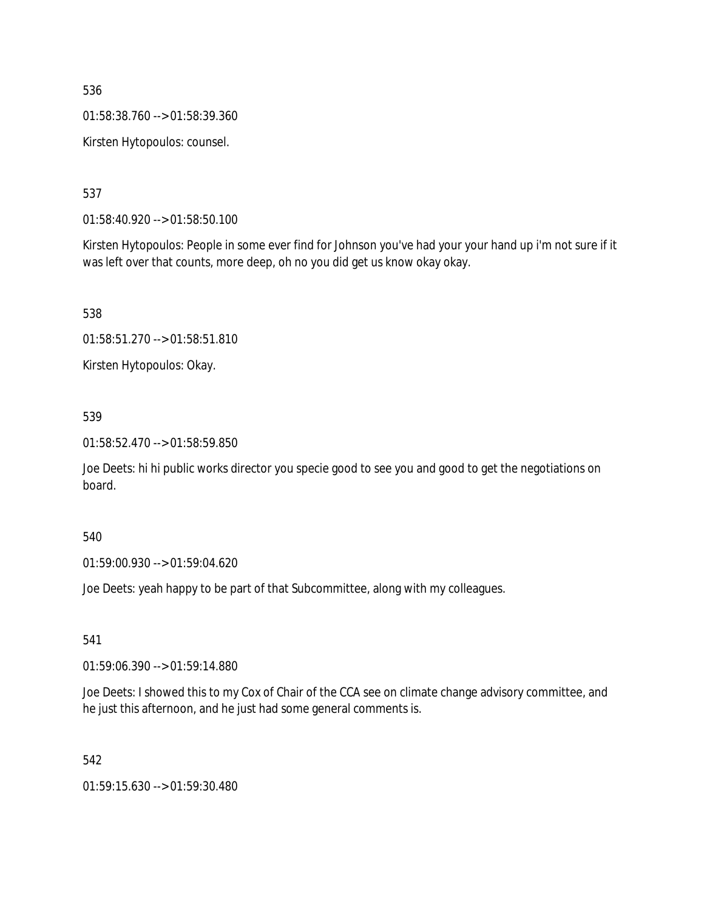536

01:58:38.760 --> 01:58:39.360

Kirsten Hytopoulos: counsel.

537

01:58:40.920 --> 01:58:50.100

Kirsten Hytopoulos: People in some ever find for Johnson you've had your your hand up i'm not sure if it was left over that counts, more deep, oh no you did get us know okay okay.

538

01:58:51.270 --> 01:58:51.810

Kirsten Hytopoulos: Okay.

539

01:58:52.470 --> 01:58:59.850

Joe Deets: hi hi public works director you specie good to see you and good to get the negotiations on board.

540

01:59:00.930 --> 01:59:04.620

Joe Deets: yeah happy to be part of that Subcommittee, along with my colleagues.

541

01:59:06.390 --> 01:59:14.880

Joe Deets: I showed this to my Cox of Chair of the CCA see on climate change advisory committee, and he just this afternoon, and he just had some general comments is.

542

01:59:15.630 --> 01:59:30.480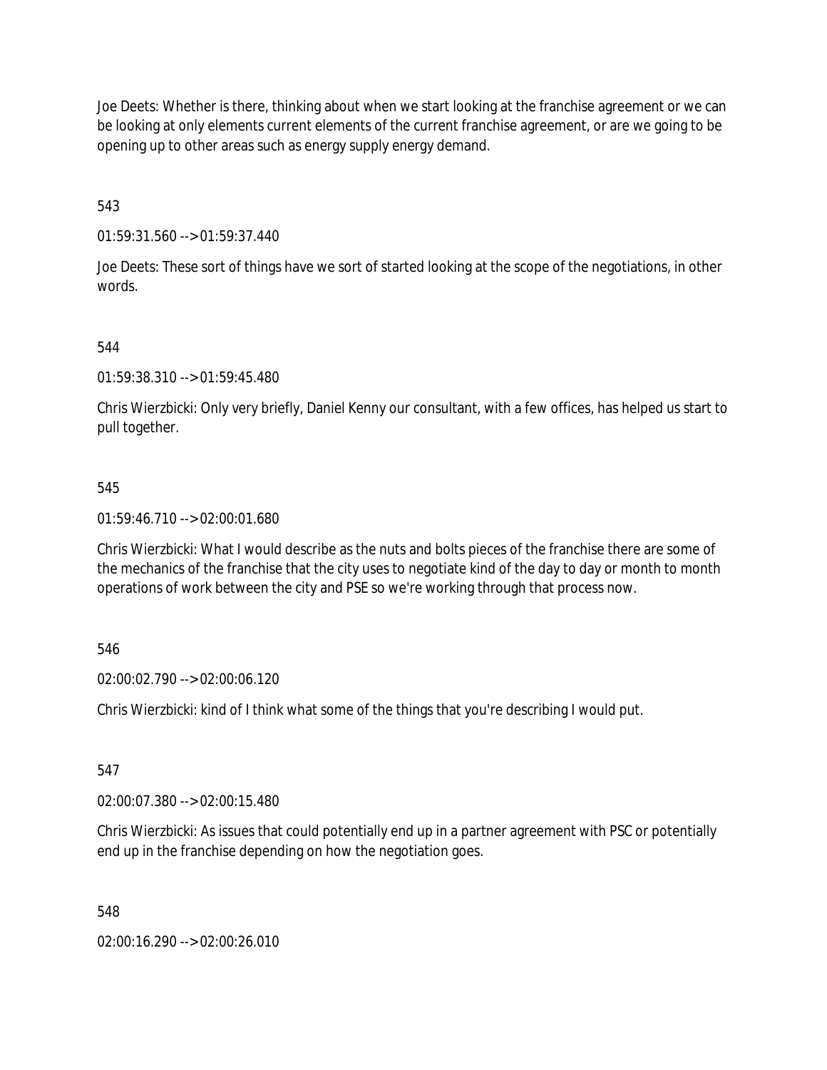Joe Deets: Whether is there, thinking about when we start looking at the franchise agreement or we can be looking at only elements current elements of the current franchise agreement, or are we going to be opening up to other areas such as energy supply energy demand.

543

01:59:31.560 --> 01:59:37.440

Joe Deets: These sort of things have we sort of started looking at the scope of the negotiations, in other words.

544

01:59:38.310 --> 01:59:45.480

Chris Wierzbicki: Only very briefly, Daniel Kenny our consultant, with a few offices, has helped us start to pull together.

545

01:59:46.710 --> 02:00:01.680

Chris Wierzbicki: What I would describe as the nuts and bolts pieces of the franchise there are some of the mechanics of the franchise that the city uses to negotiate kind of the day to day or month to month operations of work between the city and PSE so we're working through that process now.

546

02:00:02.790 --> 02:00:06.120

Chris Wierzbicki: kind of I think what some of the things that you're describing I would put.

547

02:00:07.380 --> 02:00:15.480

Chris Wierzbicki: As issues that could potentially end up in a partner agreement with PSC or potentially end up in the franchise depending on how the negotiation goes.

548

02:00:16.290 --> 02:00:26.010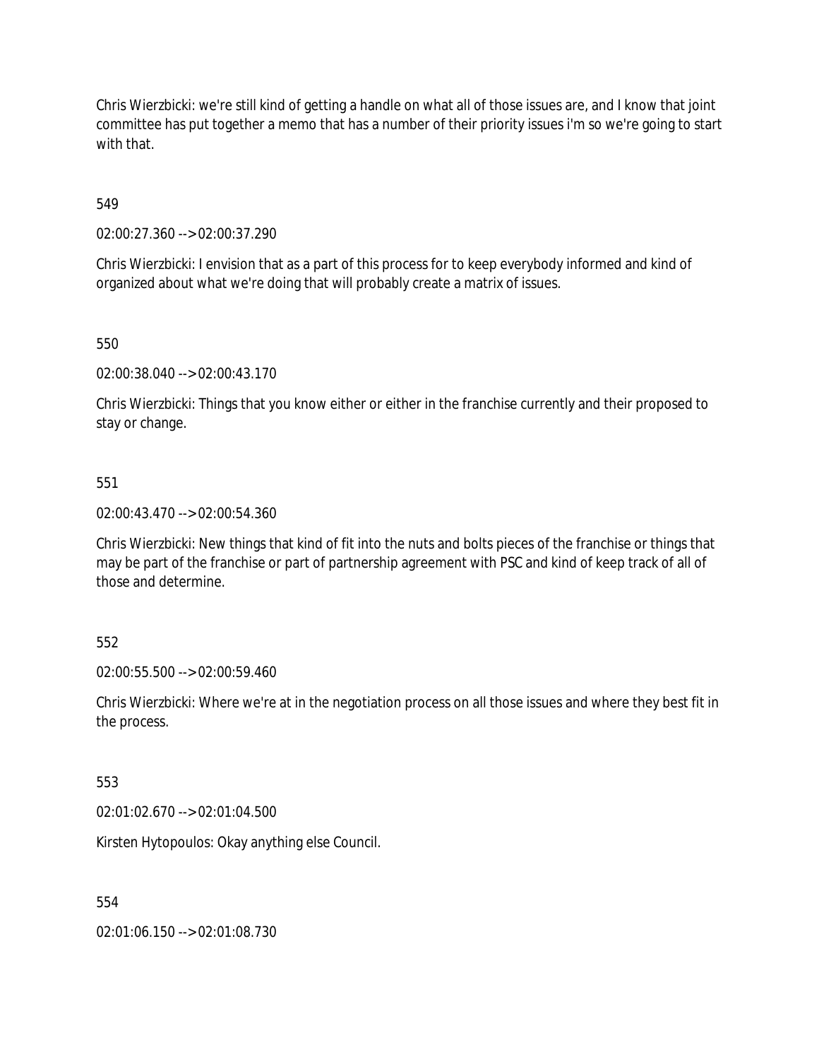Chris Wierzbicki: we're still kind of getting a handle on what all of those issues are, and I know that joint committee has put together a memo that has a number of their priority issues i'm so we're going to start with that.

549

02:00:27.360 --> 02:00:37.290

Chris Wierzbicki: I envision that as a part of this process for to keep everybody informed and kind of organized about what we're doing that will probably create a matrix of issues.

550

02:00:38.040 --> 02:00:43.170

Chris Wierzbicki: Things that you know either or either in the franchise currently and their proposed to stay or change.

551

02:00:43.470 --> 02:00:54.360

Chris Wierzbicki: New things that kind of fit into the nuts and bolts pieces of the franchise or things that may be part of the franchise or part of partnership agreement with PSC and kind of keep track of all of those and determine.

552

02:00:55.500 --> 02:00:59.460

Chris Wierzbicki: Where we're at in the negotiation process on all those issues and where they best fit in the process.

553

02:01:02.670 --> 02:01:04.500

Kirsten Hytopoulos: Okay anything else Council.

554

02:01:06.150 --> 02:01:08.730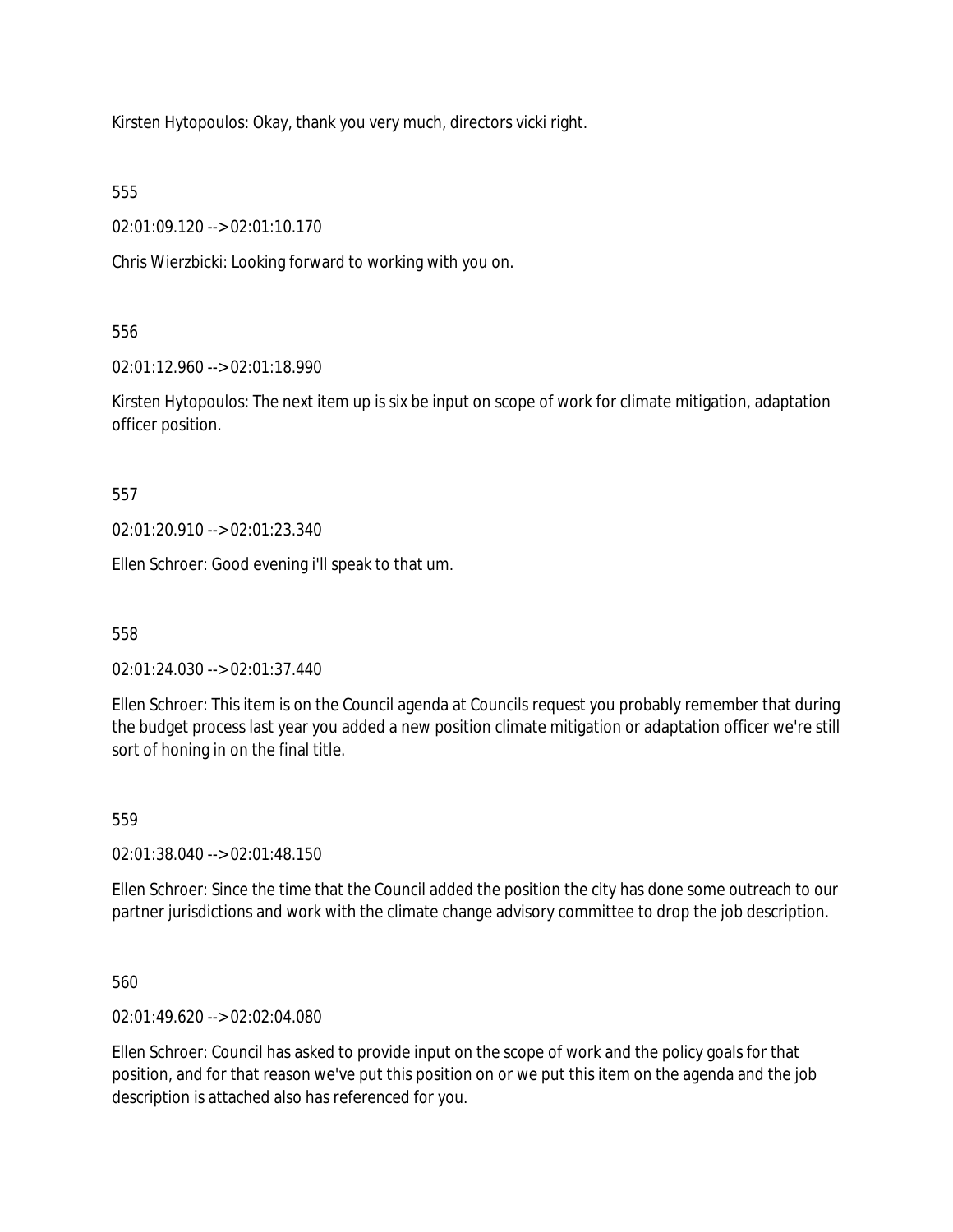Kirsten Hytopoulos: Okay, thank you very much, directors vicki right.

555

02:01:09.120 --> 02:01:10.170

Chris Wierzbicki: Looking forward to working with you on.

556

02:01:12.960 --> 02:01:18.990

Kirsten Hytopoulos: The next item up is six be input on scope of work for climate mitigation, adaptation officer position.

557

02:01:20.910 --> 02:01:23.340

Ellen Schroer: Good evening i'll speak to that um.

558

02:01:24.030 --> 02:01:37.440

Ellen Schroer: This item is on the Council agenda at Councils request you probably remember that during the budget process last year you added a new position climate mitigation or adaptation officer we're still sort of honing in on the final title.

559

02:01:38.040 --> 02:01:48.150

Ellen Schroer: Since the time that the Council added the position the city has done some outreach to our partner jurisdictions and work with the climate change advisory committee to drop the job description.

560

02:01:49.620 --> 02:02:04.080

Ellen Schroer: Council has asked to provide input on the scope of work and the policy goals for that position, and for that reason we've put this position on or we put this item on the agenda and the job description is attached also has referenced for you.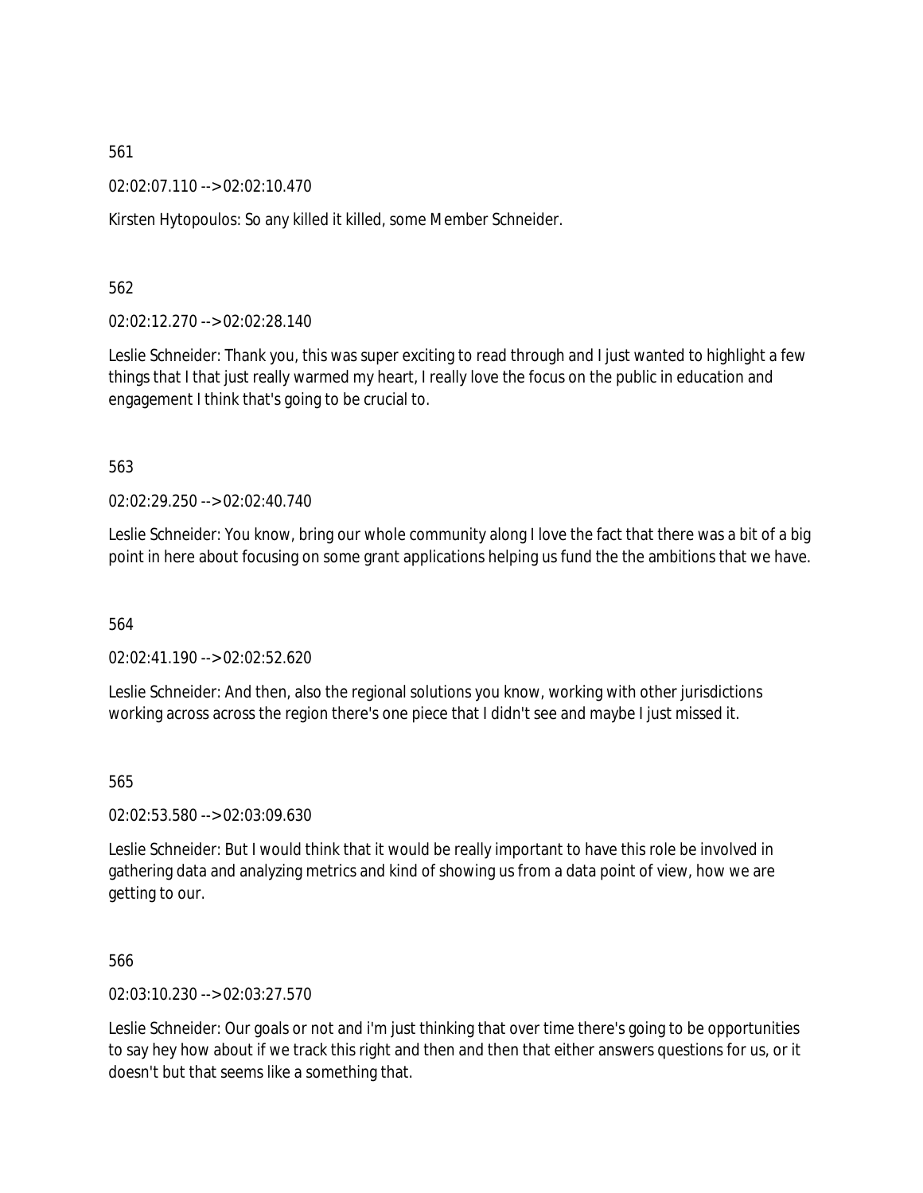561

02:02:07.110 --> 02:02:10.470

Kirsten Hytopoulos: So any killed it killed, some Member Schneider.

562

02:02:12.270 --> 02:02:28.140

Leslie Schneider: Thank you, this was super exciting to read through and I just wanted to highlight a few things that I that just really warmed my heart, I really love the focus on the public in education and engagement I think that's going to be crucial to.

563

02:02:29.250 --> 02:02:40.740

Leslie Schneider: You know, bring our whole community along I love the fact that there was a bit of a big point in here about focusing on some grant applications helping us fund the the ambitions that we have.

564

02:02:41.190 --> 02:02:52.620

Leslie Schneider: And then, also the regional solutions you know, working with other jurisdictions working across across the region there's one piece that I didn't see and maybe I just missed it.

565

02:02:53.580 --> 02:03:09.630

Leslie Schneider: But I would think that it would be really important to have this role be involved in gathering data and analyzing metrics and kind of showing us from a data point of view, how we are getting to our.

566

02:03:10.230 --> 02:03:27.570

Leslie Schneider: Our goals or not and i'm just thinking that over time there's going to be opportunities to say hey how about if we track this right and then and then that either answers questions for us, or it doesn't but that seems like a something that.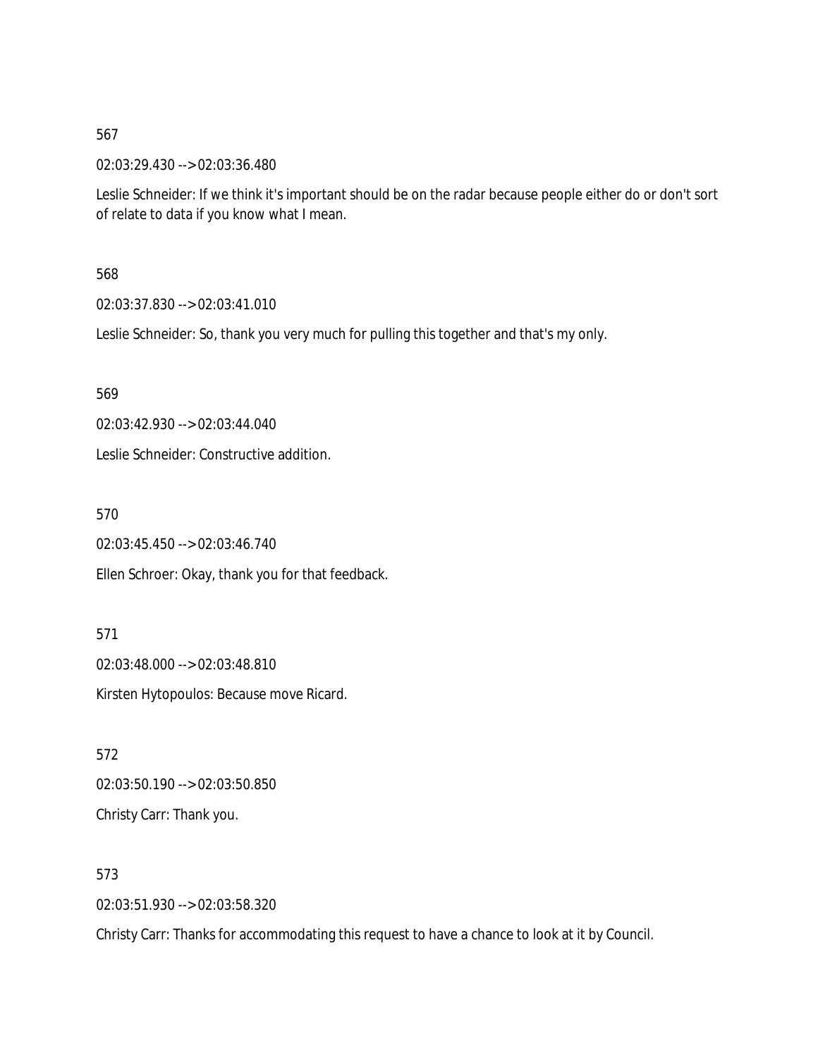567

02:03:29.430 --> 02:03:36.480

Leslie Schneider: If we think it's important should be on the radar because people either do or don't sort of relate to data if you know what I mean.

568

02:03:37.830 --> 02:03:41.010

Leslie Schneider: So, thank you very much for pulling this together and that's my only.

569

02:03:42.930 --> 02:03:44.040

Leslie Schneider: Constructive addition.

570

02:03:45.450 --> 02:03:46.740

Ellen Schroer: Okay, thank you for that feedback.

571

02:03:48.000 --> 02:03:48.810

Kirsten Hytopoulos: Because move Ricard.

572

02:03:50.190 --> 02:03:50.850

Christy Carr: Thank you.

573

02:03:51.930 --> 02:03:58.320

Christy Carr: Thanks for accommodating this request to have a chance to look at it by Council.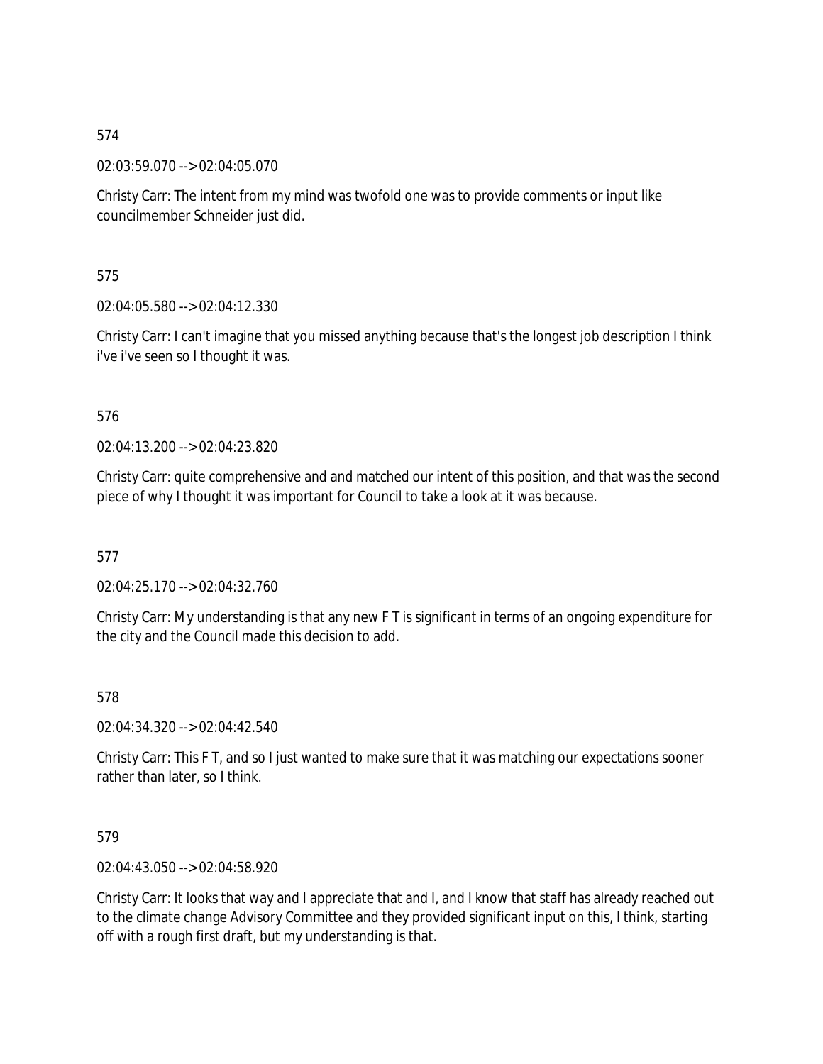574

02:03:59.070 --> 02:04:05.070

Christy Carr: The intent from my mind was twofold one was to provide comments or input like councilmember Schneider just did.

575

02:04:05.580 --> 02:04:12.330

Christy Carr: I can't imagine that you missed anything because that's the longest job description I think i've i've seen so I thought it was.

576

02:04:13.200 --> 02:04:23.820

Christy Carr: quite comprehensive and and matched our intent of this position, and that was the second piece of why I thought it was important for Council to take a look at it was because.

577

02:04:25.170 --> 02:04:32.760

Christy Carr: My understanding is that any new F T is significant in terms of an ongoing expenditure for the city and the Council made this decision to add.

578

02:04:34.320 --> 02:04:42.540

Christy Carr: This F T, and so I just wanted to make sure that it was matching our expectations sooner rather than later, so I think.

579

02:04:43.050 --> 02:04:58.920

Christy Carr: It looks that way and I appreciate that and I, and I know that staff has already reached out to the climate change Advisory Committee and they provided significant input on this, I think, starting off with a rough first draft, but my understanding is that.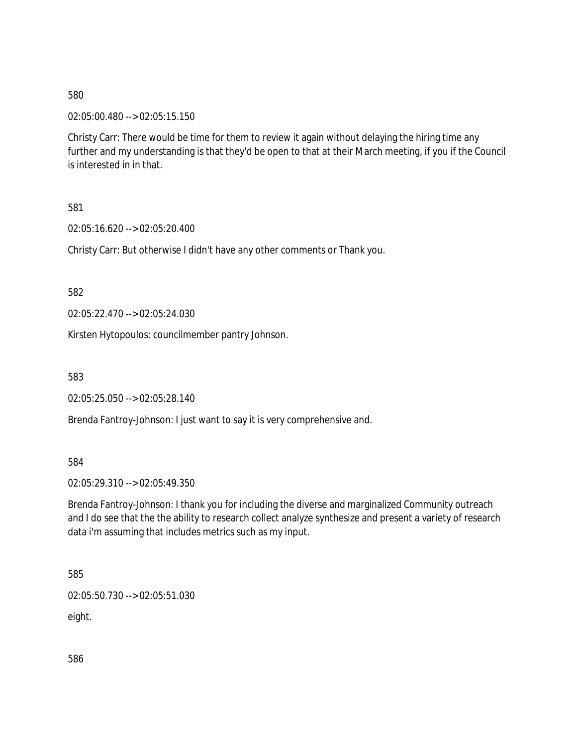580

02:05:00.480 --> 02:05:15.150

Christy Carr: There would be time for them to review it again without delaying the hiring time any further and my understanding is that they'd be open to that at their March meeting, if you if the Council is interested in in that.

581

02:05:16.620 --> 02:05:20.400

Christy Carr: But otherwise I didn't have any other comments or Thank you.

582

02:05:22.470 --> 02:05:24.030

Kirsten Hytopoulos: councilmember pantry Johnson.

583

02:05:25.050 --> 02:05:28.140

Brenda Fantroy-Johnson: I just want to say it is very comprehensive and.

584

02:05:29.310 --> 02:05:49.350

Brenda Fantroy-Johnson: I thank you for including the diverse and marginalized Community outreach and I do see that the the ability to research collect analyze synthesize and present a variety of research data i'm assuming that includes metrics such as my input.

585

02:05:50.730 --> 02:05:51.030

eight.

586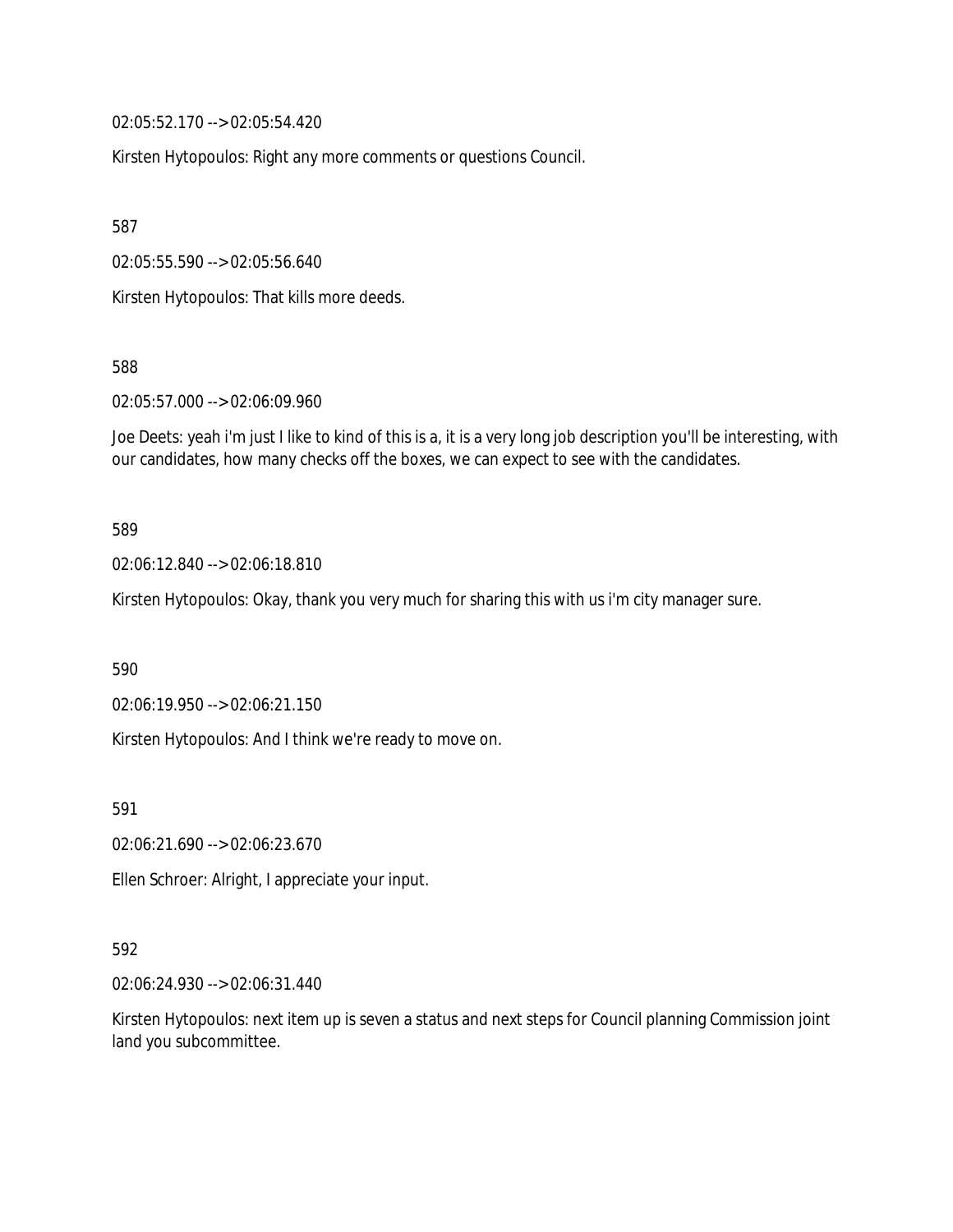02:05:52.170 --> 02:05:54.420

Kirsten Hytopoulos: Right any more comments or questions Council.

587

02:05:55.590 --> 02:05:56.640

Kirsten Hytopoulos: That kills more deeds.

588

02:05:57.000 --> 02:06:09.960

Joe Deets: yeah i'm just I like to kind of this is a, it is a very long job description you'll be interesting, with our candidates, how many checks off the boxes, we can expect to see with the candidates.

589

02:06:12.840 --> 02:06:18.810

Kirsten Hytopoulos: Okay, thank you very much for sharing this with us i'm city manager sure.

590

02:06:19.950 --> 02:06:21.150

Kirsten Hytopoulos: And I think we're ready to move on.

591

02:06:21.690 --> 02:06:23.670

Ellen Schroer: Alright, I appreciate your input.

592

02:06:24.930 --> 02:06:31.440

Kirsten Hytopoulos: next item up is seven a status and next steps for Council planning Commission joint land you subcommittee.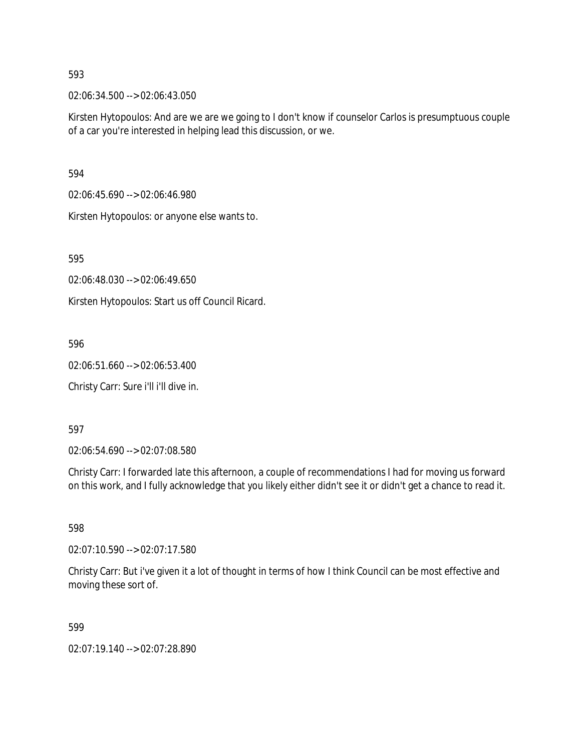593

02:06:34.500 --> 02:06:43.050

Kirsten Hytopoulos: And are we are we going to I don't know if counselor Carlos is presumptuous couple of a car you're interested in helping lead this discussion, or we.

594

02:06:45.690 --> 02:06:46.980

Kirsten Hytopoulos: or anyone else wants to.

595

02:06:48.030 --> 02:06:49.650

Kirsten Hytopoulos: Start us off Council Ricard.

596

02:06:51.660 --> 02:06:53.400

Christy Carr: Sure i'll i'll dive in.

597

02:06:54.690 --> 02:07:08.580

Christy Carr: I forwarded late this afternoon, a couple of recommendations I had for moving us forward on this work, and I fully acknowledge that you likely either didn't see it or didn't get a chance to read it.

598

02:07:10.590 --> 02:07:17.580

Christy Carr: But i've given it a lot of thought in terms of how I think Council can be most effective and moving these sort of.

599

02:07:19.140 --> 02:07:28.890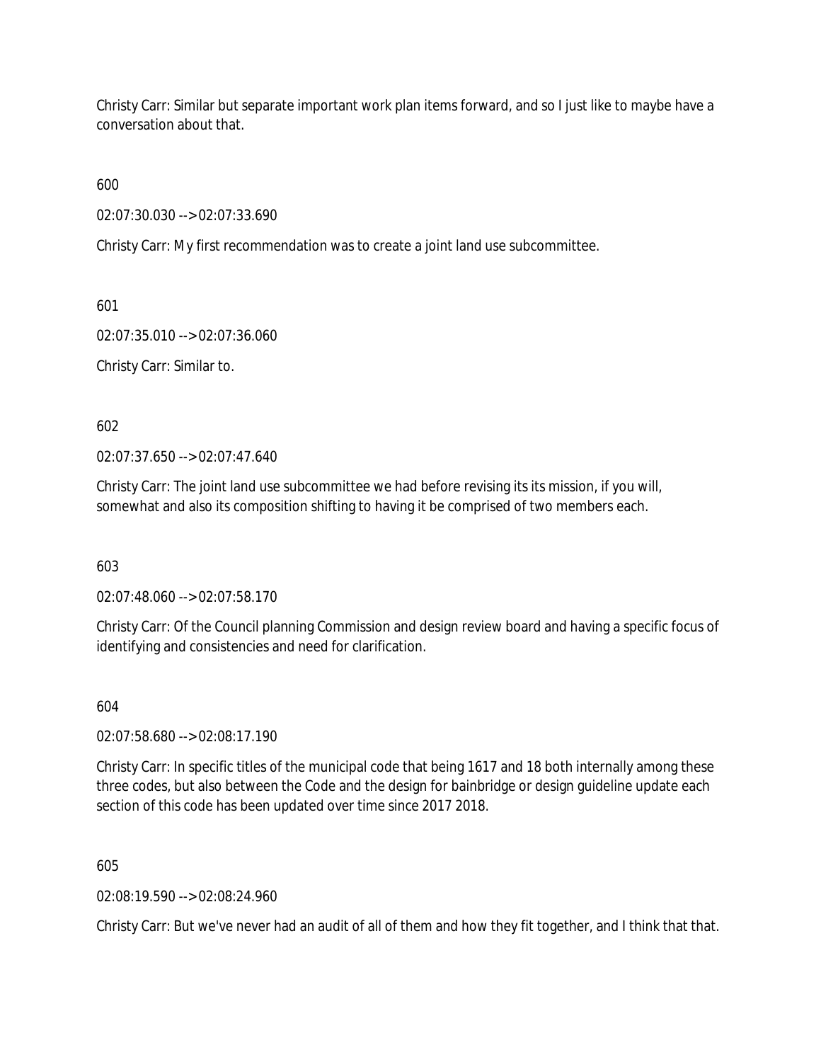Christy Carr: Similar but separate important work plan items forward, and so I just like to maybe have a conversation about that.

600

02:07:30.030 --> 02:07:33.690

Christy Carr: My first recommendation was to create a joint land use subcommittee.

601

02:07:35.010 --> 02:07:36.060

Christy Carr: Similar to.

602

02:07:37.650 --> 02:07:47.640

Christy Carr: The joint land use subcommittee we had before revising its its mission, if you will, somewhat and also its composition shifting to having it be comprised of two members each.

603

02:07:48.060 --> 02:07:58.170

Christy Carr: Of the Council planning Commission and design review board and having a specific focus of identifying and consistencies and need for clarification.

604

02:07:58.680 --> 02:08:17.190

Christy Carr: In specific titles of the municipal code that being 1617 and 18 both internally among these three codes, but also between the Code and the design for bainbridge or design guideline update each section of this code has been updated over time since 2017 2018.

605

02:08:19.590 --> 02:08:24.960

Christy Carr: But we've never had an audit of all of them and how they fit together, and I think that that.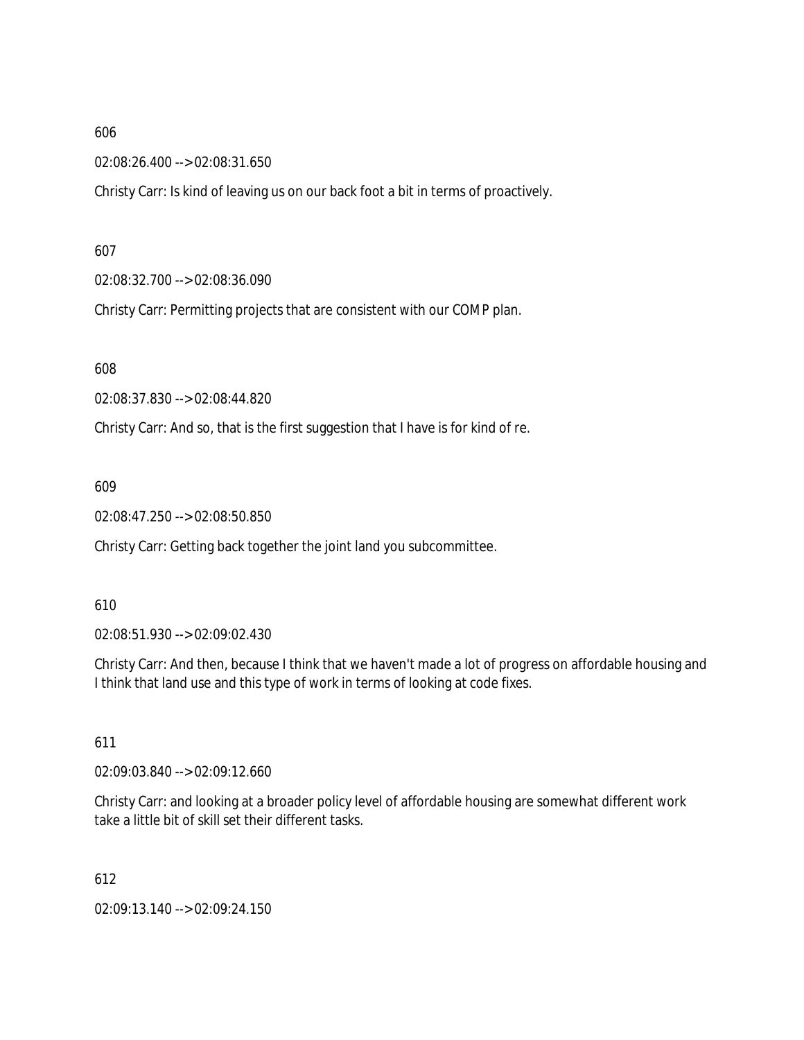606

02:08:26.400 --> 02:08:31.650

Christy Carr: Is kind of leaving us on our back foot a bit in terms of proactively.

607

02:08:32.700 --> 02:08:36.090

Christy Carr: Permitting projects that are consistent with our COMP plan.

608

02:08:37.830 --> 02:08:44.820

Christy Carr: And so, that is the first suggestion that I have is for kind of re.

609

02:08:47.250 --> 02:08:50.850

Christy Carr: Getting back together the joint land you subcommittee.

610

02:08:51.930 --> 02:09:02.430

Christy Carr: And then, because I think that we haven't made a lot of progress on affordable housing and I think that land use and this type of work in terms of looking at code fixes.

611

02:09:03.840 --> 02:09:12.660

Christy Carr: and looking at a broader policy level of affordable housing are somewhat different work take a little bit of skill set their different tasks.

612

02:09:13.140 --> 02:09:24.150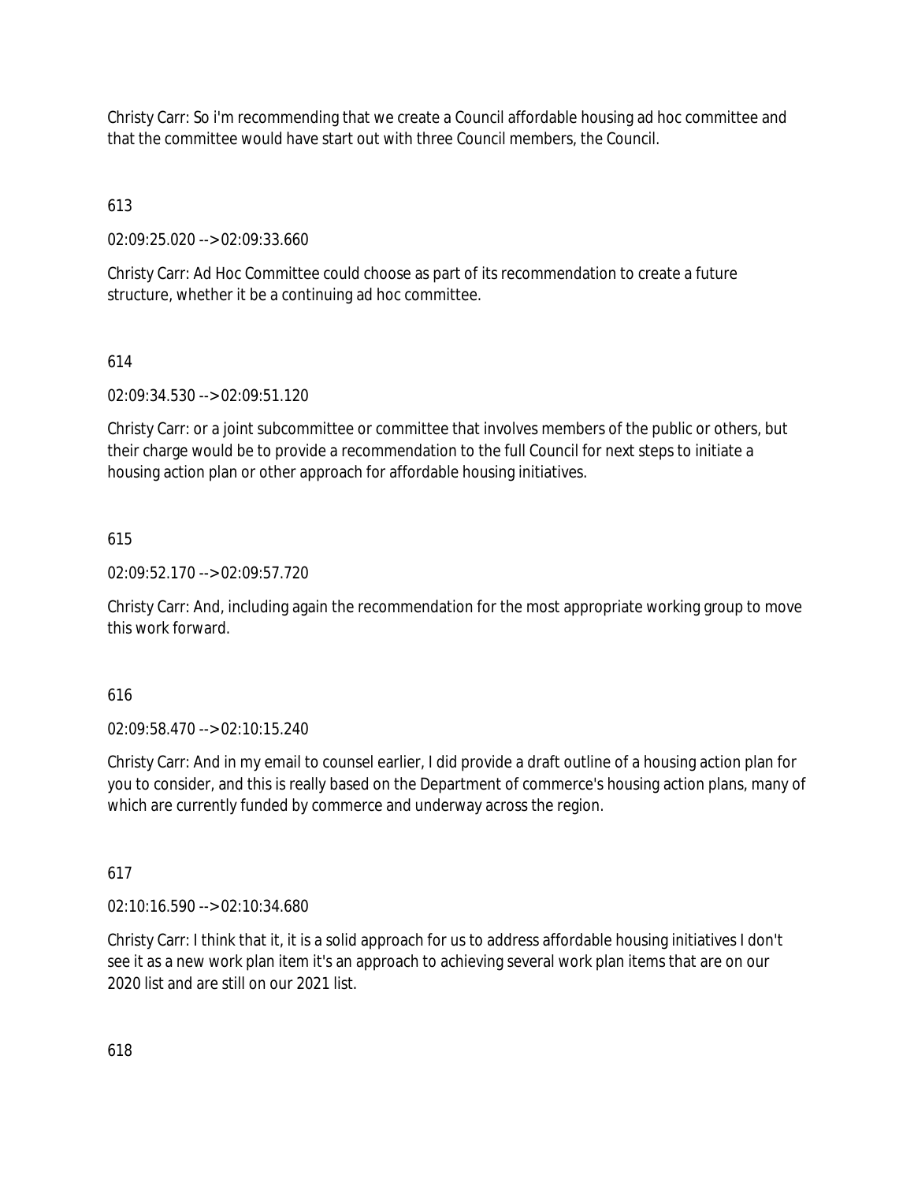Christy Carr: So i'm recommending that we create a Council affordable housing ad hoc committee and that the committee would have start out with three Council members, the Council.

613

02:09:25.020 --> 02:09:33.660

Christy Carr: Ad Hoc Committee could choose as part of its recommendation to create a future structure, whether it be a continuing ad hoc committee.

614

02:09:34.530 --> 02:09:51.120

Christy Carr: or a joint subcommittee or committee that involves members of the public or others, but their charge would be to provide a recommendation to the full Council for next steps to initiate a housing action plan or other approach for affordable housing initiatives.

615

02:09:52.170 --> 02:09:57.720

Christy Carr: And, including again the recommendation for the most appropriate working group to move this work forward.

616

02:09:58.470 --> 02:10:15.240

Christy Carr: And in my email to counsel earlier, I did provide a draft outline of a housing action plan for you to consider, and this is really based on the Department of commerce's housing action plans, many of which are currently funded by commerce and underway across the region.

617

02:10:16.590 --> 02:10:34.680

Christy Carr: I think that it, it is a solid approach for us to address affordable housing initiatives I don't see it as a new work plan item it's an approach to achieving several work plan items that are on our 2020 list and are still on our 2021 list.

618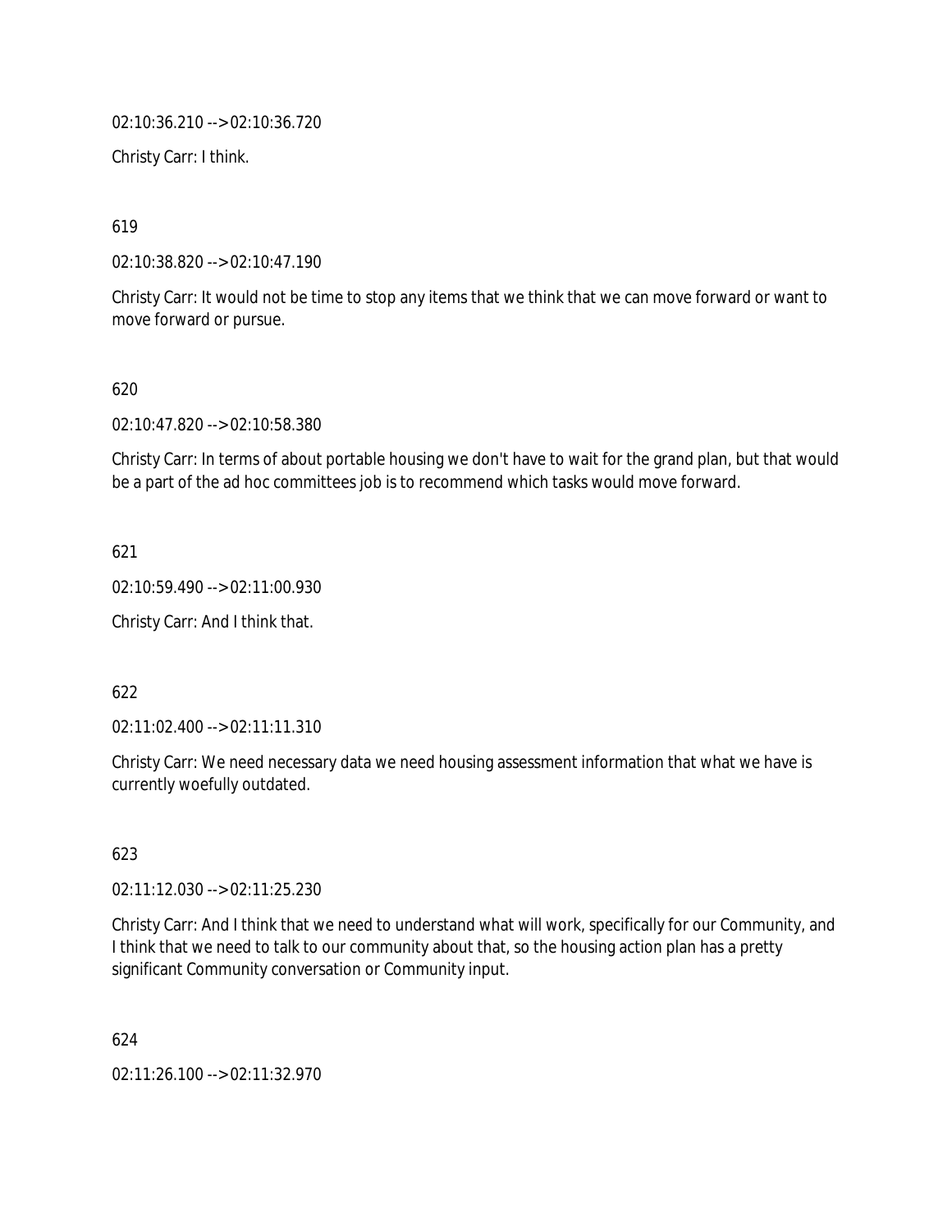02:10:36.210 --> 02:10:36.720

Christy Carr: I think.

619

02:10:38.820 --> 02:10:47.190

Christy Carr: It would not be time to stop any items that we think that we can move forward or want to move forward or pursue.

620

02:10:47.820 --> 02:10:58.380

Christy Carr: In terms of about portable housing we don't have to wait for the grand plan, but that would be a part of the ad hoc committees job is to recommend which tasks would move forward.

621

02:10:59.490 --> 02:11:00.930

Christy Carr: And I think that.

622

02:11:02.400 --> 02:11:11.310

Christy Carr: We need necessary data we need housing assessment information that what we have is currently woefully outdated.

623

02:11:12.030 --> 02:11:25.230

Christy Carr: And I think that we need to understand what will work, specifically for our Community, and I think that we need to talk to our community about that, so the housing action plan has a pretty significant Community conversation or Community input.

624

02:11:26.100 --> 02:11:32.970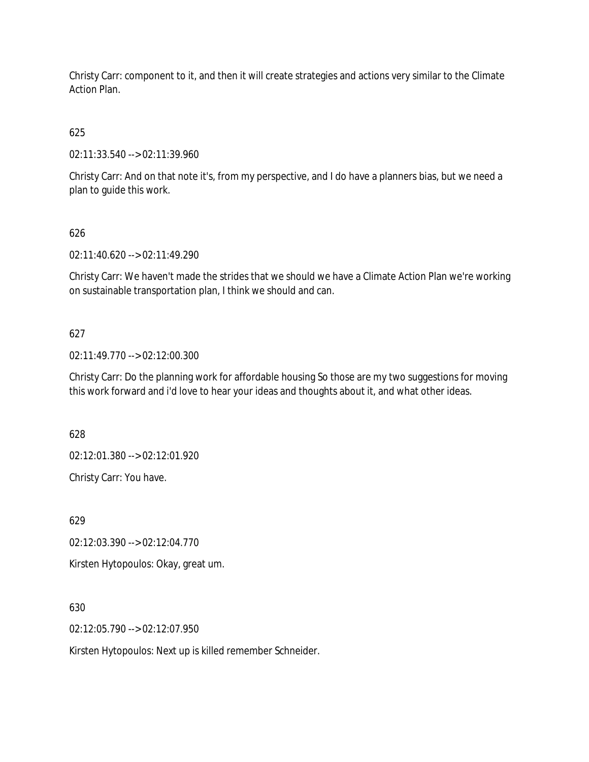Christy Carr: component to it, and then it will create strategies and actions very similar to the Climate Action Plan.

625

02:11:33.540 --> 02:11:39.960

Christy Carr: And on that note it's, from my perspective, and I do have a planners bias, but we need a plan to guide this work.

626

02:11:40.620 --> 02:11:49.290

Christy Carr: We haven't made the strides that we should we have a Climate Action Plan we're working on sustainable transportation plan, I think we should and can.

627

02:11:49.770 --> 02:12:00.300

Christy Carr: Do the planning work for affordable housing So those are my two suggestions for moving this work forward and i'd love to hear your ideas and thoughts about it, and what other ideas.

628

02:12:01.380 --> 02:12:01.920

Christy Carr: You have.

629

02:12:03.390 --> 02:12:04.770

Kirsten Hytopoulos: Okay, great um.

630

02:12:05.790 --> 02:12:07.950

Kirsten Hytopoulos: Next up is killed remember Schneider.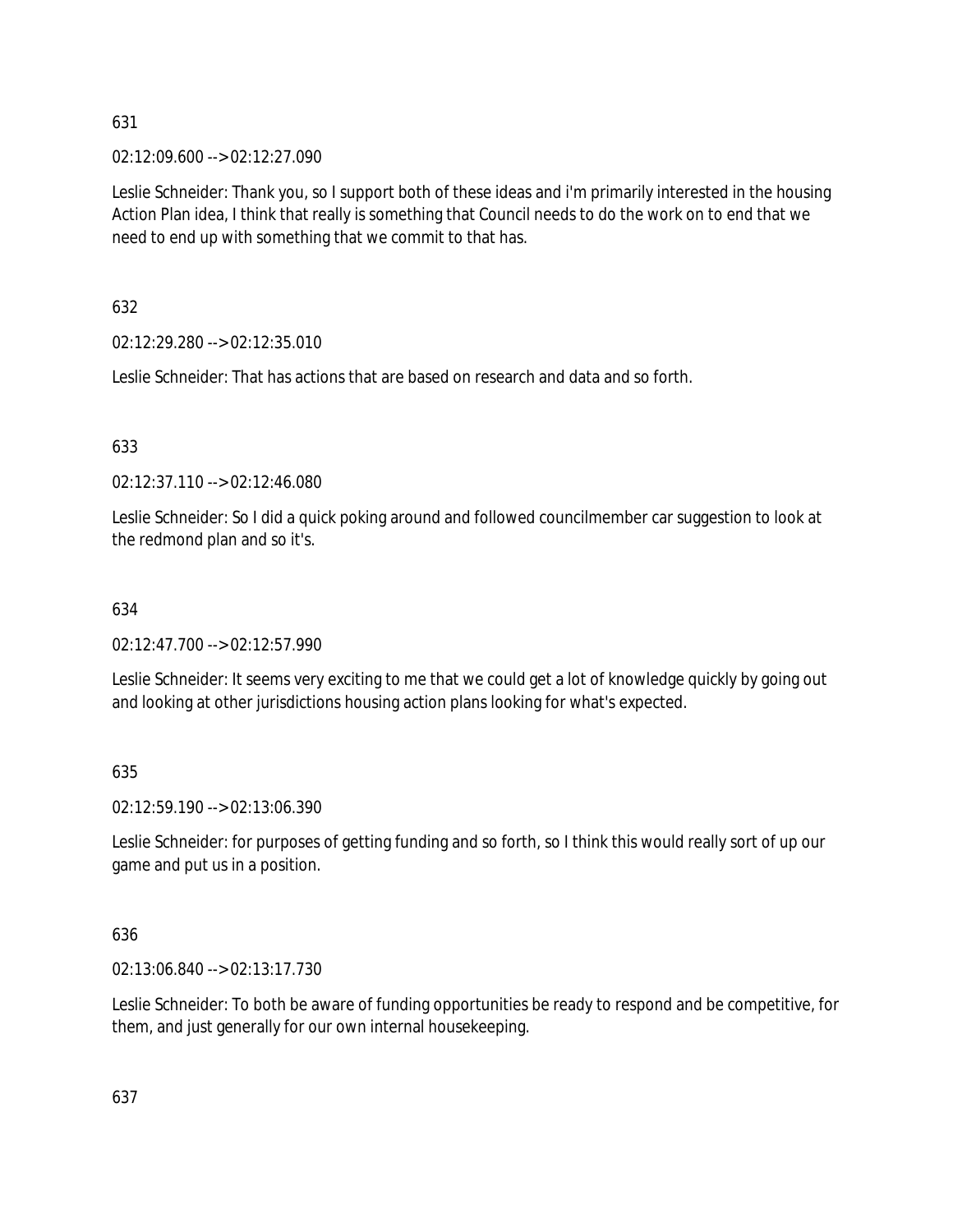631

02:12:09.600 --> 02:12:27.090

Leslie Schneider: Thank you, so I support both of these ideas and i'm primarily interested in the housing Action Plan idea, I think that really is something that Council needs to do the work on to end that we need to end up with something that we commit to that has.

632

02:12:29.280 --> 02:12:35.010

Leslie Schneider: That has actions that are based on research and data and so forth.

633

02:12:37.110 --> 02:12:46.080

Leslie Schneider: So I did a quick poking around and followed councilmember car suggestion to look at the redmond plan and so it's.

634

02:12:47.700 --> 02:12:57.990

Leslie Schneider: It seems very exciting to me that we could get a lot of knowledge quickly by going out and looking at other jurisdictions housing action plans looking for what's expected.

635

02:12:59.190 --> 02:13:06.390

Leslie Schneider: for purposes of getting funding and so forth, so I think this would really sort of up our game and put us in a position.

636

02:13:06.840 --> 02:13:17.730

Leslie Schneider: To both be aware of funding opportunities be ready to respond and be competitive, for them, and just generally for our own internal housekeeping.

637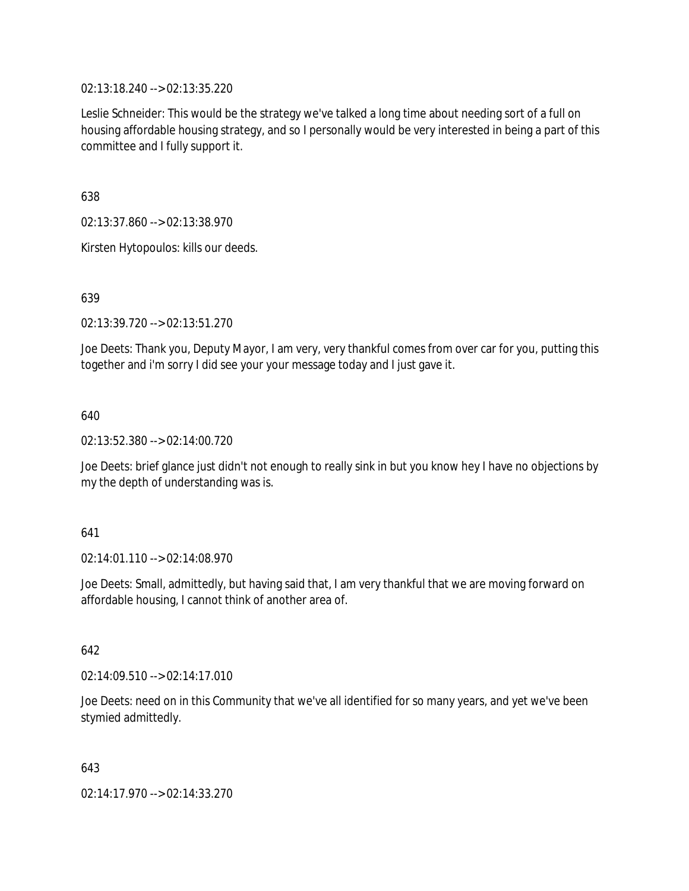02:13:18.240 --> 02:13:35.220

Leslie Schneider: This would be the strategy we've talked a long time about needing sort of a full on housing affordable housing strategy, and so I personally would be very interested in being a part of this committee and I fully support it.

638

02:13:37.860 --> 02:13:38.970

Kirsten Hytopoulos: kills our deeds.

639

02:13:39.720 --> 02:13:51.270

Joe Deets: Thank you, Deputy Mayor, I am very, very thankful comes from over car for you, putting this together and i'm sorry I did see your your message today and I just gave it.

640

02:13:52.380 --> 02:14:00.720

Joe Deets: brief glance just didn't not enough to really sink in but you know hey I have no objections by my the depth of understanding was is.

641

02:14:01.110 --> 02:14:08.970

Joe Deets: Small, admittedly, but having said that, I am very thankful that we are moving forward on affordable housing, I cannot think of another area of.

642

02:14:09.510 --> 02:14:17.010

Joe Deets: need on in this Community that we've all identified for so many years, and yet we've been stymied admittedly.

643

02:14:17.970 --> 02:14:33.270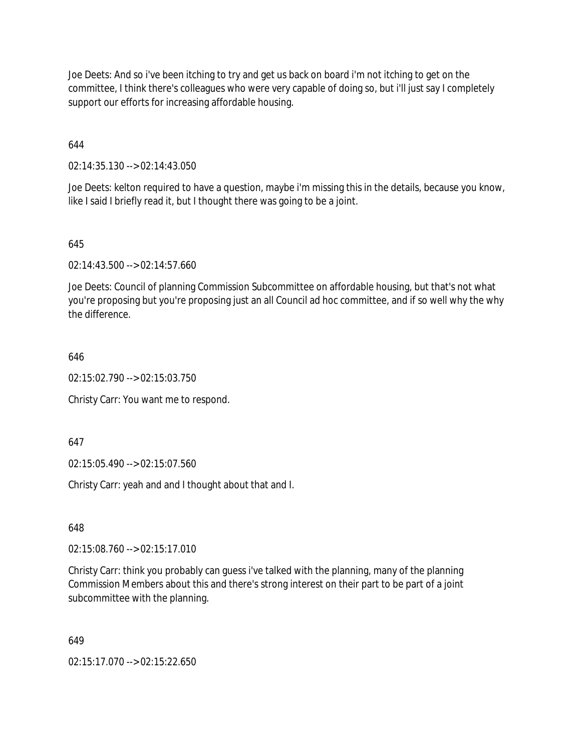Joe Deets: And so i've been itching to try and get us back on board i'm not itching to get on the committee, I think there's colleagues who were very capable of doing so, but i'll just say I completely support our efforts for increasing affordable housing.

644

02:14:35.130 --> 02:14:43.050

Joe Deets: kelton required to have a question, maybe i'm missing this in the details, because you know, like I said I briefly read it, but I thought there was going to be a joint.

645

02:14:43.500 --> 02:14:57.660

Joe Deets: Council of planning Commission Subcommittee on affordable housing, but that's not what you're proposing but you're proposing just an all Council ad hoc committee, and if so well why the why the difference.

646

02:15:02.790 --> 02:15:03.750

Christy Carr: You want me to respond.

647

02:15:05.490 --> 02:15:07.560

Christy Carr: yeah and and I thought about that and I.

648

02:15:08.760 --> 02:15:17.010

Christy Carr: think you probably can guess i've talked with the planning, many of the planning Commission Members about this and there's strong interest on their part to be part of a joint subcommittee with the planning.

649

02:15:17.070 --> 02:15:22.650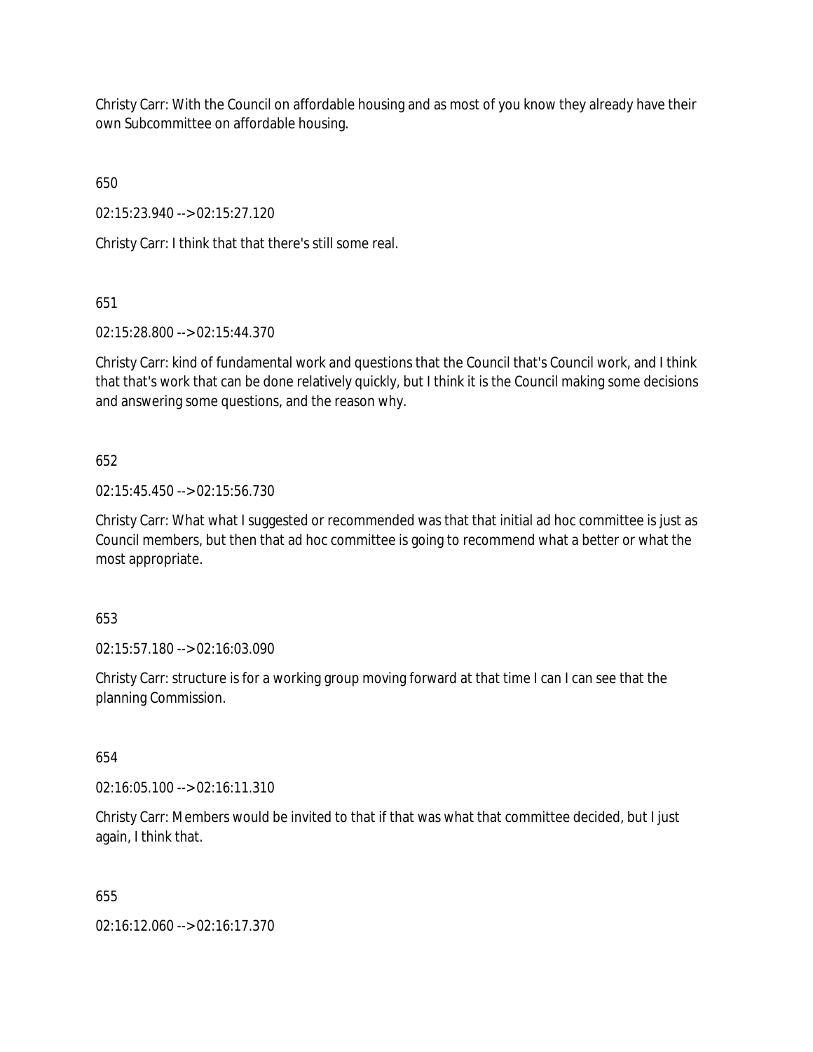Christy Carr: With the Council on affordable housing and as most of you know they already have their own Subcommittee on affordable housing.

650

02:15:23.940 --> 02:15:27.120

Christy Carr: I think that that there's still some real.

651

02:15:28.800 --> 02:15:44.370

Christy Carr: kind of fundamental work and questions that the Council that's Council work, and I think that that's work that can be done relatively quickly, but I think it is the Council making some decisions and answering some questions, and the reason why.

652

02:15:45.450 --> 02:15:56.730

Christy Carr: What what I suggested or recommended was that that initial ad hoc committee is just as Council members, but then that ad hoc committee is going to recommend what a better or what the most appropriate.

653

02:15:57.180 --> 02:16:03.090

Christy Carr: structure is for a working group moving forward at that time I can I can see that the planning Commission.

654

02:16:05.100 --> 02:16:11.310

Christy Carr: Members would be invited to that if that was what that committee decided, but I just again, I think that.

655

02:16:12.060 --> 02:16:17.370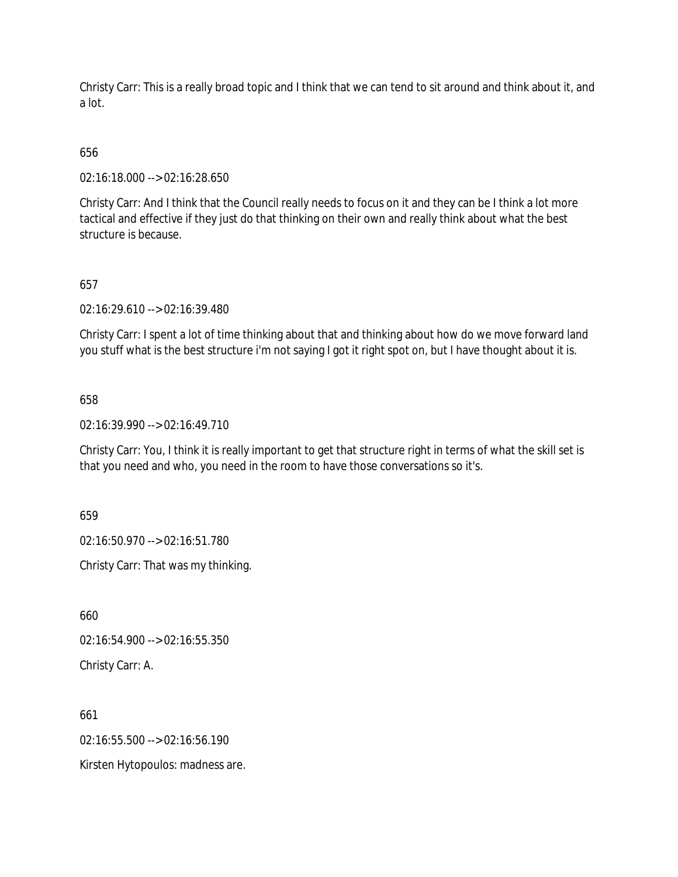Christy Carr: This is a really broad topic and I think that we can tend to sit around and think about it, and a lot.

656

02:16:18.000 --> 02:16:28.650

Christy Carr: And I think that the Council really needs to focus on it and they can be I think a lot more tactical and effective if they just do that thinking on their own and really think about what the best structure is because.

657

02:16:29.610 --> 02:16:39.480

Christy Carr: I spent a lot of time thinking about that and thinking about how do we move forward land you stuff what is the best structure i'm not saying I got it right spot on, but I have thought about it is.

658

02:16:39.990 --> 02:16:49.710

Christy Carr: You, I think it is really important to get that structure right in terms of what the skill set is that you need and who, you need in the room to have those conversations so it's.

659

02:16:50.970 --> 02:16:51.780

Christy Carr: That was my thinking.

660

02:16:54.900 --> 02:16:55.350

Christy Carr: A.

661

02:16:55.500 --> 02:16:56.190

Kirsten Hytopoulos: madness are.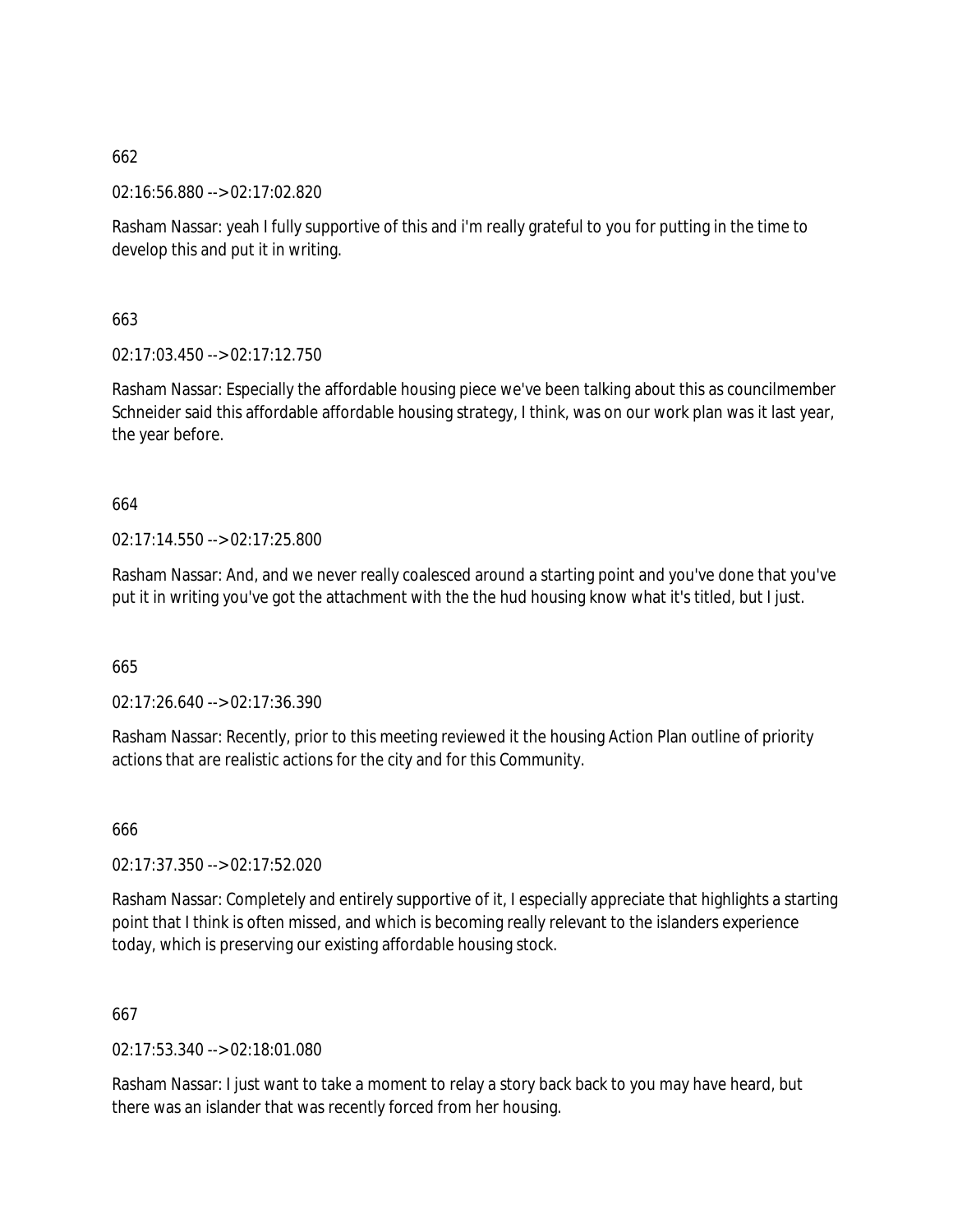662

02:16:56.880 --> 02:17:02.820

Rasham Nassar: yeah I fully supportive of this and i'm really grateful to you for putting in the time to develop this and put it in writing.

663

02:17:03.450 --> 02:17:12.750

Rasham Nassar: Especially the affordable housing piece we've been talking about this as councilmember Schneider said this affordable affordable housing strategy, I think, was on our work plan was it last year, the year before.

664

02:17:14.550 --> 02:17:25.800

Rasham Nassar: And, and we never really coalesced around a starting point and you've done that you've put it in writing you've got the attachment with the the hud housing know what it's titled, but I just.

665

02:17:26.640 --> 02:17:36.390

Rasham Nassar: Recently, prior to this meeting reviewed it the housing Action Plan outline of priority actions that are realistic actions for the city and for this Community.

666

02:17:37.350 --> 02:17:52.020

Rasham Nassar: Completely and entirely supportive of it, I especially appreciate that highlights a starting point that I think is often missed, and which is becoming really relevant to the islanders experience today, which is preserving our existing affordable housing stock.

667

02:17:53.340 --> 02:18:01.080

Rasham Nassar: I just want to take a moment to relay a story back back to you may have heard, but there was an islander that was recently forced from her housing.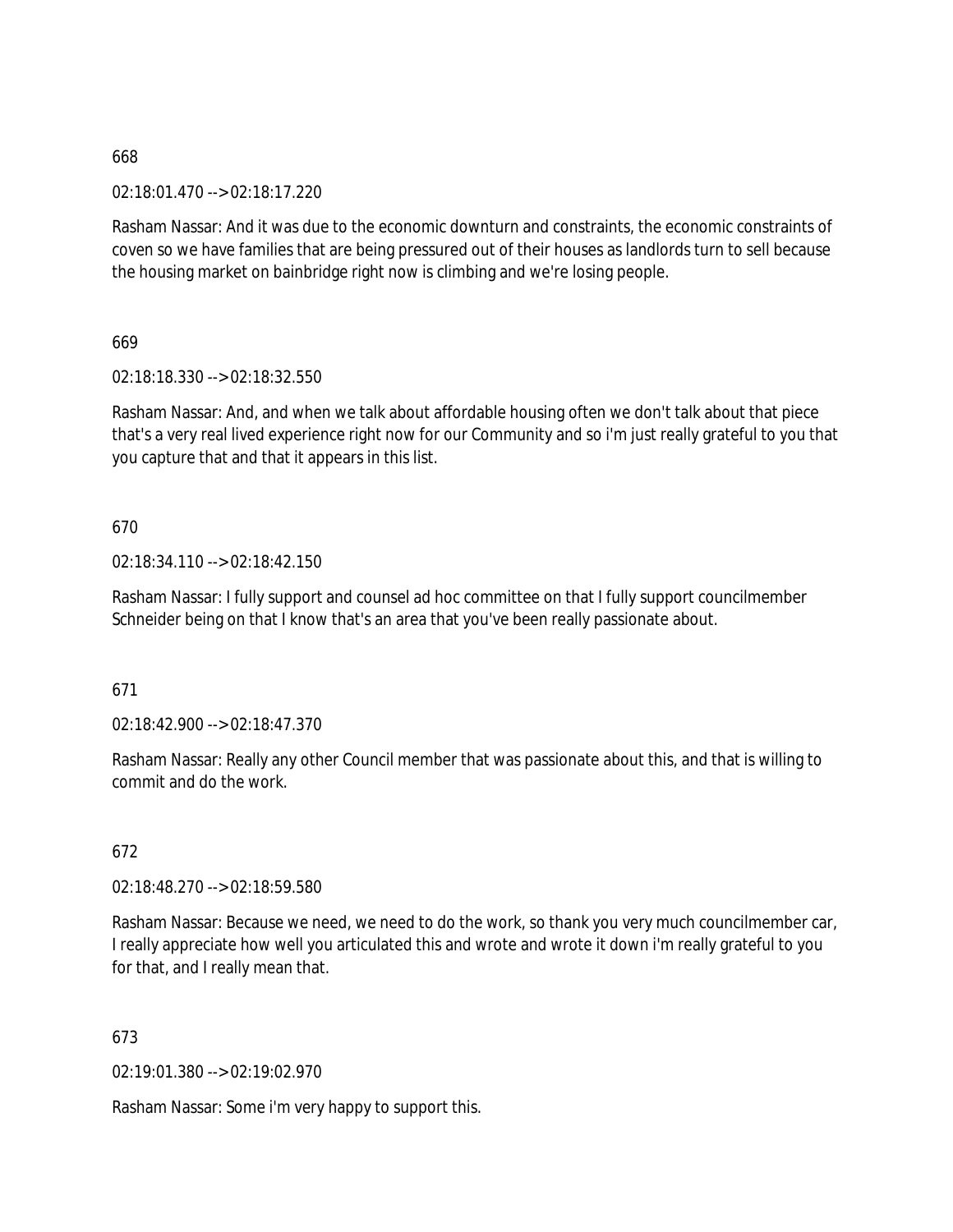668

02:18:01.470 --> 02:18:17.220

Rasham Nassar: And it was due to the economic downturn and constraints, the economic constraints of coven so we have families that are being pressured out of their houses as landlords turn to sell because the housing market on bainbridge right now is climbing and we're losing people.

669

02:18:18.330 --> 02:18:32.550

Rasham Nassar: And, and when we talk about affordable housing often we don't talk about that piece that's a very real lived experience right now for our Community and so i'm just really grateful to you that you capture that and that it appears in this list.

670

02:18:34.110 --> 02:18:42.150

Rasham Nassar: I fully support and counsel ad hoc committee on that I fully support councilmember Schneider being on that I know that's an area that you've been really passionate about.

671

02:18:42.900 --> 02:18:47.370

Rasham Nassar: Really any other Council member that was passionate about this, and that is willing to commit and do the work.

672

02:18:48.270 --> 02:18:59.580

Rasham Nassar: Because we need, we need to do the work, so thank you very much councilmember car, I really appreciate how well you articulated this and wrote and wrote it down i'm really grateful to you for that, and I really mean that.

673

02:19:01.380 --> 02:19:02.970

Rasham Nassar: Some i'm very happy to support this.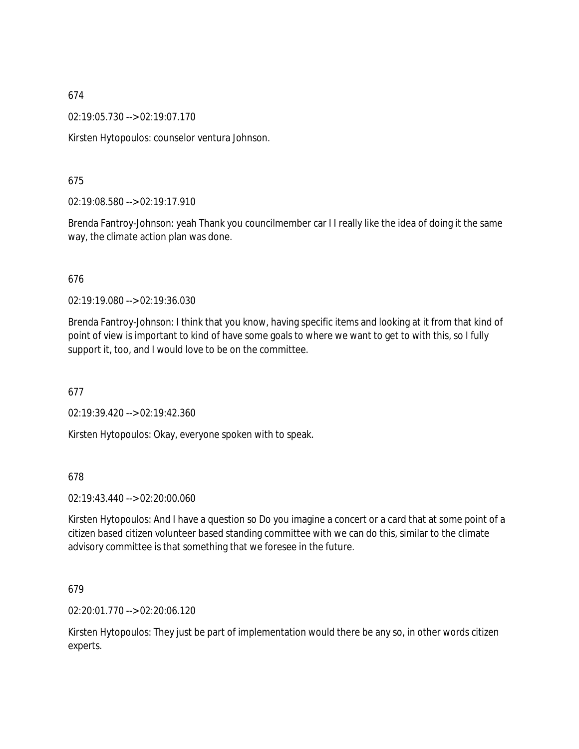674

02:19:05.730 --> 02:19:07.170

Kirsten Hytopoulos: counselor ventura Johnson.

675

02:19:08.580 --> 02:19:17.910

Brenda Fantroy-Johnson: yeah Thank you councilmember car I I really like the idea of doing it the same way, the climate action plan was done.

676

02:19:19.080 --> 02:19:36.030

Brenda Fantroy-Johnson: I think that you know, having specific items and looking at it from that kind of point of view is important to kind of have some goals to where we want to get to with this, so I fully support it, too, and I would love to be on the committee.

677

02:19:39.420 --> 02:19:42.360

Kirsten Hytopoulos: Okay, everyone spoken with to speak.

678

02:19:43.440 --> 02:20:00.060

Kirsten Hytopoulos: And I have a question so Do you imagine a concert or a card that at some point of a citizen based citizen volunteer based standing committee with we can do this, similar to the climate advisory committee is that something that we foresee in the future.

679

02:20:01.770 --> 02:20:06.120

Kirsten Hytopoulos: They just be part of implementation would there be any so, in other words citizen experts.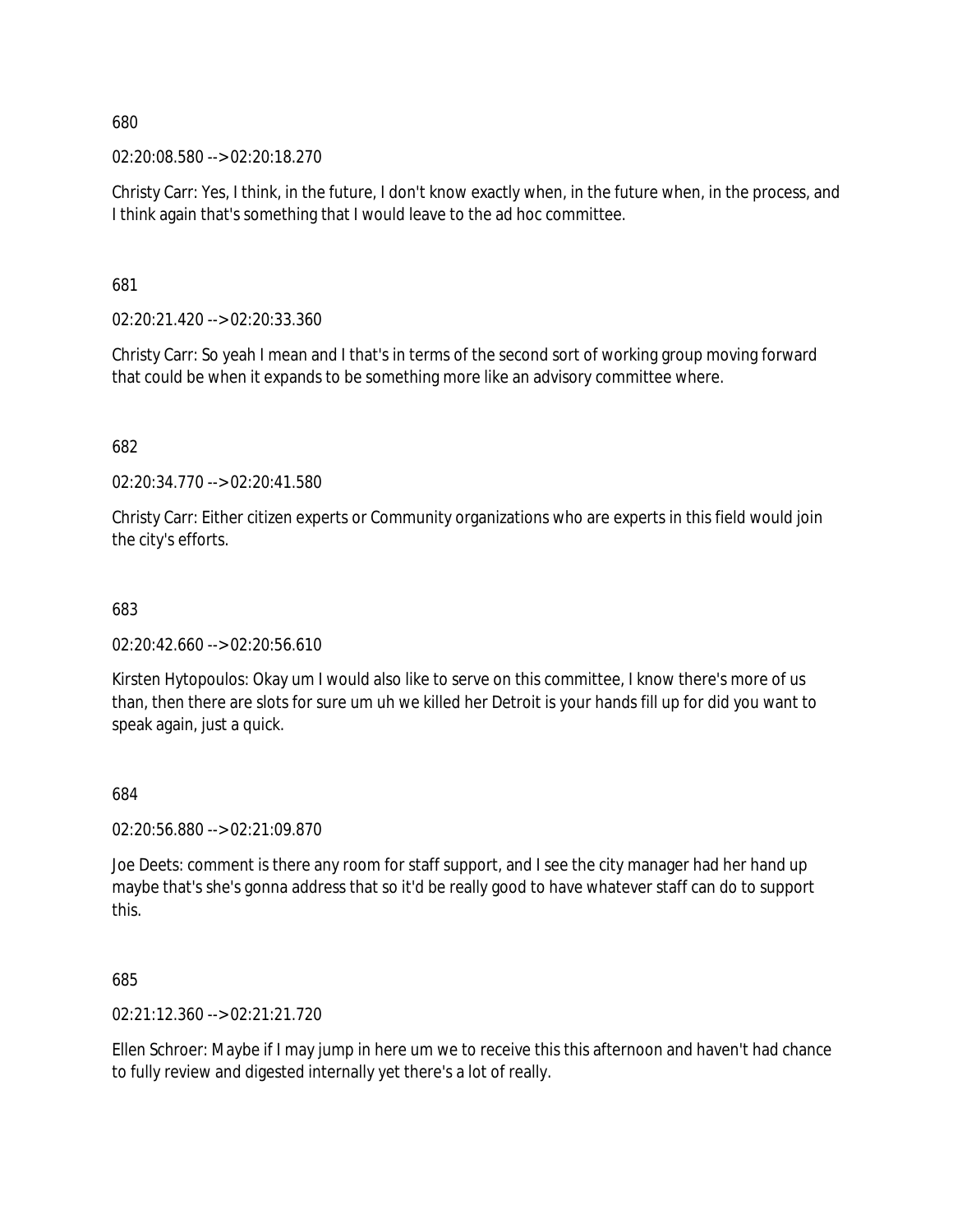680

02:20:08.580 --> 02:20:18.270

Christy Carr: Yes, I think, in the future, I don't know exactly when, in the future when, in the process, and I think again that's something that I would leave to the ad hoc committee.

681

02:20:21.420 --> 02:20:33.360

Christy Carr: So yeah I mean and I that's in terms of the second sort of working group moving forward that could be when it expands to be something more like an advisory committee where.

682

02:20:34.770 --> 02:20:41.580

Christy Carr: Either citizen experts or Community organizations who are experts in this field would join the city's efforts.

683

02:20:42.660 --> 02:20:56.610

Kirsten Hytopoulos: Okay um I would also like to serve on this committee, I know there's more of us than, then there are slots for sure um uh we killed her Detroit is your hands fill up for did you want to speak again, just a quick.

684

02:20:56.880 --> 02:21:09.870

Joe Deets: comment is there any room for staff support, and I see the city manager had her hand up maybe that's she's gonna address that so it'd be really good to have whatever staff can do to support this.

685

02:21:12.360 --> 02:21:21.720

Ellen Schroer: Maybe if I may jump in here um we to receive this this afternoon and haven't had chance to fully review and digested internally yet there's a lot of really.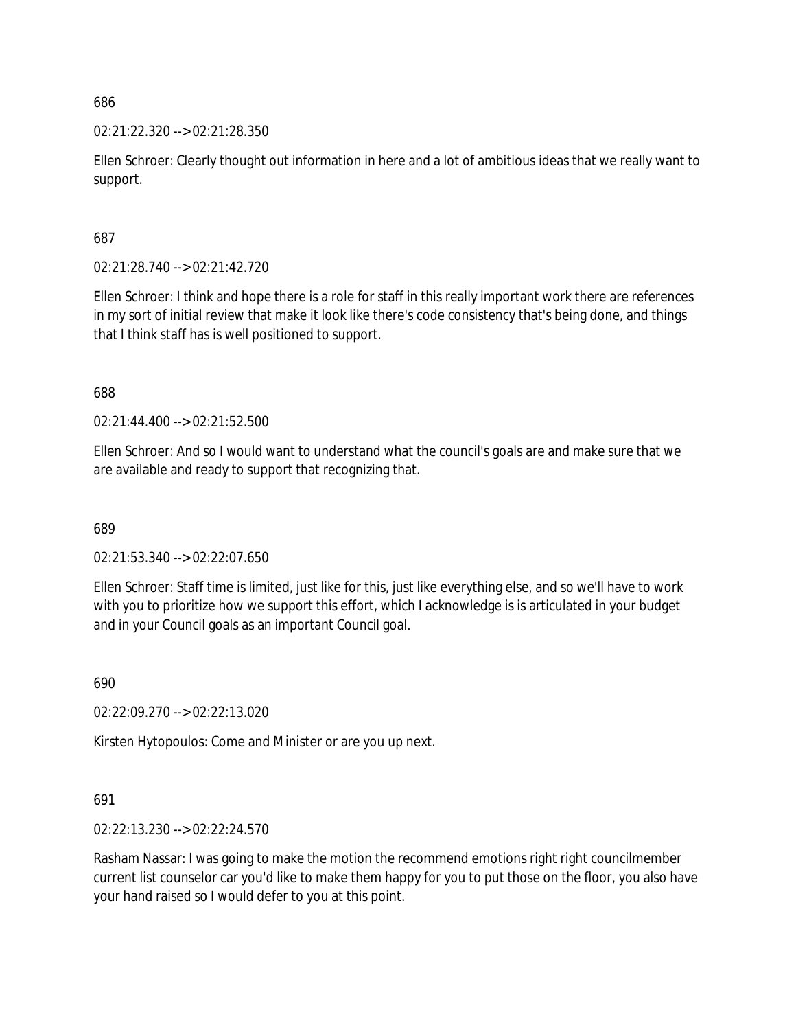686

02:21:22.320 --> 02:21:28.350

Ellen Schroer: Clearly thought out information in here and a lot of ambitious ideas that we really want to support.

687

02:21:28.740 --> 02:21:42.720

Ellen Schroer: I think and hope there is a role for staff in this really important work there are references in my sort of initial review that make it look like there's code consistency that's being done, and things that I think staff has is well positioned to support.

688

02:21:44.400 --> 02:21:52.500

Ellen Schroer: And so I would want to understand what the council's goals are and make sure that we are available and ready to support that recognizing that.

689

02:21:53.340 --> 02:22:07.650

Ellen Schroer: Staff time is limited, just like for this, just like everything else, and so we'll have to work with you to prioritize how we support this effort, which I acknowledge is is articulated in your budget and in your Council goals as an important Council goal.

690

02:22:09.270 --> 02:22:13.020

Kirsten Hytopoulos: Come and Minister or are you up next.

691

02:22:13.230 --> 02:22:24.570

Rasham Nassar: I was going to make the motion the recommend emotions right right councilmember current list counselor car you'd like to make them happy for you to put those on the floor, you also have your hand raised so I would defer to you at this point.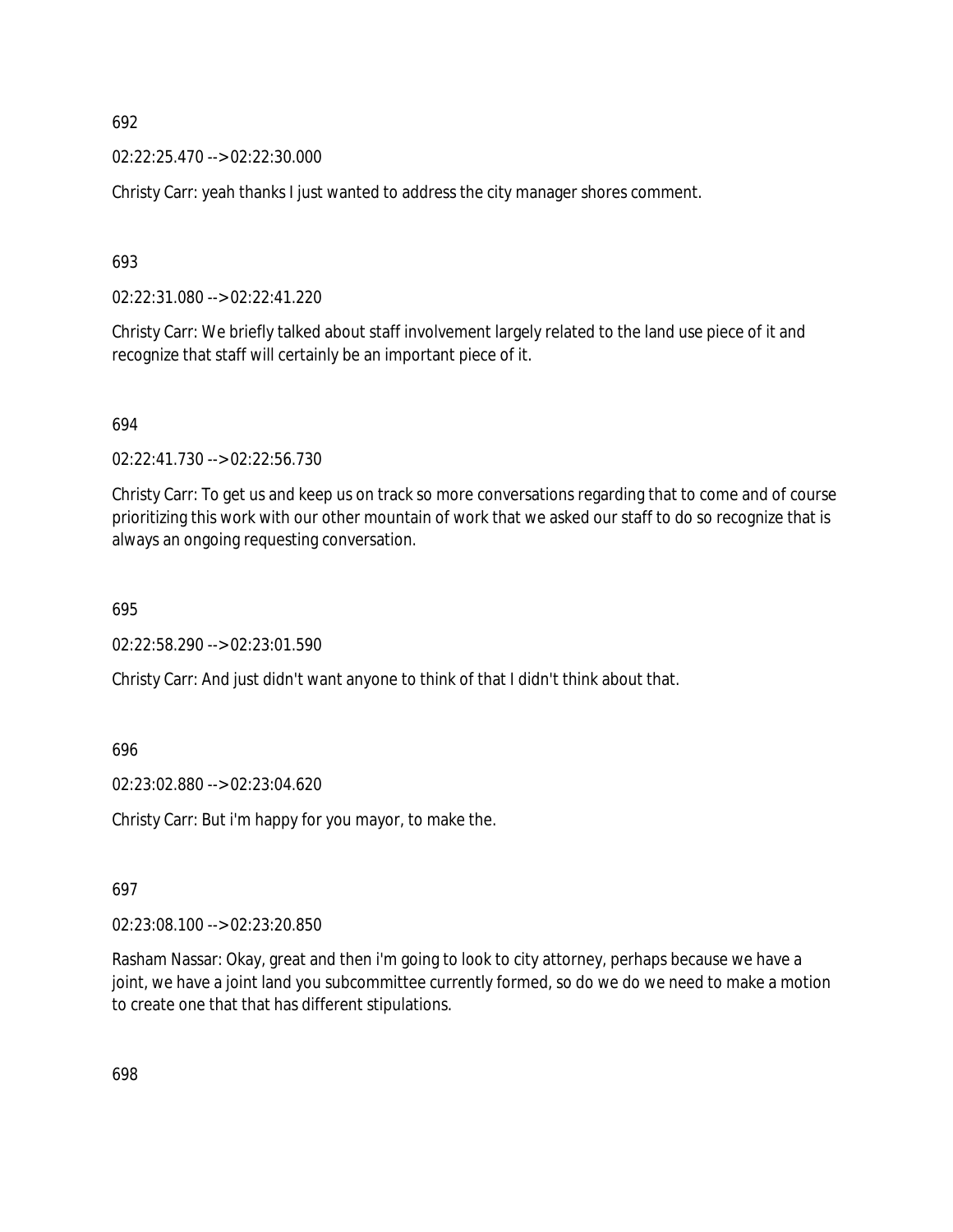692

02:22:25.470 --> 02:22:30.000

Christy Carr: yeah thanks I just wanted to address the city manager shores comment.

693

02:22:31.080 --> 02:22:41.220

Christy Carr: We briefly talked about staff involvement largely related to the land use piece of it and recognize that staff will certainly be an important piece of it.

694

02:22:41.730 --> 02:22:56.730

Christy Carr: To get us and keep us on track so more conversations regarding that to come and of course prioritizing this work with our other mountain of work that we asked our staff to do so recognize that is always an ongoing requesting conversation.

695

02:22:58.290 --> 02:23:01.590

Christy Carr: And just didn't want anyone to think of that I didn't think about that.

696

02:23:02.880 --> 02:23:04.620

Christy Carr: But i'm happy for you mayor, to make the.

697

02:23:08.100 --> 02:23:20.850

Rasham Nassar: Okay, great and then i'm going to look to city attorney, perhaps because we have a joint, we have a joint land you subcommittee currently formed, so do we do we need to make a motion to create one that that has different stipulations.

698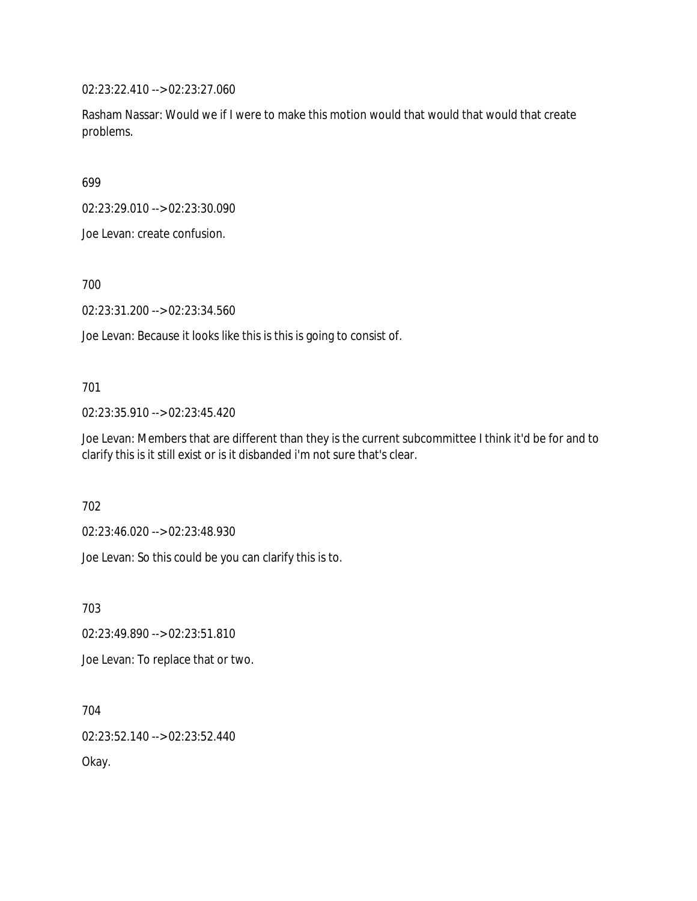02:23:22.410 --> 02:23:27.060

Rasham Nassar: Would we if I were to make this motion would that would that would that create problems.

699

02:23:29.010 --> 02:23:30.090

Joe Levan: create confusion.

700

02:23:31.200 --> 02:23:34.560

Joe Levan: Because it looks like this is this is going to consist of.

701

02:23:35.910 --> 02:23:45.420

Joe Levan: Members that are different than they is the current subcommittee I think it'd be for and to clarify this is it still exist or is it disbanded i'm not sure that's clear.

702

02:23:46.020 --> 02:23:48.930

Joe Levan: So this could be you can clarify this is to.

703

02:23:49.890 --> 02:23:51.810

Joe Levan: To replace that or two.

704

02:23:52.140 --> 02:23:52.440

Okay.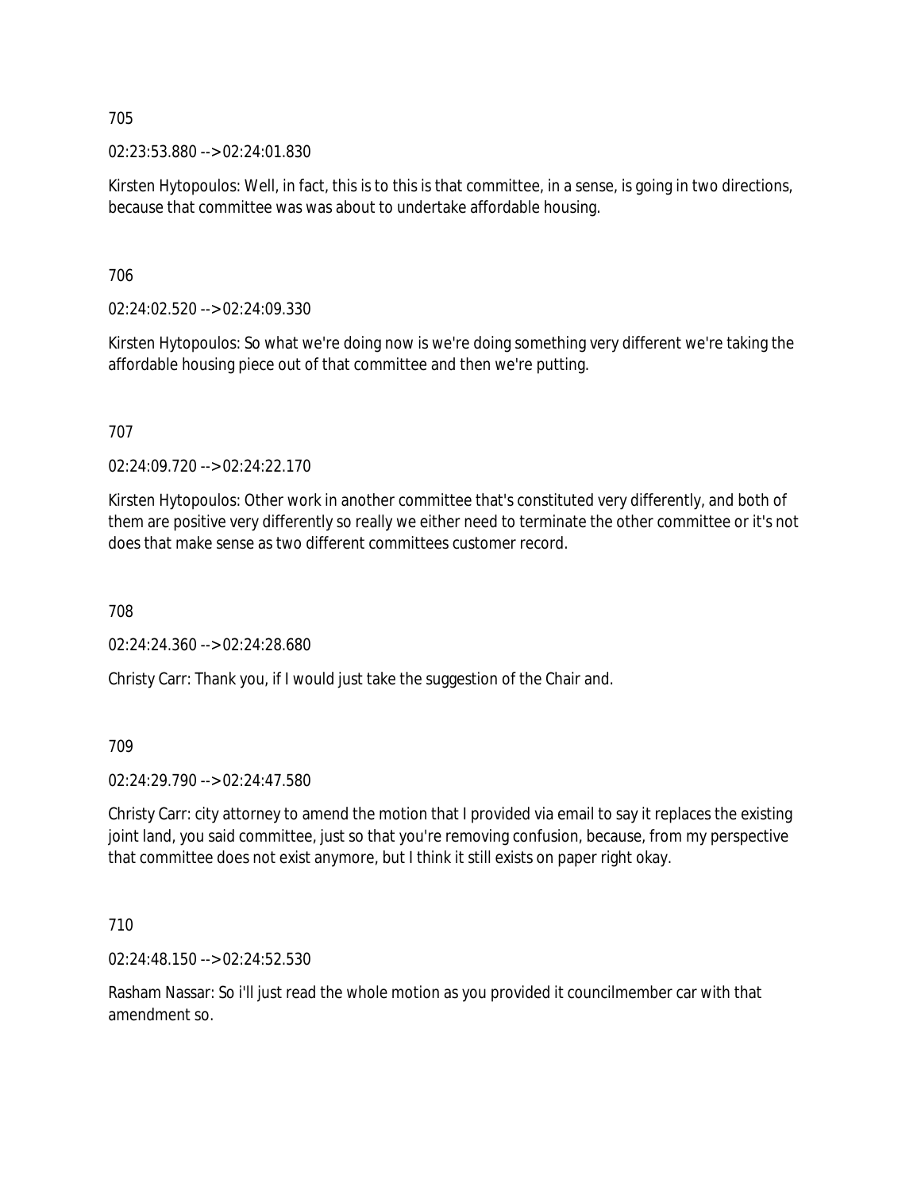705

02:23:53.880 --> 02:24:01.830

Kirsten Hytopoulos: Well, in fact, this is to this is that committee, in a sense, is going in two directions, because that committee was was about to undertake affordable housing.

706

02:24:02.520 --> 02:24:09.330

Kirsten Hytopoulos: So what we're doing now is we're doing something very different we're taking the affordable housing piece out of that committee and then we're putting.

707

02:24:09.720 --> 02:24:22.170

Kirsten Hytopoulos: Other work in another committee that's constituted very differently, and both of them are positive very differently so really we either need to terminate the other committee or it's not does that make sense as two different committees customer record.

708

02:24:24.360 --> 02:24:28.680

Christy Carr: Thank you, if I would just take the suggestion of the Chair and.

709

02:24:29.790 --> 02:24:47.580

Christy Carr: city attorney to amend the motion that I provided via email to say it replaces the existing joint land, you said committee, just so that you're removing confusion, because, from my perspective that committee does not exist anymore, but I think it still exists on paper right okay.

710

02:24:48.150 --> 02:24:52.530

Rasham Nassar: So i'll just read the whole motion as you provided it councilmember car with that amendment so.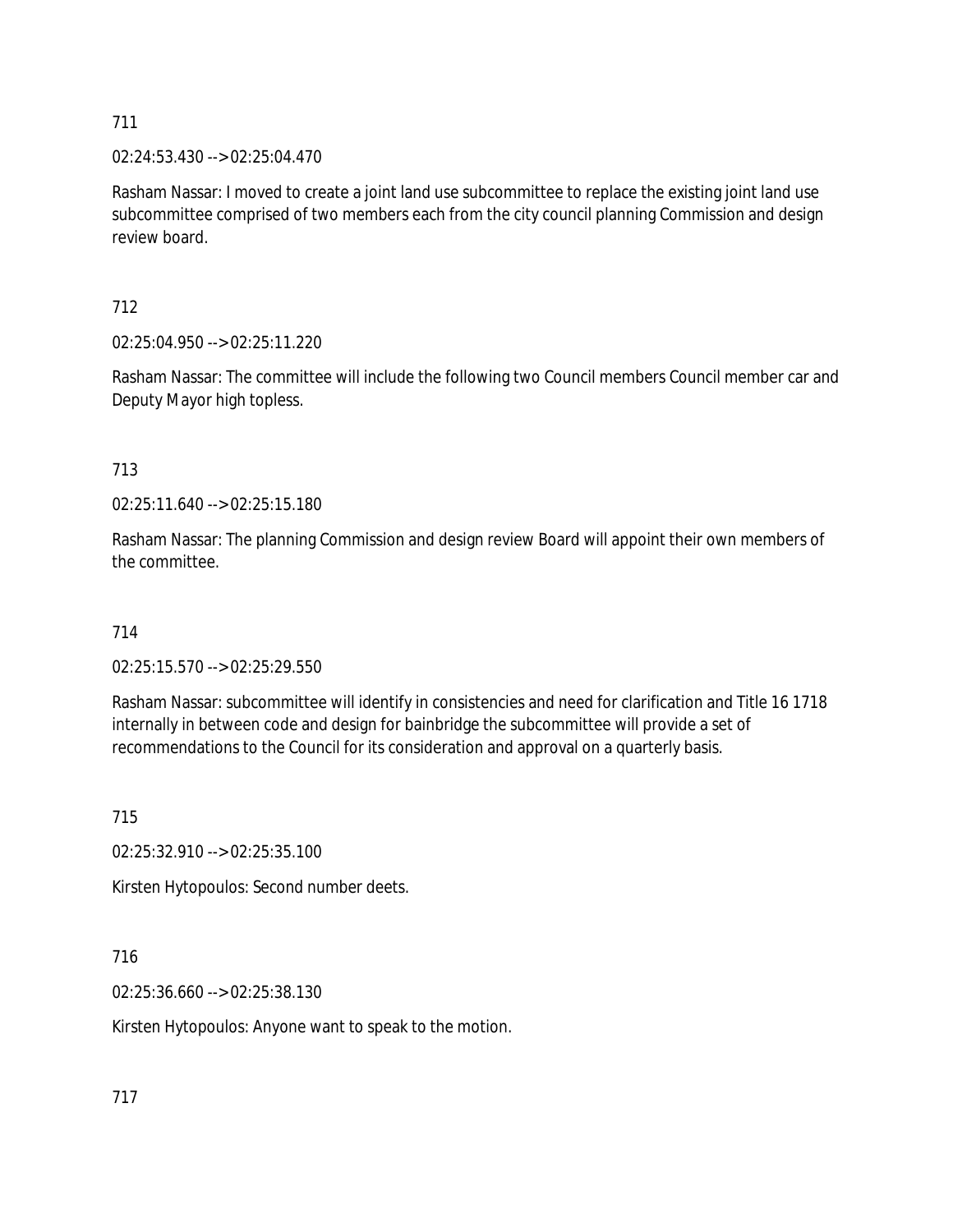711

02:24:53.430 --> 02:25:04.470

Rasham Nassar: I moved to create a joint land use subcommittee to replace the existing joint land use subcommittee comprised of two members each from the city council planning Commission and design review board.

712

02:25:04.950 --> 02:25:11.220

Rasham Nassar: The committee will include the following two Council members Council member car and Deputy Mayor high topless.

713

02:25:11.640 --> 02:25:15.180

Rasham Nassar: The planning Commission and design review Board will appoint their own members of the committee.

714

02:25:15.570 --> 02:25:29.550

Rasham Nassar: subcommittee will identify in consistencies and need for clarification and Title 16 1718 internally in between code and design for bainbridge the subcommittee will provide a set of recommendations to the Council for its consideration and approval on a quarterly basis.

715

02:25:32.910 --> 02:25:35.100

Kirsten Hytopoulos: Second number deets.

716

02:25:36.660 --> 02:25:38.130

Kirsten Hytopoulos: Anyone want to speak to the motion.

717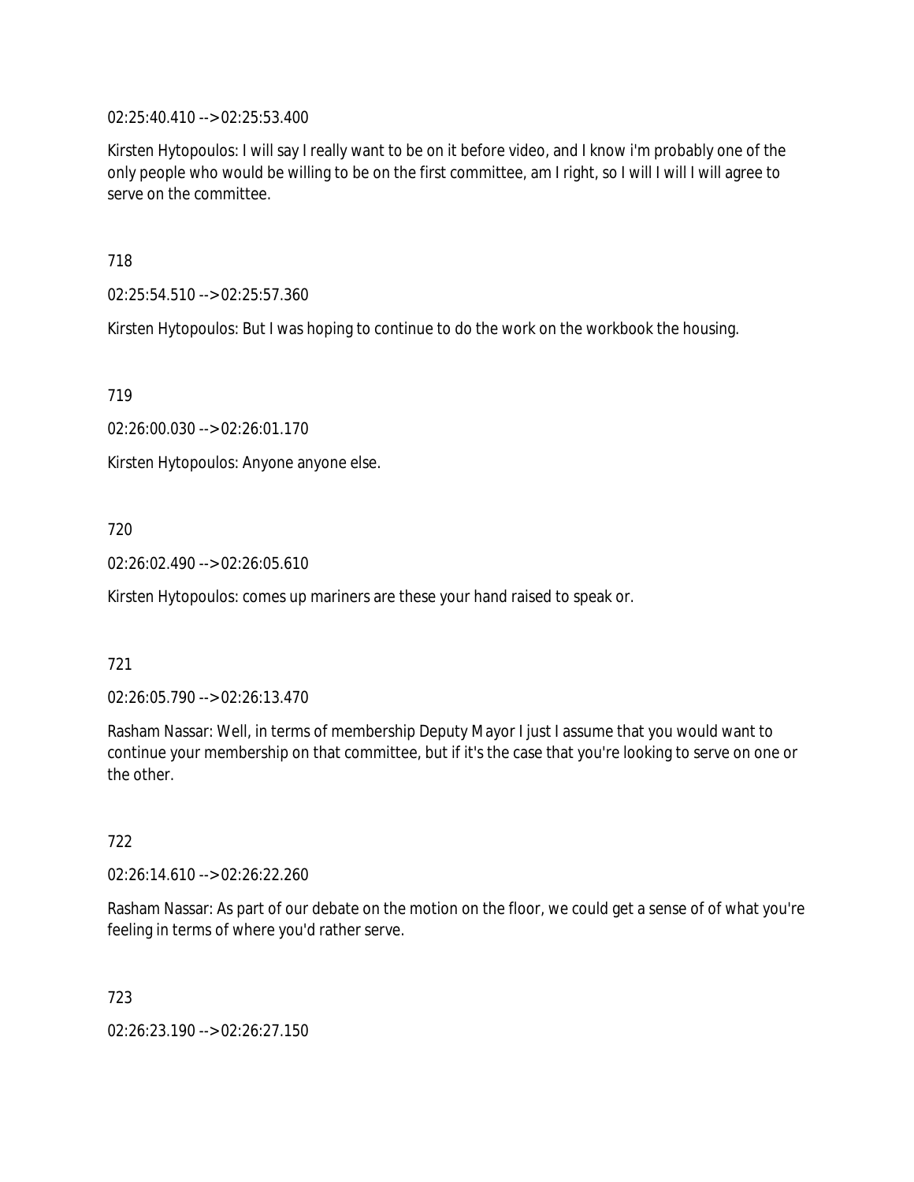02:25:40.410 --> 02:25:53.400

Kirsten Hytopoulos: I will say I really want to be on it before video, and I know i'm probably one of the only people who would be willing to be on the first committee, am I right, so I will I will I will agree to serve on the committee.

718

02:25:54.510 --> 02:25:57.360

Kirsten Hytopoulos: But I was hoping to continue to do the work on the workbook the housing.

719

02:26:00.030 --> 02:26:01.170

Kirsten Hytopoulos: Anyone anyone else.

720

02:26:02.490 --> 02:26:05.610

Kirsten Hytopoulos: comes up mariners are these your hand raised to speak or.

721

02:26:05.790 --> 02:26:13.470

Rasham Nassar: Well, in terms of membership Deputy Mayor I just I assume that you would want to continue your membership on that committee, but if it's the case that you're looking to serve on one or the other.

722

02:26:14.610 --> 02:26:22.260

Rasham Nassar: As part of our debate on the motion on the floor, we could get a sense of of what you're feeling in terms of where you'd rather serve.

723

02:26:23.190 --> 02:26:27.150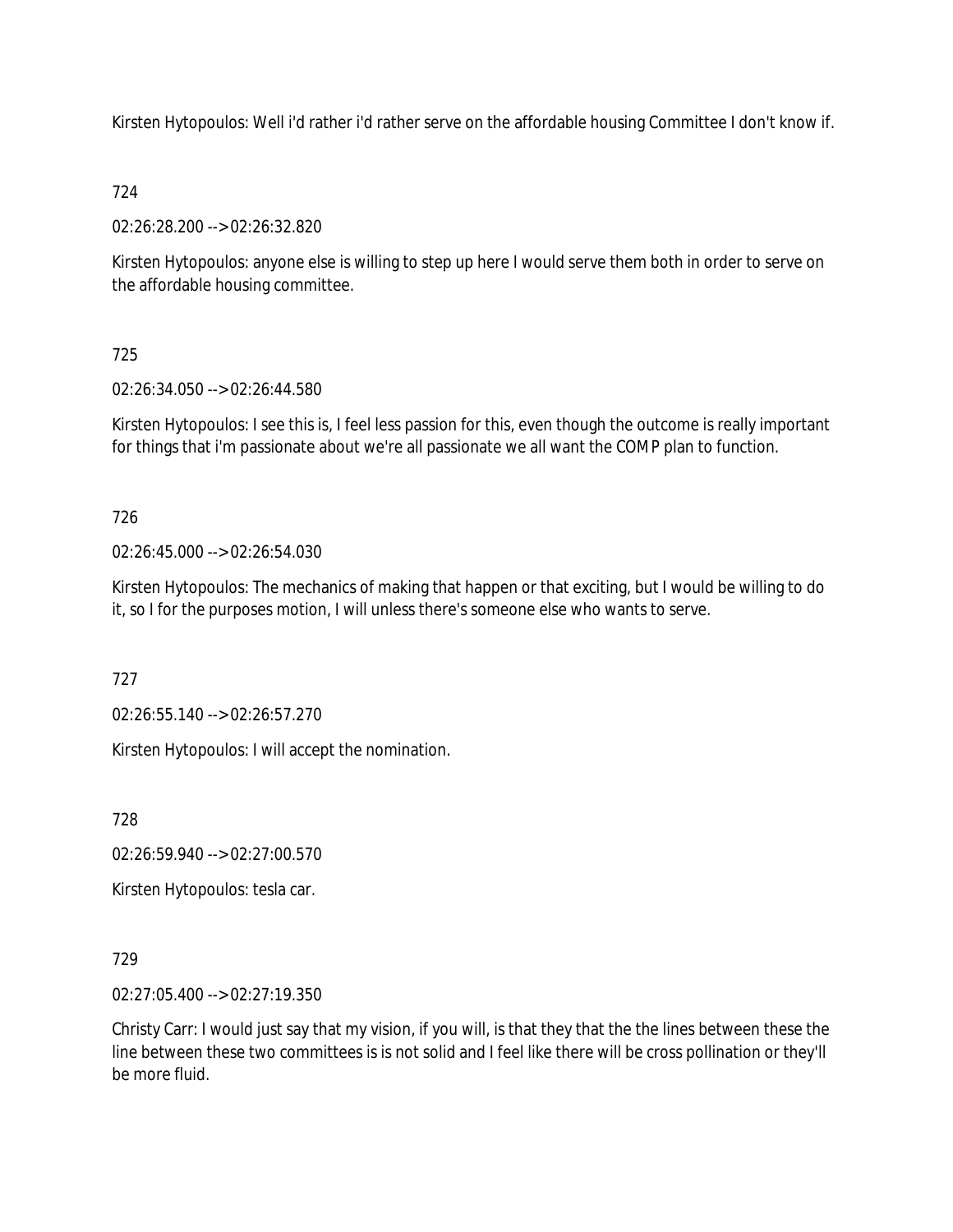Kirsten Hytopoulos: Well i'd rather i'd rather serve on the affordable housing Committee I don't know if.

724

02:26:28.200 --> 02:26:32.820

Kirsten Hytopoulos: anyone else is willing to step up here I would serve them both in order to serve on the affordable housing committee.

725

02:26:34.050 --> 02:26:44.580

Kirsten Hytopoulos: I see this is, I feel less passion for this, even though the outcome is really important for things that i'm passionate about we're all passionate we all want the COMP plan to function.

726

02:26:45.000 --> 02:26:54.030

Kirsten Hytopoulos: The mechanics of making that happen or that exciting, but I would be willing to do it, so I for the purposes motion, I will unless there's someone else who wants to serve.

727

02:26:55.140 --> 02:26:57.270

Kirsten Hytopoulos: I will accept the nomination.

728

02:26:59.940 --> 02:27:00.570

Kirsten Hytopoulos: tesla car.

729

02:27:05.400 --> 02:27:19.350

Christy Carr: I would just say that my vision, if you will, is that they that the the lines between these the line between these two committees is is not solid and I feel like there will be cross pollination or they'll be more fluid.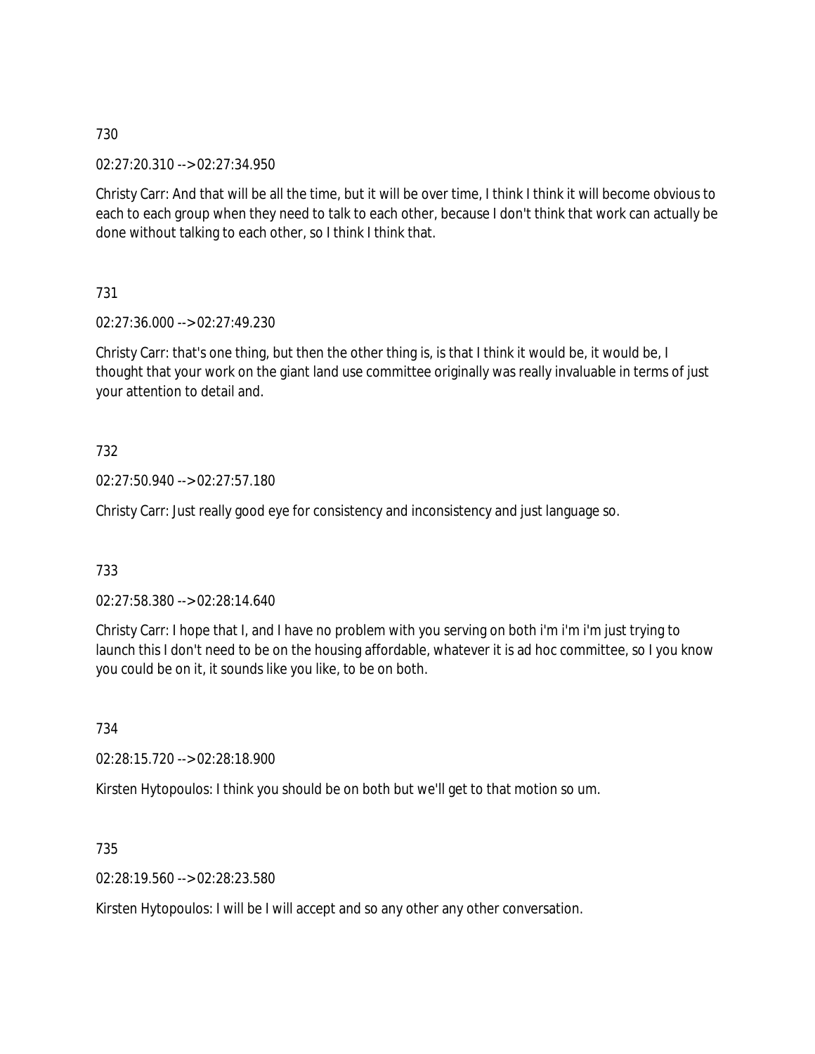730

02:27:20.310 --> 02:27:34.950

Christy Carr: And that will be all the time, but it will be over time, I think I think it will become obvious to each to each group when they need to talk to each other, because I don't think that work can actually be done without talking to each other, so I think I think that.

731

02:27:36.000 --> 02:27:49.230

Christy Carr: that's one thing, but then the other thing is, is that I think it would be, it would be, I thought that your work on the giant land use committee originally was really invaluable in terms of just your attention to detail and.

732

02:27:50.940 --> 02:27:57.180

Christy Carr: Just really good eye for consistency and inconsistency and just language so.

733

02:27:58.380 --> 02:28:14.640

Christy Carr: I hope that I, and I have no problem with you serving on both i'm i'm i'm just trying to launch this I don't need to be on the housing affordable, whatever it is ad hoc committee, so I you know you could be on it, it sounds like you like, to be on both.

734

02:28:15.720 --> 02:28:18.900

Kirsten Hytopoulos: I think you should be on both but we'll get to that motion so um.

735

02:28:19.560 --> 02:28:23.580

Kirsten Hytopoulos: I will be I will accept and so any other any other conversation.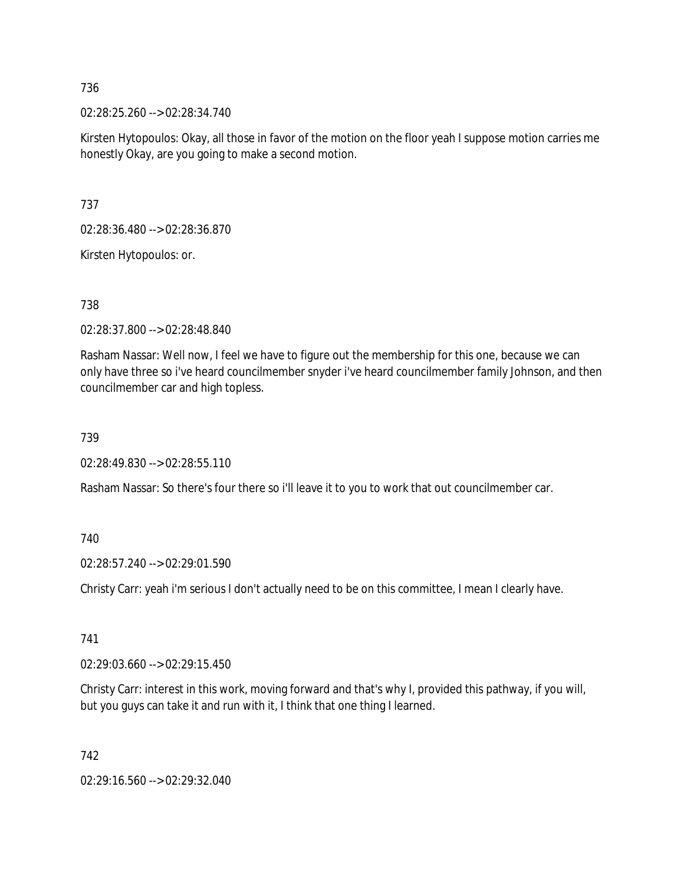736

02:28:25.260 --> 02:28:34.740

Kirsten Hytopoulos: Okay, all those in favor of the motion on the floor yeah I suppose motion carries me honestly Okay, are you going to make a second motion.

737

02:28:36.480 --> 02:28:36.870

Kirsten Hytopoulos: or.

738

02:28:37.800 --> 02:28:48.840

Rasham Nassar: Well now, I feel we have to figure out the membership for this one, because we can only have three so i've heard councilmember snyder i've heard councilmember family Johnson, and then councilmember car and high topless.

739

02:28:49.830 --> 02:28:55.110

Rasham Nassar: So there's four there so i'll leave it to you to work that out councilmember car.

740

02:28:57.240 --> 02:29:01.590

Christy Carr: yeah i'm serious I don't actually need to be on this committee, I mean I clearly have.

741

02:29:03.660 --> 02:29:15.450

Christy Carr: interest in this work, moving forward and that's why I, provided this pathway, if you will, but you guys can take it and run with it, I think that one thing I learned.

742

02:29:16.560 --> 02:29:32.040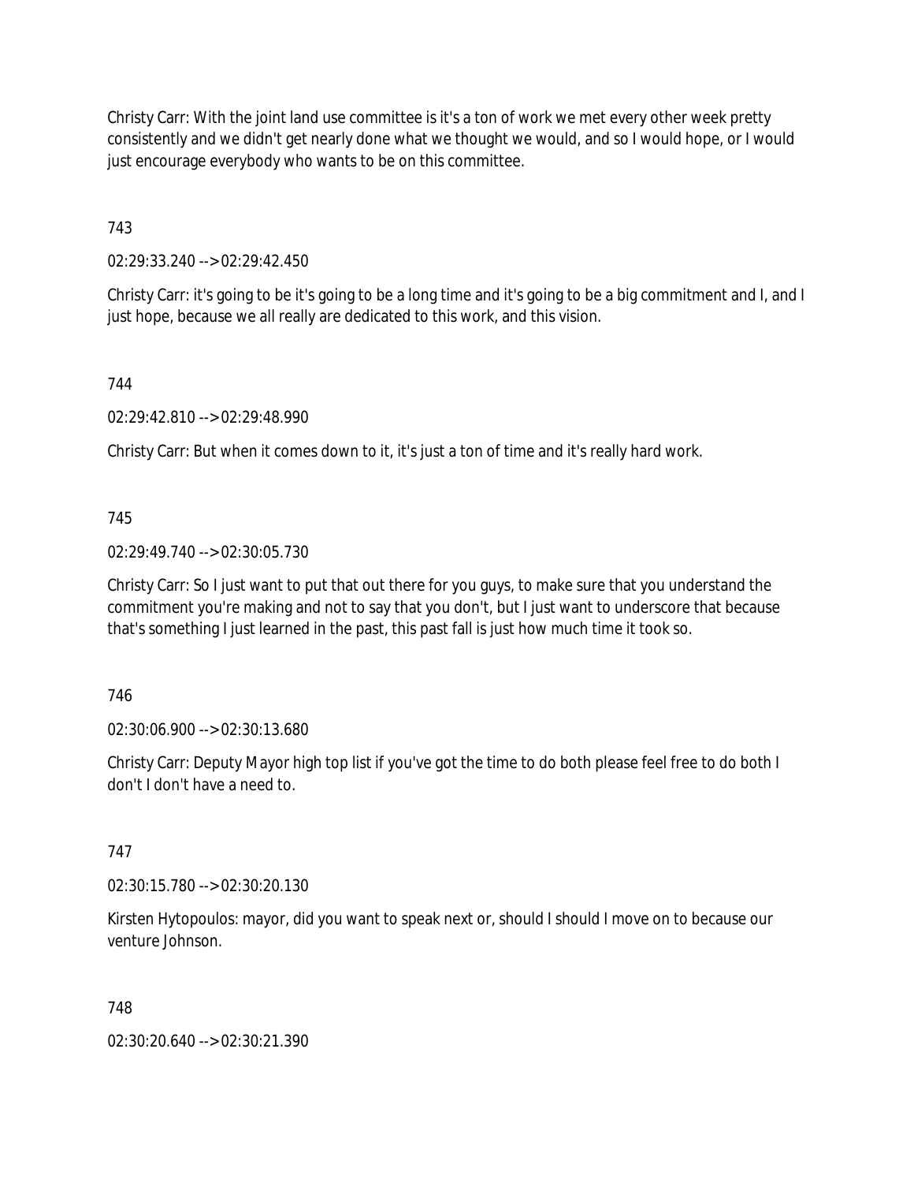Christy Carr: With the joint land use committee is it's a ton of work we met every other week pretty consistently and we didn't get nearly done what we thought we would, and so I would hope, or I would just encourage everybody who wants to be on this committee.

743

02:29:33.240 --> 02:29:42.450

Christy Carr: it's going to be it's going to be a long time and it's going to be a big commitment and I, and I just hope, because we all really are dedicated to this work, and this vision.

744

02:29:42.810 --> 02:29:48.990

Christy Carr: But when it comes down to it, it's just a ton of time and it's really hard work.

745

02:29:49.740 --> 02:30:05.730

Christy Carr: So I just want to put that out there for you guys, to make sure that you understand the commitment you're making and not to say that you don't, but I just want to underscore that because that's something I just learned in the past, this past fall is just how much time it took so.

746

02:30:06.900 --> 02:30:13.680

Christy Carr: Deputy Mayor high top list if you've got the time to do both please feel free to do both I don't I don't have a need to.

747

02:30:15.780 --> 02:30:20.130

Kirsten Hytopoulos: mayor, did you want to speak next or, should I should I move on to because our venture Johnson.

748

02:30:20.640 --> 02:30:21.390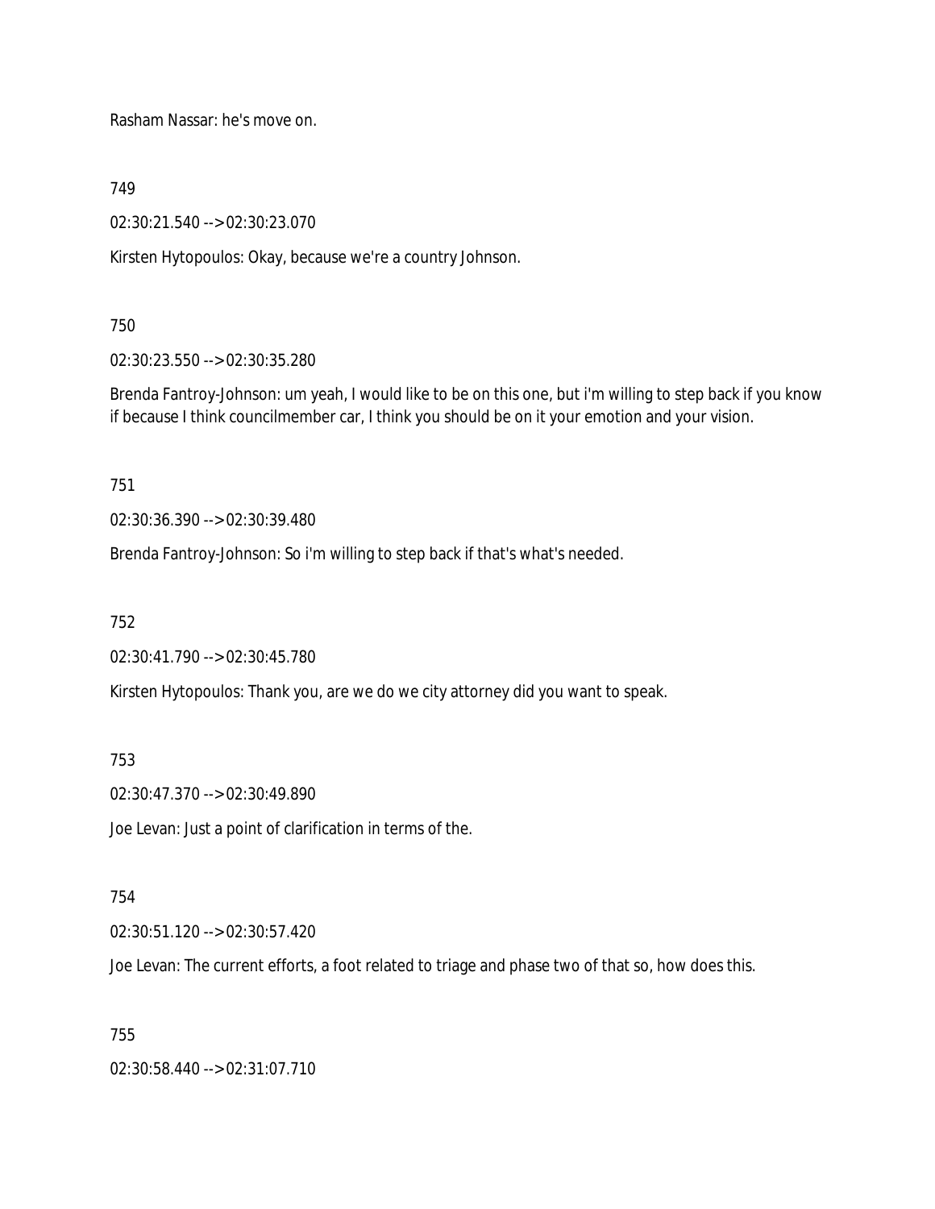Rasham Nassar: he's move on.

749

02:30:21.540 --> 02:30:23.070

Kirsten Hytopoulos: Okay, because we're a country Johnson.

750

02:30:23.550 --> 02:30:35.280

Brenda Fantroy-Johnson: um yeah, I would like to be on this one, but i'm willing to step back if you know if because I think councilmember car, I think you should be on it your emotion and your vision.

751

02:30:36.390 --> 02:30:39.480

Brenda Fantroy-Johnson: So i'm willing to step back if that's what's needed.

752

02:30:41.790 --> 02:30:45.780

Kirsten Hytopoulos: Thank you, are we do we city attorney did you want to speak.

753

02:30:47.370 --> 02:30:49.890

Joe Levan: Just a point of clarification in terms of the.

754

02:30:51.120 --> 02:30:57.420

Joe Levan: The current efforts, a foot related to triage and phase two of that so, how does this.

755

02:30:58.440 --> 02:31:07.710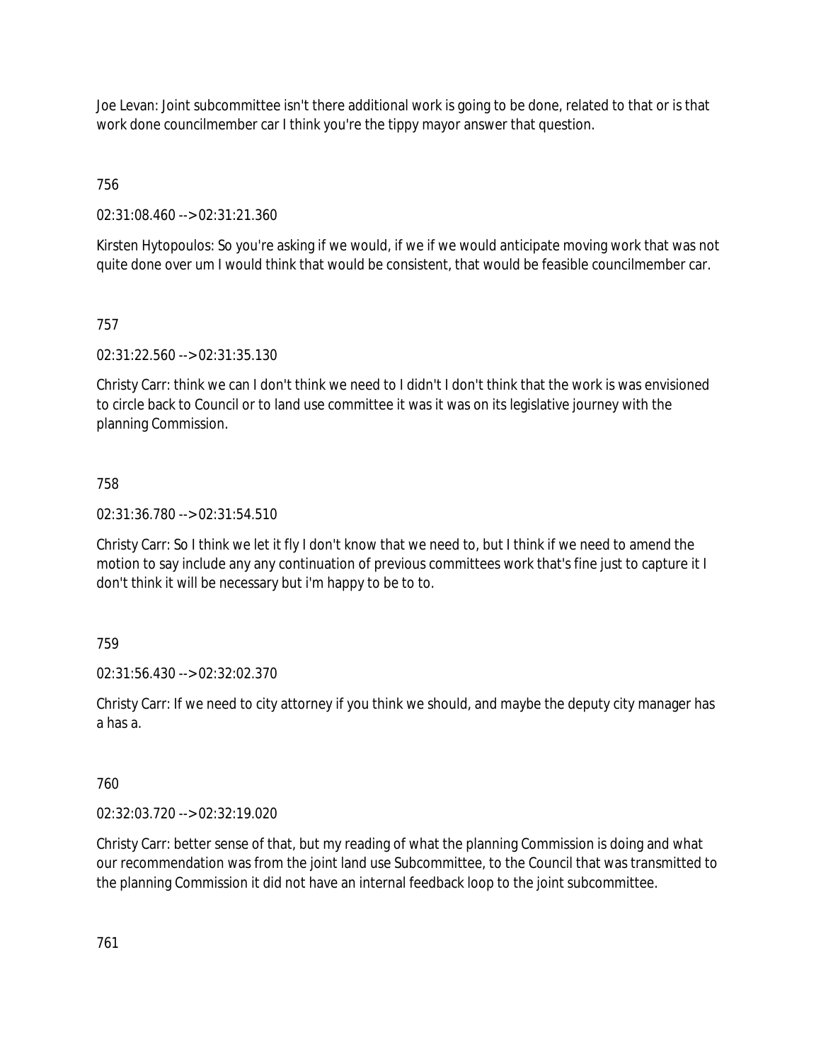Joe Levan: Joint subcommittee isn't there additional work is going to be done, related to that or is that work done councilmember car I think you're the tippy mayor answer that question.

756

02:31:08.460 --> 02:31:21.360

Kirsten Hytopoulos: So you're asking if we would, if we if we would anticipate moving work that was not quite done over um I would think that would be consistent, that would be feasible councilmember car.

757

02:31:22.560 --> 02:31:35.130

Christy Carr: think we can I don't think we need to I didn't I don't think that the work is was envisioned to circle back to Council or to land use committee it was it was on its legislative journey with the planning Commission.

758

02:31:36.780 --> 02:31:54.510

Christy Carr: So I think we let it fly I don't know that we need to, but I think if we need to amend the motion to say include any any continuation of previous committees work that's fine just to capture it I don't think it will be necessary but i'm happy to be to to.

759

02:31:56.430 --> 02:32:02.370

Christy Carr: If we need to city attorney if you think we should, and maybe the deputy city manager has a has a.

760

02:32:03.720 --> 02:32:19.020

Christy Carr: better sense of that, but my reading of what the planning Commission is doing and what our recommendation was from the joint land use Subcommittee, to the Council that was transmitted to the planning Commission it did not have an internal feedback loop to the joint subcommittee.

761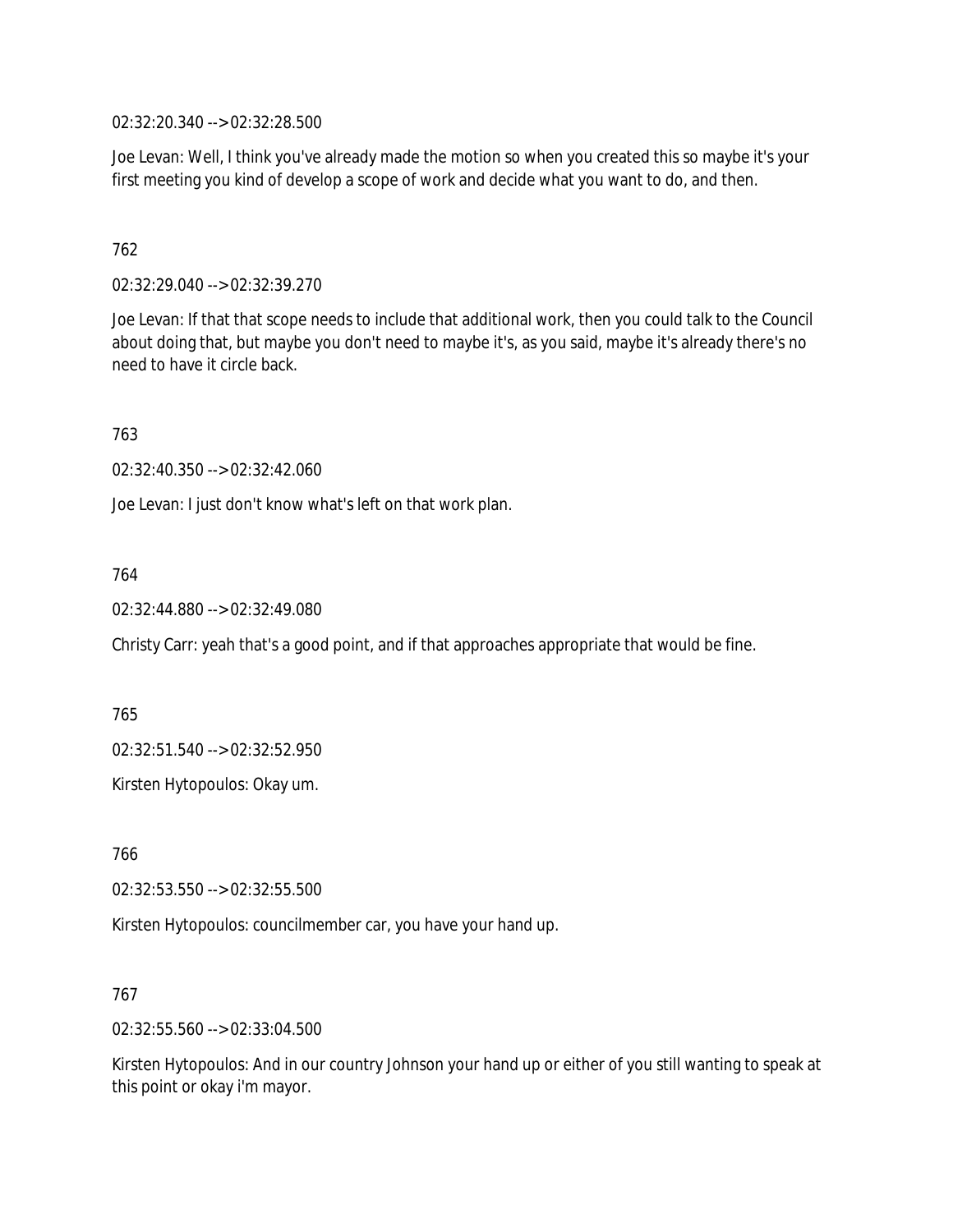02:32:20.340 --> 02:32:28.500

Joe Levan: Well, I think you've already made the motion so when you created this so maybe it's your first meeting you kind of develop a scope of work and decide what you want to do, and then.

762

02:32:29.040 --> 02:32:39.270

Joe Levan: If that that scope needs to include that additional work, then you could talk to the Council about doing that, but maybe you don't need to maybe it's, as you said, maybe it's already there's no need to have it circle back.

763

02:32:40.350 --> 02:32:42.060

Joe Levan: I just don't know what's left on that work plan.

764

02:32:44.880 --> 02:32:49.080

Christy Carr: yeah that's a good point, and if that approaches appropriate that would be fine.

765

02:32:51.540 --> 02:32:52.950

Kirsten Hytopoulos: Okay um.

766

02:32:53.550 --> 02:32:55.500

Kirsten Hytopoulos: councilmember car, you have your hand up.

767

02:32:55.560 --> 02:33:04.500

Kirsten Hytopoulos: And in our country Johnson your hand up or either of you still wanting to speak at this point or okay i'm mayor.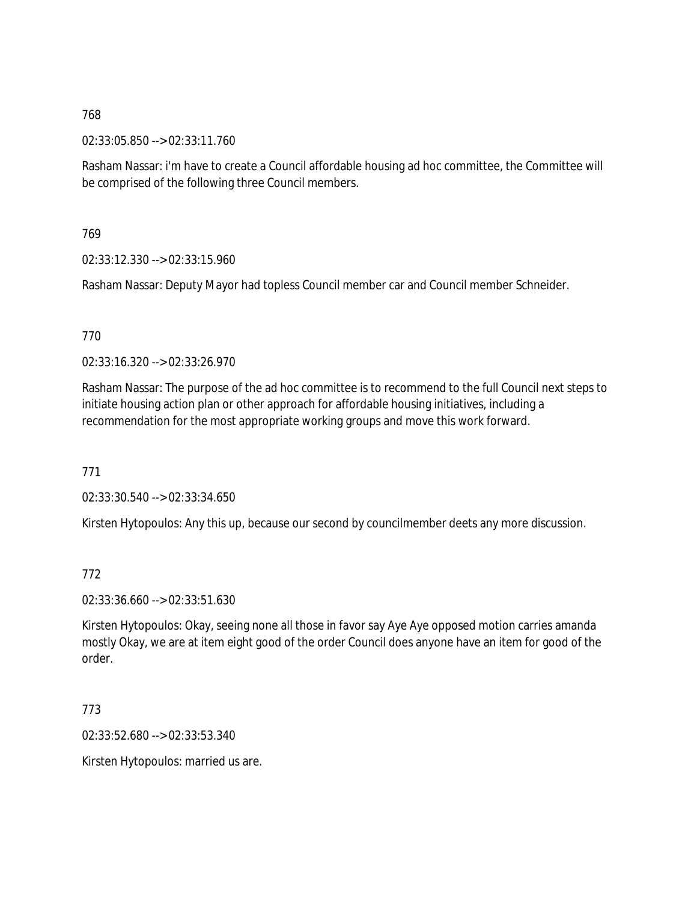768

02:33:05.850 --> 02:33:11.760

Rasham Nassar: i'm have to create a Council affordable housing ad hoc committee, the Committee will be comprised of the following three Council members.

769

02:33:12.330 --> 02:33:15.960

Rasham Nassar: Deputy Mayor had topless Council member car and Council member Schneider.

770

02:33:16.320 --> 02:33:26.970

Rasham Nassar: The purpose of the ad hoc committee is to recommend to the full Council next steps to initiate housing action plan or other approach for affordable housing initiatives, including a recommendation for the most appropriate working groups and move this work forward.

771

02:33:30.540 --> 02:33:34.650

Kirsten Hytopoulos: Any this up, because our second by councilmember deets any more discussion.

772

02:33:36.660 --> 02:33:51.630

Kirsten Hytopoulos: Okay, seeing none all those in favor say Aye Aye opposed motion carries amanda mostly Okay, we are at item eight good of the order Council does anyone have an item for good of the order.

773

02:33:52.680 --> 02:33:53.340

Kirsten Hytopoulos: married us are.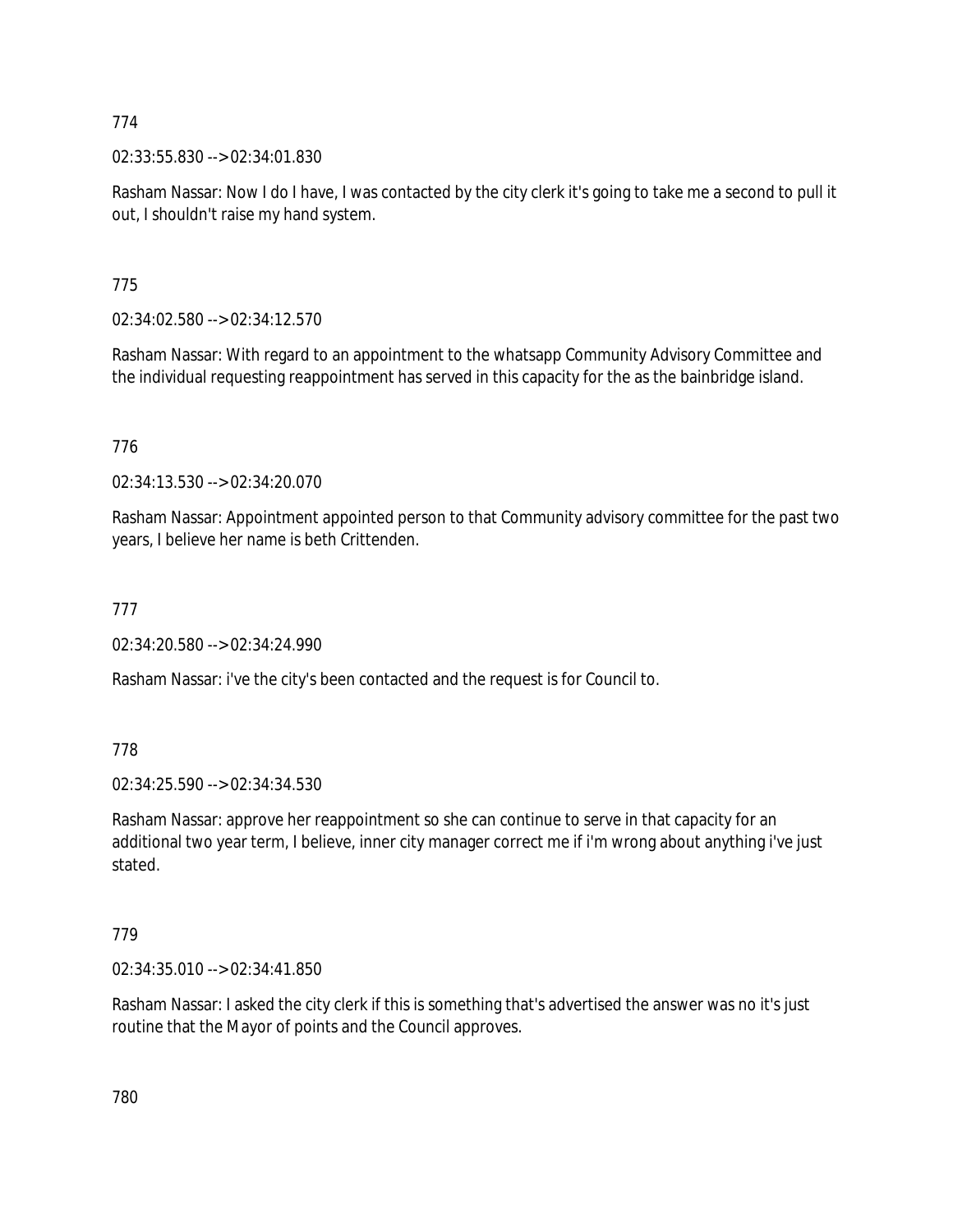774

02:33:55.830 --> 02:34:01.830

Rasham Nassar: Now I do I have, I was contacted by the city clerk it's going to take me a second to pull it out, I shouldn't raise my hand system.

775

02:34:02.580 --> 02:34:12.570

Rasham Nassar: With regard to an appointment to the whatsapp Community Advisory Committee and the individual requesting reappointment has served in this capacity for the as the bainbridge island.

776

02:34:13.530 --> 02:34:20.070

Rasham Nassar: Appointment appointed person to that Community advisory committee for the past two years, I believe her name is beth Crittenden.

777

02:34:20.580 --> 02:34:24.990

Rasham Nassar: i've the city's been contacted and the request is for Council to.

778

02:34:25.590 --> 02:34:34.530

Rasham Nassar: approve her reappointment so she can continue to serve in that capacity for an additional two year term, I believe, inner city manager correct me if i'm wrong about anything i've just stated.

779

02:34:35.010 --> 02:34:41.850

Rasham Nassar: I asked the city clerk if this is something that's advertised the answer was no it's just routine that the Mayor of points and the Council approves.

780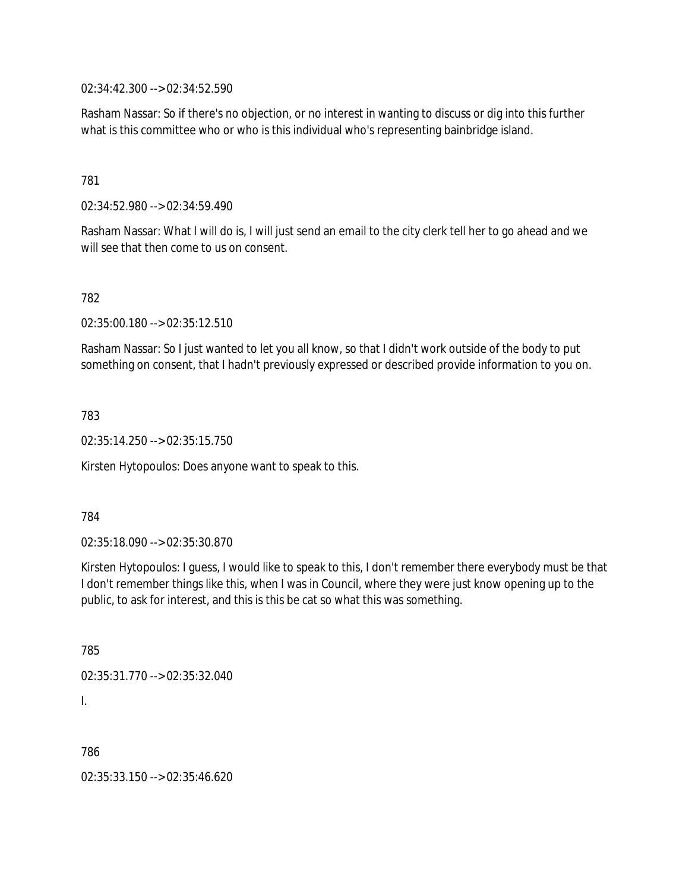02:34:42.300 --> 02:34:52.590

Rasham Nassar: So if there's no objection, or no interest in wanting to discuss or dig into this further what is this committee who or who is this individual who's representing bainbridge island.

781

02:34:52.980 --> 02:34:59.490

Rasham Nassar: What I will do is, I will just send an email to the city clerk tell her to go ahead and we will see that then come to us on consent.

782

02:35:00.180 --> 02:35:12.510

Rasham Nassar: So I just wanted to let you all know, so that I didn't work outside of the body to put something on consent, that I hadn't previously expressed or described provide information to you on.

783

02:35:14.250 --> 02:35:15.750

Kirsten Hytopoulos: Does anyone want to speak to this.

784

02:35:18.090 --> 02:35:30.870

Kirsten Hytopoulos: I guess, I would like to speak to this, I don't remember there everybody must be that I don't remember things like this, when I was in Council, where they were just know opening up to the public, to ask for interest, and this is this be cat so what this was something.

785

02:35:31.770 --> 02:35:32.040

I.

786

02:35:33.150 --> 02:35:46.620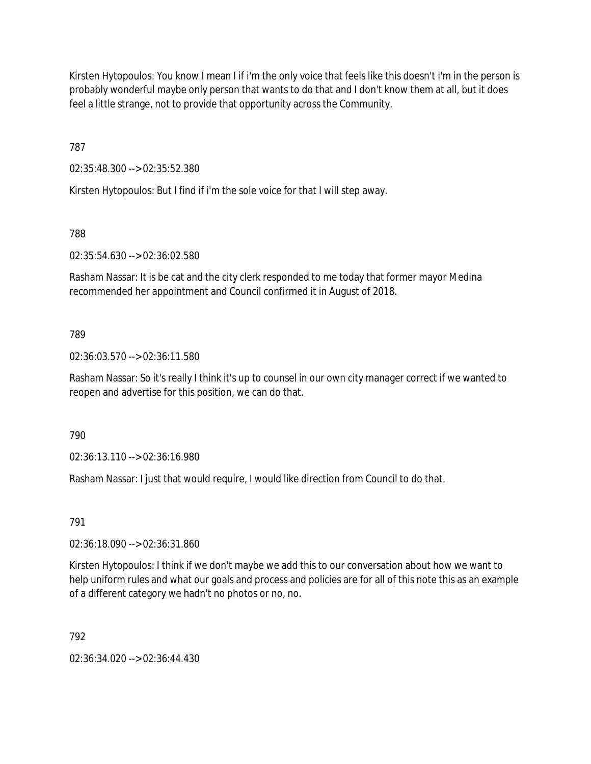Kirsten Hytopoulos: You know I mean I if i'm the only voice that feels like this doesn't i'm in the person is probably wonderful maybe only person that wants to do that and I don't know them at all, but it does feel a little strange, not to provide that opportunity across the Community.

787

02:35:48.300 --> 02:35:52.380

Kirsten Hytopoulos: But I find if i'm the sole voice for that I will step away.

788

02:35:54.630 --> 02:36:02.580

Rasham Nassar: It is be cat and the city clerk responded to me today that former mayor Medina recommended her appointment and Council confirmed it in August of 2018.

789

02:36:03.570 --> 02:36:11.580

Rasham Nassar: So it's really I think it's up to counsel in our own city manager correct if we wanted to reopen and advertise for this position, we can do that.

790

02:36:13.110 --> 02:36:16.980

Rasham Nassar: I just that would require, I would like direction from Council to do that.

791

02:36:18.090 --> 02:36:31.860

Kirsten Hytopoulos: I think if we don't maybe we add this to our conversation about how we want to help uniform rules and what our goals and process and policies are for all of this note this as an example of a different category we hadn't no photos or no, no.

792

02:36:34.020 --> 02:36:44.430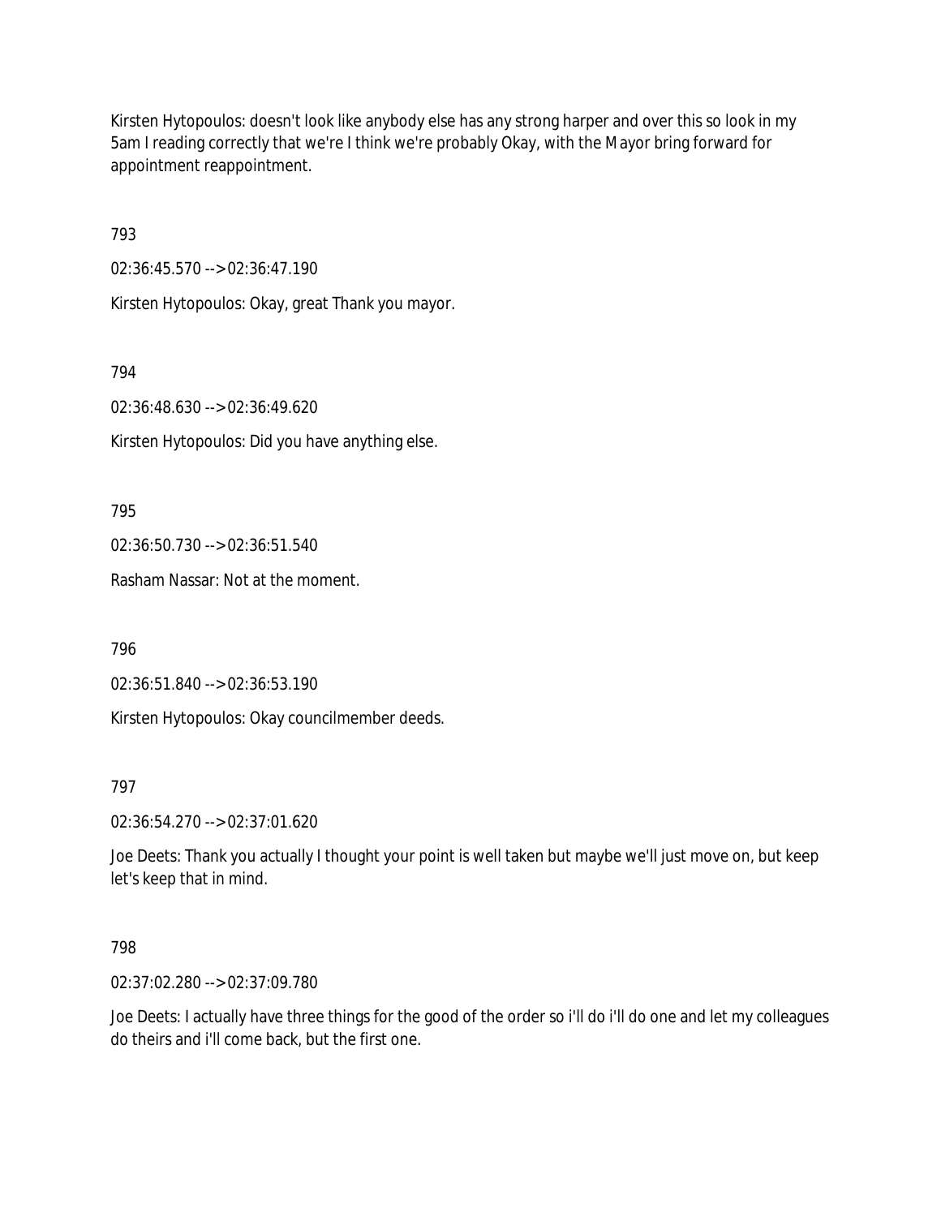Kirsten Hytopoulos: doesn't look like anybody else has any strong harper and over this so look in my 5am I reading correctly that we're I think we're probably Okay, with the Mayor bring forward for appointment reappointment.

793

02:36:45.570 --> 02:36:47.190

Kirsten Hytopoulos: Okay, great Thank you mayor.

794

02:36:48.630 --> 02:36:49.620

Kirsten Hytopoulos: Did you have anything else.

795

02:36:50.730 --> 02:36:51.540

Rasham Nassar: Not at the moment.

796

02:36:51.840 --> 02:36:53.190

Kirsten Hytopoulos: Okay councilmember deeds.

797

02:36:54.270 --> 02:37:01.620

Joe Deets: Thank you actually I thought your point is well taken but maybe we'll just move on, but keep let's keep that in mind.

798

02:37:02.280 --> 02:37:09.780

Joe Deets: I actually have three things for the good of the order so i'll do i'll do one and let my colleagues do theirs and i'll come back, but the first one.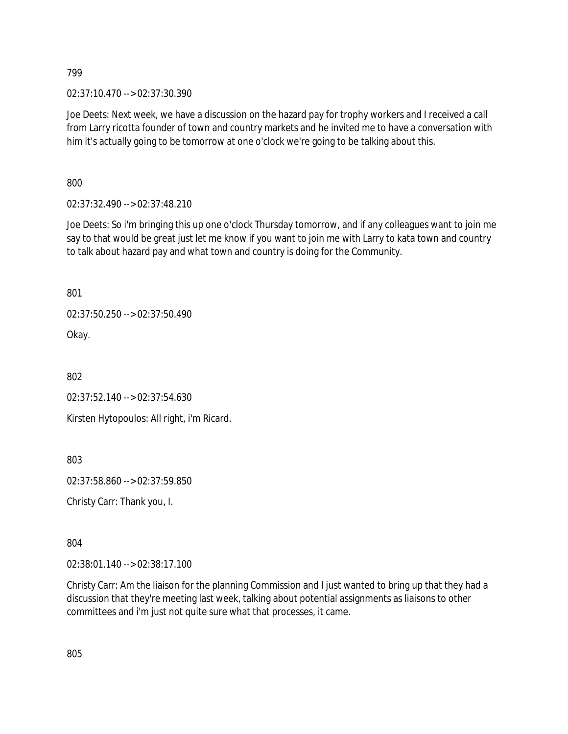799

02:37:10.470 --> 02:37:30.390

Joe Deets: Next week, we have a discussion on the hazard pay for trophy workers and I received a call from Larry ricotta founder of town and country markets and he invited me to have a conversation with him it's actually going to be tomorrow at one o'clock we're going to be talking about this.

800

02:37:32.490 --> 02:37:48.210

Joe Deets: So i'm bringing this up one o'clock Thursday tomorrow, and if any colleagues want to join me say to that would be great just let me know if you want to join me with Larry to kata town and country to talk about hazard pay and what town and country is doing for the Community.

801

02:37:50.250 --> 02:37:50.490

Okay.

802

02:37:52.140 --> 02:37:54.630

Kirsten Hytopoulos: All right, i'm Ricard.

803

02:37:58.860 --> 02:37:59.850

Christy Carr: Thank you, I.

804

02:38:01.140 --> 02:38:17.100

Christy Carr: Am the liaison for the planning Commission and I just wanted to bring up that they had a discussion that they're meeting last week, talking about potential assignments as liaisons to other committees and i'm just not quite sure what that processes, it came.

805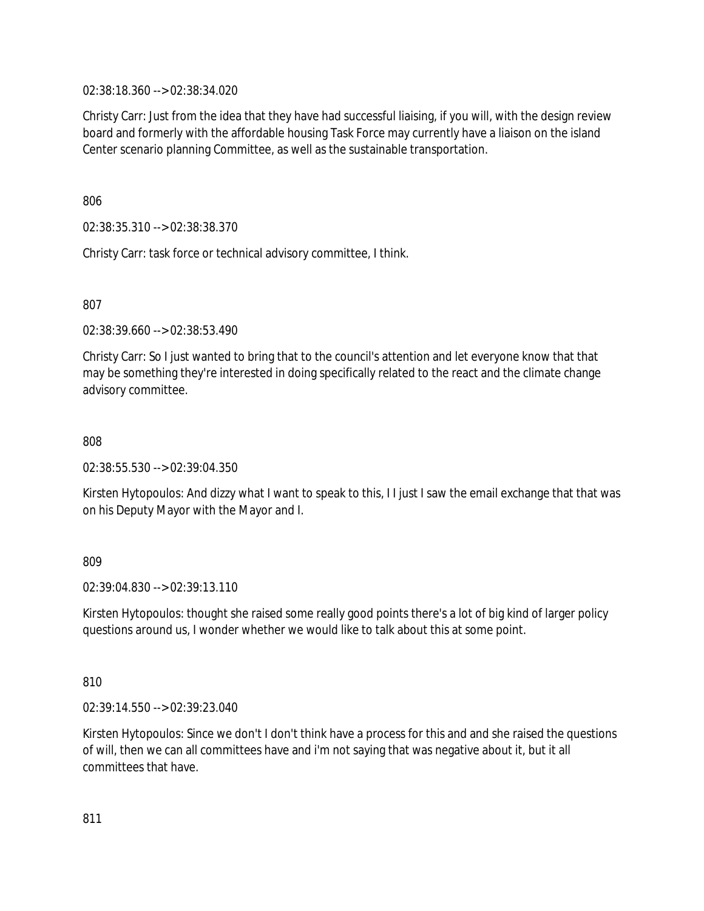02:38:18.360 --> 02:38:34.020

Christy Carr: Just from the idea that they have had successful liaising, if you will, with the design review board and formerly with the affordable housing Task Force may currently have a liaison on the island Center scenario planning Committee, as well as the sustainable transportation.

806

02:38:35.310 --> 02:38:38.370

Christy Carr: task force or technical advisory committee, I think.

807

02:38:39.660 --> 02:38:53.490

Christy Carr: So I just wanted to bring that to the council's attention and let everyone know that that may be something they're interested in doing specifically related to the react and the climate change advisory committee.

808

02:38:55.530 --> 02:39:04.350

Kirsten Hytopoulos: And dizzy what I want to speak to this, I I just I saw the email exchange that that was on his Deputy Mayor with the Mayor and I.

809

02:39:04.830 --> 02:39:13.110

Kirsten Hytopoulos: thought she raised some really good points there's a lot of big kind of larger policy questions around us, I wonder whether we would like to talk about this at some point.

810

02:39:14.550 --> 02:39:23.040

Kirsten Hytopoulos: Since we don't I don't think have a process for this and and she raised the questions of will, then we can all committees have and i'm not saying that was negative about it, but it all committees that have.

811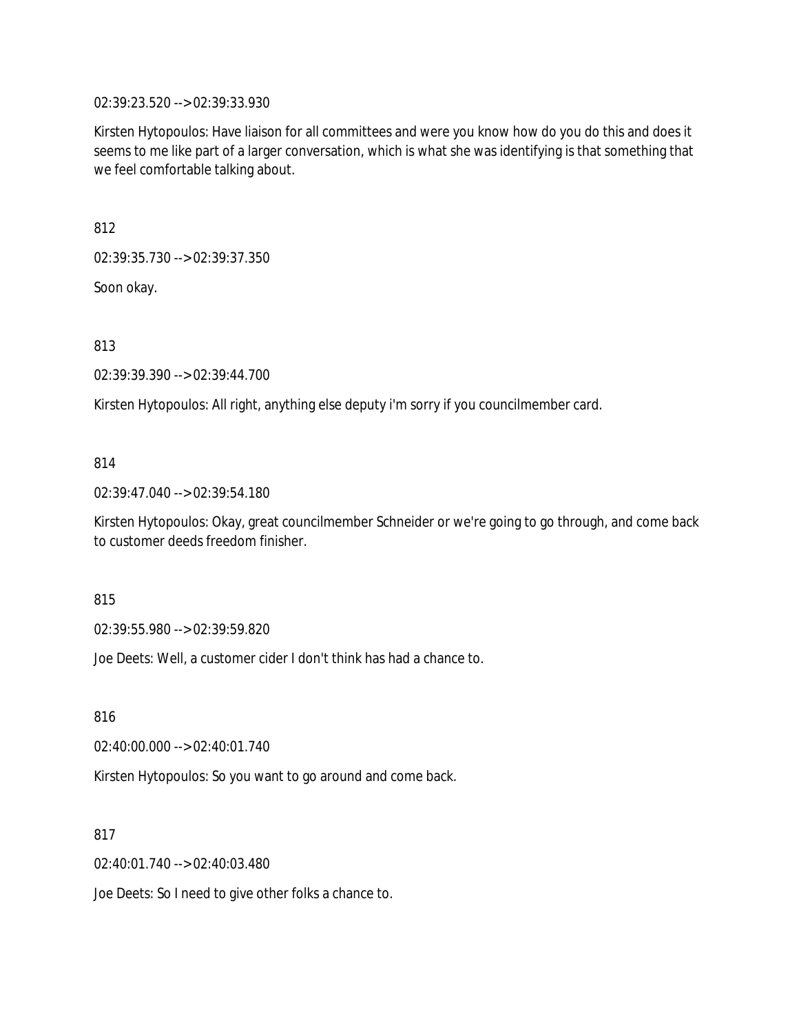02:39:23.520 --> 02:39:33.930

Kirsten Hytopoulos: Have liaison for all committees and were you know how do you do this and does it seems to me like part of a larger conversation, which is what she was identifying is that something that we feel comfortable talking about.

812

02:39:35.730 --> 02:39:37.350

Soon okay.

813

02:39:39.390 --> 02:39:44.700

Kirsten Hytopoulos: All right, anything else deputy i'm sorry if you councilmember card.

814

02:39:47.040 --> 02:39:54.180

Kirsten Hytopoulos: Okay, great councilmember Schneider or we're going to go through, and come back to customer deeds freedom finisher.

815

02:39:55.980 --> 02:39:59.820

Joe Deets: Well, a customer cider I don't think has had a chance to.

816

02:40:00.000 --> 02:40:01.740

Kirsten Hytopoulos: So you want to go around and come back.

817

02:40:01.740 --> 02:40:03.480

Joe Deets: So I need to give other folks a chance to.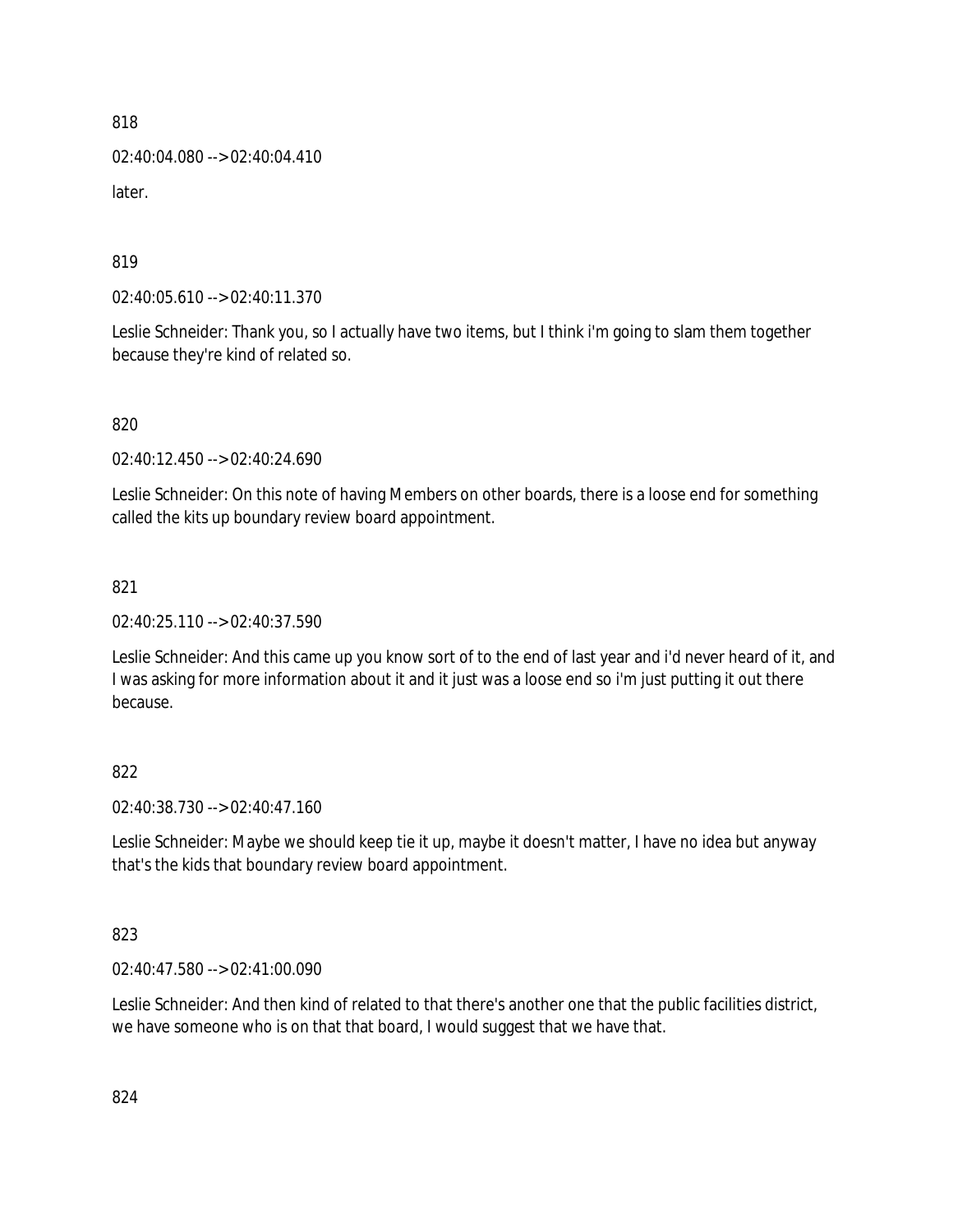818

02:40:04.080 --> 02:40:04.410

later.

819

02:40:05.610 --> 02:40:11.370

Leslie Schneider: Thank you, so I actually have two items, but I think i'm going to slam them together because they're kind of related so.

820

02:40:12.450 --> 02:40:24.690

Leslie Schneider: On this note of having Members on other boards, there is a loose end for something called the kits up boundary review board appointment.

821

02:40:25.110 --> 02:40:37.590

Leslie Schneider: And this came up you know sort of to the end of last year and i'd never heard of it, and I was asking for more information about it and it just was a loose end so i'm just putting it out there because.

822

02:40:38.730 --> 02:40:47.160

Leslie Schneider: Maybe we should keep tie it up, maybe it doesn't matter, I have no idea but anyway that's the kids that boundary review board appointment.

823

02:40:47.580 --> 02:41:00.090

Leslie Schneider: And then kind of related to that there's another one that the public facilities district, we have someone who is on that that board, I would suggest that we have that.

824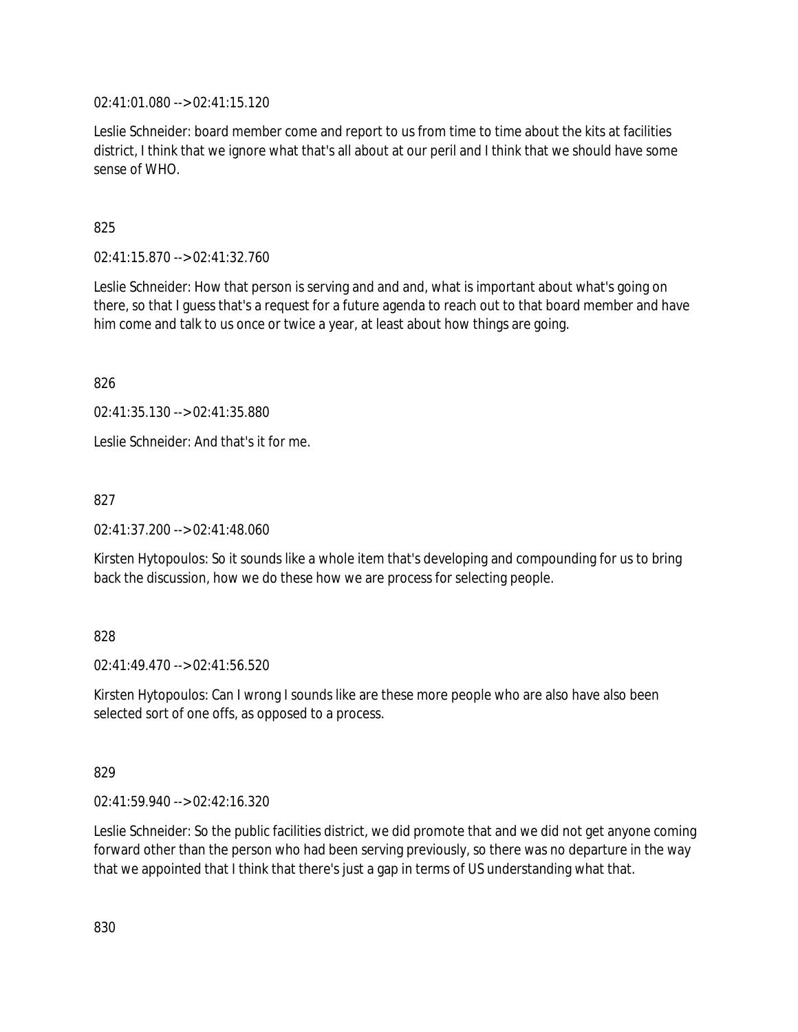02:41:01.080 --> 02:41:15.120

Leslie Schneider: board member come and report to us from time to time about the kits at facilities district, I think that we ignore what that's all about at our peril and I think that we should have some sense of WHO.

825

02:41:15.870 --> 02:41:32.760

Leslie Schneider: How that person is serving and and and, what is important about what's going on there, so that I guess that's a request for a future agenda to reach out to that board member and have him come and talk to us once or twice a year, at least about how things are going.

826

02:41:35.130 --> 02:41:35.880

Leslie Schneider: And that's it for me.

827

02:41:37.200 --> 02:41:48.060

Kirsten Hytopoulos: So it sounds like a whole item that's developing and compounding for us to bring back the discussion, how we do these how we are process for selecting people.

828

02:41:49.470 --> 02:41:56.520

Kirsten Hytopoulos: Can I wrong I sounds like are these more people who are also have also been selected sort of one offs, as opposed to a process.

829

02:41:59.940 --> 02:42:16.320

Leslie Schneider: So the public facilities district, we did promote that and we did not get anyone coming forward other than the person who had been serving previously, so there was no departure in the way that we appointed that I think that there's just a gap in terms of US understanding what that.

830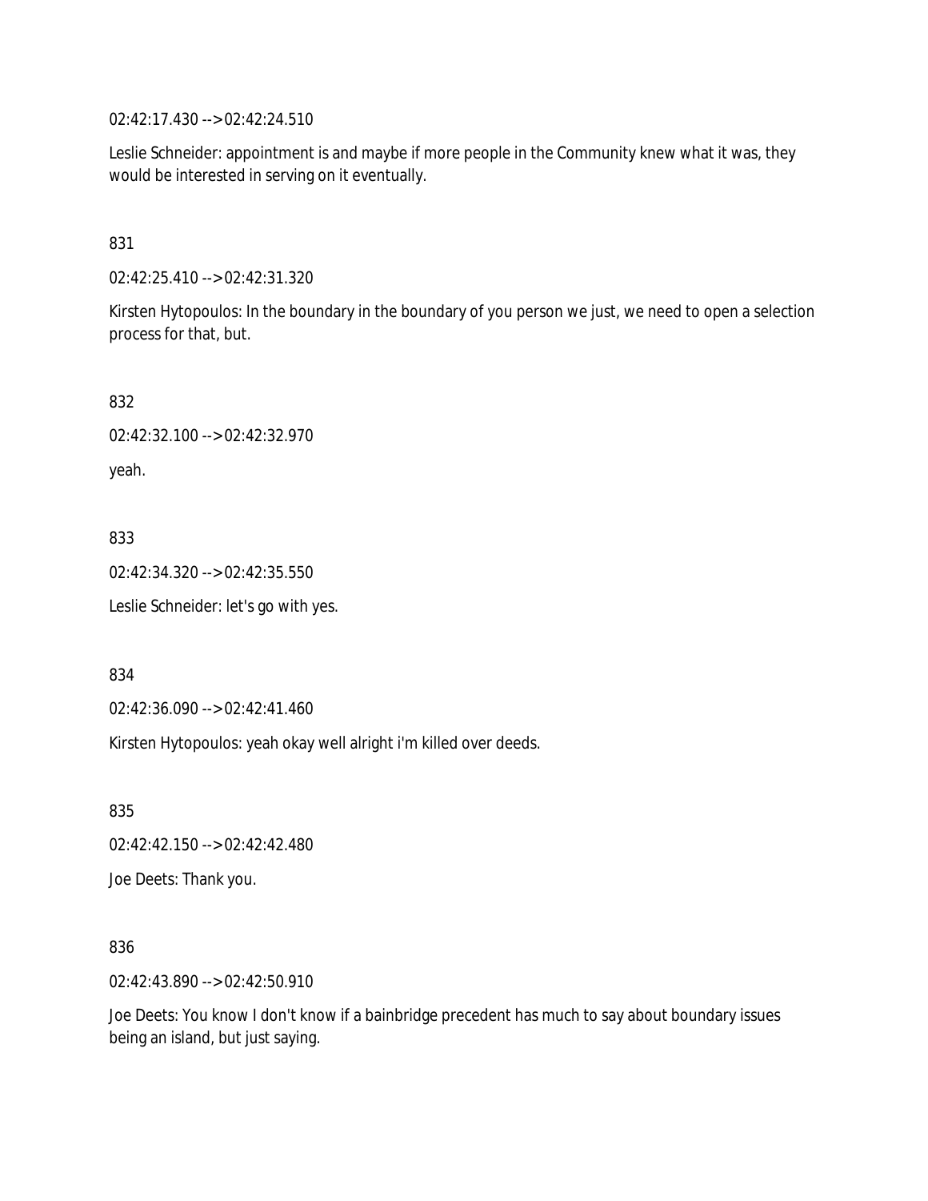02:42:17.430 --> 02:42:24.510

Leslie Schneider: appointment is and maybe if more people in the Community knew what it was, they would be interested in serving on it eventually.

831

02:42:25.410 --> 02:42:31.320

Kirsten Hytopoulos: In the boundary in the boundary of you person we just, we need to open a selection process for that, but.

832

02:42:32.100 --> 02:42:32.970

yeah.

833

02:42:34.320 --> 02:42:35.550

Leslie Schneider: let's go with yes.

834

02:42:36.090 --> 02:42:41.460

Kirsten Hytopoulos: yeah okay well alright i'm killed over deeds.

835

02:42:42.150 --> 02:42:42.480

Joe Deets: Thank you.

836

02:42:43.890 --> 02:42:50.910

Joe Deets: You know I don't know if a bainbridge precedent has much to say about boundary issues being an island, but just saying.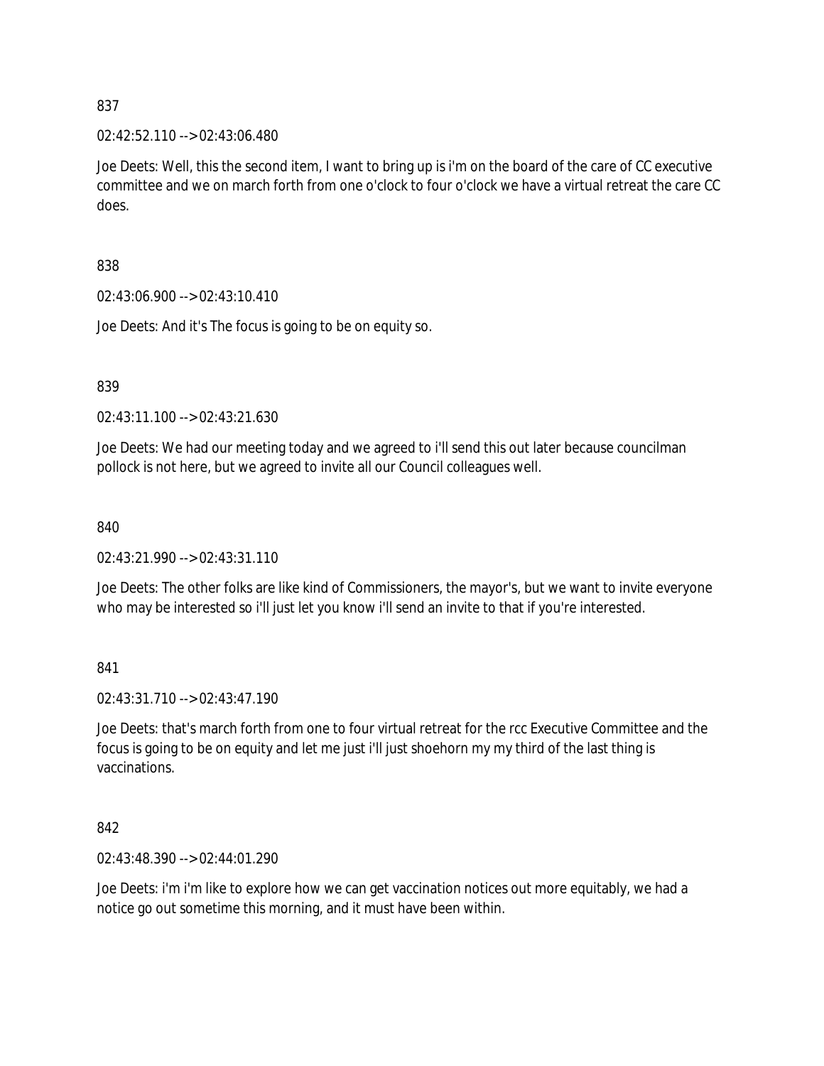837

02:42:52.110 --> 02:43:06.480

Joe Deets: Well, this the second item, I want to bring up is i'm on the board of the care of CC executive committee and we on march forth from one o'clock to four o'clock we have a virtual retreat the care CC does.

838

02:43:06.900 --> 02:43:10.410

Joe Deets: And it's The focus is going to be on equity so.

839

02:43:11.100 --> 02:43:21.630

Joe Deets: We had our meeting today and we agreed to i'll send this out later because councilman pollock is not here, but we agreed to invite all our Council colleagues well.

840

02:43:21.990 --> 02:43:31.110

Joe Deets: The other folks are like kind of Commissioners, the mayor's, but we want to invite everyone who may be interested so i'll just let you know i'll send an invite to that if you're interested.

841

02:43:31.710 --> 02:43:47.190

Joe Deets: that's march forth from one to four virtual retreat for the rcc Executive Committee and the focus is going to be on equity and let me just i'll just shoehorn my my third of the last thing is vaccinations.

842

02:43:48.390 --> 02:44:01.290

Joe Deets: i'm i'm like to explore how we can get vaccination notices out more equitably, we had a notice go out sometime this morning, and it must have been within.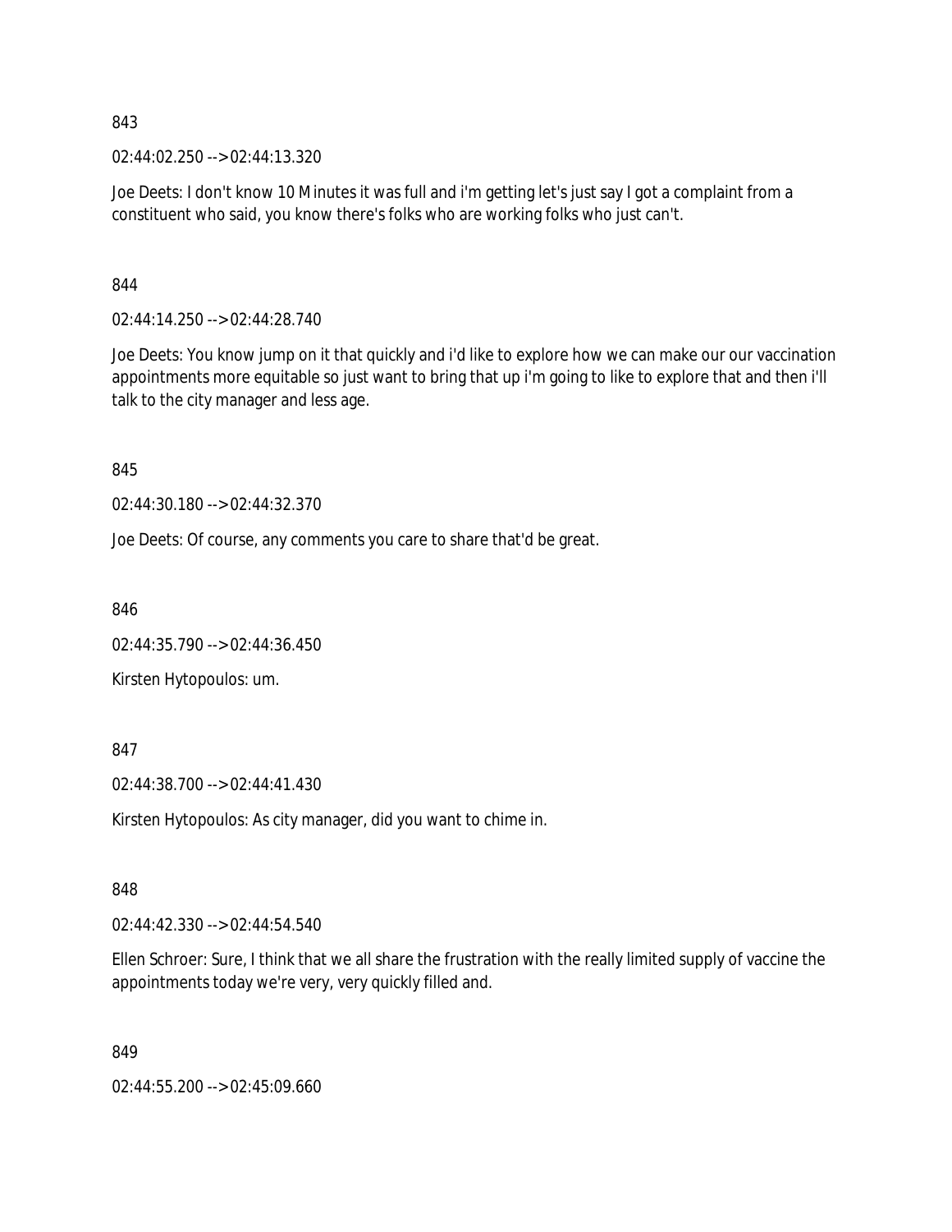843

02:44:02.250 --> 02:44:13.320

Joe Deets: I don't know 10 Minutes it was full and i'm getting let's just say I got a complaint from a constituent who said, you know there's folks who are working folks who just can't.

844

02:44:14.250 --> 02:44:28.740

Joe Deets: You know jump on it that quickly and i'd like to explore how we can make our our vaccination appointments more equitable so just want to bring that up i'm going to like to explore that and then i'll talk to the city manager and less age.

845

02:44:30.180 --> 02:44:32.370

Joe Deets: Of course, any comments you care to share that'd be great.

846

02:44:35.790 --> 02:44:36.450

Kirsten Hytopoulos: um.

847

02:44:38.700 --> 02:44:41.430

Kirsten Hytopoulos: As city manager, did you want to chime in.

848

02:44:42.330 --> 02:44:54.540

Ellen Schroer: Sure, I think that we all share the frustration with the really limited supply of vaccine the appointments today we're very, very quickly filled and.

849

02:44:55.200 --> 02:45:09.660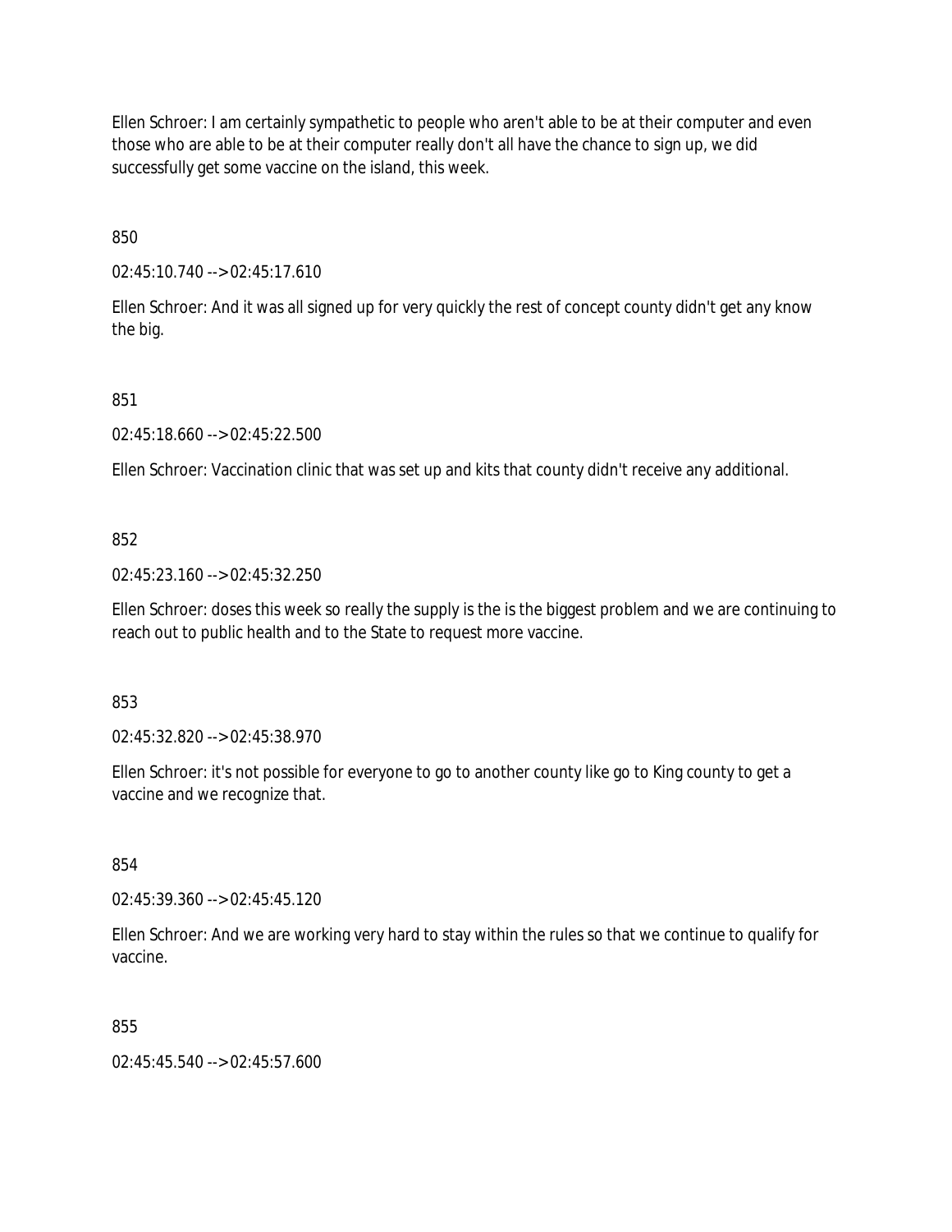Ellen Schroer: I am certainly sympathetic to people who aren't able to be at their computer and even those who are able to be at their computer really don't all have the chance to sign up, we did successfully get some vaccine on the island, this week.

850

02:45:10.740 --> 02:45:17.610

Ellen Schroer: And it was all signed up for very quickly the rest of concept county didn't get any know the big.

851

02:45:18.660 --> 02:45:22.500

Ellen Schroer: Vaccination clinic that was set up and kits that county didn't receive any additional.

852

02:45:23.160 --> 02:45:32.250

Ellen Schroer: doses this week so really the supply is the is the biggest problem and we are continuing to reach out to public health and to the State to request more vaccine.

853

02:45:32.820 --> 02:45:38.970

Ellen Schroer: it's not possible for everyone to go to another county like go to King county to get a vaccine and we recognize that.

854

02:45:39.360 --> 02:45:45.120

Ellen Schroer: And we are working very hard to stay within the rules so that we continue to qualify for vaccine.

855

02:45:45.540 --> 02:45:57.600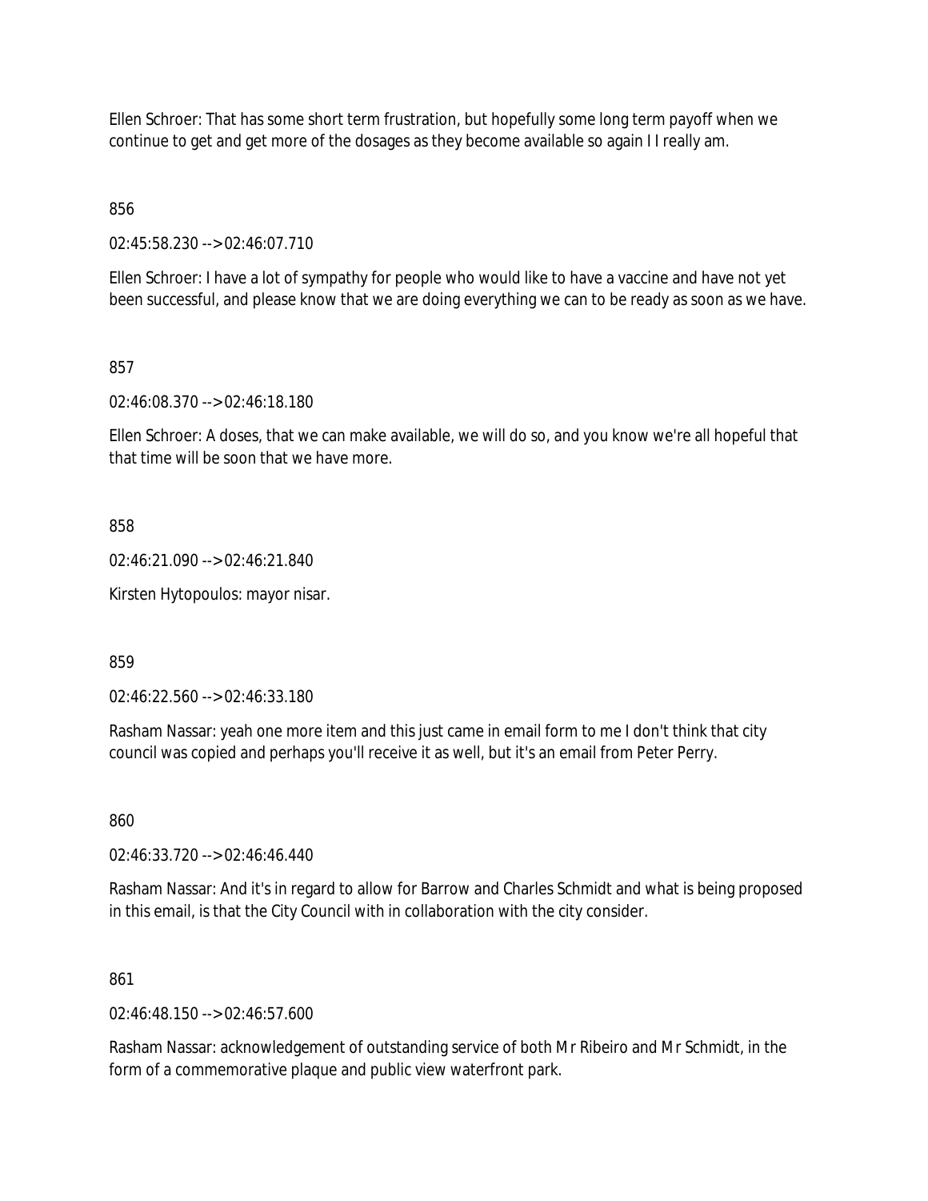Ellen Schroer: That has some short term frustration, but hopefully some long term payoff when we continue to get and get more of the dosages as they become available so again I I really am.

856

02:45:58.230 --> 02:46:07.710

Ellen Schroer: I have a lot of sympathy for people who would like to have a vaccine and have not yet been successful, and please know that we are doing everything we can to be ready as soon as we have.

857

02:46:08.370 --> 02:46:18.180

Ellen Schroer: A doses, that we can make available, we will do so, and you know we're all hopeful that that time will be soon that we have more.

858

02:46:21.090 --> 02:46:21.840

Kirsten Hytopoulos: mayor nisar.

859

02:46:22.560 --> 02:46:33.180

Rasham Nassar: yeah one more item and this just came in email form to me I don't think that city council was copied and perhaps you'll receive it as well, but it's an email from Peter Perry.

860

02:46:33.720 --> 02:46:46.440

Rasham Nassar: And it's in regard to allow for Barrow and Charles Schmidt and what is being proposed in this email, is that the City Council with in collaboration with the city consider.

861

02:46:48.150 --> 02:46:57.600

Rasham Nassar: acknowledgement of outstanding service of both Mr Ribeiro and Mr Schmidt, in the form of a commemorative plaque and public view waterfront park.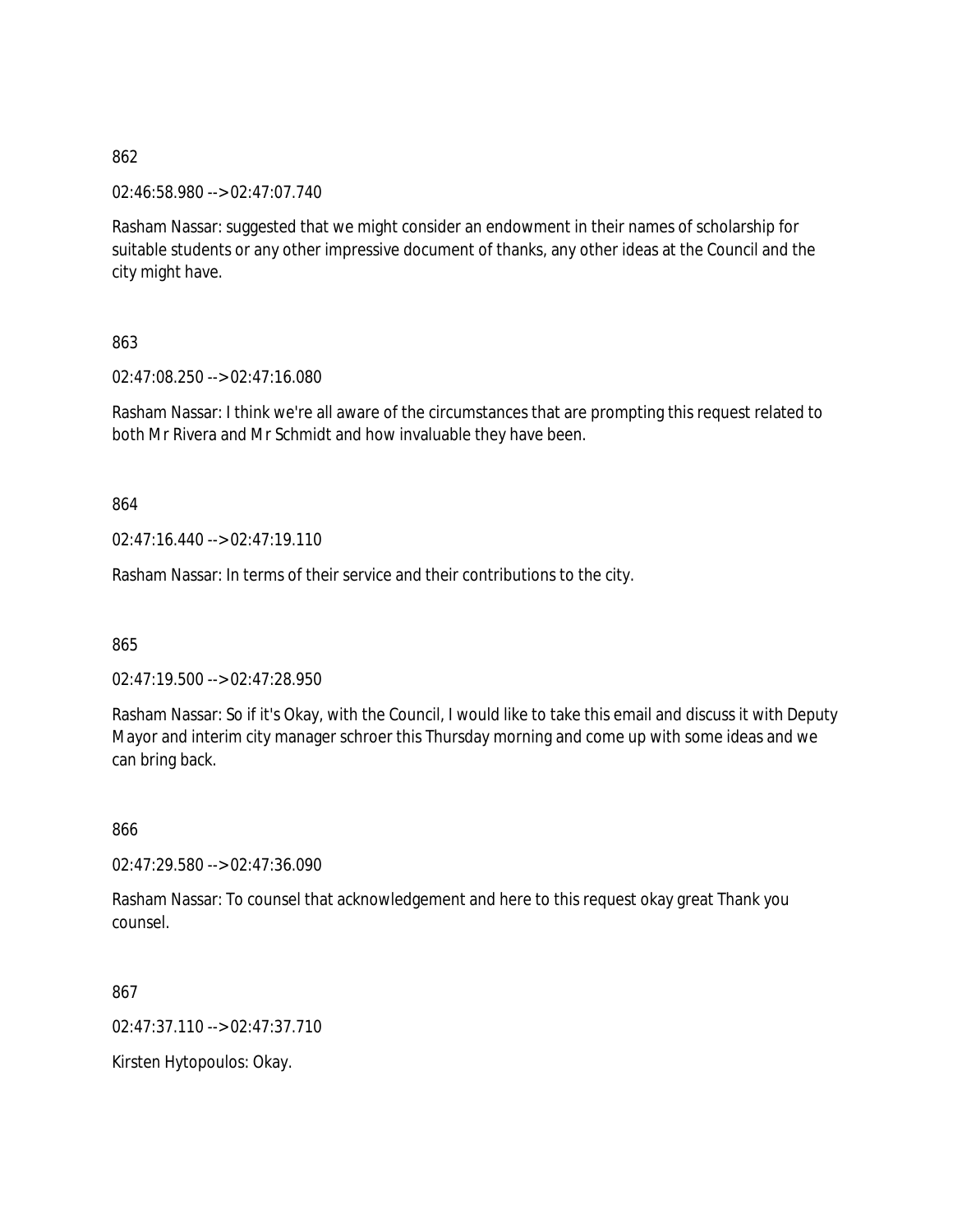862

02:46:58.980 --> 02:47:07.740

Rasham Nassar: suggested that we might consider an endowment in their names of scholarship for suitable students or any other impressive document of thanks, any other ideas at the Council and the city might have.

863

02:47:08.250 --> 02:47:16.080

Rasham Nassar: I think we're all aware of the circumstances that are prompting this request related to both Mr Rivera and Mr Schmidt and how invaluable they have been.

864

02:47:16.440 --> 02:47:19.110

Rasham Nassar: In terms of their service and their contributions to the city.

865

02:47:19.500 --> 02:47:28.950

Rasham Nassar: So if it's Okay, with the Council, I would like to take this email and discuss it with Deputy Mayor and interim city manager schroer this Thursday morning and come up with some ideas and we can bring back.

866

02:47:29.580 --> 02:47:36.090

Rasham Nassar: To counsel that acknowledgement and here to this request okay great Thank you counsel.

867

02:47:37.110 --> 02:47:37.710

Kirsten Hytopoulos: Okay.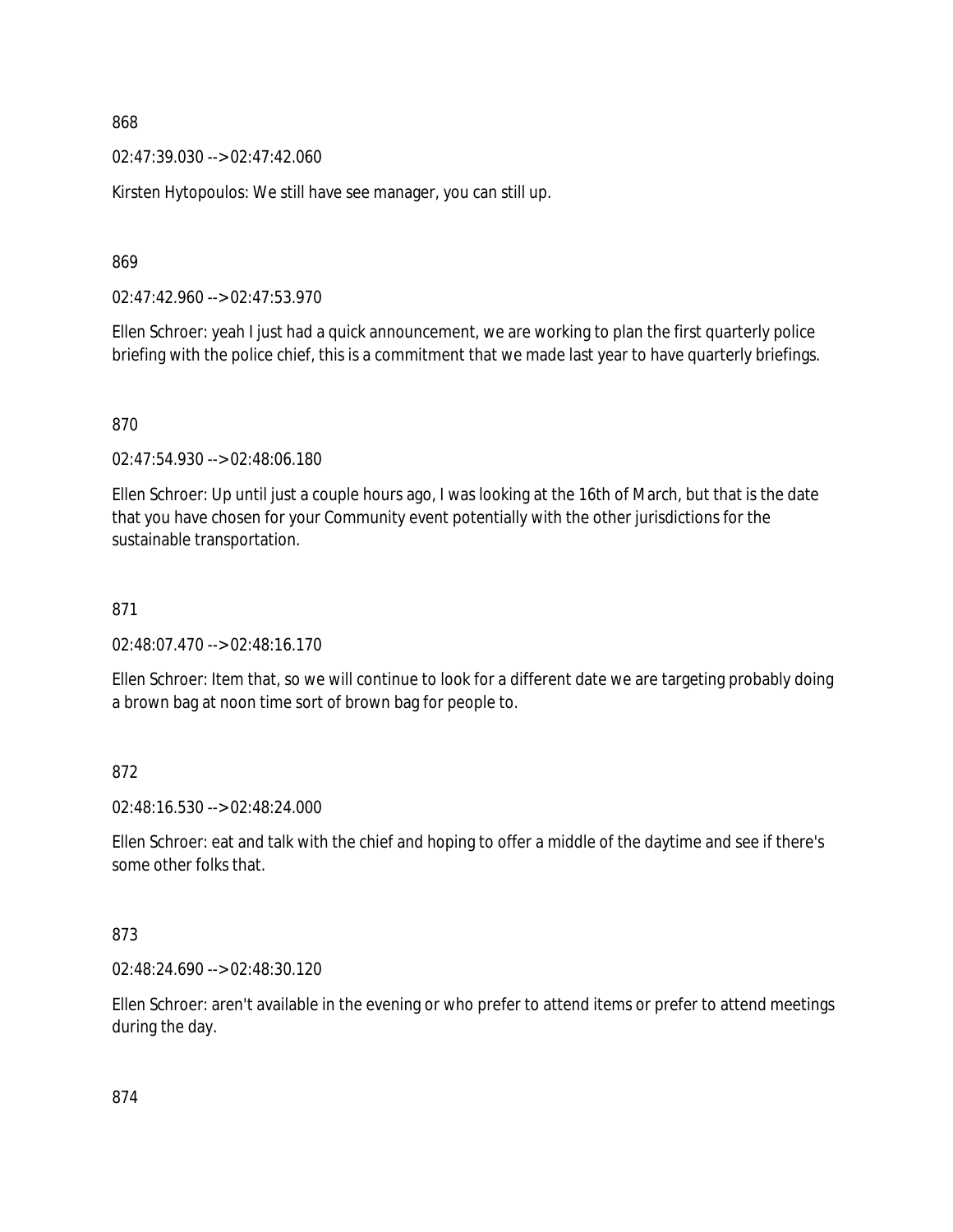868

02:47:39.030 --> 02:47:42.060

Kirsten Hytopoulos: We still have see manager, you can still up.

869

02:47:42.960 --> 02:47:53.970

Ellen Schroer: yeah I just had a quick announcement, we are working to plan the first quarterly police briefing with the police chief, this is a commitment that we made last year to have quarterly briefings.

870

02:47:54.930 --> 02:48:06.180

Ellen Schroer: Up until just a couple hours ago, I was looking at the 16th of March, but that is the date that you have chosen for your Community event potentially with the other jurisdictions for the sustainable transportation.

871

02:48:07.470 --> 02:48:16.170

Ellen Schroer: Item that, so we will continue to look for a different date we are targeting probably doing a brown bag at noon time sort of brown bag for people to.

872

02:48:16.530 --> 02:48:24.000

Ellen Schroer: eat and talk with the chief and hoping to offer a middle of the daytime and see if there's some other folks that.

873

02:48:24.690 --> 02:48:30.120

Ellen Schroer: aren't available in the evening or who prefer to attend items or prefer to attend meetings during the day.

874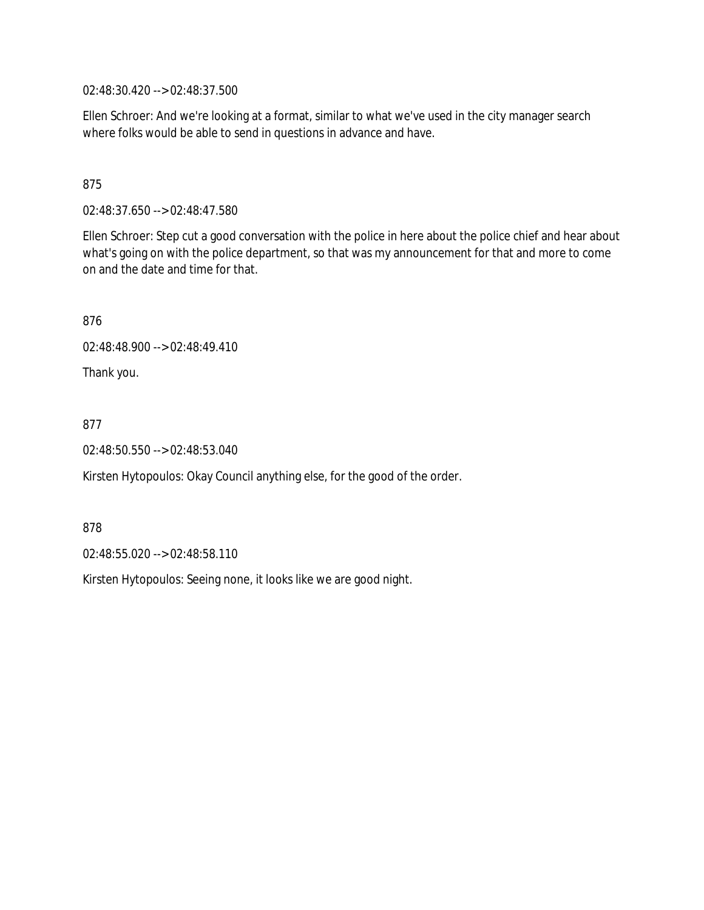02:48:30.420 --> 02:48:37.500

Ellen Schroer: And we're looking at a format, similar to what we've used in the city manager search where folks would be able to send in questions in advance and have.

875

02:48:37.650 --> 02:48:47.580

Ellen Schroer: Step cut a good conversation with the police in here about the police chief and hear about what's going on with the police department, so that was my announcement for that and more to come on and the date and time for that.

876

02:48:48.900 --> 02:48:49.410

Thank you.

877

02:48:50.550 --> 02:48:53.040

Kirsten Hytopoulos: Okay Council anything else, for the good of the order.

878

02:48:55.020 --> 02:48:58.110

Kirsten Hytopoulos: Seeing none, it looks like we are good night.